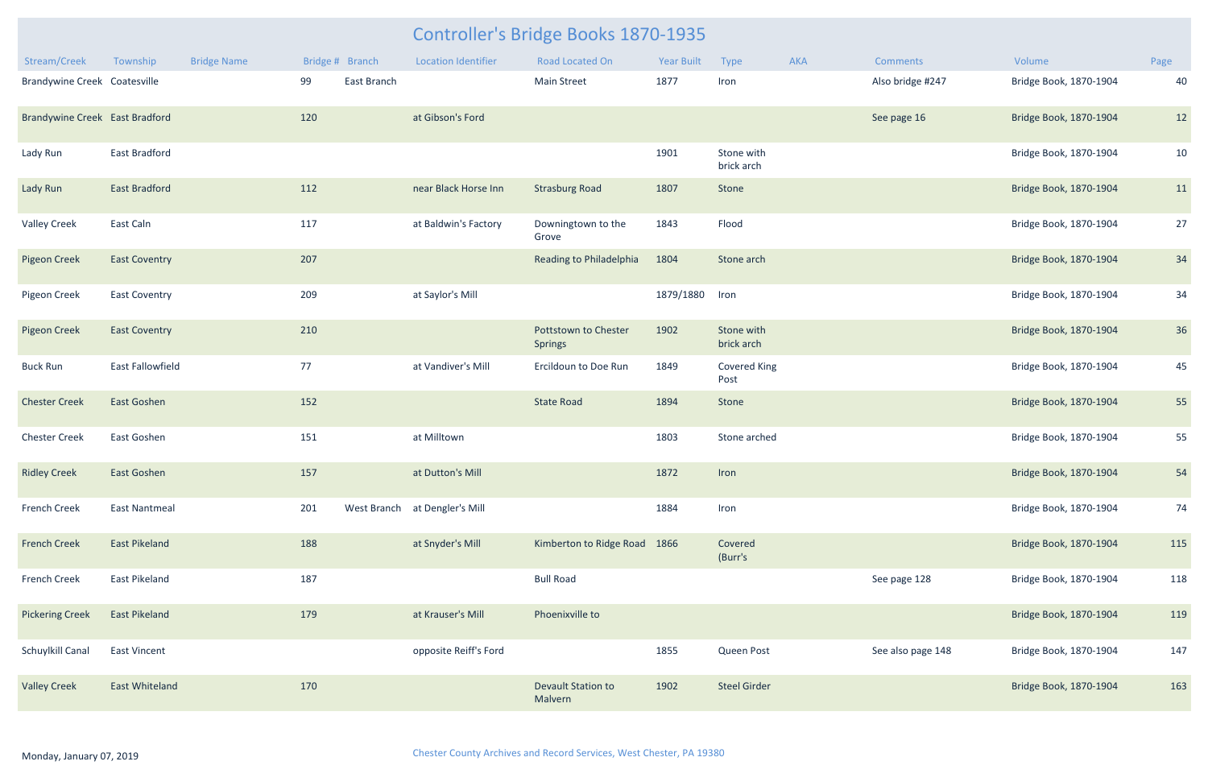# Controller's Bridge Books 1870-1935

| Stream/Creek | Township | Bridge Name | Bridge # | Branch | Location Identifier | Road Located On | Year Built | Type | AKA | Comments | Volume | Page |
|---|---|---|---|---|---|---|---|---|---|---|---|---|
| Brandywine Creek | Coatesville | | 99 | East Branch | | Main Street | 1877 | Iron | | Also bridge #247 | Bridge Book, 1870-1904 | 40 |
| Brandywine Creek | East Bradford | | 120 | | at Gibson's Ford | | | | | See page 16 | Bridge Book, 1870-1904 | 12 |
| Lady Run | East Bradford | | | | | | 1901 | Stone with brick arch | | | Bridge Book, 1870-1904 | 10 |
| Lady Run | East Bradford | | 112 | | near Black Horse Inn | Strasburg Road | 1807 | Stone | | | Bridge Book, 1870-1904 | 11 |
| Valley Creek | East Caln | | 117 | | at Baldwin's Factory | Downingtown to the Grove | 1843 | Flood | | | Bridge Book, 1870-1904 | 27 |
| Pigeon Creek | East Coventry | | 207 | | | Reading to Philadelphia | 1804 | Stone arch | | | Bridge Book, 1870-1904 | 34 |
| Pigeon Creek | East Coventry | | 209 | | at Saylor's Mill | | 1879/1880 | Iron | | | Bridge Book, 1870-1904 | 34 |
| Pigeon Creek | East Coventry | | 210 | | | Pottstown to Chester Springs | 1902 | Stone with brick arch | | | Bridge Book, 1870-1904 | 36 |
| Buck Run | East Fallowfield | | 77 | | at Vandiver's Mill | Ercildoun to Doe Run | 1849 | Covered King Post | | | Bridge Book, 1870-1904 | 45 |
| Chester Creek | East Goshen | | 152 | | | State Road | 1894 | Stone | | | Bridge Book, 1870-1904 | 55 |
| Chester Creek | East Goshen | | 151 | | at Milltown | | 1803 | Stone arched | | | Bridge Book, 1870-1904 | 55 |
| Ridley Creek | East Goshen | | 157 | | at Dutton's Mill | | 1872 | Iron | | | Bridge Book, 1870-1904 | 54 |
| French Creek | East Nantmeal | | 201 | West Branch | at Dengler's Mill | | 1884 | Iron | | | Bridge Book, 1870-1904 | 74 |
| French Creek | East Pikeland | | 188 | | at Snyder's Mill | Kimberton to Ridge Road | 1866 | Covered (Burr's | | | Bridge Book, 1870-1904 | 115 |
| French Creek | East Pikeland | | 187 | | | Bull Road | | | | See page 128 | Bridge Book, 1870-1904 | 118 |
| Pickering Creek | East Pikeland | | 179 | | at Krauser's Mill | Phoenixville to | | | | | Bridge Book, 1870-1904 | 119 |
| Schuylkill Canal | East Vincent | | | | opposite Reiff's Ford | | 1855 | Queen Post | | See also page 148 | Bridge Book, 1870-1904 | 147 |
| Valley Creek | East Whiteland | | 170 | | | Devault Station to Malvern | 1902 | Steel Girder | | | Bridge Book, 1870-1904 | 163 |

Monday, January 07, 2019

Chester County Archives and Record Services, West Chester, PA 19380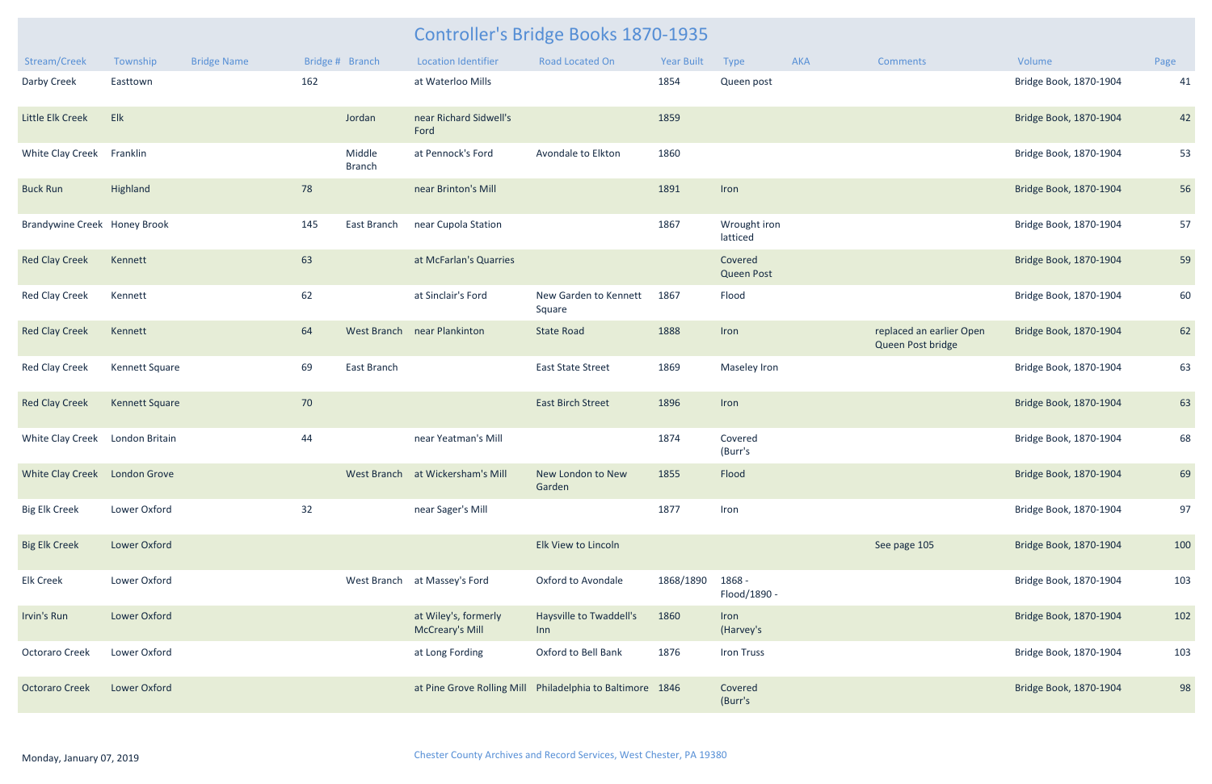# Controller's Bridge Books 1870-1935

| Stream/Creek | Township | Bridge Name | Bridge # | Branch | Location Identifier | Road Located On | Year Built | Type | AKA | Comments | Volume | Page |
|---|---|---|---|---|---|---|---|---|---|---|---|---|
| Darby Creek | Easttown | | 162 | | at Waterloo Mills | | 1854 | Queen post | | | Bridge Book, 1870-1904 | 41 |
| Little Elk Creek | Elk | | | Jordan | near Richard Sidwell's Ford | | 1859 | | | | Bridge Book, 1870-1904 | 42 |
| White Clay Creek | Franklin | | | Middle Branch | at Pennock's Ford | Avondale to Elkton | 1860 | | | | Bridge Book, 1870-1904 | 53 |
| Buck Run | Highland | | 78 | | near Brinton's Mill | | 1891 | Iron | | | Bridge Book, 1870-1904 | 56 |
| Brandywine Creek | Honey Brook | | 145 | East Branch | near Cupola Station | | 1867 | Wrought iron latticed | | | Bridge Book, 1870-1904 | 57 |
| Red Clay Creek | Kennett | | 63 | | at McFarlan's Quarries | | | Covered Queen Post | | | Bridge Book, 1870-1904 | 59 |
| Red Clay Creek | Kennett | | 62 | | at Sinclair's Ford | New Garden to Kennett Square | 1867 | Flood | | | Bridge Book, 1870-1904 | 60 |
| Red Clay Creek | Kennett | | 64 | West Branch | near Plankinton | State Road | 1888 | Iron | | replaced an earlier Open Queen Post bridge | Bridge Book, 1870-1904 | 62 |
| Red Clay Creek | Kennett Square | | 69 | East Branch | | East State Street | 1869 | Maseley Iron | | | Bridge Book, 1870-1904 | 63 |
| Red Clay Creek | Kennett Square | | 70 | | | East Birch Street | 1896 | Iron | | | Bridge Book, 1870-1904 | 63 |
| White Clay Creek | London Britain | | 44 | | near Yeatman's Mill | | 1874 | Covered (Burr's | | | Bridge Book, 1870-1904 | 68 |
| White Clay Creek | London Grove | | | West Branch | at Wickersham's Mill | New London to New Garden | 1855 | Flood | | | Bridge Book, 1870-1904 | 69 |
| Big Elk Creek | Lower Oxford | | 32 | | near Sager's Mill | | 1877 | Iron | | | Bridge Book, 1870-1904 | 97 |
| Big Elk Creek | Lower Oxford | | | | | Elk View to Lincoln | | | | See page 105 | Bridge Book, 1870-1904 | 100 |
| Elk Creek | Lower Oxford | | | West Branch | at Massey's Ford | Oxford to Avondale | 1868/1890 | 1868 - Flood/1890 - | | | Bridge Book, 1870-1904 | 103 |
| Irvin's Run | Lower Oxford | | | | at Wiley's, formerly McCreary's Mill | Haysville to Twaddell's Inn | 1860 | Iron (Harvey's | | | Bridge Book, 1870-1904 | 102 |
| Octoraro Creek | Lower Oxford | | | | at Long Fording | Oxford to Bell Bank | 1876 | Iron Truss | | | Bridge Book, 1870-1904 | 103 |
| Octoraro Creek | Lower Oxford | | | | at Pine Grove Rolling Mill | Philadelphia to Baltimore | 1846 | Covered (Burr's | | | Bridge Book, 1870-1904 | 98 |

Monday, January 07, 2019

Chester County Archives and Record Services, West Chester, PA 19380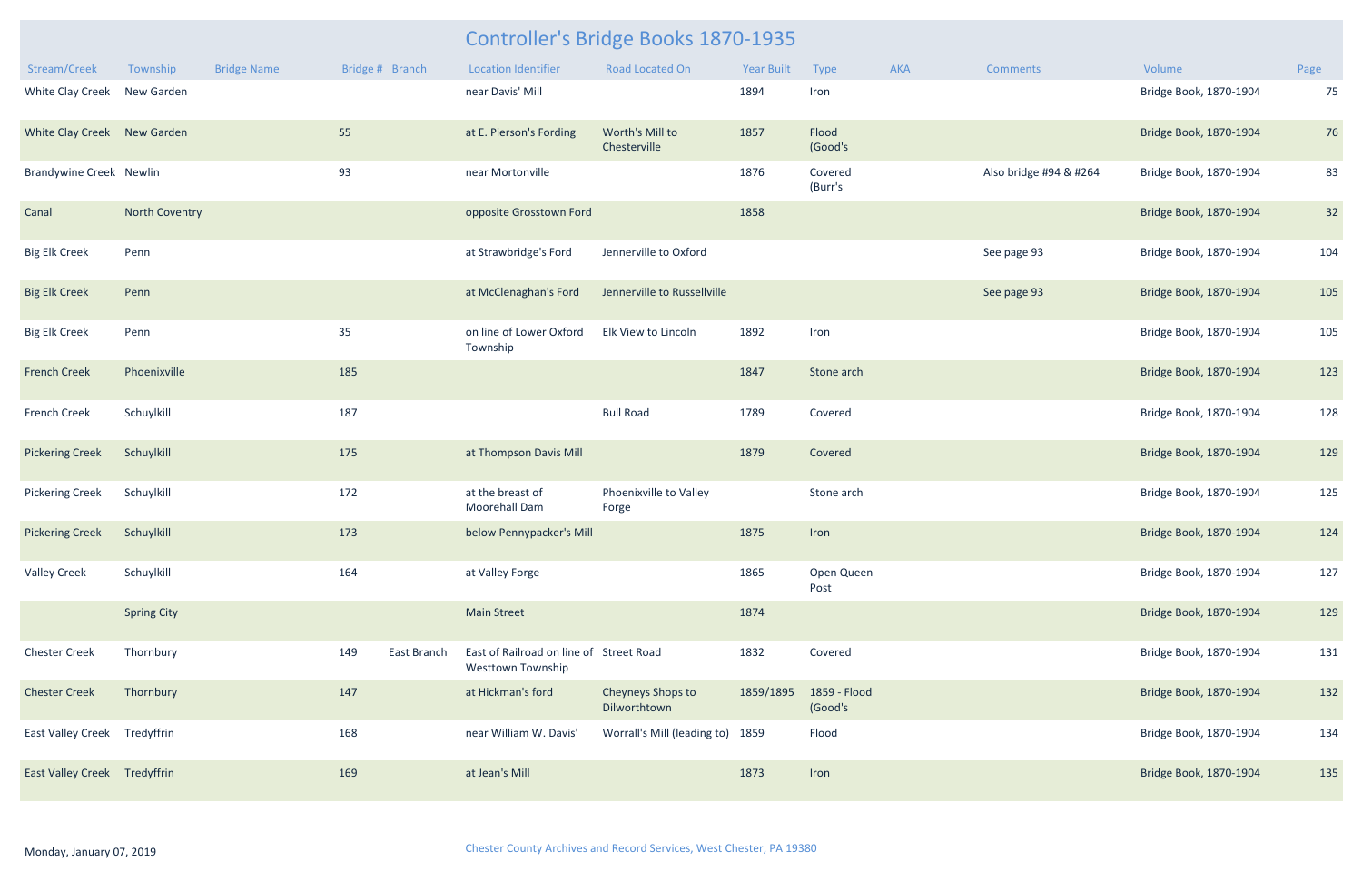# Controller's Bridge Books 1870-1935

| Stream/Creek | Township | Bridge Name | Bridge # | Branch | Location Identifier | Road Located On | Year Built | Type | AKA | Comments | Volume | Page |
|---|---|---|---|---|---|---|---|---|---|---|---|---|
| White Clay Creek | New Garden | | | | near Davis' Mill | | 1894 | Iron | | | Bridge Book, 1870-1904 | 75 |
| White Clay Creek | New Garden | | 55 | | at E. Pierson's Fording | Worth's Mill to Chesterville | 1857 | Flood (Good's | | | Bridge Book, 1870-1904 | 76 |
| Brandywine Creek | Newlin | | 93 | | near Mortonville | | 1876 | Covered (Burr's | | Also bridge #94 & #264 | Bridge Book, 1870-1904 | 83 |
| Canal | North Coventry | | | | opposite Grosstown Ford | | 1858 | | | | Bridge Book, 1870-1904 | 32 |
| Big Elk Creek | Penn | | | | at Strawbridge's Ford | Jennerville to Oxford | | | | See page 93 | Bridge Book, 1870-1904 | 104 |
| Big Elk Creek | Penn | | | | at McClenaghan's Ford | Jennerville to Russellville | | | | See page 93 | Bridge Book, 1870-1904 | 105 |
| Big Elk Creek | Penn | | 35 | | on line of Lower Oxford Township | Elk View to Lincoln | 1892 | Iron | | | Bridge Book, 1870-1904 | 105 |
| French Creek | Phoenixville | | 185 | | | | 1847 | Stone arch | | | Bridge Book, 1870-1904 | 123 |
| French Creek | Schuylkill | | 187 | | | Bull Road | 1789 | Covered | | | Bridge Book, 1870-1904 | 128 |
| Pickering Creek | Schuylkill | | 175 | | at Thompson Davis Mill | | 1879 | Covered | | | Bridge Book, 1870-1904 | 129 |
| Pickering Creek | Schuylkill | | 172 | | at the breast of Moorehall Dam | Phoenixville to Valley Forge | | Stone arch | | | Bridge Book, 1870-1904 | 125 |
| Pickering Creek | Schuylkill | | 173 | | below Pennypacker's Mill | | 1875 | Iron | | | Bridge Book, 1870-1904 | 124 |
| Valley Creek | Schuylkill | | 164 | | at Valley Forge | | 1865 | Open Queen Post | | | Bridge Book, 1870-1904 | 127 |
| | Spring City | | | | Main Street | | 1874 | | | | Bridge Book, 1870-1904 | 129 |
| Chester Creek | Thornbury | | 149 | East Branch | East of Railroad on line of Westtown Township | Street Road | 1832 | Covered | | | Bridge Book, 1870-1904 | 131 |
| Chester Creek | Thornbury | | 147 | | at Hickman's ford | Cheyneys Shops to Dilworthtown | 1859/1895 | 1859 - Flood (Good's | | | Bridge Book, 1870-1904 | 132 |
| East Valley Creek | Tredyffrin | | 168 | | near William W. Davis' | Worrall's Mill (leading to) | 1859 | Flood | | | Bridge Book, 1870-1904 | 134 |
| East Valley Creek | Tredyffrin | | 169 | | at Jean's Mill | | 1873 | Iron | | | Bridge Book, 1870-1904 | 135 |

Monday, January 07, 2019

Chester County Archives and Record Services, West Chester, PA 19380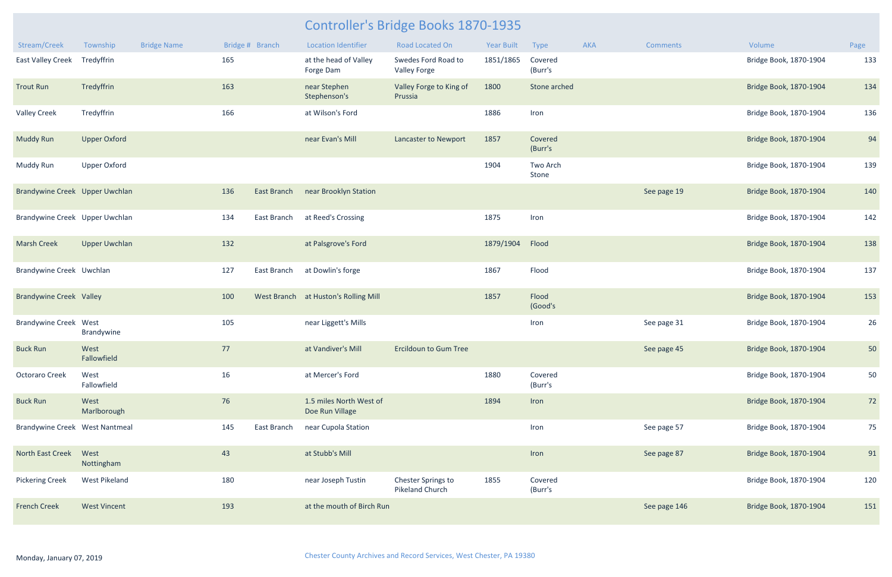# Controller's Bridge Books 1870-1935

| Stream/Creek | Township | Bridge Name | Bridge # | Branch | Location Identifier | Road Located On | Year Built | Type | AKA | Comments | Volume | Page |
|---|---|---|---|---|---|---|---|---|---|---|---|---|
| East Valley Creek | Tredyffrin | | 165 | | at the head of Valley Forge Dam | Swedes Ford Road to Valley Forge | 1851/1865 | Covered (Burr's | | | Bridge Book, 1870-1904 | 133 |
| Trout Run | Tredyffrin | | 163 | | near Stephen Stephenson's | Valley Forge to King of Prussia | 1800 | Stone arched | | | Bridge Book, 1870-1904 | 134 |
| Valley Creek | Tredyffrin | | 166 | | at Wilson's Ford | | 1886 | Iron | | | Bridge Book, 1870-1904 | 136 |
| Muddy Run | Upper Oxford | | | | near Evan's Mill | Lancaster to Newport | 1857 | Covered (Burr's | | | Bridge Book, 1870-1904 | 94 |
| Muddy Run | Upper Oxford | | | | | | 1904 | Two Arch Stone | | | Bridge Book, 1870-1904 | 139 |
| Brandywine Creek | Upper Uwchlan | | 136 | East Branch | near Brooklyn Station | | | | | See page 19 | Bridge Book, 1870-1904 | 140 |
| Brandywine Creek | Upper Uwchlan | | 134 | East Branch | at Reed's Crossing | | 1875 | Iron | | | Bridge Book, 1870-1904 | 142 |
| Marsh Creek | Upper Uwchlan | | 132 | | at Palsgrove's Ford | | 1879/1904 | Flood | | | Bridge Book, 1870-1904 | 138 |
| Brandywine Creek | Uwchlan | | 127 | East Branch | at Dowlin's forge | | 1867 | Flood | | | Bridge Book, 1870-1904 | 137 |
| Brandywine Creek | Valley | | 100 | West Branch | at Huston's Rolling Mill | | 1857 | Flood (Good's | | | Bridge Book, 1870-1904 | 153 |
| Brandywine Creek | West Brandywine | | 105 | | near Liggett's Mills | | | Iron | | See page 31 | Bridge Book, 1870-1904 | 26 |
| Buck Run | West Fallowfield | | 77 | | at Vandiver's Mill | Ercildoun to Gum Tree | | | | See page 45 | Bridge Book, 1870-1904 | 50 |
| Octoraro Creek | West Fallowfield | | 16 | | at Mercer's Ford | | 1880 | Covered (Burr's | | | Bridge Book, 1870-1904 | 50 |
| Buck Run | West Marlborough | | 76 | | 1.5 miles North West of Doe Run Village | | 1894 | Iron | | | Bridge Book, 1870-1904 | 72 |
| Brandywine Creek | West Nantmeal | | 145 | East Branch | near Cupola Station | | | Iron | | See page 57 | Bridge Book, 1870-1904 | 75 |
| North East Creek | West Nottingham | | 43 | | at Stubb's Mill | | | Iron | | See page 87 | Bridge Book, 1870-1904 | 91 |
| Pickering Creek | West Pikeland | | 180 | | near Joseph Tustin | Chester Springs to Pikeland Church | 1855 | Covered (Burr's | | | Bridge Book, 1870-1904 | 120 |
| French Creek | West Vincent | | 193 | | at the mouth of Birch Run | | | | | See page 146 | Bridge Book, 1870-1904 | 151 |

Monday, January 07, 2019

Chester County Archives and Record Services, West Chester, PA 19380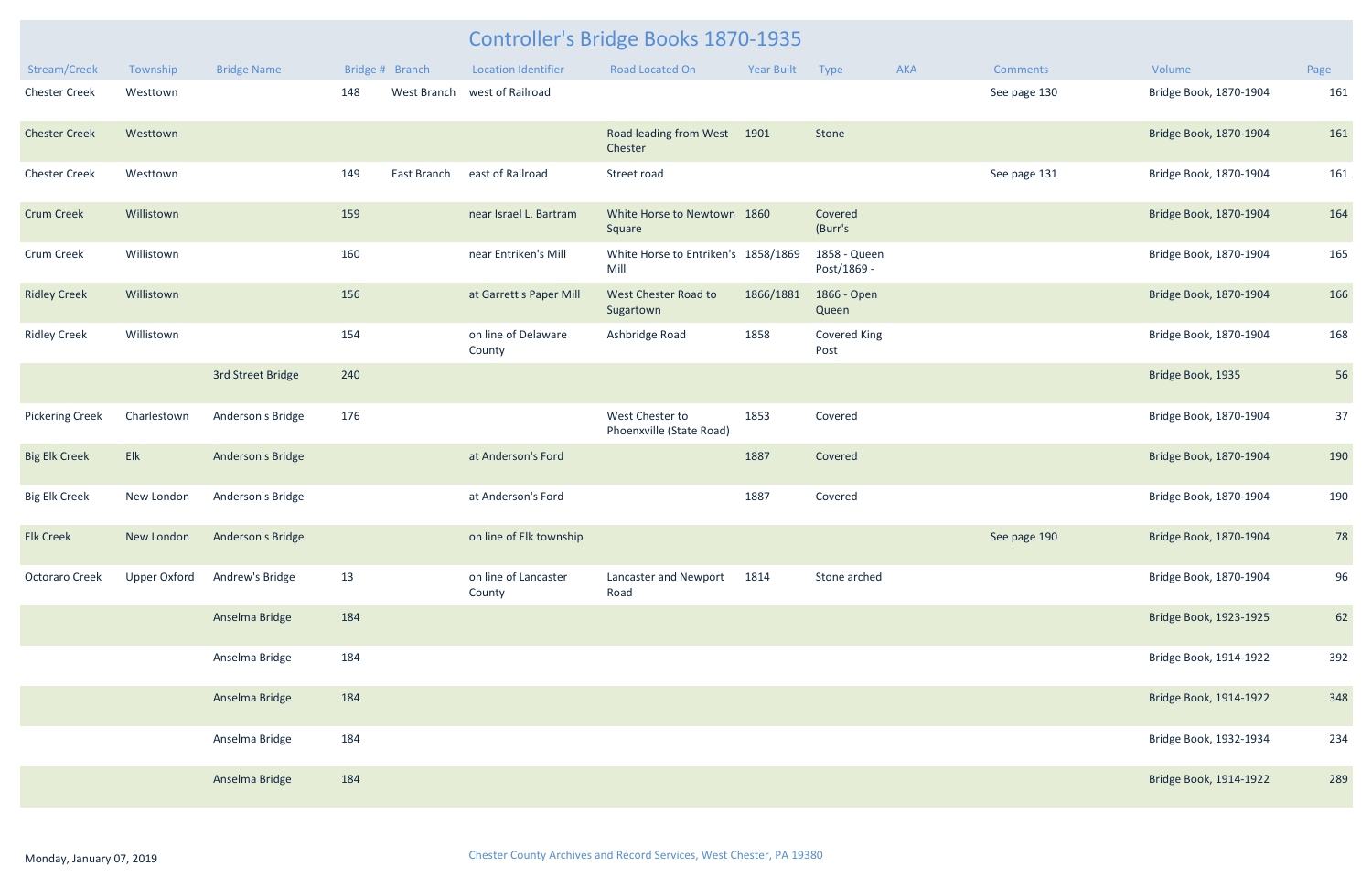# Controller's Bridge Books 1870-1935

| Stream/Creek | Township | Bridge Name | Bridge # | Branch | Location Identifier | Road Located On | Year Built | Type | AKA | Comments | Volume | Page |
|---|---|---|---|---|---|---|---|---|---|---|---|---|
| Chester Creek | Westtown | | 148 | West Branch | west of Railroad | | | | | See page 130 | Bridge Book, 1870-1904 | 161 |
| Chester Creek | Westtown | | | | | Road leading from West Chester | 1901 | Stone | | | Bridge Book, 1870-1904 | 161 |
| Chester Creek | Westtown | | 149 | East Branch | east of Railroad | Street road | | | | See page 131 | Bridge Book, 1870-1904 | 161 |
| Crum Creek | Willistown | | 159 | | near Israel L. Bartram | White Horse to Newtown Square | 1860 | Covered (Burr's | | | Bridge Book, 1870-1904 | 164 |
| Crum Creek | Willistown | | 160 | | near Entriken's Mill | White Horse to Entriken's Mill | 1858/1869 | 1858 - Queen Post/1869 - | | | Bridge Book, 1870-1904 | 165 |
| Ridley Creek | Willistown | | 156 | | at Garrett's Paper Mill | West Chester Road to Sugartown | 1866/1881 | 1866 - Open Queen | | | Bridge Book, 1870-1904 | 166 |
| Ridley Creek | Willistown | | 154 | | on line of Delaware County | Ashbridge Road | 1858 | Covered King Post | | | Bridge Book, 1870-1904 | 168 |
| | | 3rd Street Bridge | 240 | | | | | | | | Bridge Book, 1935 | 56 |
| Pickering Creek | Charlestown | Anderson's Bridge | 176 | | | West Chester to Phoenxville (State Road) | 1853 | Covered | | | Bridge Book, 1870-1904 | 37 |
| Big Elk Creek | Elk | Anderson's Bridge | | | at Anderson's Ford | | 1887 | Covered | | | Bridge Book, 1870-1904 | 190 |
| Big Elk Creek | New London | Anderson's Bridge | | | at Anderson's Ford | | 1887 | Covered | | | Bridge Book, 1870-1904 | 190 |
| Elk Creek | New London | Anderson's Bridge | | | on line of Elk township | | | | | See page 190 | Bridge Book, 1870-1904 | 78 |
| Octoraro Creek | Upper Oxford | Andrew's Bridge | 13 | | on line of Lancaster County | Lancaster and Newport Road | 1814 | Stone arched | | | Bridge Book, 1870-1904 | 96 |
| | | Anselma Bridge | 184 | | | | | | | | Bridge Book, 1923-1925 | 62 |
| | | Anselma Bridge | 184 | | | | | | | | Bridge Book, 1914-1922 | 392 |
| | | Anselma Bridge | 184 | | | | | | | | Bridge Book, 1914-1922 | 348 |
| | | Anselma Bridge | 184 | | | | | | | | Bridge Book, 1932-1934 | 234 |
| | | Anselma Bridge | 184 | | | | | | | | Bridge Book, 1914-1922 | 289 |

Monday, January 07, 2019

Chester County Archives and Record Services, West Chester, PA 19380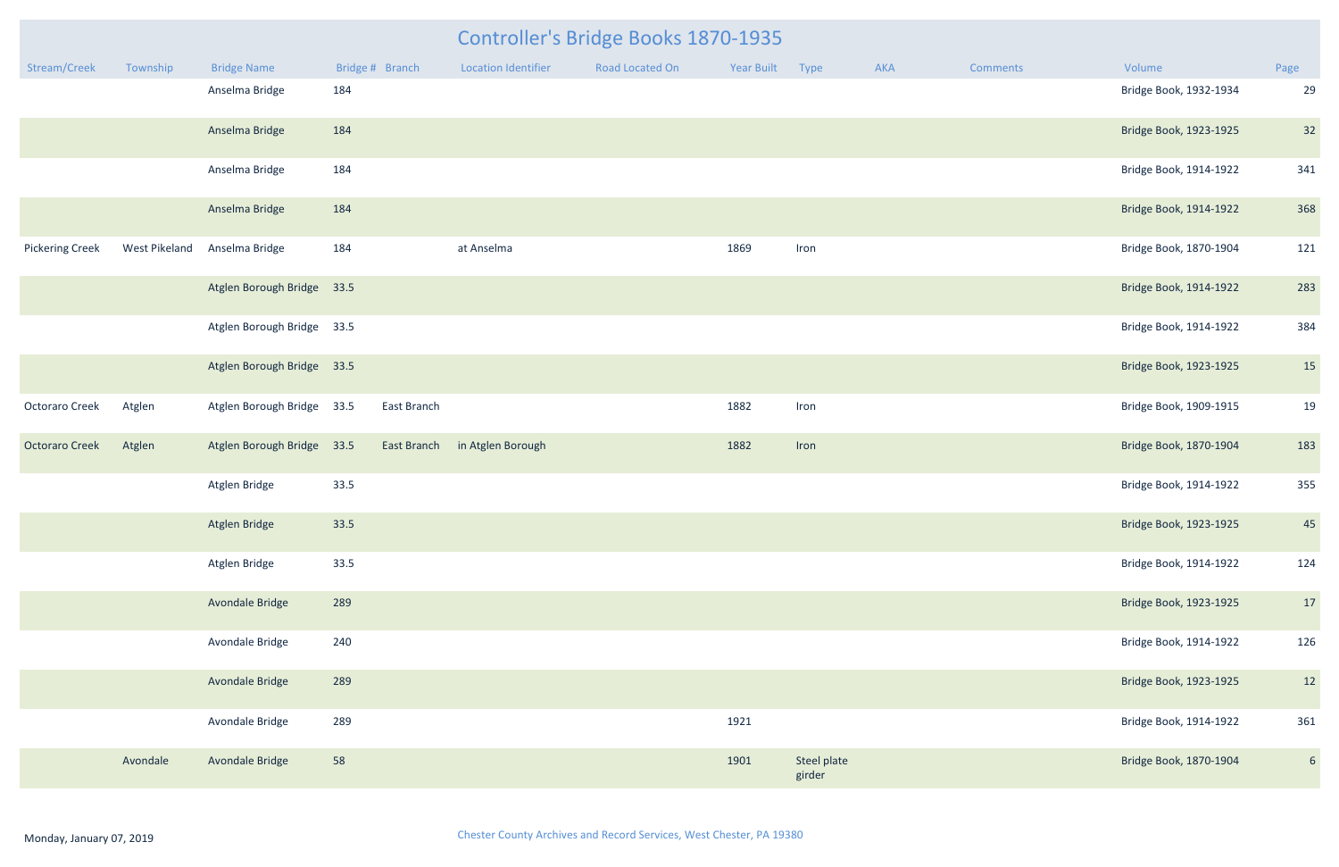# Controller's Bridge Books 1870-1935

| Stream/Creek | Township | Bridge Name | Bridge # | Branch | Location Identifier | Road Located On | Year Built | Type | AKA | Comments | Volume | Page |
|---|---|---|---|---|---|---|---|---|---|---|---|---|
| | | Anselma Bridge | 184 | | | | | | | | Bridge Book, 1932-1934 | 29 |
| | | Anselma Bridge | 184 | | | | | | | | Bridge Book, 1923-1925 | 32 |
| | | Anselma Bridge | 184 | | | | | | | | Bridge Book, 1914-1922 | 341 |
| | | Anselma Bridge | 184 | | | | | | | | Bridge Book, 1914-1922 | 368 |
| Pickering Creek | West Pikeland | Anselma Bridge | 184 | | at Anselma | | 1869 | Iron | | | Bridge Book, 1870-1904 | 121 |
| | | Atglen Borough Bridge | 33.5 | | | | | | | | Bridge Book, 1914-1922 | 283 |
| | | Atglen Borough Bridge | 33.5 | | | | | | | | Bridge Book, 1914-1922 | 384 |
| | | Atglen Borough Bridge | 33.5 | | | | | | | | Bridge Book, 1923-1925 | 15 |
| Octoraro Creek | Atglen | Atglen Borough Bridge | 33.5 | East Branch | | | 1882 | Iron | | | Bridge Book, 1909-1915 | 19 |
| Octoraro Creek | Atglen | Atglen Borough Bridge | 33.5 | East Branch | in Atglen Borough | | 1882 | Iron | | | Bridge Book, 1870-1904 | 183 |
| | | Atglen Bridge | 33.5 | | | | | | | | Bridge Book, 1914-1922 | 355 |
| | | Atglen Bridge | 33.5 | | | | | | | | Bridge Book, 1923-1925 | 45 |
| | | Atglen Bridge | 33.5 | | | | | | | | Bridge Book, 1914-1922 | 124 |
| | | Avondale Bridge | 289 | | | | | | | | Bridge Book, 1923-1925 | 17 |
| | | Avondale Bridge | 240 | | | | | | | | Bridge Book, 1914-1922 | 126 |
| | | Avondale Bridge | 289 | | | | | | | | Bridge Book, 1923-1925 | 12 |
| | | Avondale Bridge | 289 | | | | 1921 | | | | Bridge Book, 1914-1922 | 361 |
| | Avondale | Avondale Bridge | 58 | | | | 1901 | Steel plate girder | | | Bridge Book, 1870-1904 | 6 |

Monday, January 07, 2019

Chester County Archives and Record Services, West Chester, PA 19380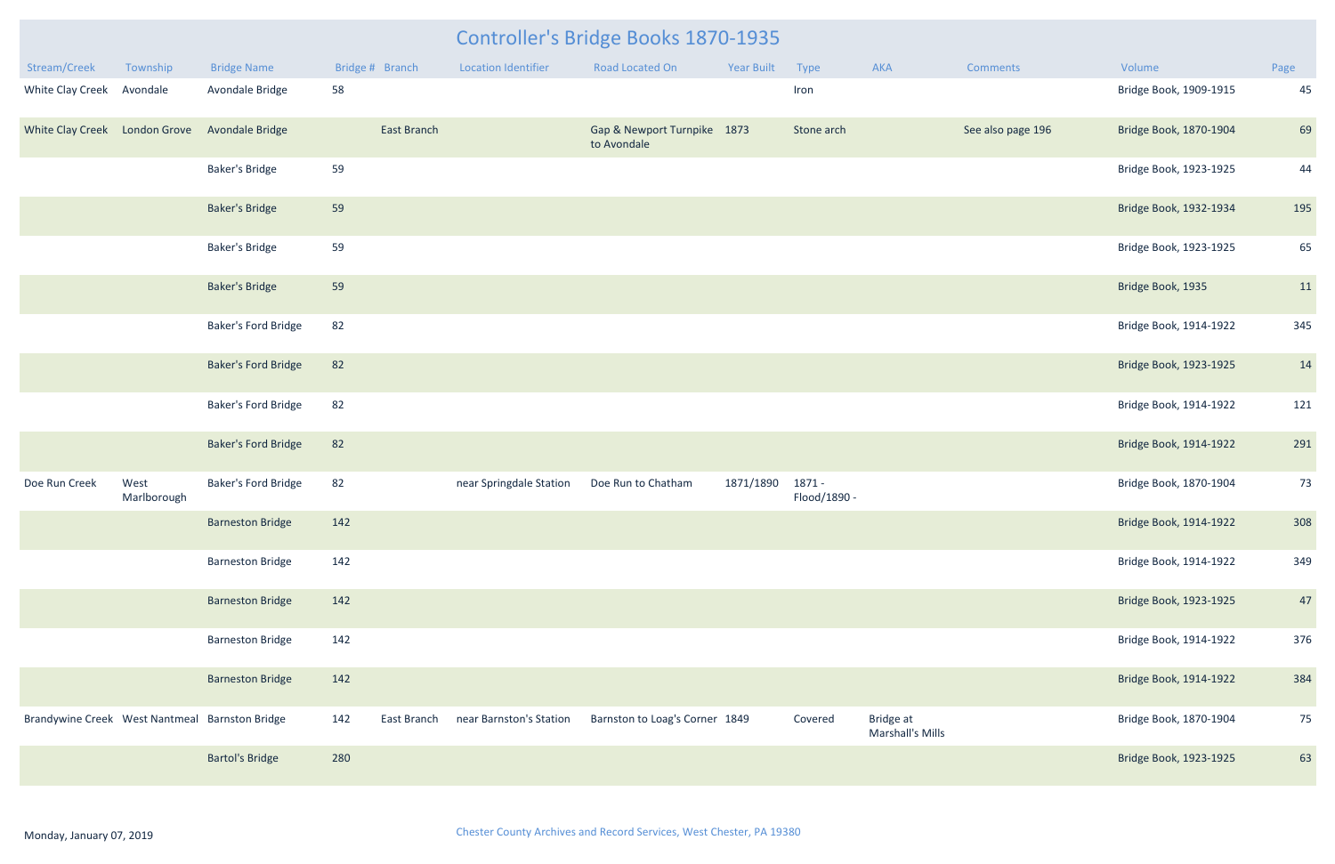# Controller's Bridge Books 1870-1935

| Stream/Creek | Township | Bridge Name | Bridge # | Branch | Location Identifier | Road Located On | Year Built | Type | AKA | Comments | Volume | Page |
|---|---|---|---|---|---|---|---|---|---|---|---|---|
| White Clay Creek | Avondale | Avondale Bridge | 58 | | | | | Iron | | | Bridge Book, 1909-1915 | 45 |
| White Clay Creek | London Grove | Avondale Bridge | | East Branch | | Gap & Newport Turnpike to Avondale | 1873 | Stone arch | | See also page 196 | Bridge Book, 1870-1904 | 69 |
| | | Baker's Bridge | 59 | | | | | | | | Bridge Book, 1923-1925 | 44 |
| | | Baker's Bridge | 59 | | | | | | | | Bridge Book, 1932-1934 | 195 |
| | | Baker's Bridge | 59 | | | | | | | | Bridge Book, 1923-1925 | 65 |
| | | Baker's Bridge | 59 | | | | | | | | Bridge Book, 1935 | 11 |
| | | Baker's Ford Bridge | 82 | | | | | | | | Bridge Book, 1914-1922 | 345 |
| | | Baker's Ford Bridge | 82 | | | | | | | | Bridge Book, 1923-1925 | 14 |
| | | Baker's Ford Bridge | 82 | | | | | | | | Bridge Book, 1914-1922 | 121 |
| | | Baker's Ford Bridge | 82 | | | | | | | | Bridge Book, 1914-1922 | 291 |
| Doe Run Creek | West Marlborough | Baker's Ford Bridge | 82 | | near Springdale Station | Doe Run to Chatham | 1871/1890 | 1871 - Flood/1890 - | | | Bridge Book, 1870-1904 | 73 |
| | | Barneston Bridge | 142 | | | | | | | | Bridge Book, 1914-1922 | 308 |
| | | Barneston Bridge | 142 | | | | | | | | Bridge Book, 1914-1922 | 349 |
| | | Barneston Bridge | 142 | | | | | | | | Bridge Book, 1923-1925 | 47 |
| | | Barneston Bridge | 142 | | | | | | | | Bridge Book, 1914-1922 | 376 |
| | | Barneston Bridge | 142 | | | | | | | | Bridge Book, 1914-1922 | 384 |
| Brandywine Creek | West Nantmeal | Barnston Bridge | 142 | East Branch | near Barnston's Station | Barnston to Loag's Corner | 1849 | Covered | Bridge at Marshall's Mills | | Bridge Book, 1870-1904 | 75 |
| | | Bartol's Bridge | 280 | | | | | | | | Bridge Book, 1923-1925 | 63 |

Monday, January 07, 2019

Chester County Archives and Record Services, West Chester, PA 19380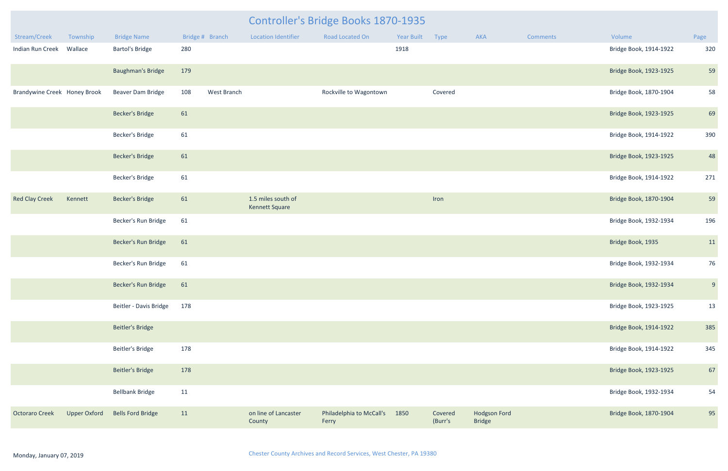# Controller's Bridge Books 1870-1935

| Stream/Creek | Township | Bridge Name | Bridge # | Branch | Location Identifier | Road Located On | Year Built | Type | AKA | Comments | Volume | Page |
|---|---|---|---|---|---|---|---|---|---|---|---|---|
| Indian Run Creek | Wallace | Bartol's Bridge | 280 | | | | 1918 | | | | Bridge Book, 1914-1922 | 320 |
| | | Baughman's Bridge | 179 | | | | | | | | Bridge Book, 1923-1925 | 59 |
| Brandywine Creek | Honey Brook | Beaver Dam Bridge | 108 | West Branch | | Rockville to Wagontown | | Covered | | | Bridge Book, 1870-1904 | 58 |
| | | Becker's Bridge | 61 | | | | | | | | Bridge Book, 1923-1925 | 69 |
| | | Becker's Bridge | 61 | | | | | | | | Bridge Book, 1914-1922 | 390 |
| | | Becker's Bridge | 61 | | | | | | | | Bridge Book, 1923-1925 | 48 |
| | | Becker's Bridge | 61 | | | | | | | | Bridge Book, 1914-1922 | 271 |
| Red Clay Creek | Kennett | Becker's Bridge | 61 | | 1.5 miles south of Kennett Square | | | Iron | | | Bridge Book, 1870-1904 | 59 |
| | | Becker's Run Bridge | 61 | | | | | | | | Bridge Book, 1932-1934 | 196 |
| | | Becker's Run Bridge | 61 | | | | | | | | Bridge Book, 1935 | 11 |
| | | Becker's Run Bridge | 61 | | | | | | | | Bridge Book, 1932-1934 | 76 |
| | | Becker's Run Bridge | 61 | | | | | | | | Bridge Book, 1932-1934 | 9 |
| | | Beitler - Davis Bridge | 178 | | | | | | | | Bridge Book, 1923-1925 | 13 |
| | | Beitler's Bridge | | | | | | | | | Bridge Book, 1914-1922 | 385 |
| | | Beitler's Bridge | 178 | | | | | | | | Bridge Book, 1914-1922 | 345 |
| | | Beitler's Bridge | 178 | | | | | | | | Bridge Book, 1923-1925 | 67 |
| | | Bellbank Bridge | 11 | | | | | | | | Bridge Book, 1932-1934 | 54 |
| Octoraro Creek | Upper Oxford | Bells Ford Bridge | 11 | | on line of Lancaster County | Philadelphia to McCall's Ferry | 1850 | Covered (Burr's | Hodgson Ford Bridge | | Bridge Book, 1870-1904 | 95 |

Monday, January 07, 2019 | Chester County Archives and Record Services, West Chester, PA 19380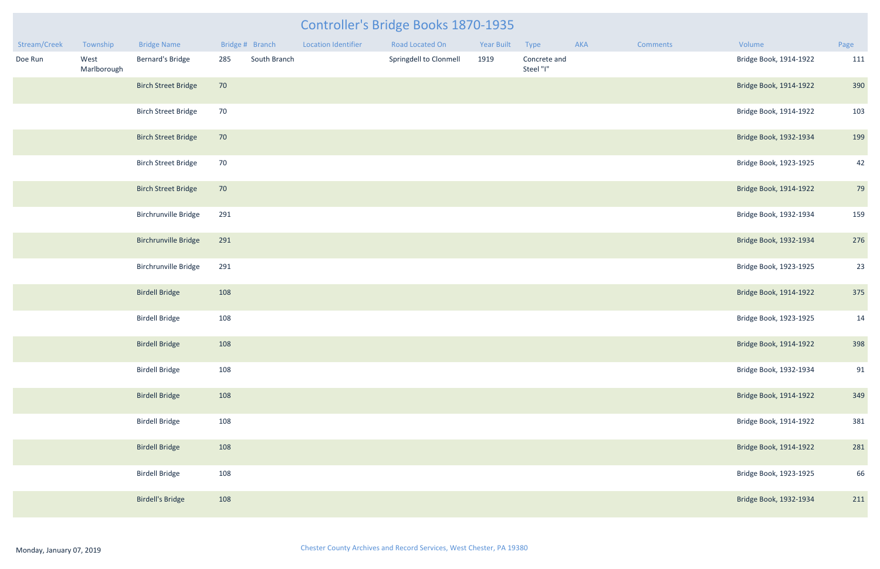# Controller's Bridge Books 1870-1935

| Stream/Creek | Township | Bridge Name | Bridge # | Branch | Location Identifier | Road Located On | Year Built | Type | AKA | Comments | Volume | Page |
|---|---|---|---|---|---|---|---|---|---|---|---|---|
| Doe Run | West Marlborough | Bernard's Bridge | 285 | South Branch | | Springdell to Clonmell | 1919 | Concrete and Steel "I" | | | Bridge Book, 1914-1922 | 111 |
| | | Birch Street Bridge | 70 | | | | | | | | Bridge Book, 1914-1922 | 390 |
| | | Birch Street Bridge | 70 | | | | | | | | Bridge Book, 1914-1922 | 103 |
| | | Birch Street Bridge | 70 | | | | | | | | Bridge Book, 1932-1934 | 199 |
| | | Birch Street Bridge | 70 | | | | | | | | Bridge Book, 1923-1925 | 42 |
| | | Birch Street Bridge | 70 | | | | | | | | Bridge Book, 1914-1922 | 79 |
| | | Birchrunville Bridge | 291 | | | | | | | | Bridge Book, 1932-1934 | 159 |
| | | Birchrunville Bridge | 291 | | | | | | | | Bridge Book, 1932-1934 | 276 |
| | | Birchrunville Bridge | 291 | | | | | | | | Bridge Book, 1923-1925 | 23 |
| | | Birdell Bridge | 108 | | | | | | | | Bridge Book, 1914-1922 | 375 |
| | | Birdell Bridge | 108 | | | | | | | | Bridge Book, 1923-1925 | 14 |
| | | Birdell Bridge | 108 | | | | | | | | Bridge Book, 1914-1922 | 398 |
| | | Birdell Bridge | 108 | | | | | | | | Bridge Book, 1932-1934 | 91 |
| | | Birdell Bridge | 108 | | | | | | | | Bridge Book, 1914-1922 | 349 |
| | | Birdell Bridge | 108 | | | | | | | | Bridge Book, 1914-1922 | 381 |
| | | Birdell Bridge | 108 | | | | | | | | Bridge Book, 1914-1922 | 281 |
| | | Birdell Bridge | 108 | | | | | | | | Bridge Book, 1923-1925 | 66 |
| | | Birdell's Bridge | 108 | | | | | | | | Bridge Book, 1932-1934 | 211 |

Monday, January 07, 2019

Chester County Archives and Record Services, West Chester, PA 19380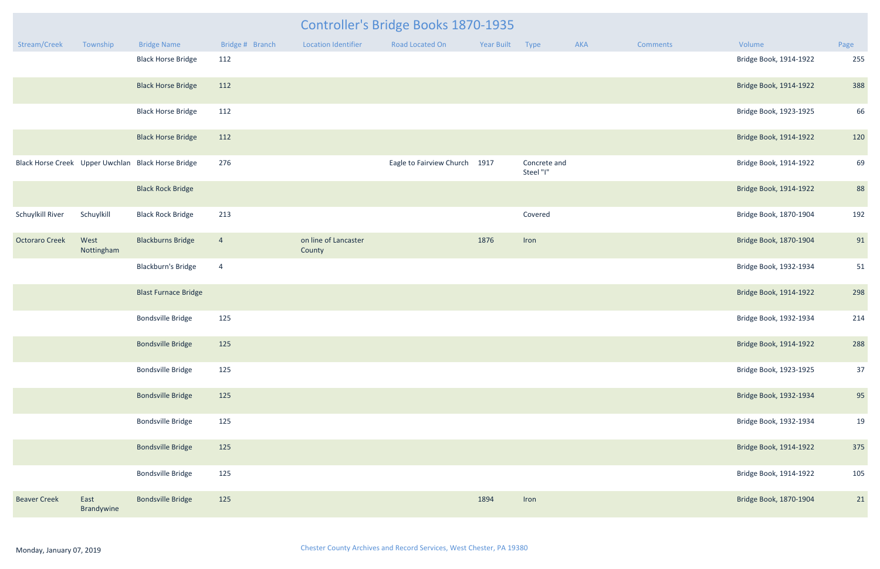# Controller's Bridge Books 1870-1935

| Stream/Creek | Township | Bridge Name | Bridge # | Branch | Location Identifier | Road Located On | Year Built | Type | AKA | Comments | Volume | Page |
|---|---|---|---|---|---|---|---|---|---|---|---|---|
| | | Black Horse Bridge | 112 | | | | | | | | Bridge Book, 1914-1922 | 255 |
| | | Black Horse Bridge | 112 | | | | | | | | Bridge Book, 1914-1922 | 388 |
| | | Black Horse Bridge | 112 | | | | | | | | Bridge Book, 1923-1925 | 66 |
| | | Black Horse Bridge | 112 | | | | | | | | Bridge Book, 1914-1922 | 120 |
| Black Horse Creek | Upper Uwchlan | Black Horse Bridge | 276 | | | Eagle to Fairview Church | 1917 | Concrete and Steel "I" | | | Bridge Book, 1914-1922 | 69 |
| | | Black Rock Bridge | | | | | | | | | Bridge Book, 1914-1922 | 88 |
| Schuylkill River | Schuylkill | Black Rock Bridge | 213 | | | | | Covered | | | Bridge Book, 1870-1904 | 192 |
| Octoraro Creek | West Nottingham | Blackburns Bridge | 4 | | on line of Lancaster County | | 1876 | Iron | | | Bridge Book, 1870-1904 | 91 |
| | | Blackburn's Bridge | 4 | | | | | | | | Bridge Book, 1932-1934 | 51 |
| | | Blast Furnace Bridge | | | | | | | | | Bridge Book, 1914-1922 | 298 |
| | | Bondsville Bridge | 125 | | | | | | | | Bridge Book, 1932-1934 | 214 |
| | | Bondsville Bridge | 125 | | | | | | | | Bridge Book, 1914-1922 | 288 |
| | | Bondsville Bridge | 125 | | | | | | | | Bridge Book, 1923-1925 | 37 |
| | | Bondsville Bridge | 125 | | | | | | | | Bridge Book, 1932-1934 | 95 |
| | | Bondsville Bridge | 125 | | | | | | | | Bridge Book, 1932-1934 | 19 |
| | | Bondsville Bridge | 125 | | | | | | | | Bridge Book, 1914-1922 | 375 |
| | | Bondsville Bridge | 125 | | | | | | | | Bridge Book, 1914-1922 | 105 |
| Beaver Creek | East Brandywine | Bondsville Bridge | 125 | | | | 1894 | Iron | | | Bridge Book, 1870-1904 | 21 |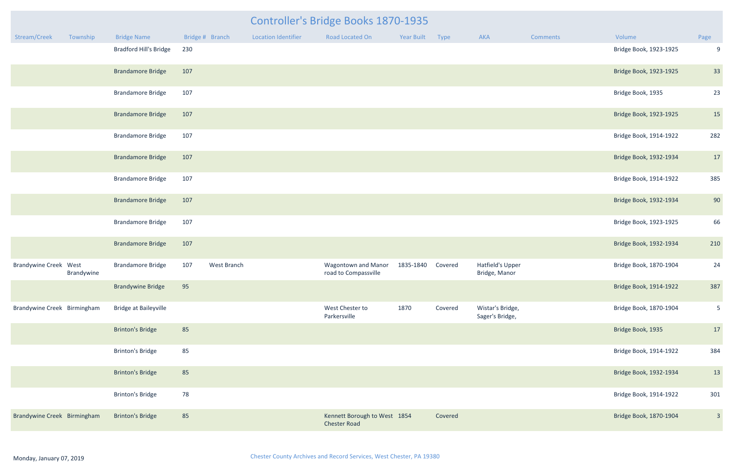# Controller's Bridge Books 1870-1935

| Stream/Creek | Township | Bridge Name | Bridge # | Branch | Location Identifier | Road Located On | Year Built | Type | AKA | Comments | Volume | Page |
|---|---|---|---|---|---|---|---|---|---|---|---|---|
| | | Bradford Hill's Bridge | 230 | | | | | | | | Bridge Book, 1923-1925 | 9 |
| | | Brandamore Bridge | 107 | | | | | | | | Bridge Book, 1923-1925 | 33 |
| | | Brandamore Bridge | 107 | | | | | | | | Bridge Book, 1935 | 23 |
| | | Brandamore Bridge | 107 | | | | | | | | Bridge Book, 1923-1925 | 15 |
| | | Brandamore Bridge | 107 | | | | | | | | Bridge Book, 1914-1922 | 282 |
| | | Brandamore Bridge | 107 | | | | | | | | Bridge Book, 1932-1934 | 17 |
| | | Brandamore Bridge | 107 | | | | | | | | Bridge Book, 1914-1922 | 385 |
| | | Brandamore Bridge | 107 | | | | | | | | Bridge Book, 1932-1934 | 90 |
| | | Brandamore Bridge | 107 | | | | | | | | Bridge Book, 1923-1925 | 66 |
| | | Brandamore Bridge | 107 | | | | | | | | Bridge Book, 1932-1934 | 210 |
| Brandywine Creek | West Brandywine | Brandamore Bridge | 107 | West Branch | | Wagontown and Manor road to Compassville | 1835-1840 | Covered | Hatfield's Upper Bridge, Manor | | Bridge Book, 1870-1904 | 24 |
| | | Brandywine Bridge | 95 | | | | | | | | Bridge Book, 1914-1922 | 387 |
| Brandywine Creek | Birmingham | Bridge at Baileyville | | | | West Chester to Parkersville | 1870 | Covered | Wistar's Bridge, Sager's Bridge, | | Bridge Book, 1870-1904 | 5 |
| | | Brinton's Bridge | 85 | | | | | | | | Bridge Book, 1935 | 17 |
| | | Brinton's Bridge | 85 | | | | | | | | Bridge Book, 1914-1922 | 384 |
| | | Brinton's Bridge | 85 | | | | | | | | Bridge Book, 1932-1934 | 13 |
| | | Brinton's Bridge | 78 | | | | | | | | Bridge Book, 1914-1922 | 301 |
| Brandywine Creek | Birmingham | Brinton's Bridge | 85 | | | Kennett Borough to West Chester Road | 1854 | Covered | | | Bridge Book, 1870-1904 | 3 |

Monday, January 07, 2019

Chester County Archives and Record Services, West Chester, PA 19380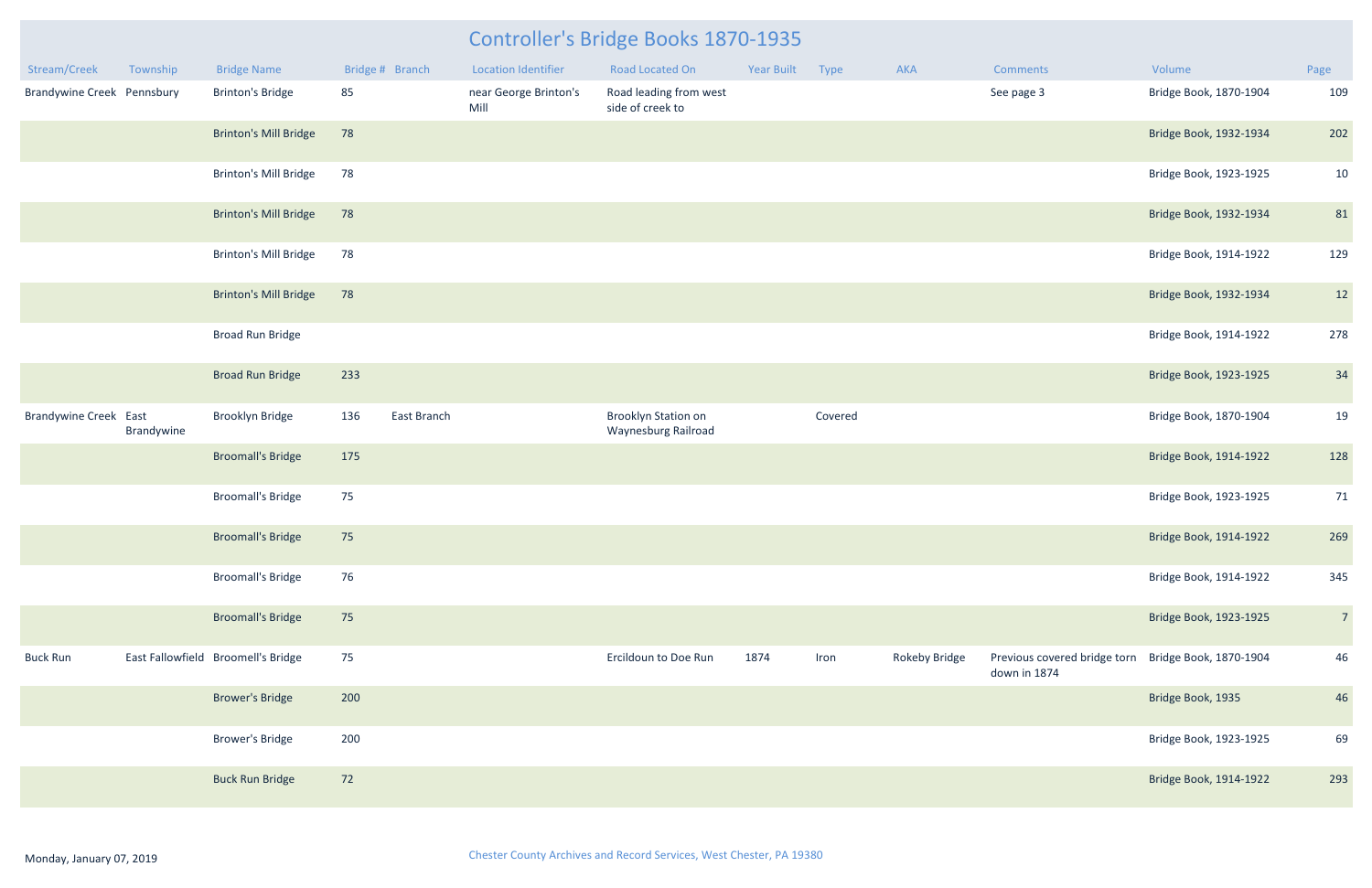# Controller's Bridge Books 1870-1935

| Stream/Creek | Township | Bridge Name | Bridge # | Branch | Location Identifier | Road Located On | Year Built | Type | AKA | Comments | Volume | Page |
|---|---|---|---|---|---|---|---|---|---|---|---|---|
| Brandywine Creek | Pennsbury | Brinton's Bridge | 85 | | near George Brinton's Mill | Road leading from west side of creek to | | | | See page 3 | Bridge Book, 1870-1904 | 109 |
| | | Brinton's Mill Bridge | 78 | | | | | | | | Bridge Book, 1932-1934 | 202 |
| | | Brinton's Mill Bridge | 78 | | | | | | | | Bridge Book, 1923-1925 | 10 |
| | | Brinton's Mill Bridge | 78 | | | | | | | | Bridge Book, 1932-1934 | 81 |
| | | Brinton's Mill Bridge | 78 | | | | | | | | Bridge Book, 1914-1922 | 129 |
| | | Brinton's Mill Bridge | 78 | | | | | | | | Bridge Book, 1932-1934 | 12 |
| | | Broad Run Bridge | | | | | | | | | Bridge Book, 1914-1922 | 278 |
| | | Broad Run Bridge | 233 | | | | | | | | Bridge Book, 1923-1925 | 34 |
| Brandywine Creek | East Brandywine | Brooklyn Bridge | 136 | East Branch | | Brooklyn Station on Waynesburg Railroad | | Covered | | | Bridge Book, 1870-1904 | 19 |
| | | Broomall's Bridge | 175 | | | | | | | | Bridge Book, 1914-1922 | 128 |
| | | Broomall's Bridge | 75 | | | | | | | | Bridge Book, 1923-1925 | 71 |
| | | Broomall's Bridge | 75 | | | | | | | | Bridge Book, 1914-1922 | 269 |
| | | Broomall's Bridge | 76 | | | | | | | | Bridge Book, 1914-1922 | 345 |
| | | Broomall's Bridge | 75 | | | | | | | | Bridge Book, 1923-1925 | 7 |
| Buck Run | East Fallowfield | Broomell's Bridge | 75 | | | Ercildoun to Doe Run | 1874 | Iron | Rokeby Bridge | Previous covered bridge torn down in 1874 | Bridge Book, 1870-1904 | 46 |
| | | Brower's Bridge | 200 | | | | | | | | Bridge Book, 1935 | 46 |
| | | Brower's Bridge | 200 | | | | | | | | Bridge Book, 1923-1925 | 69 |
| | | Buck Run Bridge | 72 | | | | | | | | Bridge Book, 1914-1922 | 293 |

Monday, January 07, 2019

Chester County Archives and Record Services, West Chester, PA 19380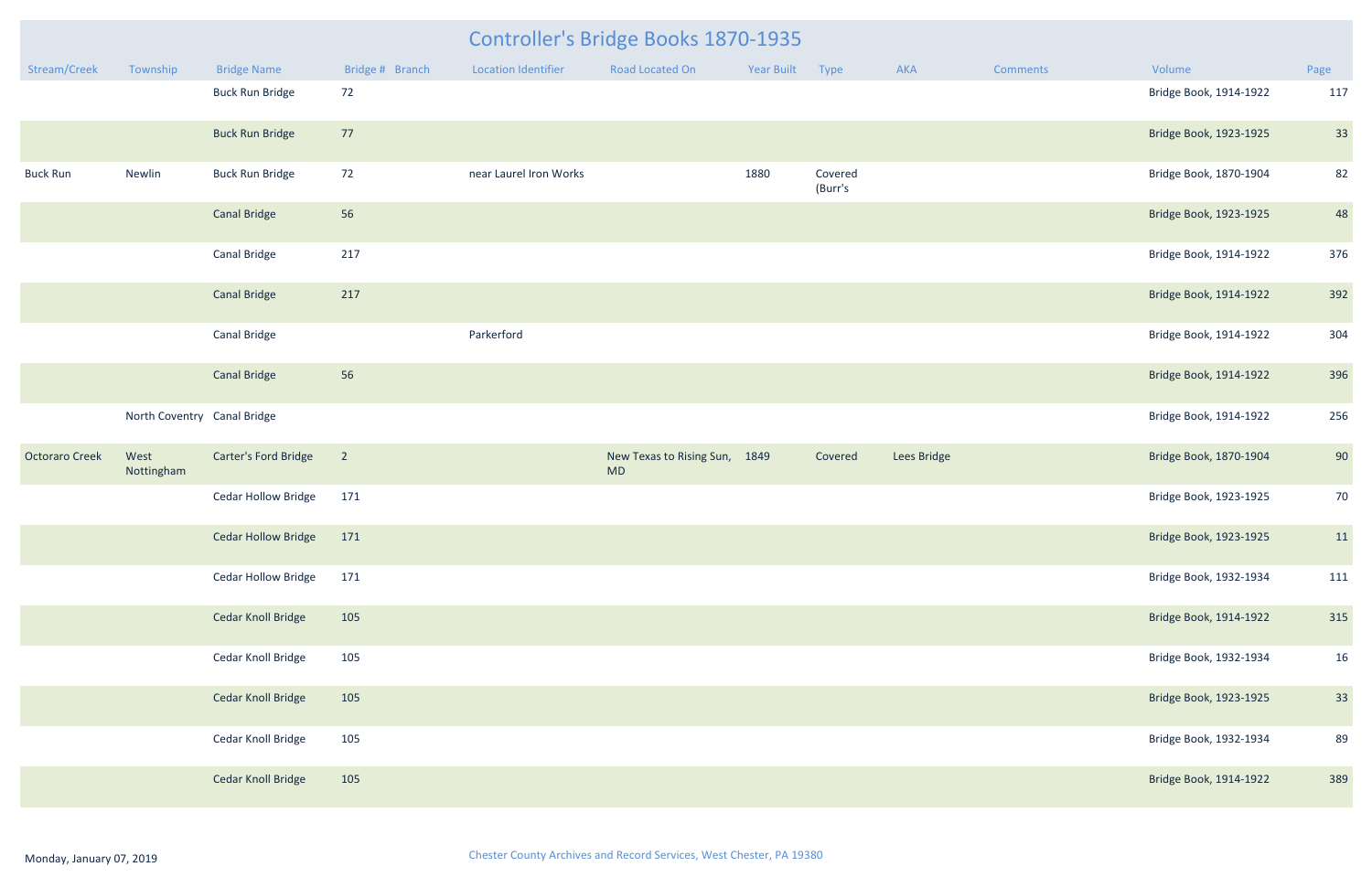# Controller's Bridge Books 1870-1935

| Stream/Creek | Township | Bridge Name | Bridge # | Branch | Location Identifier | Road Located On | Year Built | Type | AKA | Comments | Volume | Page |
|---|---|---|---|---|---|---|---|---|---|---|---|---|
| | | Buck Run Bridge | 72 | | | | | | | | Bridge Book, 1914-1922 | 117 |
| | | Buck Run Bridge | 77 | | | | | | | | Bridge Book, 1923-1925 | 33 |
| Buck Run | Newlin | Buck Run Bridge | 72 | | near Laurel Iron Works | | 1880 | Covered (Burr's | | | Bridge Book, 1870-1904 | 82 |
| | | Canal Bridge | 56 | | | | | | | | Bridge Book, 1923-1925 | 48 |
| | | Canal Bridge | 217 | | | | | | | | Bridge Book, 1914-1922 | 376 |
| | | Canal Bridge | 217 | | | | | | | | Bridge Book, 1914-1922 | 392 |
| | | Canal Bridge | | | Parkerford | | | | | | Bridge Book, 1914-1922 | 304 |
| | | Canal Bridge | 56 | | | | | | | | Bridge Book, 1914-1922 | 396 |
| | North Coventry | Canal Bridge | | | | | | | | | Bridge Book, 1914-1922 | 256 |
| Octoraro Creek | West Nottingham | Carter's Ford Bridge | 2 | | | New Texas to Rising Sun, MD | 1849 | Covered | Lees Bridge | | Bridge Book, 1870-1904 | 90 |
| | | Cedar Hollow Bridge | 171 | | | | | | | | Bridge Book, 1923-1925 | 70 |
| | | Cedar Hollow Bridge | 171 | | | | | | | | Bridge Book, 1923-1925 | 11 |
| | | Cedar Hollow Bridge | 171 | | | | | | | | Bridge Book, 1932-1934 | 111 |
| | | Cedar Knoll Bridge | 105 | | | | | | | | Bridge Book, 1914-1922 | 315 |
| | | Cedar Knoll Bridge | 105 | | | | | | | | Bridge Book, 1932-1934 | 16 |
| | | Cedar Knoll Bridge | 105 | | | | | | | | Bridge Book, 1923-1925 | 33 |
| | | Cedar Knoll Bridge | 105 | | | | | | | | Bridge Book, 1932-1934 | 89 |
| | | Cedar Knoll Bridge | 105 | | | | | | | | Bridge Book, 1914-1922 | 389 |

Monday, January 07, 2019

Chester County Archives and Record Services, West Chester, PA 19380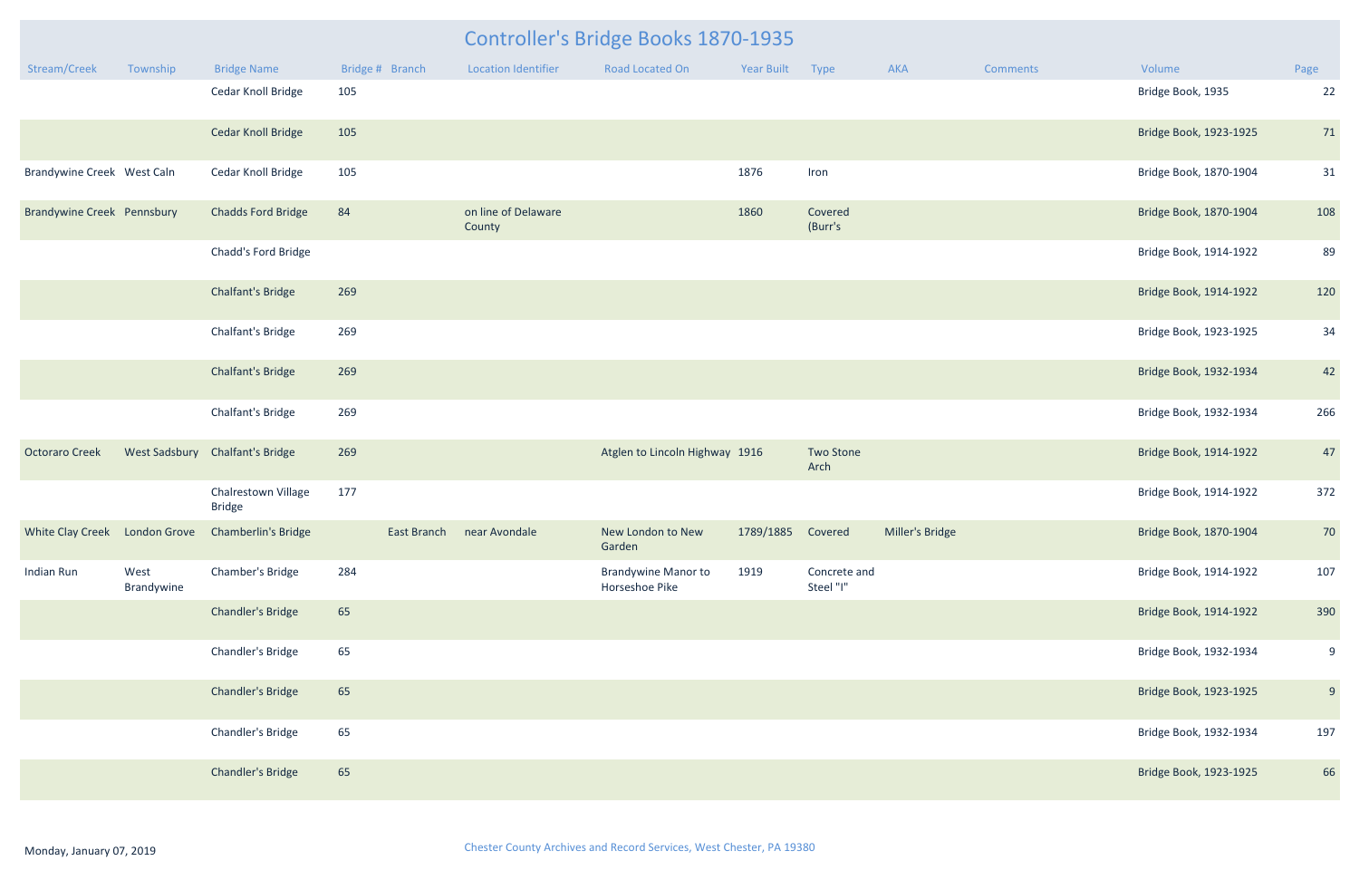# Controller's Bridge Books 1870-1935

| Stream/Creek | Township | Bridge Name | Bridge # | Branch | Location Identifier | Road Located On | Year Built | Type | AKA | Comments | Volume | Page |
|---|---|---|---|---|---|---|---|---|---|---|---|---|
| | | Cedar Knoll Bridge | 105 | | | | | | | | Bridge Book, 1935 | 22 |
| | | Cedar Knoll Bridge | 105 | | | | | | | | Bridge Book, 1923-1925 | 71 |
| Brandywine Creek | West Caln | Cedar Knoll Bridge | 105 | | | | 1876 | Iron | | | Bridge Book, 1870-1904 | 31 |
| Brandywine Creek | Pennsbury | Chadds Ford Bridge | 84 | | on line of Delaware County | | 1860 | Covered (Burr's | | | Bridge Book, 1870-1904 | 108 |
| | | Chadd's Ford Bridge | | | | | | | | | Bridge Book, 1914-1922 | 89 |
| | | Chalfant's Bridge | 269 | | | | | | | | Bridge Book, 1914-1922 | 120 |
| | | Chalfant's Bridge | 269 | | | | | | | | Bridge Book, 1923-1925 | 34 |
| | | Chalfant's Bridge | 269 | | | | | | | | Bridge Book, 1932-1934 | 42 |
| | | Chalfant's Bridge | 269 | | | | | | | | Bridge Book, 1932-1934 | 266 |
| Octoraro Creek | West Sadsbury | Chalfant's Bridge | 269 | | | Atglen to Lincoln Highway | 1916 | Two Stone Arch | | | Bridge Book, 1914-1922 | 47 |
| | | Chalrestown Village Bridge | 177 | | | | | | | | Bridge Book, 1914-1922 | 372 |
| White Clay Creek | London Grove | Chamberlin's Bridge | | East Branch | near Avondale | New London to New Garden | 1789/1885 | Covered | Miller's Bridge | | Bridge Book, 1870-1904 | 70 |
| Indian Run | West Brandywine | Chamber's Bridge | 284 | | | Brandywine Manor to Horseshoe Pike | 1919 | Concrete and Steel "I" | | | Bridge Book, 1914-1922 | 107 |
| | | Chandler's Bridge | 65 | | | | | | | | Bridge Book, 1914-1922 | 390 |
| | | Chandler's Bridge | 65 | | | | | | | | Bridge Book, 1932-1934 | 9 |
| | | Chandler's Bridge | 65 | | | | | | | | Bridge Book, 1923-1925 | 9 |
| | | Chandler's Bridge | 65 | | | | | | | | Bridge Book, 1932-1934 | 197 |
| | | Chandler's Bridge | 65 | | | | | | | | Bridge Book, 1923-1925 | 66 |

Monday, January 07, 2019

Chester County Archives and Record Services, West Chester, PA 19380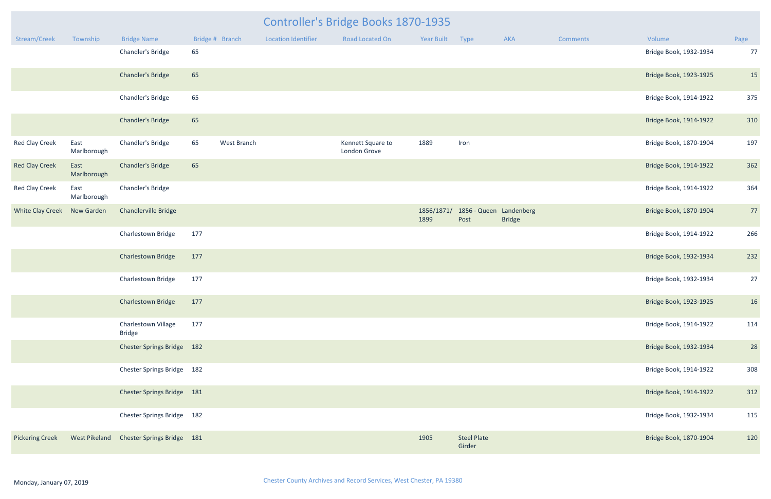# Controller's Bridge Books 1870-1935

| Stream/Creek | Township | Bridge Name | Bridge # | Branch | Location Identifier | Road Located On | Year Built | Type | AKA | Comments | Volume | Page |
|---|---|---|---|---|---|---|---|---|---|---|---|---|
| | | Chandler's Bridge | 65 | | | | | | | | Bridge Book, 1932-1934 | 77 |
| | | Chandler's Bridge | 65 | | | | | | | | Bridge Book, 1923-1925 | 15 |
| | | Chandler's Bridge | 65 | | | | | | | | Bridge Book, 1914-1922 | 375 |
| | | Chandler's Bridge | 65 | | | | | | | | Bridge Book, 1914-1922 | 310 |
| Red Clay Creek | East Marlborough | Chandler's Bridge | 65 | West Branch | | Kennett Square to London Grove | 1889 | Iron | | | Bridge Book, 1870-1904 | 197 |
| Red Clay Creek | East Marlborough | Chandler's Bridge | 65 | | | | | | | | Bridge Book, 1914-1922 | 362 |
| Red Clay Creek | East Marlborough | Chandler's Bridge | | | | | | | | | Bridge Book, 1914-1922 | 364 |
| White Clay Creek | New Garden | Chandlerville Bridge | | | | | 1856/1871/ 1899 | 1856 - Queen Post | Landenberg Bridge | | Bridge Book, 1870-1904 | 77 |
| | | Charlestown Bridge | 177 | | | | | | | | Bridge Book, 1914-1922 | 266 |
| | | Charlestown Bridge | 177 | | | | | | | | Bridge Book, 1932-1934 | 232 |
| | | Charlestown Bridge | 177 | | | | | | | | Bridge Book, 1932-1934 | 27 |
| | | Charlestown Bridge | 177 | | | | | | | | Bridge Book, 1923-1925 | 16 |
| | | Charlestown Village Bridge | 177 | | | | | | | | Bridge Book, 1914-1922 | 114 |
| | | Chester Springs Bridge | 182 | | | | | | | | Bridge Book, 1932-1934 | 28 |
| | | Chester Springs Bridge | 182 | | | | | | | | Bridge Book, 1914-1922 | 308 |
| | | Chester Springs Bridge | 181 | | | | | | | | Bridge Book, 1914-1922 | 312 |
| | | Chester Springs Bridge | 182 | | | | | | | | Bridge Book, 1932-1934 | 115 |
| Pickering Creek | West Pikeland | Chester Springs Bridge | 181 | | | | 1905 | Steel Plate Girder | | | Bridge Book, 1870-1904 | 120 |

Monday, January 07, 2019

Chester County Archives and Record Services, West Chester, PA 19380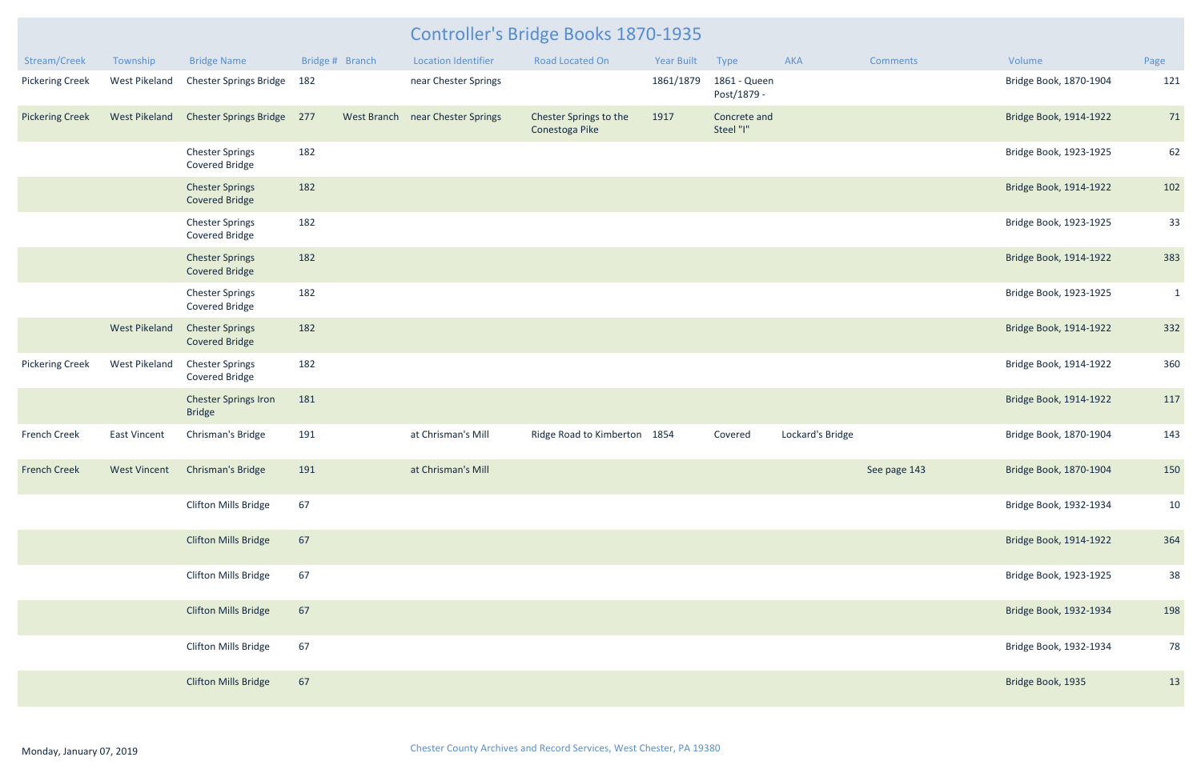# Controller's Bridge Books 1870-1935

| Stream/Creek | Township | Bridge Name | Bridge # | Branch | Location Identifier | Road Located On | Year Built | Type | AKA | Comments | Volume | Page |
|---|---|---|---|---|---|---|---|---|---|---|---|---|
| Pickering Creek | West Pikeland | Chester Springs Bridge | 182 | | near Chester Springs | | 1861/1879 | 1861 - Queen Post/1879 - | | | Bridge Book, 1870-1904 | 121 |
| Pickering Creek | West Pikeland | Chester Springs Bridge | 277 | West Branch | near Chester Springs | Chester Springs to the Conestoga Pike | 1917 | Concrete and Steel "I" | | | Bridge Book, 1914-1922 | 71 |
| | | Chester Springs Covered Bridge | 182 | | | | | | | | Bridge Book, 1923-1925 | 62 |
| | | Chester Springs Covered Bridge | 182 | | | | | | | | Bridge Book, 1914-1922 | 102 |
| | | Chester Springs Covered Bridge | 182 | | | | | | | | Bridge Book, 1923-1925 | 33 |
| | | Chester Springs Covered Bridge | 182 | | | | | | | | Bridge Book, 1914-1922 | 383 |
| | | Chester Springs Covered Bridge | 182 | | | | | | | | Bridge Book, 1923-1925 | 1 |
| | West Pikeland | Chester Springs Covered Bridge | 182 | | | | | | | | Bridge Book, 1914-1922 | 332 |
| Pickering Creek | West Pikeland | Chester Springs Covered Bridge | 182 | | | | | | | | Bridge Book, 1914-1922 | 360 |
| | | Chester Springs Iron Bridge | 181 | | | | | | | | Bridge Book, 1914-1922 | 117 |
| French Creek | East Vincent | Chrisman's Bridge | 191 | | at Chrisman's Mill | Ridge Road to Kimberton | 1854 | Covered | Lockard's Bridge | | Bridge Book, 1870-1904 | 143 |
| French Creek | West Vincent | Chrisman's Bridge | 191 | | at Chrisman's Mill | | | | | See page 143 | Bridge Book, 1870-1904 | 150 |
| | | Clifton Mills Bridge | 67 | | | | | | | | Bridge Book, 1932-1934 | 10 |
| | | Clifton Mills Bridge | 67 | | | | | | | | Bridge Book, 1914-1922 | 364 |
| | | Clifton Mills Bridge | 67 | | | | | | | | Bridge Book, 1923-1925 | 38 |
| | | Clifton Mills Bridge | 67 | | | | | | | | Bridge Book, 1932-1934 | 198 |
| | | Clifton Mills Bridge | 67 | | | | | | | | Bridge Book, 1932-1934 | 78 |
| | | Clifton Mills Bridge | 67 | | | | | | | | Bridge Book, 1935 | 13 |

Monday, January 07, 2019

Chester County Archives and Record Services, West Chester, PA 19380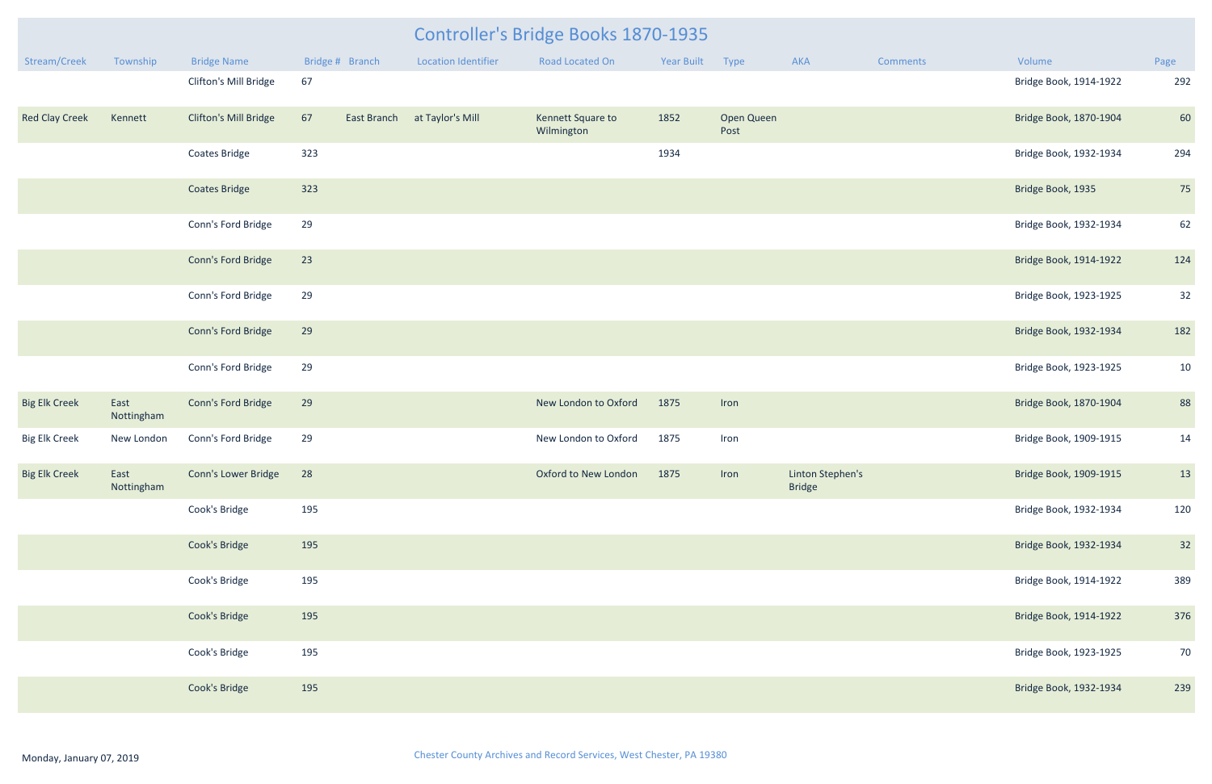# Controller's Bridge Books 1870-1935

| Stream/Creek | Township | Bridge Name | Bridge # | Branch | Location Identifier | Road Located On | Year Built | Type | AKA | Comments | Volume | Page |
|---|---|---|---|---|---|---|---|---|---|---|---|---|
| | | Clifton's Mill Bridge | 67 | | | | | | | | Bridge Book, 1914-1922 | 292 |
| Red Clay Creek | Kennett | Clifton's Mill Bridge | 67 | East Branch | at Taylor's Mill | Kennett Square to Wilmington | 1852 | Open Queen Post | | | Bridge Book, 1870-1904 | 60 |
| | | Coates Bridge | 323 | | | | 1934 | | | | Bridge Book, 1932-1934 | 294 |
| | | Coates Bridge | 323 | | | | | | | | Bridge Book, 1935 | 75 |
| | | Conn's Ford Bridge | 29 | | | | | | | | Bridge Book, 1932-1934 | 62 |
| | | Conn's Ford Bridge | 23 | | | | | | | | Bridge Book, 1914-1922 | 124 |
| | | Conn's Ford Bridge | 29 | | | | | | | | Bridge Book, 1923-1925 | 32 |
| | | Conn's Ford Bridge | 29 | | | | | | | | Bridge Book, 1932-1934 | 182 |
| | | Conn's Ford Bridge | 29 | | | | | | | | Bridge Book, 1923-1925 | 10 |
| Big Elk Creek | East Nottingham | Conn's Ford Bridge | 29 | | | New London to Oxford | 1875 | Iron | | | Bridge Book, 1870-1904 | 88 |
| Big Elk Creek | New London | Conn's Ford Bridge | 29 | | | New London to Oxford | 1875 | Iron | | | Bridge Book, 1909-1915 | 14 |
| Big Elk Creek | East Nottingham | Conn's Lower Bridge | 28 | | | Oxford to New London | 1875 | Iron | Linton Stephen's Bridge | | Bridge Book, 1909-1915 | 13 |
| | | Cook's Bridge | 195 | | | | | | | | Bridge Book, 1932-1934 | 120 |
| | | Cook's Bridge | 195 | | | | | | | | Bridge Book, 1932-1934 | 32 |
| | | Cook's Bridge | 195 | | | | | | | | Bridge Book, 1914-1922 | 389 |
| | | Cook's Bridge | 195 | | | | | | | | Bridge Book, 1914-1922 | 376 |
| | | Cook's Bridge | 195 | | | | | | | | Bridge Book, 1923-1925 | 70 |
| | | Cook's Bridge | 195 | | | | | | | | Bridge Book, 1932-1934 | 239 |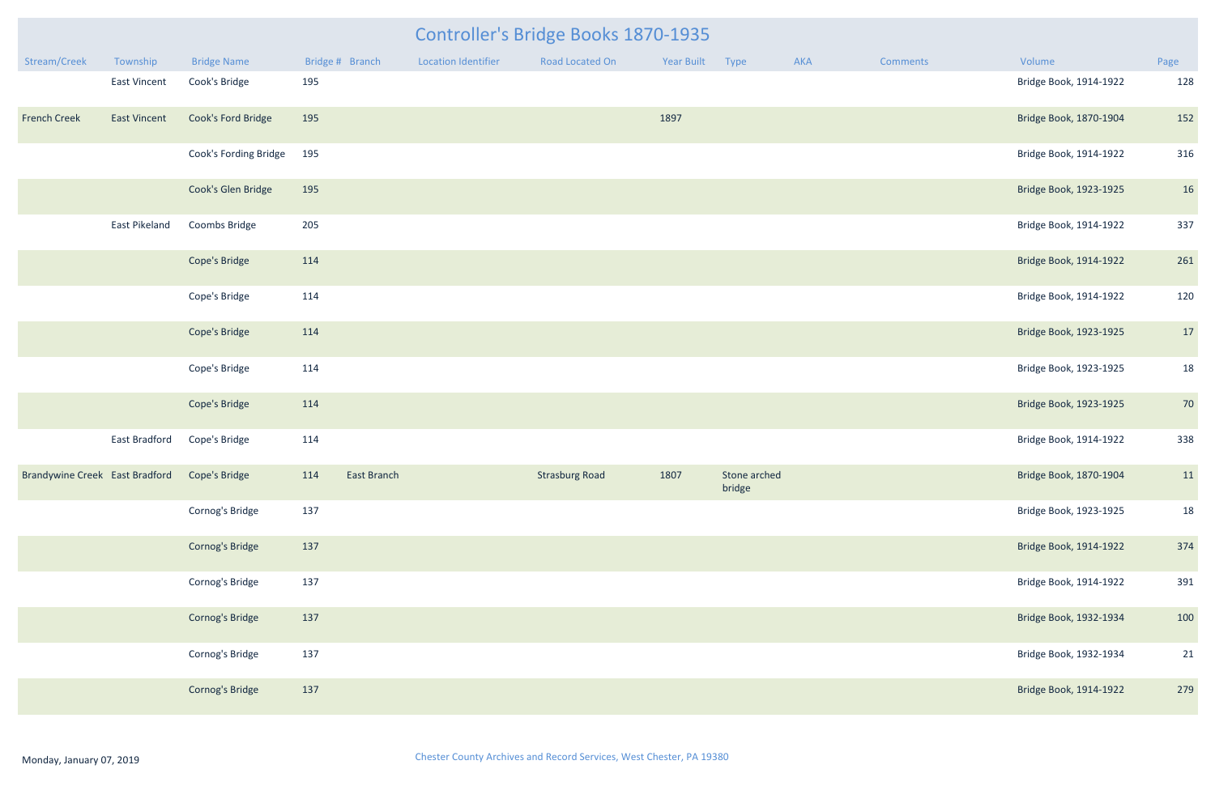# Controller's Bridge Books 1870-1935

| Stream/Creek | Township | Bridge Name | Bridge # | Branch | Location Identifier | Road Located On | Year Built | Type | AKA | Comments | Volume | Page |
|---|---|---|---|---|---|---|---|---|---|---|---|---|
| | East Vincent | Cook's Bridge | 195 | | | | | | | | Bridge Book, 1914-1922 | 128 |
| French Creek | East Vincent | Cook's Ford Bridge | 195 | | | | 1897 | | | | Bridge Book, 1870-1904 | 152 |
| | | Cook's Fording Bridge | 195 | | | | | | | | Bridge Book, 1914-1922 | 316 |
| | | Cook's Glen Bridge | 195 | | | | | | | | Bridge Book, 1923-1925 | 16 |
| | East Pikeland | Coombs Bridge | 205 | | | | | | | | Bridge Book, 1914-1922 | 337 |
| | | Cope's Bridge | 114 | | | | | | | | Bridge Book, 1914-1922 | 261 |
| | | Cope's Bridge | 114 | | | | | | | | Bridge Book, 1914-1922 | 120 |
| | | Cope's Bridge | 114 | | | | | | | | Bridge Book, 1923-1925 | 17 |
| | | Cope's Bridge | 114 | | | | | | | | Bridge Book, 1923-1925 | 18 |
| | | Cope's Bridge | 114 | | | | | | | | Bridge Book, 1923-1925 | 70 |
| | East Bradford | Cope's Bridge | 114 | | | | | | | | Bridge Book, 1914-1922 | 338 |
| Brandywine Creek | East Bradford | Cope's Bridge | 114 | East Branch | | Strasburg Road | 1807 | Stone arched bridge | | | Bridge Book, 1870-1904 | 11 |
| | | Cornog's Bridge | 137 | | | | | | | | Bridge Book, 1923-1925 | 18 |
| | | Cornog's Bridge | 137 | | | | | | | | Bridge Book, 1914-1922 | 374 |
| | | Cornog's Bridge | 137 | | | | | | | | Bridge Book, 1914-1922 | 391 |
| | | Cornog's Bridge | 137 | | | | | | | | Bridge Book, 1932-1934 | 100 |
| | | Cornog's Bridge | 137 | | | | | | | | Bridge Book, 1932-1934 | 21 |
| | | Cornog's Bridge | 137 | | | | | | | | Bridge Book, 1914-1922 | 279 |

Monday, January 07, 2019

Chester County Archives and Record Services, West Chester, PA 19380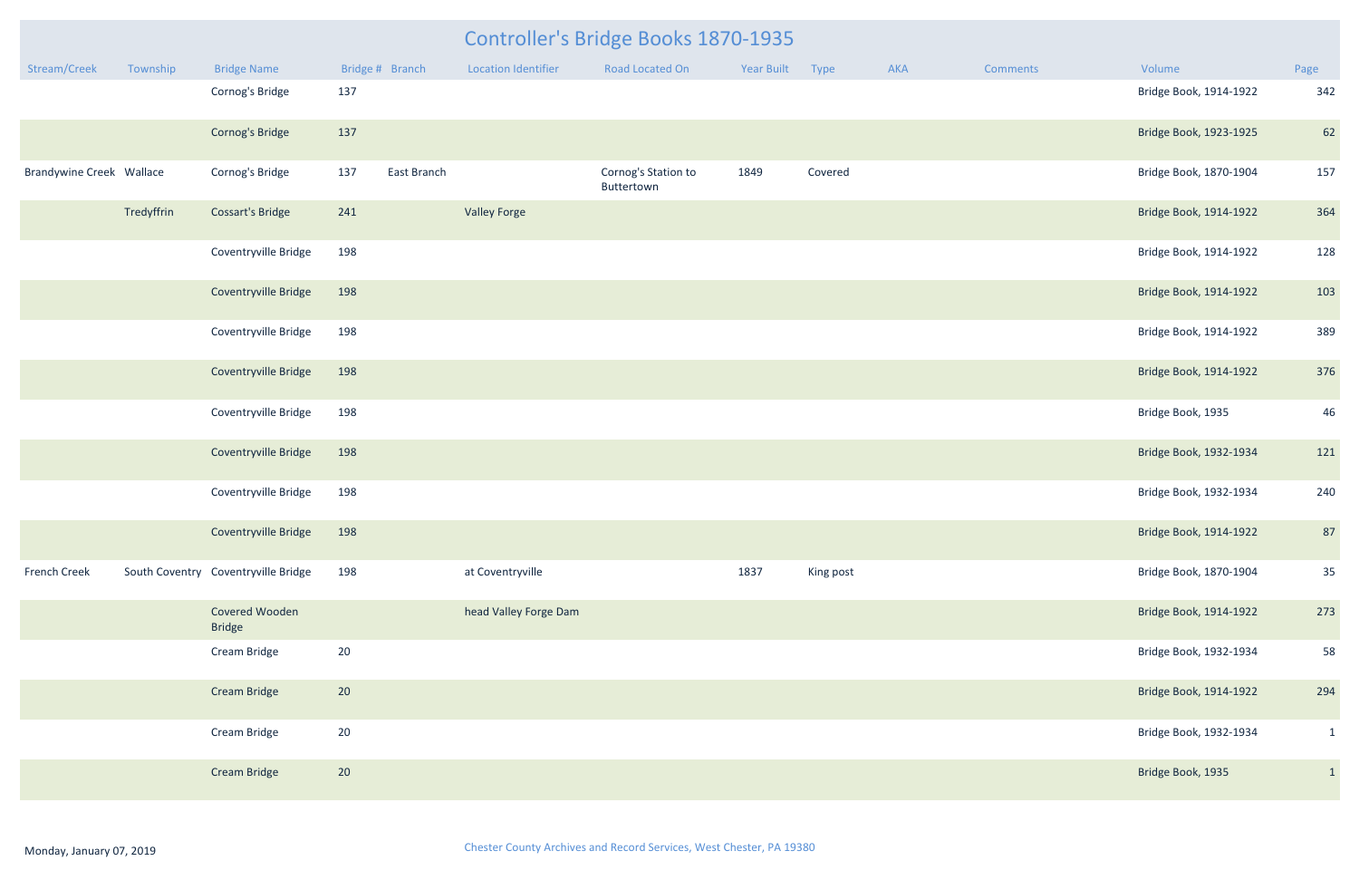# Controller's Bridge Books 1870-1935

| Stream/Creek | Township | Bridge Name | Bridge # | Branch | Location Identifier | Road Located On | Year Built | Type | AKA | Comments | Volume | Page |
|---|---|---|---|---|---|---|---|---|---|---|---|---|
| | | Cornog's Bridge | 137 | | | | | | | | Bridge Book, 1914-1922 | 342 |
| | | Cornog's Bridge | 137 | | | | | | | | Bridge Book, 1923-1925 | 62 |
| Brandywine Creek | Wallace | Cornog's Bridge | 137 | East Branch | | Cornog's Station to Buttertown | 1849 | Covered | | | Bridge Book, 1870-1904 | 157 |
| | Tredyffrin | Cossart's Bridge | 241 | | Valley Forge | | | | | | Bridge Book, 1914-1922 | 364 |
| | | Coventryville Bridge | 198 | | | | | | | | Bridge Book, 1914-1922 | 128 |
| | | Coventryville Bridge | 198 | | | | | | | | Bridge Book, 1914-1922 | 103 |
| | | Coventryville Bridge | 198 | | | | | | | | Bridge Book, 1914-1922 | 389 |
| | | Coventryville Bridge | 198 | | | | | | | | Bridge Book, 1914-1922 | 376 |
| | | Coventryville Bridge | 198 | | | | | | | | Bridge Book, 1935 | 46 |
| | | Coventryville Bridge | 198 | | | | | | | | Bridge Book, 1932-1934 | 121 |
| | | Coventryville Bridge | 198 | | | | | | | | Bridge Book, 1932-1934 | 240 |
| | | Coventryville Bridge | 198 | | | | | | | | Bridge Book, 1914-1922 | 87 |
| French Creek | South Coventry | Coventryville Bridge | 198 | | at Coventryville | | 1837 | King post | | | Bridge Book, 1870-1904 | 35 |
| | | Covered Wooden Bridge | | | head Valley Forge Dam | | | | | | Bridge Book, 1914-1922 | 273 |
| | | Cream Bridge | 20 | | | | | | | | Bridge Book, 1932-1934 | 58 |
| | | Cream Bridge | 20 | | | | | | | | Bridge Book, 1914-1922 | 294 |
| | | Cream Bridge | 20 | | | | | | | | Bridge Book, 1932-1934 | 1 |
| | | Cream Bridge | 20 | | | | | | | | Bridge Book, 1935 | 1 |

Monday, January 07, 2019

Chester County Archives and Record Services, West Chester, PA 19380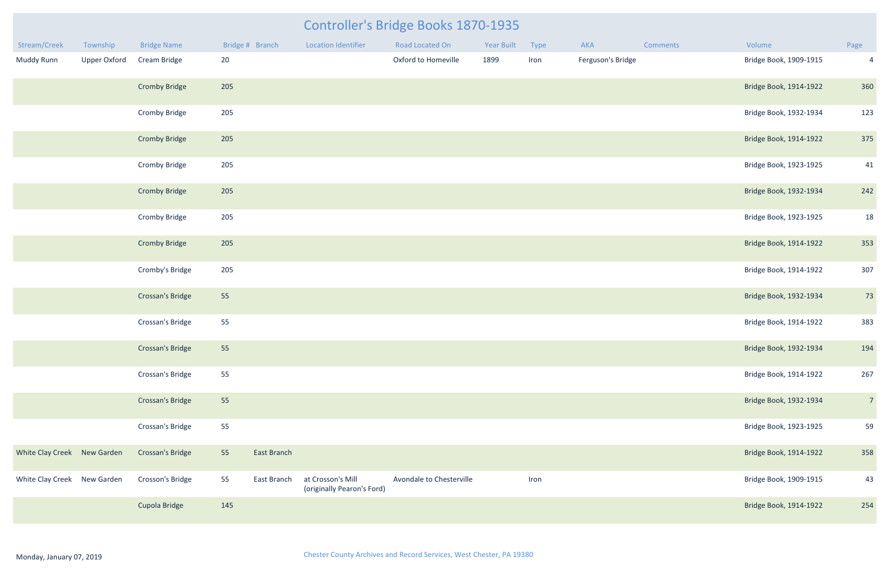# Controller's Bridge Books 1870-1935

| Stream/Creek | Township | Bridge Name | Bridge # | Branch | Location Identifier | Road Located On | Year Built | Type | AKA | Comments | Volume | Page |
|---|---|---|---|---|---|---|---|---|---|---|---|---|
| Muddy Runn | Upper Oxford | Cream Bridge | 20 | | | Oxford to Homeville | 1899 | Iron | Ferguson's Bridge | | Bridge Book, 1909-1915 | 4 |
| | | Cromby Bridge | 205 | | | | | | | | Bridge Book, 1914-1922 | 360 |
| | | Cromby Bridge | 205 | | | | | | | | Bridge Book, 1932-1934 | 123 |
| | | Cromby Bridge | 205 | | | | | | | | Bridge Book, 1914-1922 | 375 |
| | | Cromby Bridge | 205 | | | | | | | | Bridge Book, 1923-1925 | 41 |
| | | Cromby Bridge | 205 | | | | | | | | Bridge Book, 1932-1934 | 242 |
| | | Cromby Bridge | 205 | | | | | | | | Bridge Book, 1923-1925 | 18 |
| | | Cromby Bridge | 205 | | | | | | | | Bridge Book, 1914-1922 | 353 |
| | | Cromby's Bridge | 205 | | | | | | | | Bridge Book, 1914-1922 | 307 |
| | | Crossan's Bridge | 55 | | | | | | | | Bridge Book, 1932-1934 | 73 |
| | | Crossan's Bridge | 55 | | | | | | | | Bridge Book, 1914-1922 | 383 |
| | | Crossan's Bridge | 55 | | | | | | | | Bridge Book, 1932-1934 | 194 |
| | | Crossan's Bridge | 55 | | | | | | | | Bridge Book, 1914-1922 | 267 |
| | | Crossan's Bridge | 55 | | | | | | | | Bridge Book, 1932-1934 | 7 |
| | | Crossan's Bridge | 55 | | | | | | | | Bridge Book, 1923-1925 | 59 |
| White Clay Creek | New Garden | Crossan's Bridge | 55 | East Branch | | | | | | | Bridge Book, 1914-1922 | 358 |
| White Clay Creek | New Garden | Crosson's Bridge | 55 | East Branch | at Crosson's Mill (originally Pearon's Ford) | Avondale to Chesterville | | Iron | | | Bridge Book, 1909-1915 | 43 |
| | | Cupola Bridge | 145 | | | | | | | | Bridge Book, 1914-1922 | 254 |

Monday, January 07, 2019

Chester County Archives and Record Services, West Chester, PA 19380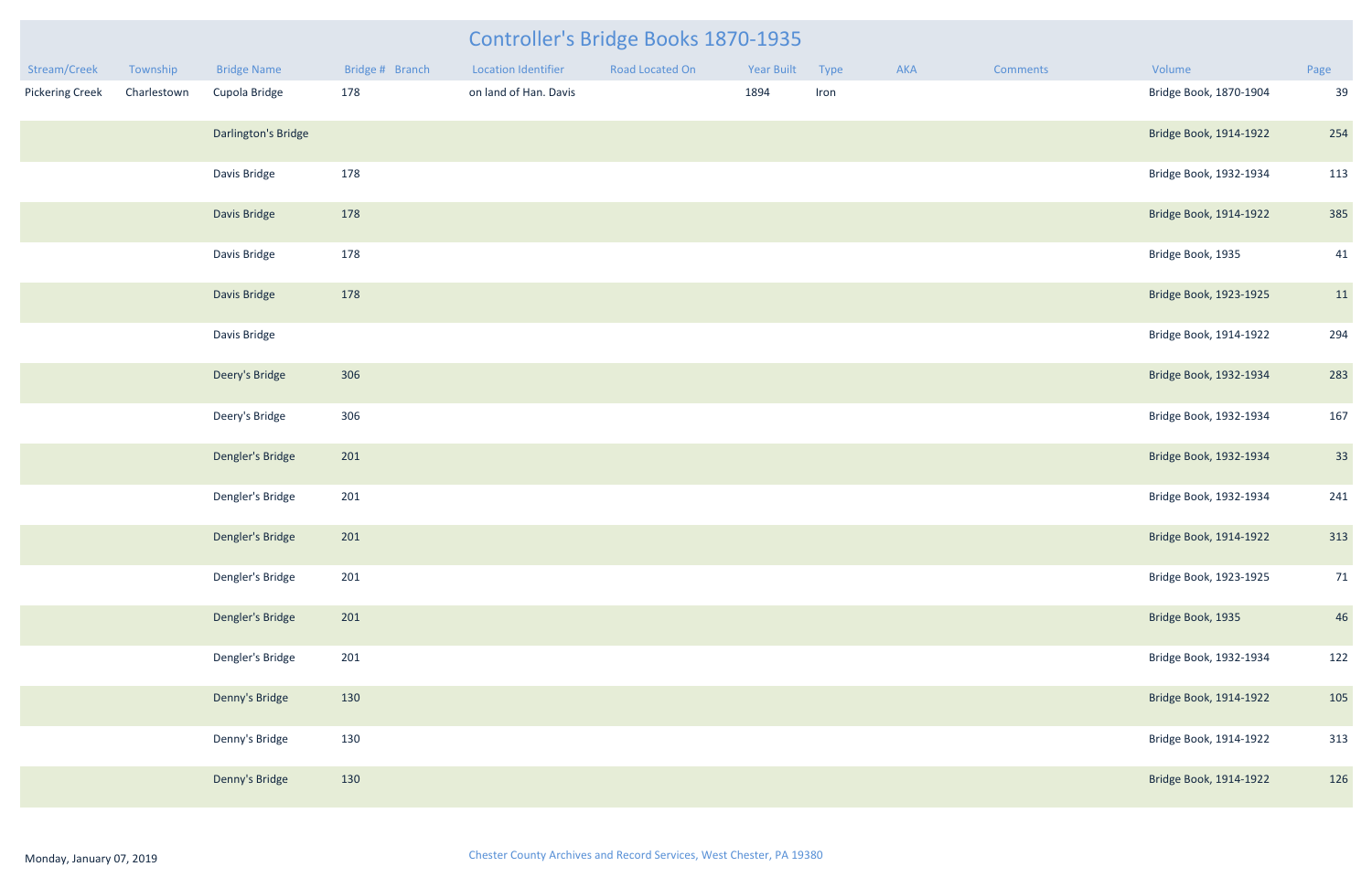# Controller's Bridge Books 1870-1935

| Stream/Creek | Township | Bridge Name | Bridge # | Branch | Location Identifier | Road Located On | Year Built | Type | AKA | Comments | Volume | Page |
|---|---|---|---|---|---|---|---|---|---|---|---|---|
| Pickering Creek | Charlestown | Cupola Bridge | 178 | | on land of Han. Davis | | 1894 | Iron | | | Bridge Book, 1870-1904 | 39 |
| | | Darlington's Bridge | | | | | | | | | Bridge Book, 1914-1922 | 254 |
| | | Davis Bridge | 178 | | | | | | | | Bridge Book, 1932-1934 | 113 |
| | | Davis Bridge | 178 | | | | | | | | Bridge Book, 1914-1922 | 385 |
| | | Davis Bridge | 178 | | | | | | | | Bridge Book, 1935 | 41 |
| | | Davis Bridge | 178 | | | | | | | | Bridge Book, 1923-1925 | 11 |
| | | Davis Bridge | | | | | | | | | Bridge Book, 1914-1922 | 294 |
| | | Deery's Bridge | 306 | | | | | | | | Bridge Book, 1932-1934 | 283 |
| | | Deery's Bridge | 306 | | | | | | | | Bridge Book, 1932-1934 | 167 |
| | | Dengler's Bridge | 201 | | | | | | | | Bridge Book, 1932-1934 | 33 |
| | | Dengler's Bridge | 201 | | | | | | | | Bridge Book, 1932-1934 | 241 |
| | | Dengler's Bridge | 201 | | | | | | | | Bridge Book, 1914-1922 | 313 |
| | | Dengler's Bridge | 201 | | | | | | | | Bridge Book, 1923-1925 | 71 |
| | | Dengler's Bridge | 201 | | | | | | | | Bridge Book, 1935 | 46 |
| | | Dengler's Bridge | 201 | | | | | | | | Bridge Book, 1932-1934 | 122 |
| | | Denny's Bridge | 130 | | | | | | | | Bridge Book, 1914-1922 | 105 |
| | | Denny's Bridge | 130 | | | | | | | | Bridge Book, 1914-1922 | 313 |
| | | Denny's Bridge | 130 | | | | | | | | Bridge Book, 1914-1922 | 126 |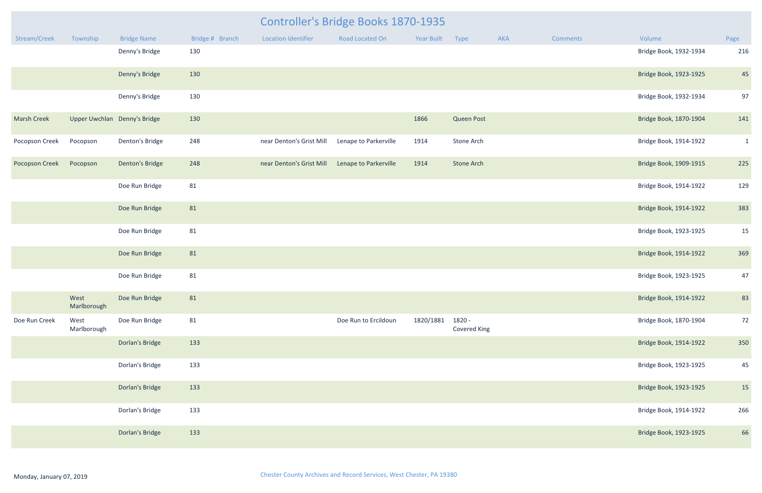# Controller's Bridge Books 1870-1935

| Stream/Creek | Township | Bridge Name | Bridge # | Branch | Location Identifier | Road Located On | Year Built | Type | AKA | Comments | Volume | Page |
|---|---|---|---|---|---|---|---|---|---|---|---|---|
| | | Denny's Bridge | 130 | | | | | | | | Bridge Book, 1932-1934 | 216 |
| | | Denny's Bridge | 130 | | | | | | | | Bridge Book, 1923-1925 | 45 |
| | | Denny's Bridge | 130 | | | | | | | | Bridge Book, 1932-1934 | 97 |
| Marsh Creek | Upper Uwchlan | Denny's Bridge | 130 | | | | 1866 | Queen Post | | | Bridge Book, 1870-1904 | 141 |
| Pocopson Creek | Pocopson | Denton's Bridge | 248 | | near Denton's Grist Mill | Lenape to Parkerville | 1914 | Stone Arch | | | Bridge Book, 1914-1922 | 1 |
| Pocopson Creek | Pocopson | Denton's Bridge | 248 | | near Denton's Grist Mill | Lenape to Parkerville | 1914 | Stone Arch | | | Bridge Book, 1909-1915 | 225 |
| | | Doe Run Bridge | 81 | | | | | | | | Bridge Book, 1914-1922 | 129 |
| | | Doe Run Bridge | 81 | | | | | | | | Bridge Book, 1914-1922 | 383 |
| | | Doe Run Bridge | 81 | | | | | | | | Bridge Book, 1923-1925 | 15 |
| | | Doe Run Bridge | 81 | | | | | | | | Bridge Book, 1914-1922 | 369 |
| | | Doe Run Bridge | 81 | | | | | | | | Bridge Book, 1923-1925 | 47 |
| | West Marlborough | Doe Run Bridge | 81 | | | | | | | | Bridge Book, 1914-1922 | 83 |
| Doe Run Creek | West Marlborough | Doe Run Bridge | 81 | | | Doe Run to Ercildoun | 1820/1881 | 1820 - Covered King | | | Bridge Book, 1870-1904 | 72 |
| | | Dorlan's Bridge | 133 | | | | | | | | Bridge Book, 1914-1922 | 350 |
| | | Dorlan's Bridge | 133 | | | | | | | | Bridge Book, 1923-1925 | 45 |
| | | Dorlan's Bridge | 133 | | | | | | | | Bridge Book, 1923-1925 | 15 |
| | | Dorlan's Bridge | 133 | | | | | | | | Bridge Book, 1914-1922 | 266 |
| | | Dorlan's Bridge | 133 | | | | | | | | Bridge Book, 1923-1925 | 66 |

Monday, January 07, 2019

Chester County Archives and Record Services, West Chester, PA 19380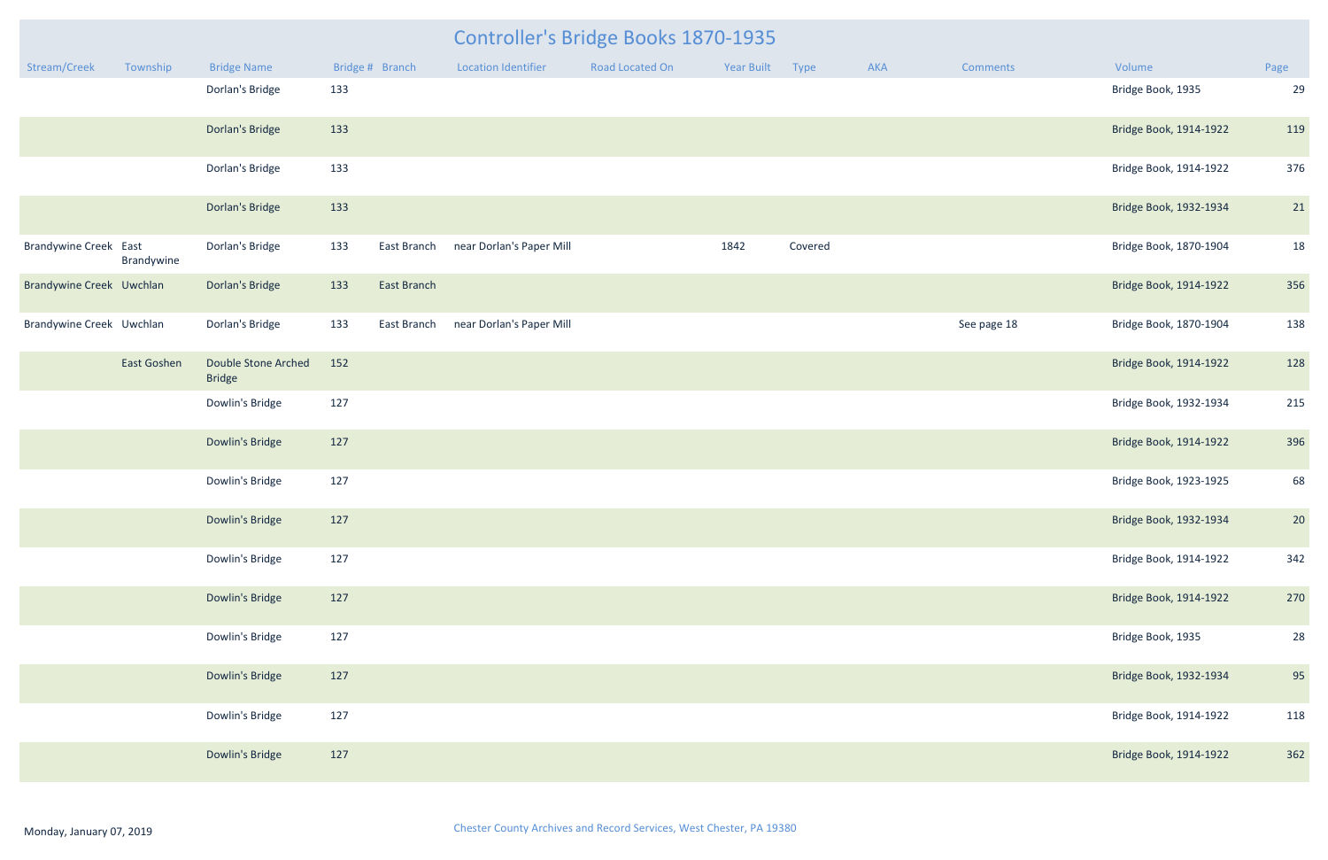# Controller's Bridge Books 1870-1935

| Stream/Creek | Township | Bridge Name | Bridge # | Branch | Location Identifier | Road Located On | Year Built | Type | AKA | Comments | Volume | Page |
|---|---|---|---|---|---|---|---|---|---|---|---|---|
| | | Dorlan's Bridge | 133 | | | | | | | | Bridge Book, 1935 | 29 |
| | | Dorlan's Bridge | 133 | | | | | | | | Bridge Book, 1914-1922 | 119 |
| | | Dorlan's Bridge | 133 | | | | | | | | Bridge Book, 1914-1922 | 376 |
| | | Dorlan's Bridge | 133 | | | | | | | | Bridge Book, 1932-1934 | 21 |
| Brandywine Creek | East Brandywine | Dorlan's Bridge | 133 | East Branch | near Dorlan's Paper Mill | | 1842 | Covered | | | Bridge Book, 1870-1904 | 18 |
| Brandywine Creek | Uwchlan | Dorlan's Bridge | 133 | East Branch | | | | | | | Bridge Book, 1914-1922 | 356 |
| Brandywine Creek | Uwchlan | Dorlan's Bridge | 133 | East Branch | near Dorlan's Paper Mill | | | | | See page 18 | Bridge Book, 1870-1904 | 138 |
| | East Goshen | Double Stone Arched Bridge | 152 | | | | | | | | Bridge Book, 1914-1922 | 128 |
| | | Dowlin's Bridge | 127 | | | | | | | | Bridge Book, 1932-1934 | 215 |
| | | Dowlin's Bridge | 127 | | | | | | | | Bridge Book, 1914-1922 | 396 |
| | | Dowlin's Bridge | 127 | | | | | | | | Bridge Book, 1923-1925 | 68 |
| | | Dowlin's Bridge | 127 | | | | | | | | Bridge Book, 1932-1934 | 20 |
| | | Dowlin's Bridge | 127 | | | | | | | | Bridge Book, 1914-1922 | 342 |
| | | Dowlin's Bridge | 127 | | | | | | | | Bridge Book, 1914-1922 | 270 |
| | | Dowlin's Bridge | 127 | | | | | | | | Bridge Book, 1935 | 28 |
| | | Dowlin's Bridge | 127 | | | | | | | | Bridge Book, 1932-1934 | 95 |
| | | Dowlin's Bridge | 127 | | | | | | | | Bridge Book, 1914-1922 | 118 |
| | | Dowlin's Bridge | 127 | | | | | | | | Bridge Book, 1914-1922 | 362 |

Monday, January 07, 2019

Chester County Archives and Record Services, West Chester, PA 19380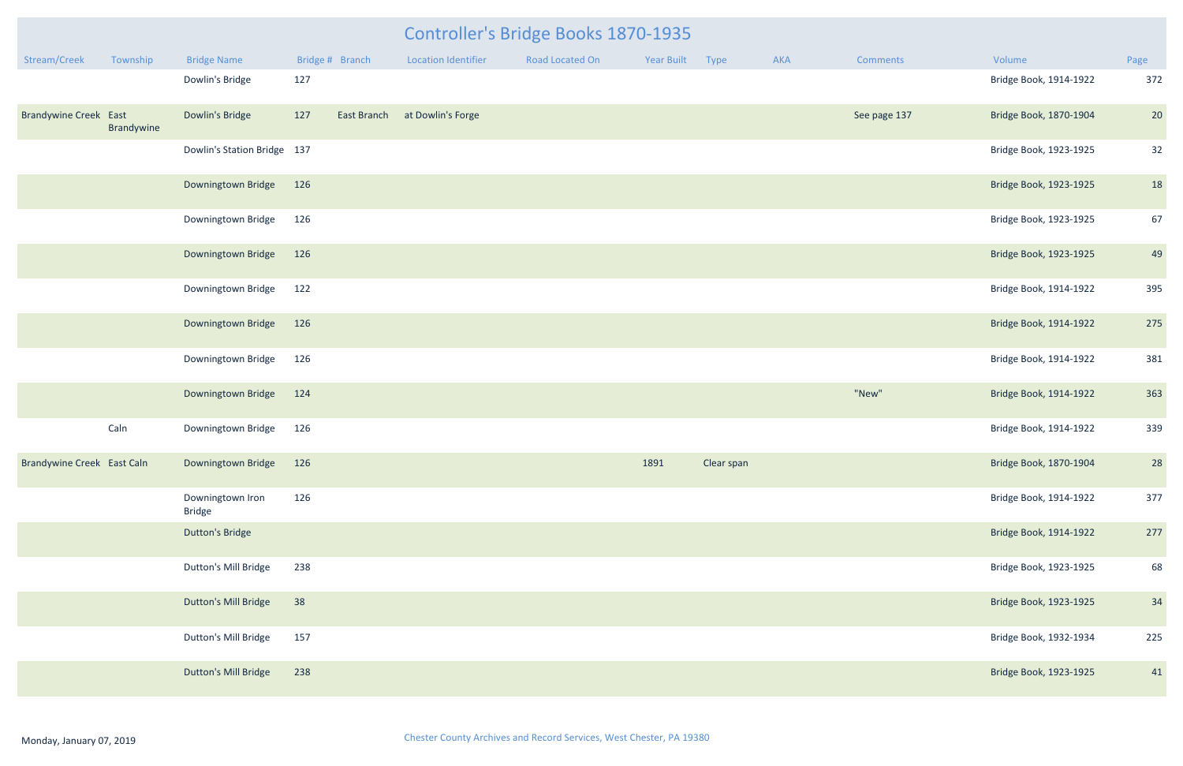# Controller's Bridge Books 1870-1935

| Stream/Creek | Township | Bridge Name | Bridge # | Branch | Location Identifier | Road Located On | Year Built | Type | AKA | Comments | Volume | Page |
|---|---|---|---|---|---|---|---|---|---|---|---|---|
| | | Dowlin's Bridge | 127 | | | | | | | | Bridge Book, 1914-1922 | 372 |
| Brandywine Creek | East Brandywine | Dowlin's Bridge | 127 | East Branch | at Dowlin's Forge | | | | | See page 137 | Bridge Book, 1870-1904 | 20 |
| | | Dowlin's Station Bridge | 137 | | | | | | | | Bridge Book, 1923-1925 | 32 |
| | | Downingtown Bridge | 126 | | | | | | | | Bridge Book, 1923-1925 | 18 |
| | | Downingtown Bridge | 126 | | | | | | | | Bridge Book, 1923-1925 | 67 |
| | | Downingtown Bridge | 126 | | | | | | | | Bridge Book, 1923-1925 | 49 |
| | | Downingtown Bridge | 122 | | | | | | | | Bridge Book, 1914-1922 | 395 |
| | | Downingtown Bridge | 126 | | | | | | | | Bridge Book, 1914-1922 | 275 |
| | | Downingtown Bridge | 126 | | | | | | | | Bridge Book, 1914-1922 | 381 |
| | | Downingtown Bridge | 124 | | | | | | | "New" | Bridge Book, 1914-1922 | 363 |
| | Caln | Downingtown Bridge | 126 | | | | | | | | Bridge Book, 1914-1922 | 339 |
| Brandywine Creek | East Caln | Downingtown Bridge | 126 | | | | 1891 | Clear span | | | Bridge Book, 1870-1904 | 28 |
| | | Downingtown Iron Bridge | 126 | | | | | | | | Bridge Book, 1914-1922 | 377 |
| | | Dutton's Bridge | | | | | | | | | Bridge Book, 1914-1922 | 277 |
| | | Dutton's Mill Bridge | 238 | | | | | | | | Bridge Book, 1923-1925 | 68 |
| | | Dutton's Mill Bridge | 38 | | | | | | | | Bridge Book, 1923-1925 | 34 |
| | | Dutton's Mill Bridge | 157 | | | | | | | | Bridge Book, 1932-1934 | 225 |
| | | Dutton's Mill Bridge | 238 | | | | | | | | Bridge Book, 1923-1925 | 41 |

Monday, January 07, 2019

Chester County Archives and Record Services, West Chester, PA 19380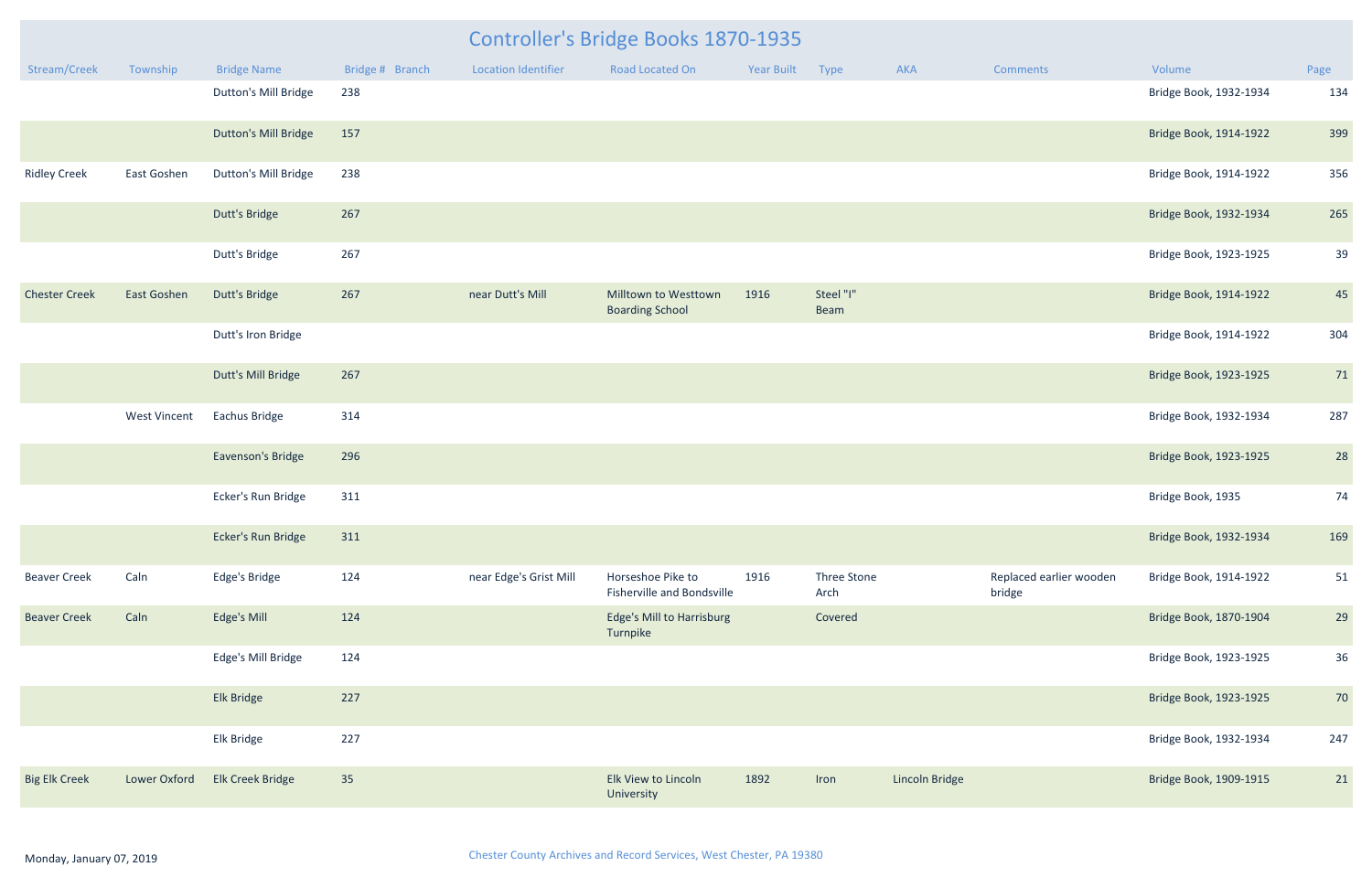# Controller's Bridge Books 1870-1935

| Stream/Creek | Township | Bridge Name | Bridge # | Branch | Location Identifier | Road Located On | Year Built | Type | AKA | Comments | Volume | Page |
|---|---|---|---|---|---|---|---|---|---|---|---|---|
| | | Dutton's Mill Bridge | 238 | | | | | | | | Bridge Book, 1932-1934 | 134 |
| | | Dutton's Mill Bridge | 157 | | | | | | | | Bridge Book, 1914-1922 | 399 |
| Ridley Creek | East Goshen | Dutton's Mill Bridge | 238 | | | | | | | | Bridge Book, 1914-1922 | 356 |
| | | Dutt's Bridge | 267 | | | | | | | | Bridge Book, 1932-1934 | 265 |
| | | Dutt's Bridge | 267 | | | | | | | | Bridge Book, 1923-1925 | 39 |
| Chester Creek | East Goshen | Dutt's Bridge | 267 | | near Dutt's Mill | Milltown to Westtown Boarding School | 1916 | Steel "I" Beam | | | Bridge Book, 1914-1922 | 45 |
| | | Dutt's Iron Bridge | | | | | | | | | Bridge Book, 1914-1922 | 304 |
| | | Dutt's Mill Bridge | 267 | | | | | | | | Bridge Book, 1923-1925 | 71 |
| | West Vincent | Eachus Bridge | 314 | | | | | | | | Bridge Book, 1932-1934 | 287 |
| | | Eavenson's Bridge | 296 | | | | | | | | Bridge Book, 1923-1925 | 28 |
| | | Ecker's Run Bridge | 311 | | | | | | | | Bridge Book, 1935 | 74 |
| | | Ecker's Run Bridge | 311 | | | | | | | | Bridge Book, 1932-1934 | 169 |
| Beaver Creek | Caln | Edge's Bridge | 124 | | near Edge's Grist Mill | Horseshoe Pike to Fisherville and Bondsville | 1916 | Three Stone Arch | | Replaced earlier wooden bridge | Bridge Book, 1914-1922 | 51 |
| Beaver Creek | Caln | Edge's Mill | 124 | | | Edge's Mill to Harrisburg Turnpike | | Covered | | | Bridge Book, 1870-1904 | 29 |
| | | Edge's Mill Bridge | 124 | | | | | | | | Bridge Book, 1923-1925 | 36 |
| | | Elk Bridge | 227 | | | | | | | | Bridge Book, 1923-1925 | 70 |
| | | Elk Bridge | 227 | | | | | | | | Bridge Book, 1932-1934 | 247 |
| Big Elk Creek | Lower Oxford | Elk Creek Bridge | 35 | | | Elk View to Lincoln University | 1892 | Iron | Lincoln Bridge | | Bridge Book, 1909-1915 | 21 |

Monday, January 07, 2019

Chester County Archives and Record Services, West Chester, PA 19380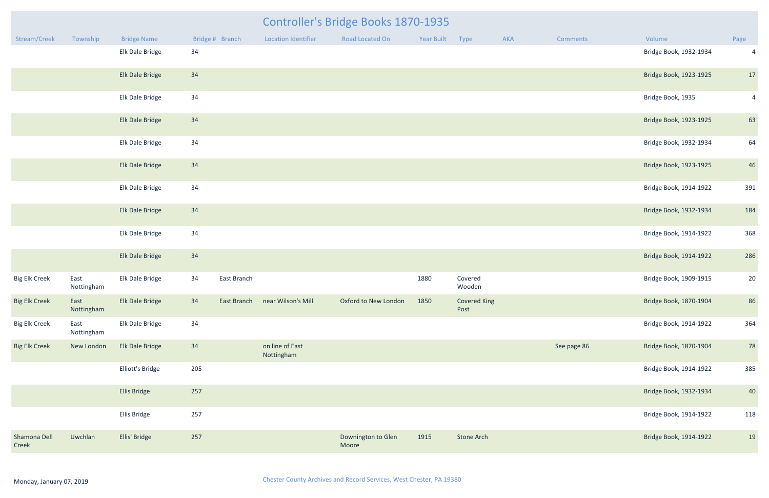# Controller's Bridge Books 1870-1935

| Stream/Creek | Township | Bridge Name | Bridge # | Branch | Location Identifier | Road Located On | Year Built | Type | AKA | Comments | Volume | Page |
|---|---|---|---|---|---|---|---|---|---|---|---|---|
| | | Elk Dale Bridge | 34 | | | | | | | | Bridge Book, 1932-1934 | 4 |
| | | Elk Dale Bridge | 34 | | | | | | | | Bridge Book, 1923-1925 | 17 |
| | | Elk Dale Bridge | 34 | | | | | | | | Bridge Book, 1935 | 4 |
| | | Elk Dale Bridge | 34 | | | | | | | | Bridge Book, 1923-1925 | 63 |
| | | Elk Dale Bridge | 34 | | | | | | | | Bridge Book, 1932-1934 | 64 |
| | | Elk Dale Bridge | 34 | | | | | | | | Bridge Book, 1923-1925 | 46 |
| | | Elk Dale Bridge | 34 | | | | | | | | Bridge Book, 1914-1922 | 391 |
| | | Elk Dale Bridge | 34 | | | | | | | | Bridge Book, 1932-1934 | 184 |
| | | Elk Dale Bridge | 34 | | | | | | | | Bridge Book, 1914-1922 | 368 |
| | | Elk Dale Bridge | 34 | | | | | | | | Bridge Book, 1914-1922 | 286 |
| Big Elk Creek | East Nottingham | Elk Dale Bridge | 34 | East Branch | | | 1880 | Covered Wooden | | | Bridge Book, 1909-1915 | 20 |
| Big Elk Creek | East Nottingham | Elk Dale Bridge | 34 | East Branch | near Wilson's Mill | Oxford to New London | 1850 | Covered King Post | | | Bridge Book, 1870-1904 | 86 |
| Big Elk Creek | East Nottingham | Elk Dale Bridge | 34 | | | | | | | | Bridge Book, 1914-1922 | 364 |
| Big Elk Creek | New London | Elk Dale Bridge | 34 | | on line of East Nottingham | | | | | See page 86 | Bridge Book, 1870-1904 | 78 |
| | | Elliott's Bridge | 205 | | | | | | | | Bridge Book, 1914-1922 | 385 |
| | | Ellis Bridge | 257 | | | | | | | | Bridge Book, 1932-1934 | 40 |
| | | Ellis Bridge | 257 | | | | | | | | Bridge Book, 1914-1922 | 118 |
| Shamona Dell Creek | Uwchlan | Ellis' Bridge | 257 | | | Downington to Glen Moore | 1915 | Stone Arch | | | Bridge Book, 1914-1922 | 19 |

Monday, January 07, 2019

Chester County Archives and Record Services, West Chester, PA 19380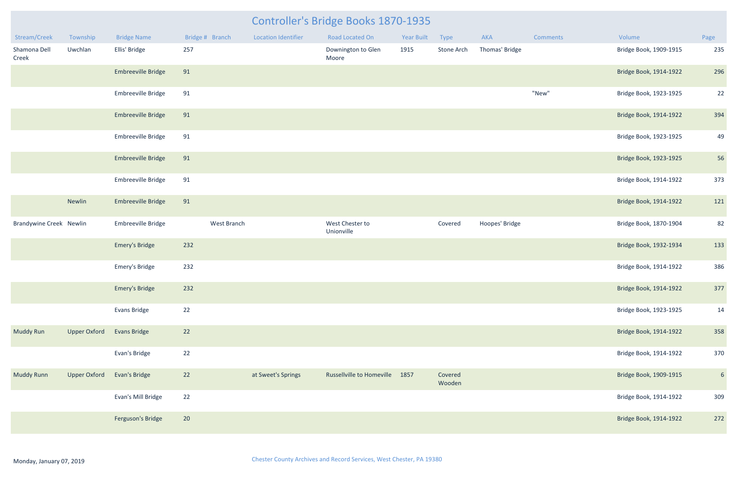# Controller's Bridge Books 1870-1935

| Stream/Creek | Township | Bridge Name | Bridge # | Branch | Location Identifier | Road Located On | Year Built | Type | AKA | Comments | Volume | Page |
|---|---|---|---|---|---|---|---|---|---|---|---|---|
| Shamona Dell Creek | Uwchlan | Ellis' Bridge | 257 | | | Downington to Glen Moore | 1915 | Stone Arch | Thomas' Bridge | | Bridge Book, 1909-1915 | 235 |
| | | Embreeville Bridge | 91 | | | | | | | | Bridge Book, 1914-1922 | 296 |
| | | Embreeville Bridge | 91 | | | | | | | "New" | Bridge Book, 1923-1925 | 22 |
| | | Embreeville Bridge | 91 | | | | | | | | Bridge Book, 1914-1922 | 394 |
| | | Embreeville Bridge | 91 | | | | | | | | Bridge Book, 1923-1925 | 49 |
| | | Embreeville Bridge | 91 | | | | | | | | Bridge Book, 1923-1925 | 56 |
| | | Embreeville Bridge | 91 | | | | | | | | Bridge Book, 1914-1922 | 373 |
| | Newlin | Embreeville Bridge | 91 | | | | | | | | Bridge Book, 1914-1922 | 121 |
| Brandywine Creek | Newlin | Embreeville Bridge | | West Branch | | West Chester to Unionville | | Covered | Hoopes' Bridge | | Bridge Book, 1870-1904 | 82 |
| | | Emery's Bridge | 232 | | | | | | | | Bridge Book, 1932-1934 | 133 |
| | | Emery's Bridge | 232 | | | | | | | | Bridge Book, 1914-1922 | 386 |
| | | Emery's Bridge | 232 | | | | | | | | Bridge Book, 1914-1922 | 377 |
| | | Evans Bridge | 22 | | | | | | | | Bridge Book, 1923-1925 | 14 |
| Muddy Run | Upper Oxford | Evans Bridge | 22 | | | | | | | | Bridge Book, 1914-1922 | 358 |
| | | Evan's Bridge | 22 | | | | | | | | Bridge Book, 1914-1922 | 370 |
| Muddy Runn | Upper Oxford | Evan's Bridge | 22 | | at Sweet's Springs | Russellville to Homeville | 1857 | Covered Wooden | | | Bridge Book, 1909-1915 | 6 |
| | | Evan's Mill Bridge | 22 | | | | | | | | Bridge Book, 1914-1922 | 309 |
| | | Ferguson's Bridge | 20 | | | | | | | | Bridge Book, 1914-1922 | 272 |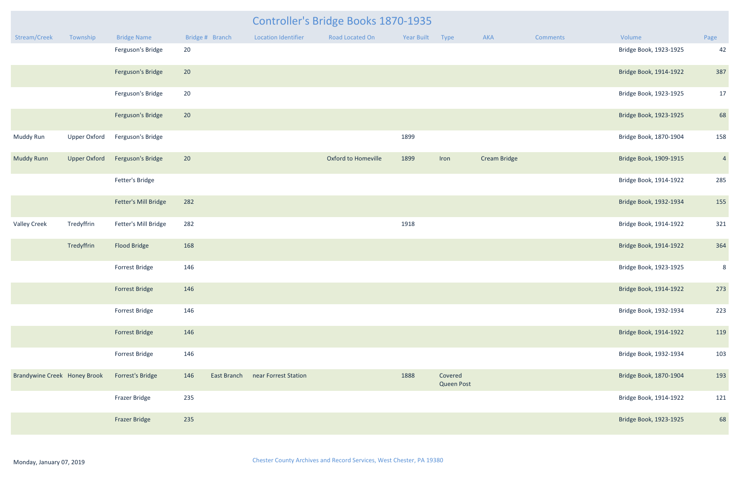# Controller's Bridge Books 1870-1935

| Stream/Creek | Township | Bridge Name | Bridge # | Branch | Location Identifier | Road Located On | Year Built | Type | AKA | Comments | Volume | Page |
|---|---|---|---|---|---|---|---|---|---|---|---|---|
| | | Ferguson's Bridge | 20 | | | | | | | | Bridge Book, 1923-1925 | 42 |
| | | Ferguson's Bridge | 20 | | | | | | | | Bridge Book, 1914-1922 | 387 |
| | | Ferguson's Bridge | 20 | | | | | | | | Bridge Book, 1923-1925 | 17 |
| | | Ferguson's Bridge | 20 | | | | | | | | Bridge Book, 1923-1925 | 68 |
| Muddy Run | Upper Oxford | Ferguson's Bridge | | | | | 1899 | | | | Bridge Book, 1870-1904 | 158 |
| Muddy Runn | Upper Oxford | Ferguson's Bridge | 20 | | | Oxford to Homeville | 1899 | Iron | Cream Bridge | | Bridge Book, 1909-1915 | 4 |
| | | Fetter's Bridge | | | | | | | | | Bridge Book, 1914-1922 | 285 |
| | | Fetter's Mill Bridge | 282 | | | | | | | | Bridge Book, 1932-1934 | 155 |
| Valley Creek | Tredyffrin | Fetter's Mill Bridge | 282 | | | | 1918 | | | | Bridge Book, 1914-1922 | 321 |
| | Tredyffrin | Flood Bridge | 168 | | | | | | | | Bridge Book, 1914-1922 | 364 |
| | | Forrest Bridge | 146 | | | | | | | | Bridge Book, 1923-1925 | 8 |
| | | Forrest Bridge | 146 | | | | | | | | Bridge Book, 1914-1922 | 273 |
| | | Forrest Bridge | 146 | | | | | | | | Bridge Book, 1932-1934 | 223 |
| | | Forrest Bridge | 146 | | | | | | | | Bridge Book, 1914-1922 | 119 |
| | | Forrest Bridge | 146 | | | | | | | | Bridge Book, 1932-1934 | 103 |
| Brandywine Creek | Honey Brook | Forrest's Bridge | 146 | East Branch | near Forrest Station | | 1888 | Covered Queen Post | | | Bridge Book, 1870-1904 | 193 |
| | | Frazer Bridge | 235 | | | | | | | | Bridge Book, 1914-1922 | 121 |
| | | Frazer Bridge | 235 | | | | | | | | Bridge Book, 1923-1925 | 68 |

Monday, January 07, 2019

Chester County Archives and Record Services, West Chester, PA 19380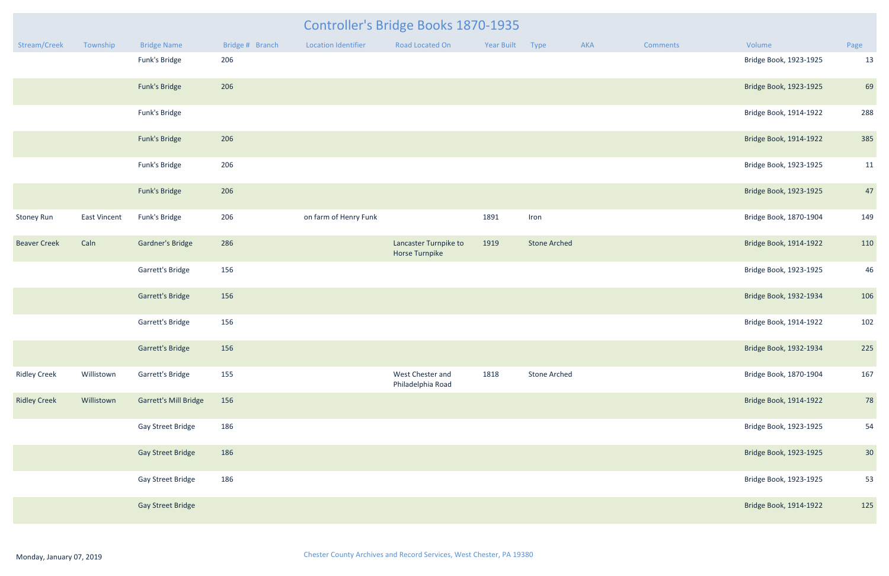# Controller's Bridge Books 1870-1935

| Stream/Creek | Township | Bridge Name | Bridge # | Branch | Location Identifier | Road Located On | Year Built | Type | AKA | Comments | Volume | Page |
|---|---|---|---|---|---|---|---|---|---|---|---|---|
| | | Funk's Bridge | 206 | | | | | | | | Bridge Book, 1923-1925 | 13 |
| | | Funk's Bridge | 206 | | | | | | | | Bridge Book, 1923-1925 | 69 |
| | | Funk's Bridge | | | | | | | | | Bridge Book, 1914-1922 | 288 |
| | | Funk's Bridge | 206 | | | | | | | | Bridge Book, 1914-1922 | 385 |
| | | Funk's Bridge | 206 | | | | | | | | Bridge Book, 1923-1925 | 11 |
| | | Funk's Bridge | 206 | | | | | | | | Bridge Book, 1923-1925 | 47 |
| Stoney Run | East Vincent | Funk's Bridge | 206 | | on farm of Henry Funk | | 1891 | Iron | | | Bridge Book, 1870-1904 | 149 |
| Beaver Creek | Caln | Gardner's Bridge | 286 | | | Lancaster Turnpike to Horse Turnpike | 1919 | Stone Arched | | | Bridge Book, 1914-1922 | 110 |
| | | Garrett's Bridge | 156 | | | | | | | | Bridge Book, 1923-1925 | 46 |
| | | Garrett's Bridge | 156 | | | | | | | | Bridge Book, 1932-1934 | 106 |
| | | Garrett's Bridge | 156 | | | | | | | | Bridge Book, 1914-1922 | 102 |
| | | Garrett's Bridge | 156 | | | | | | | | Bridge Book, 1932-1934 | 225 |
| Ridley Creek | Willistown | Garrett's Bridge | 155 | | | West Chester and Philadelphia Road | 1818 | Stone Arched | | | Bridge Book, 1870-1904 | 167 |
| Ridley Creek | Willistown | Garrett's Mill Bridge | 156 | | | | | | | | Bridge Book, 1914-1922 | 78 |
| | | Gay Street Bridge | 186 | | | | | | | | Bridge Book, 1923-1925 | 54 |
| | | Gay Street Bridge | 186 | | | | | | | | Bridge Book, 1923-1925 | 30 |
| | | Gay Street Bridge | 186 | | | | | | | | Bridge Book, 1923-1925 | 53 |
| | | Gay Street Bridge | | | | | | | | | Bridge Book, 1914-1922 | 125 |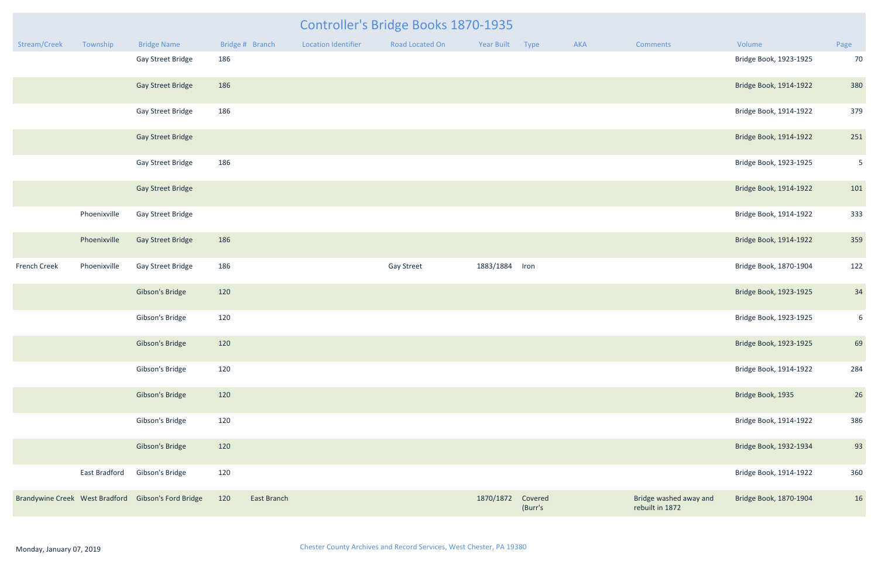# Controller's Bridge Books 1870-1935

| Stream/Creek | Township | Bridge Name | Bridge # | Branch | Location Identifier | Road Located On | Year Built | Type | AKA | Comments | Volume | Page |
|---|---|---|---|---|---|---|---|---|---|---|---|---|
| | | Gay Street Bridge | 186 | | | | | | | | Bridge Book, 1923-1925 | 70 |
| | | Gay Street Bridge | 186 | | | | | | | | Bridge Book, 1914-1922 | 380 |
| | | Gay Street Bridge | 186 | | | | | | | | Bridge Book, 1914-1922 | 379 |
| | | Gay Street Bridge | | | | | | | | | Bridge Book, 1914-1922 | 251 |
| | | Gay Street Bridge | 186 | | | | | | | | Bridge Book, 1923-1925 | 5 |
| | | Gay Street Bridge | | | | | | | | | Bridge Book, 1914-1922 | 101 |
| | Phoenixville | Gay Street Bridge | | | | | | | | | Bridge Book, 1914-1922 | 333 |
| | Phoenixville | Gay Street Bridge | 186 | | | | | | | | Bridge Book, 1914-1922 | 359 |
| French Creek | Phoenixville | Gay Street Bridge | 186 | | | Gay Street | 1883/1884 | Iron | | | Bridge Book, 1870-1904 | 122 |
| | | Gibson's Bridge | 120 | | | | | | | | Bridge Book, 1923-1925 | 34 |
| | | Gibson's Bridge | 120 | | | | | | | | Bridge Book, 1923-1925 | 6 |
| | | Gibson's Bridge | 120 | | | | | | | | Bridge Book, 1923-1925 | 69 |
| | | Gibson's Bridge | 120 | | | | | | | | Bridge Book, 1914-1922 | 284 |
| | | Gibson's Bridge | 120 | | | | | | | | Bridge Book, 1935 | 26 |
| | | Gibson's Bridge | 120 | | | | | | | | Bridge Book, 1914-1922 | 386 |
| | | Gibson's Bridge | 120 | | | | | | | | Bridge Book, 1932-1934 | 93 |
| | East Bradford | Gibson's Bridge | 120 | | | | | | | | Bridge Book, 1914-1922 | 360 |
| Brandywine Creek | West Bradford | Gibson's Ford Bridge | 120 | East Branch | | | 1870/1872 | Covered (Burr's | | Bridge washed away and rebuilt in 1872 | Bridge Book, 1870-1904 | 16 |

Monday, January 07, 2019

Chester County Archives and Record Services, West Chester, PA 19380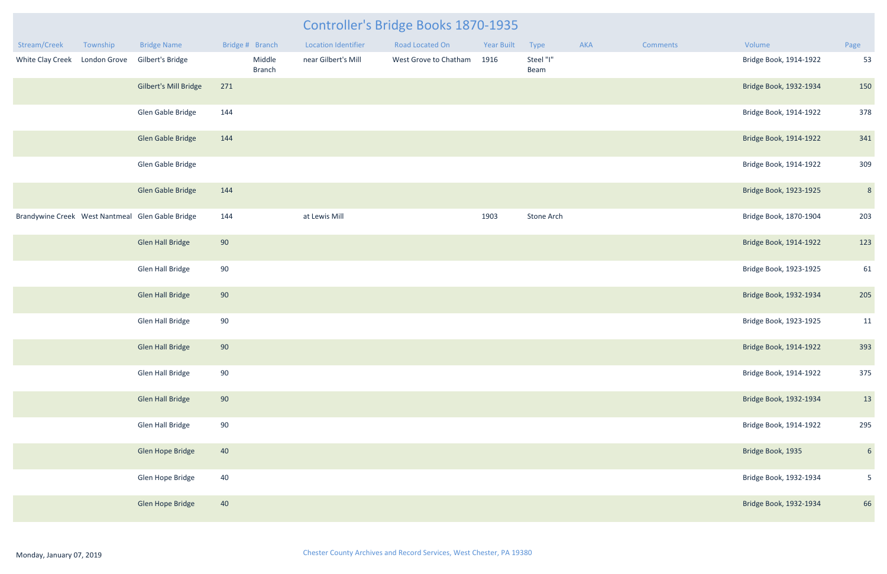# Controller's Bridge Books 1870-1935

| Stream/Creek | Township | Bridge Name | Bridge # | Branch | Location Identifier | Road Located On | Year Built | Type | AKA | Comments | Volume | Page |
|---|---|---|---|---|---|---|---|---|---|---|---|---|
| White Clay Creek | London Grove | Gilbert's Bridge | | Middle Branch | near Gilbert's Mill | West Grove to Chatham | 1916 | Steel "I" Beam | | | Bridge Book, 1914-1922 | 53 |
| | | Gilbert's Mill Bridge | 271 | | | | | | | | Bridge Book, 1932-1934 | 150 |
| | | Glen Gable Bridge | 144 | | | | | | | | Bridge Book, 1914-1922 | 378 |
| | | Glen Gable Bridge | 144 | | | | | | | | Bridge Book, 1914-1922 | 341 |
| | | Glen Gable Bridge | | | | | | | | | Bridge Book, 1914-1922 | 309 |
| | | Glen Gable Bridge | 144 | | | | | | | | Bridge Book, 1923-1925 | 8 |
| Brandywine Creek | West Nantmeal | Glen Gable Bridge | 144 | | at Lewis Mill | | 1903 | Stone Arch | | | Bridge Book, 1870-1904 | 203 |
| | | Glen Hall Bridge | 90 | | | | | | | | Bridge Book, 1914-1922 | 123 |
| | | Glen Hall Bridge | 90 | | | | | | | | Bridge Book, 1923-1925 | 61 |
| | | Glen Hall Bridge | 90 | | | | | | | | Bridge Book, 1932-1934 | 205 |
| | | Glen Hall Bridge | 90 | | | | | | | | Bridge Book, 1923-1925 | 11 |
| | | Glen Hall Bridge | 90 | | | | | | | | Bridge Book, 1914-1922 | 393 |
| | | Glen Hall Bridge | 90 | | | | | | | | Bridge Book, 1914-1922 | 375 |
| | | Glen Hall Bridge | 90 | | | | | | | | Bridge Book, 1932-1934 | 13 |
| | | Glen Hall Bridge | 90 | | | | | | | | Bridge Book, 1914-1922 | 295 |
| | | Glen Hope Bridge | 40 | | | | | | | | Bridge Book, 1935 | 6 |
| | | Glen Hope Bridge | 40 | | | | | | | | Bridge Book, 1932-1934 | 5 |
| | | Glen Hope Bridge | 40 | | | | | | | | Bridge Book, 1932-1934 | 66 |

Monday, January 07, 2019

Chester County Archives and Record Services, West Chester, PA 19380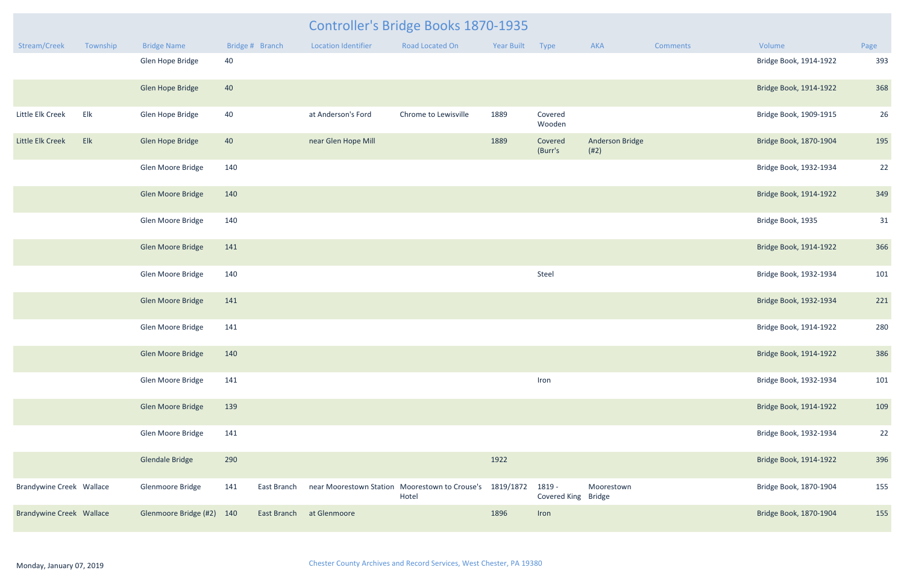# Controller's Bridge Books 1870-1935

| Stream/Creek | Township | Bridge Name | Bridge # | Branch | Location Identifier | Road Located On | Year Built | Type | AKA | Comments | Volume | Page |
|---|---|---|---|---|---|---|---|---|---|---|---|---|
| | | Glen Hope Bridge | 40 | | | | | | | | Bridge Book, 1914-1922 | 393 |
| | | Glen Hope Bridge | 40 | | | | | | | | Bridge Book, 1914-1922 | 368 |
| Little Elk Creek | Elk | Glen Hope Bridge | 40 | | at Anderson's Ford | Chrome to Lewisville | 1889 | Covered Wooden | | | Bridge Book, 1909-1915 | 26 |
| Little Elk Creek | Elk | Glen Hope Bridge | 40 | | near Glen Hope Mill | | 1889 | Covered (Burr's | Anderson Bridge (#2) | | Bridge Book, 1870-1904 | 195 |
| | | Glen Moore Bridge | 140 | | | | | | | | Bridge Book, 1932-1934 | 22 |
| | | Glen Moore Bridge | 140 | | | | | | | | Bridge Book, 1914-1922 | 349 |
| | | Glen Moore Bridge | 140 | | | | | | | | Bridge Book, 1935 | 31 |
| | | Glen Moore Bridge | 141 | | | | | | | | Bridge Book, 1914-1922 | 366 |
| | | Glen Moore Bridge | 140 | | | | | Steel | | | Bridge Book, 1932-1934 | 101 |
| | | Glen Moore Bridge | 141 | | | | | | | | Bridge Book, 1932-1934 | 221 |
| | | Glen Moore Bridge | 141 | | | | | | | | Bridge Book, 1914-1922 | 280 |
| | | Glen Moore Bridge | 140 | | | | | | | | Bridge Book, 1914-1922 | 386 |
| | | Glen Moore Bridge | 141 | | | | | Iron | | | Bridge Book, 1932-1934 | 101 |
| | | Glen Moore Bridge | 139 | | | | | | | | Bridge Book, 1914-1922 | 109 |
| | | Glen Moore Bridge | 141 | | | | | | | | Bridge Book, 1932-1934 | 22 |
| | | Glendale Bridge | 290 | | | | 1922 | | | | Bridge Book, 1914-1922 | 396 |
| Brandywine Creek | Wallace | Glenmoore Bridge | 141 | East Branch | near Moorestown Station | Moorestown to Crouse's Hotel | 1819/1872 | 1819 - Covered King | Moorestown Bridge | | Bridge Book, 1870-1904 | 155 |
| Brandywine Creek | Wallace | Glenmoore Bridge (#2) | 140 | East Branch | at Glenmoore | | 1896 | Iron | | | Bridge Book, 1870-1904 | 155 |

Monday, January 07, 2019

Chester County Archives and Record Services, West Chester, PA 19380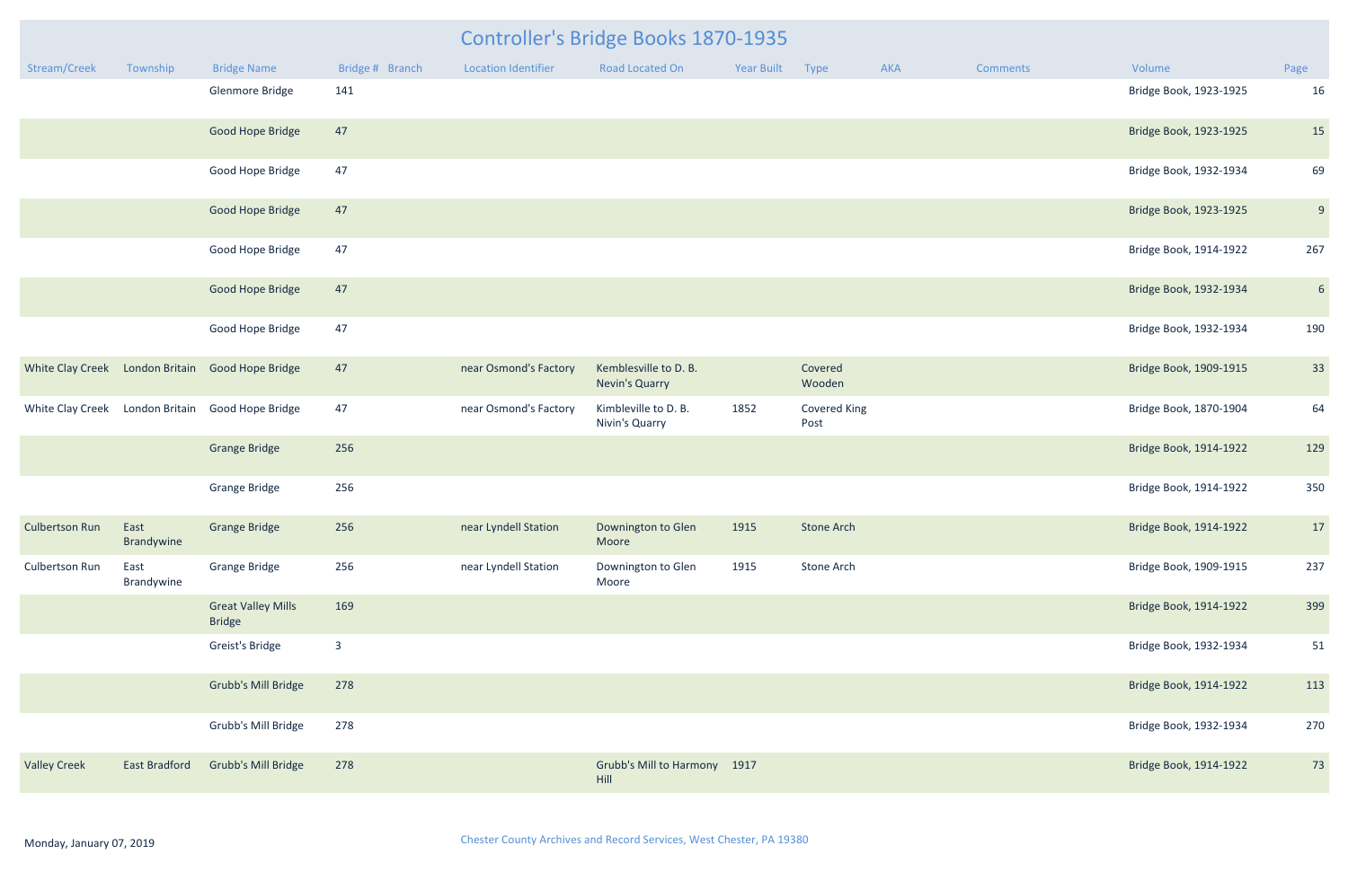# Controller's Bridge Books 1870-1935

| Stream/Creek | Township | Bridge Name | Bridge # | Branch | Location Identifier | Road Located On | Year Built | Type | AKA | Comments | Volume | Page |
|---|---|---|---|---|---|---|---|---|---|---|---|---|
| | | Glenmore Bridge | 141 | | | | | | | | Bridge Book, 1923-1925 | 16 |
| | | Good Hope Bridge | 47 | | | | | | | | Bridge Book, 1923-1925 | 15 |
| | | Good Hope Bridge | 47 | | | | | | | | Bridge Book, 1932-1934 | 69 |
| | | Good Hope Bridge | 47 | | | | | | | | Bridge Book, 1923-1925 | 9 |
| | | Good Hope Bridge | 47 | | | | | | | | Bridge Book, 1914-1922 | 267 |
| | | Good Hope Bridge | 47 | | | | | | | | Bridge Book, 1932-1934 | 6 |
| | | Good Hope Bridge | 47 | | | | | | | | Bridge Book, 1932-1934 | 190 |
| White Clay Creek | London Britain | Good Hope Bridge | 47 | | near Osmond's Factory | Kemblesville to D. B. Nevin's Quarry | | Covered Wooden | | | Bridge Book, 1909-1915 | 33 |
| White Clay Creek | London Britain | Good Hope Bridge | 47 | | near Osmond's Factory | Kimbleville to D. B. Nivin's Quarry | 1852 | Covered King Post | | | Bridge Book, 1870-1904 | 64 |
| | | Grange Bridge | 256 | | | | | | | | Bridge Book, 1914-1922 | 129 |
| | | Grange Bridge | 256 | | | | | | | | Bridge Book, 1914-1922 | 350 |
| Culbertson Run | East Brandywine | Grange Bridge | 256 | | near Lyndell Station | Downington to Glen Moore | 1915 | Stone Arch | | | Bridge Book, 1914-1922 | 17 |
| Culbertson Run | East Brandywine | Grange Bridge | 256 | | near Lyndell Station | Downington to Glen Moore | 1915 | Stone Arch | | | Bridge Book, 1909-1915 | 237 |
| | | Great Valley Mills Bridge | 169 | | | | | | | | Bridge Book, 1914-1922 | 399 |
| | | Greist's Bridge | 3 | | | | | | | | Bridge Book, 1932-1934 | 51 |
| | | Grubb's Mill Bridge | 278 | | | | | | | | Bridge Book, 1914-1922 | 113 |
| | | Grubb's Mill Bridge | 278 | | | | | | | | Bridge Book, 1932-1934 | 270 |
| Valley Creek | East Bradford | Grubb's Mill Bridge | 278 | | | Grubb's Mill to Harmony Hill | 1917 | | | | Bridge Book, 1914-1922 | 73 |

Monday, January 07, 2019

Chester County Archives and Record Services, West Chester, PA 19380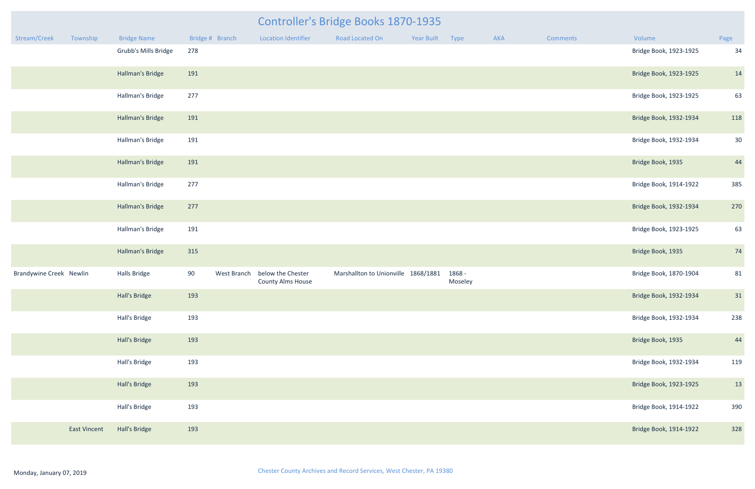# Controller's Bridge Books 1870-1935

| Stream/Creek | Township | Bridge Name | Bridge # | Branch | Location Identifier | Road Located On | Year Built | Type | AKA | Comments | Volume | Page |
|---|---|---|---|---|---|---|---|---|---|---|---|---|
| | | Grubb's Mills Bridge | 278 | | | | | | | | Bridge Book, 1923-1925 | 34 |
| | | Hallman's Bridge | 191 | | | | | | | | Bridge Book, 1923-1925 | 14 |
| | | Hallman's Bridge | 277 | | | | | | | | Bridge Book, 1923-1925 | 63 |
| | | Hallman's Bridge | 191 | | | | | | | | Bridge Book, 1932-1934 | 118 |
| | | Hallman's Bridge | 191 | | | | | | | | Bridge Book, 1932-1934 | 30 |
| | | Hallman's Bridge | 191 | | | | | | | | Bridge Book, 1935 | 44 |
| | | Hallman's Bridge | 277 | | | | | | | | Bridge Book, 1914-1922 | 385 |
| | | Hallman's Bridge | 277 | | | | | | | | Bridge Book, 1932-1934 | 270 |
| | | Hallman's Bridge | 191 | | | | | | | | Bridge Book, 1923-1925 | 63 |
| | | Hallman's Bridge | 315 | | | | | | | | Bridge Book, 1935 | 74 |
| Brandywine Creek | Newlin | Halls Bridge | 90 | West Branch | below the Chester County Alms House | Marshallton to Unionville | 1868/1881 | 1868 - Moseley | | | Bridge Book, 1870-1904 | 81 |
| | | Hall's Bridge | 193 | | | | | | | | Bridge Book, 1932-1934 | 31 |
| | | Hall's Bridge | 193 | | | | | | | | Bridge Book, 1932-1934 | 238 |
| | | Hall's Bridge | 193 | | | | | | | | Bridge Book, 1935 | 44 |
| | | Hall's Bridge | 193 | | | | | | | | Bridge Book, 1932-1934 | 119 |
| | | Hall's Bridge | 193 | | | | | | | | Bridge Book, 1923-1925 | 13 |
| | | Hall's Bridge | 193 | | | | | | | | Bridge Book, 1914-1922 | 390 |
| | East Vincent | Hall's Bridge | 193 | | | | | | | | Bridge Book, 1914-1922 | 328 |

Monday, January 07, 2019

Chester County Archives and Record Services, West Chester, PA 19380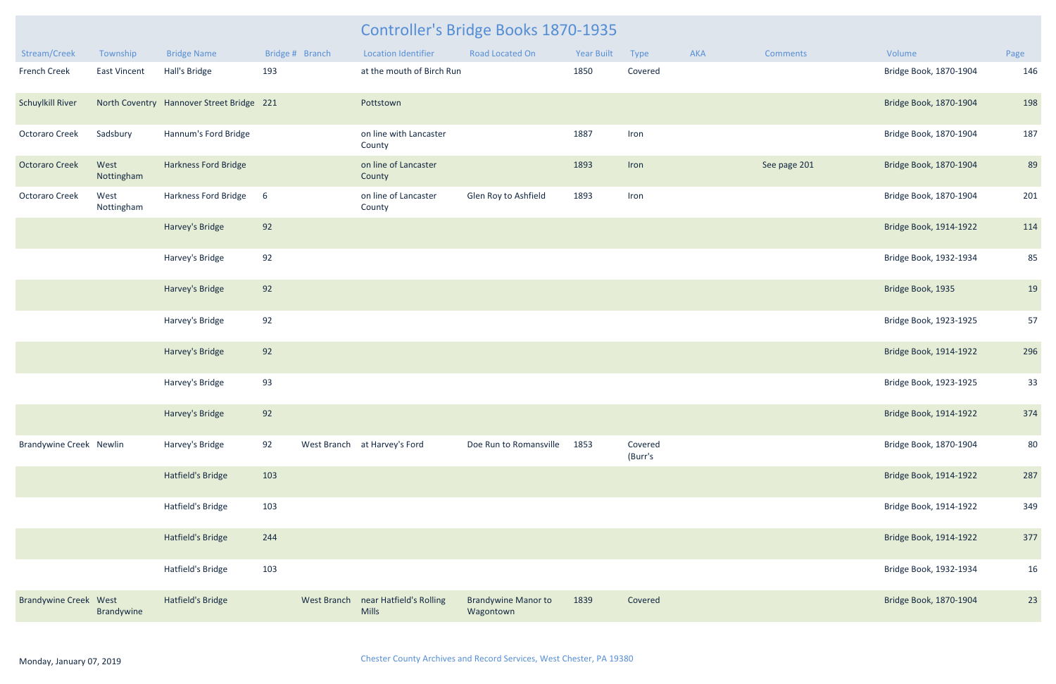# Controller's Bridge Books 1870-1935

| Stream/Creek | Township | Bridge Name | Bridge # | Branch | Location Identifier | Road Located On | Year Built | Type | AKA | Comments | Volume | Page |
|---|---|---|---|---|---|---|---|---|---|---|---|---|
| French Creek | East Vincent | Hall's Bridge | 193 | | at the mouth of Birch Run | | 1850 | Covered | | | Bridge Book, 1870-1904 | 146 |
| Schuylkill River | North Coventry | Hannover Street Bridge | 221 | | Pottstown | | | | | | Bridge Book, 1870-1904 | 198 |
| Octoraro Creek | Sadsbury | Hannum's Ford Bridge | | | on line with Lancaster County | | 1887 | Iron | | | Bridge Book, 1870-1904 | 187 |
| Octoraro Creek | West Nottingham | Harkness Ford Bridge | | | on line of Lancaster County | | 1893 | Iron | | See page 201 | Bridge Book, 1870-1904 | 89 |
| Octoraro Creek | West Nottingham | Harkness Ford Bridge | 6 | | on line of Lancaster County | Glen Roy to Ashfield | 1893 | Iron | | | Bridge Book, 1870-1904 | 201 |
| | | Harvey's Bridge | 92 | | | | | | | | Bridge Book, 1914-1922 | 114 |
| | | Harvey's Bridge | 92 | | | | | | | | Bridge Book, 1932-1934 | 85 |
| | | Harvey's Bridge | 92 | | | | | | | | Bridge Book, 1935 | 19 |
| | | Harvey's Bridge | 92 | | | | | | | | Bridge Book, 1923-1925 | 57 |
| | | Harvey's Bridge | 92 | | | | | | | | Bridge Book, 1914-1922 | 296 |
| | | Harvey's Bridge | 93 | | | | | | | | Bridge Book, 1923-1925 | 33 |
| | | Harvey's Bridge | 92 | | | | | | | | Bridge Book, 1914-1922 | 374 |
| Brandywine Creek | Newlin | Harvey's Bridge | 92 | West Branch | at Harvey's Ford | Doe Run to Romansville | 1853 | Covered (Burr's | | | Bridge Book, 1870-1904 | 80 |
| | | Hatfield's Bridge | 103 | | | | | | | | Bridge Book, 1914-1922 | 287 |
| | | Hatfield's Bridge | 103 | | | | | | | | Bridge Book, 1914-1922 | 349 |
| | | Hatfield's Bridge | 244 | | | | | | | | Bridge Book, 1914-1922 | 377 |
| | | Hatfield's Bridge | 103 | | | | | | | | Bridge Book, 1932-1934 | 16 |
| Brandywine Creek | West Brandywine | Hatfield's Bridge | | West Branch | near Hatfield's Rolling Mills | Brandywine Manor to Wagontown | 1839 | Covered | | | Bridge Book, 1870-1904 | 23 |

Monday, January 07, 2019

Chester County Archives and Record Services, West Chester, PA 19380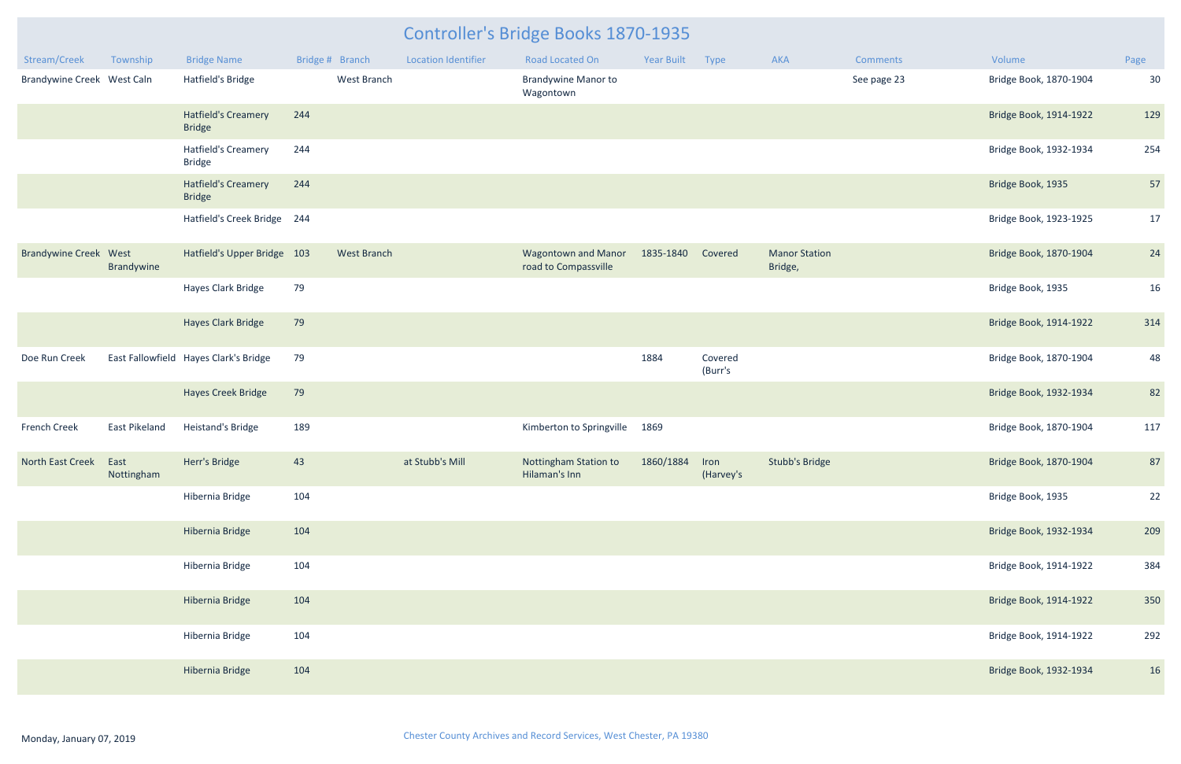# Controller's Bridge Books 1870-1935

| Stream/Creek | Township | Bridge Name | Bridge # | Branch | Location Identifier | Road Located On | Year Built | Type | AKA | Comments | Volume | Page |
|---|---|---|---|---|---|---|---|---|---|---|---|---|
| Brandywine Creek | West Caln | Hatfield's Bridge | | West Branch | | Brandywine Manor to Wagontown | | | | See page 23 | Bridge Book, 1870-1904 | 30 |
| | | Hatfield's Creamery Bridge | 244 | | | | | | | | Bridge Book, 1914-1922 | 129 |
| | | Hatfield's Creamery Bridge | 244 | | | | | | | | Bridge Book, 1932-1934 | 254 |
| | | Hatfield's Creamery Bridge | 244 | | | | | | | | Bridge Book, 1935 | 57 |
| | | Hatfield's Creek Bridge | 244 | | | | | | | | Bridge Book, 1923-1925 | 17 |
| Brandywine Creek | West Brandywine | Hatfield's Upper Bridge | 103 | West Branch | | Wagontown and Manor road to Compassville | 1835-1840 | Covered | Manor Station Bridge, | | Bridge Book, 1870-1904 | 24 |
| | | Hayes Clark Bridge | 79 | | | | | | | | Bridge Book, 1935 | 16 |
| | | Hayes Clark Bridge | 79 | | | | | | | | Bridge Book, 1914-1922 | 314 |
| Doe Run Creek | East Fallowfield | Hayes Clark's Bridge | 79 | | | | 1884 | Covered (Burr's | | | Bridge Book, 1870-1904 | 48 |
| | | Hayes Creek Bridge | 79 | | | | | | | | Bridge Book, 1932-1934 | 82 |
| French Creek | East Pikeland | Heistand's Bridge | 189 | | | Kimberton to Springville | 1869 | | | | Bridge Book, 1870-1904 | 117 |
| North East Creek | East Nottingham | Herr's Bridge | 43 | | at Stubb's Mill | Nottingham Station to Hilaman's Inn | 1860/1884 | Iron (Harvey's | Stubb's Bridge | | Bridge Book, 1870-1904 | 87 |
| | | Hibernia Bridge | 104 | | | | | | | | Bridge Book, 1935 | 22 |
| | | Hibernia Bridge | 104 | | | | | | | | Bridge Book, 1932-1934 | 209 |
| | | Hibernia Bridge | 104 | | | | | | | | Bridge Book, 1914-1922 | 384 |
| | | Hibernia Bridge | 104 | | | | | | | | Bridge Book, 1914-1922 | 350 |
| | | Hibernia Bridge | 104 | | | | | | | | Bridge Book, 1914-1922 | 292 |
| | | Hibernia Bridge | 104 | | | | | | | | Bridge Book, 1932-1934 | 16 |

Monday, January 07, 2019

Chester County Archives and Record Services, West Chester, PA 19380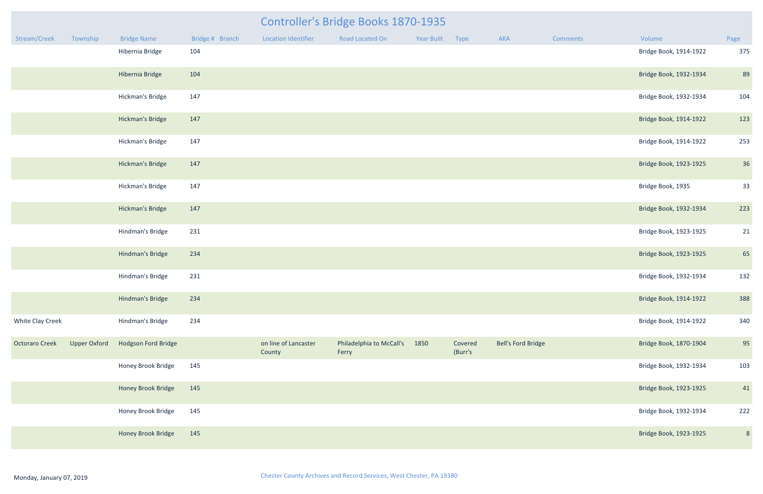# Controller's Bridge Books 1870-1935

| Stream/Creek | Township | Bridge Name | Bridge # | Branch | Location Identifier | Road Located On | Year Built | Type | AKA | Comments | Volume | Page |
|---|---|---|---|---|---|---|---|---|---|---|---|---|
| | | Hibernia Bridge | 104 | | | | | | | | Bridge Book, 1914-1922 | 375 |
| | | Hibernia Bridge | 104 | | | | | | | | Bridge Book, 1932-1934 | 89 |
| | | Hickman's Bridge | 147 | | | | | | | | Bridge Book, 1932-1934 | 104 |
| | | Hickman's Bridge | 147 | | | | | | | | Bridge Book, 1914-1922 | 123 |
| | | Hickman's Bridge | 147 | | | | | | | | Bridge Book, 1914-1922 | 253 |
| | | Hickman's Bridge | 147 | | | | | | | | Bridge Book, 1923-1925 | 36 |
| | | Hickman's Bridge | 147 | | | | | | | | Bridge Book, 1935 | 33 |
| | | Hickman's Bridge | 147 | | | | | | | | Bridge Book, 1932-1934 | 223 |
| | | Hindman's Bridge | 231 | | | | | | | | Bridge Book, 1923-1925 | 21 |
| | | Hindman's Bridge | 234 | | | | | | | | Bridge Book, 1923-1925 | 65 |
| | | Hindman's Bridge | 231 | | | | | | | | Bridge Book, 1932-1934 | 132 |
| | | Hindman's Bridge | 234 | | | | | | | | Bridge Book, 1914-1922 | 388 |
| White Clay Creek | | Hindman's Bridge | 234 | | | | | | | | Bridge Book, 1914-1922 | 340 |
| Octoraro Creek | Upper Oxford | Hodgson Ford Bridge | | | on line of Lancaster County | Philadelphia to McCall's Ferry | 1850 | Covered (Burr's | Bell's Ford Bridge | | Bridge Book, 1870-1904 | 95 |
| | | Honey Brook Bridge | 145 | | | | | | | | Bridge Book, 1932-1934 | 103 |
| | | Honey Brook Bridge | 145 | | | | | | | | Bridge Book, 1923-1925 | 41 |
| | | Honey Brook Bridge | 145 | | | | | | | | Bridge Book, 1932-1934 | 222 |
| | | Honey Brook Bridge | 145 | | | | | | | | Bridge Book, 1923-1925 | 8 |

Monday, January 07, 2019

Chester County Archives and Record Services, West Chester, PA 19380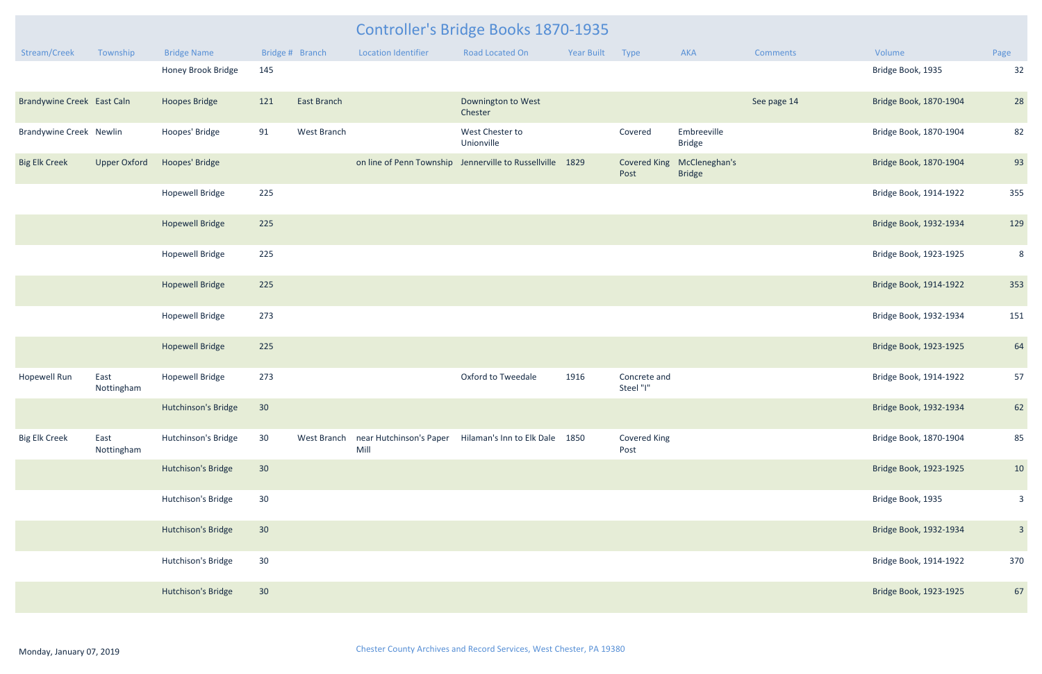# Controller's Bridge Books 1870-1935

| Stream/Creek | Township | Bridge Name | Bridge # | Branch | Location Identifier | Road Located On | Year Built | Type | AKA | Comments | Volume | Page |
|---|---|---|---|---|---|---|---|---|---|---|---|---|
| | | Honey Brook Bridge | 145 | | | | | | | | Bridge Book, 1935 | 32 |
| Brandywine Creek | East Caln | Hoopes Bridge | 121 | East Branch | | Downington to West Chester | | | | See page 14 | Bridge Book, 1870-1904 | 28 |
| Brandywine Creek | Newlin | Hoopes' Bridge | 91 | West Branch | | West Chester to Unionville | | Covered | Embreeville Bridge | | Bridge Book, 1870-1904 | 82 |
| Big Elk Creek | Upper Oxford | Hoopes' Bridge | | | on line of Penn Township | Jennerville to Russellville | 1829 | Covered King Post | McCleneghan's Bridge | | Bridge Book, 1870-1904 | 93 |
| | | Hopewell Bridge | 225 | | | | | | | | Bridge Book, 1914-1922 | 355 |
| | | Hopewell Bridge | 225 | | | | | | | | Bridge Book, 1932-1934 | 129 |
| | | Hopewell Bridge | 225 | | | | | | | | Bridge Book, 1923-1925 | 8 |
| | | Hopewell Bridge | 225 | | | | | | | | Bridge Book, 1914-1922 | 353 |
| | | Hopewell Bridge | 273 | | | | | | | | Bridge Book, 1932-1934 | 151 |
| | | Hopewell Bridge | 225 | | | | | | | | Bridge Book, 1923-1925 | 64 |
| Hopewell Run | East Nottingham | Hopewell Bridge | 273 | | | Oxford to Tweedale | 1916 | Concrete and Steel "I" | | | Bridge Book, 1914-1922 | 57 |
| | | Hutchinson's Bridge | 30 | | | | | | | | Bridge Book, 1932-1934 | 62 |
| Big Elk Creek | East Nottingham | Hutchinson's Bridge | 30 | West Branch | near Hutchinson's Paper Mill | Hilaman's Inn to Elk Dale | 1850 | Covered King Post | | | Bridge Book, 1870-1904 | 85 |
| | | Hutchison's Bridge | 30 | | | | | | | | Bridge Book, 1923-1925 | 10 |
| | | Hutchison's Bridge | 30 | | | | | | | | Bridge Book, 1935 | 3 |
| | | Hutchison's Bridge | 30 | | | | | | | | Bridge Book, 1932-1934 | 3 |
| | | Hutchison's Bridge | 30 | | | | | | | | Bridge Book, 1914-1922 | 370 |
| | | Hutchison's Bridge | 30 | | | | | | | | Bridge Book, 1923-1925 | 67 |

Monday, January 07, 2019

Chester County Archives and Record Services, West Chester, PA 19380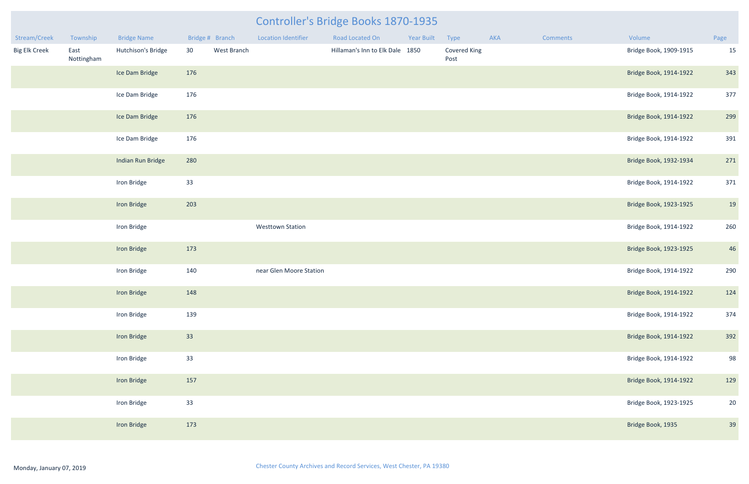# Controller's Bridge Books 1870-1935

| Stream/Creek | Township | Bridge Name | Bridge # | Branch | Location Identifier | Road Located On | Year Built | Type | AKA | Comments | Volume | Page |
|---|---|---|---|---|---|---|---|---|---|---|---|---|
| Big Elk Creek | East Nottingham | Hutchison's Bridge | 30 | West Branch | | Hillaman's Inn to Elk Dale | 1850 | Covered King Post | | | Bridge Book, 1909-1915 | 15 |
| | | Ice Dam Bridge | 176 | | | | | | | | Bridge Book, 1914-1922 | 343 |
| | | Ice Dam Bridge | 176 | | | | | | | | Bridge Book, 1914-1922 | 377 |
| | | Ice Dam Bridge | 176 | | | | | | | | Bridge Book, 1914-1922 | 299 |
| | | Ice Dam Bridge | 176 | | | | | | | | Bridge Book, 1914-1922 | 391 |
| | | Indian Run Bridge | 280 | | | | | | | | Bridge Book, 1932-1934 | 271 |
| | | Iron Bridge | 33 | | | | | | | | Bridge Book, 1914-1922 | 371 |
| | | Iron Bridge | 203 | | | | | | | | Bridge Book, 1923-1925 | 19 |
| | | Iron Bridge | | | Westtown Station | | | | | | Bridge Book, 1914-1922 | 260 |
| | | Iron Bridge | 173 | | | | | | | | Bridge Book, 1923-1925 | 46 |
| | | Iron Bridge | 140 | | near Glen Moore Station | | | | | | Bridge Book, 1914-1922 | 290 |
| | | Iron Bridge | 148 | | | | | | | | Bridge Book, 1914-1922 | 124 |
| | | Iron Bridge | 139 | | | | | | | | Bridge Book, 1914-1922 | 374 |
| | | Iron Bridge | 33 | | | | | | | | Bridge Book, 1914-1922 | 392 |
| | | Iron Bridge | 33 | | | | | | | | Bridge Book, 1914-1922 | 98 |
| | | Iron Bridge | 157 | | | | | | | | Bridge Book, 1914-1922 | 129 |
| | | Iron Bridge | 33 | | | | | | | | Bridge Book, 1923-1925 | 20 |
| | | Iron Bridge | 173 | | | | | | | | Bridge Book, 1935 | 39 |

Monday, January 07, 2019

Chester County Archives and Record Services, West Chester, PA 19380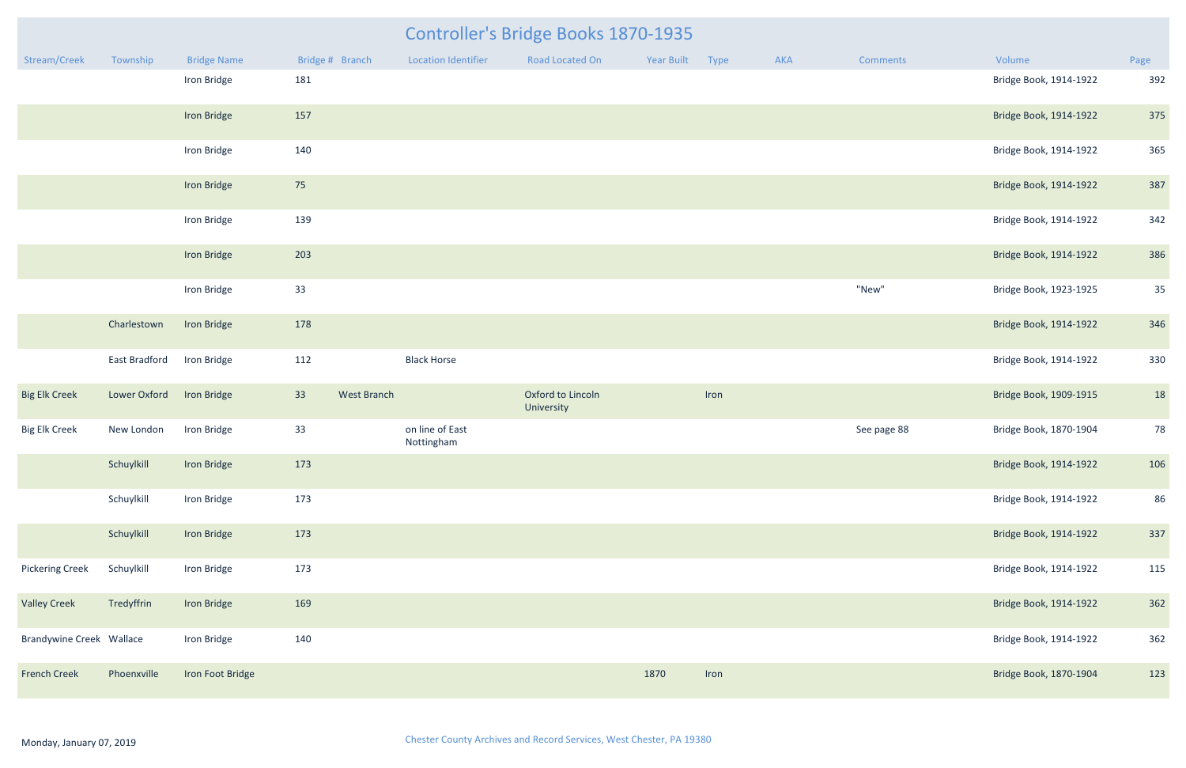# Controller's Bridge Books 1870-1935

| Stream/Creek | Township | Bridge Name | Bridge # | Branch | Location Identifier | Road Located On | Year Built | Type | AKA | Comments | Volume | Page |
|---|---|---|---|---|---|---|---|---|---|---|---|---|
| | | Iron Bridge | 181 | | | | | | | | Bridge Book, 1914-1922 | 392 |
| | | Iron Bridge | 157 | | | | | | | | Bridge Book, 1914-1922 | 375 |
| | | Iron Bridge | 140 | | | | | | | | Bridge Book, 1914-1922 | 365 |
| | | Iron Bridge | 75 | | | | | | | | Bridge Book, 1914-1922 | 387 |
| | | Iron Bridge | 139 | | | | | | | | Bridge Book, 1914-1922 | 342 |
| | | Iron Bridge | 203 | | | | | | | | Bridge Book, 1914-1922 | 386 |
| | | Iron Bridge | 33 | | | | | | | "New" | Bridge Book, 1923-1925 | 35 |
| | Charlestown | Iron Bridge | 178 | | | | | | | | Bridge Book, 1914-1922 | 346 |
| | East Bradford | Iron Bridge | 112 | | Black Horse | | | | | | Bridge Book, 1914-1922 | 330 |
| Big Elk Creek | Lower Oxford | Iron Bridge | 33 | West Branch | | Oxford to Lincoln University | | Iron | | | Bridge Book, 1909-1915 | 18 |
| Big Elk Creek | New London | Iron Bridge | 33 | | on line of East Nottingham | | | | | See page 88 | Bridge Book, 1870-1904 | 78 |
| | Schuylkill | Iron Bridge | 173 | | | | | | | | Bridge Book, 1914-1922 | 106 |
| | Schuylkill | Iron Bridge | 173 | | | | | | | | Bridge Book, 1914-1922 | 86 |
| | Schuylkill | Iron Bridge | 173 | | | | | | | | Bridge Book, 1914-1922 | 337 |
| Pickering Creek | Schuylkill | Iron Bridge | 173 | | | | | | | | Bridge Book, 1914-1922 | 115 |
| Valley Creek | Tredyffrin | Iron Bridge | 169 | | | | | | | | Bridge Book, 1914-1922 | 362 |
| Brandywine Creek | Wallace | Iron Bridge | 140 | | | | | | | | Bridge Book, 1914-1922 | 362 |
| French Creek | Phoenxville | Iron Foot Bridge | | | | | 1870 | Iron | | | Bridge Book, 1870-1904 | 123 |

Monday, January 07, 2019

Chester County Archives and Record Services, West Chester, PA 19380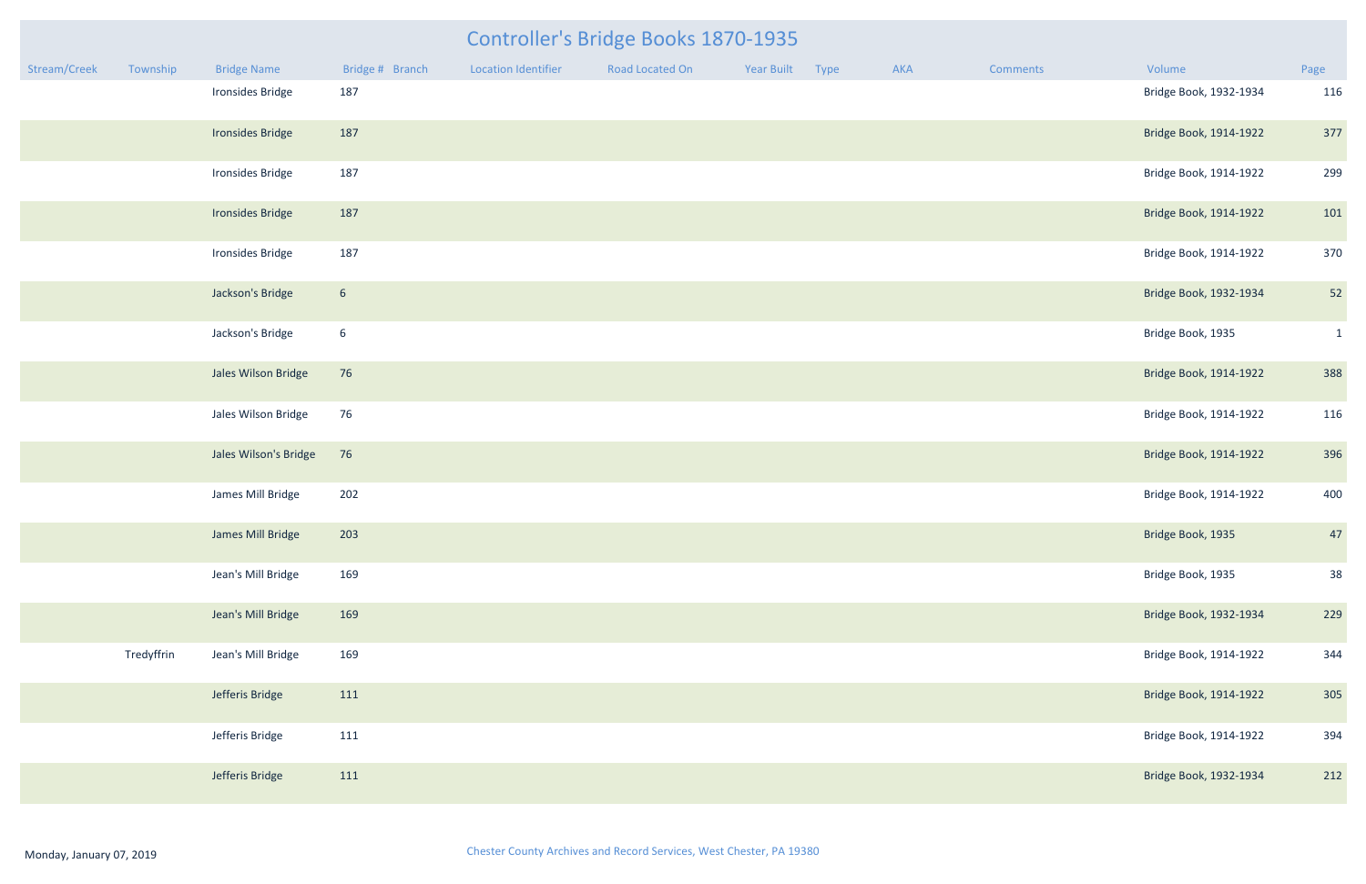# Controller's Bridge Books 1870-1935

| Stream/Creek | Township | Bridge Name | Bridge # | Branch | Location Identifier | Road Located On | Year Built | Type | AKA | Comments | Volume | Page |
|---|---|---|---|---|---|---|---|---|---|---|---|---|
| | | Ironsides Bridge | 187 | | | | | | | | Bridge Book, 1932-1934 | 116 |
| | | Ironsides Bridge | 187 | | | | | | | | Bridge Book, 1914-1922 | 377 |
| | | Ironsides Bridge | 187 | | | | | | | | Bridge Book, 1914-1922 | 299 |
| | | Ironsides Bridge | 187 | | | | | | | | Bridge Book, 1914-1922 | 101 |
| | | Ironsides Bridge | 187 | | | | | | | | Bridge Book, 1914-1922 | 370 |
| | | Jackson's Bridge | 6 | | | | | | | | Bridge Book, 1932-1934 | 52 |
| | | Jackson's Bridge | 6 | | | | | | | | Bridge Book, 1935 | 1 |
| | | Jales Wilson Bridge | 76 | | | | | | | | Bridge Book, 1914-1922 | 388 |
| | | Jales Wilson Bridge | 76 | | | | | | | | Bridge Book, 1914-1922 | 116 |
| | | Jales Wilson's Bridge | 76 | | | | | | | | Bridge Book, 1914-1922 | 396 |
| | | James Mill Bridge | 202 | | | | | | | | Bridge Book, 1914-1922 | 400 |
| | | James Mill Bridge | 203 | | | | | | | | Bridge Book, 1935 | 47 |
| | | Jean's Mill Bridge | 169 | | | | | | | | Bridge Book, 1935 | 38 |
| | | Jean's Mill Bridge | 169 | | | | | | | | Bridge Book, 1932-1934 | 229 |
| | Tredyffrin | Jean's Mill Bridge | 169 | | | | | | | | Bridge Book, 1914-1922 | 344 |
| | | Jefferis Bridge | 111 | | | | | | | | Bridge Book, 1914-1922 | 305 |
| | | Jefferis Bridge | 111 | | | | | | | | Bridge Book, 1914-1922 | 394 |
| | | Jefferis Bridge | 111 | | | | | | | | Bridge Book, 1932-1934 | 212 |

Monday, January 07, 2019

Chester County Archives and Record Services, West Chester, PA 19380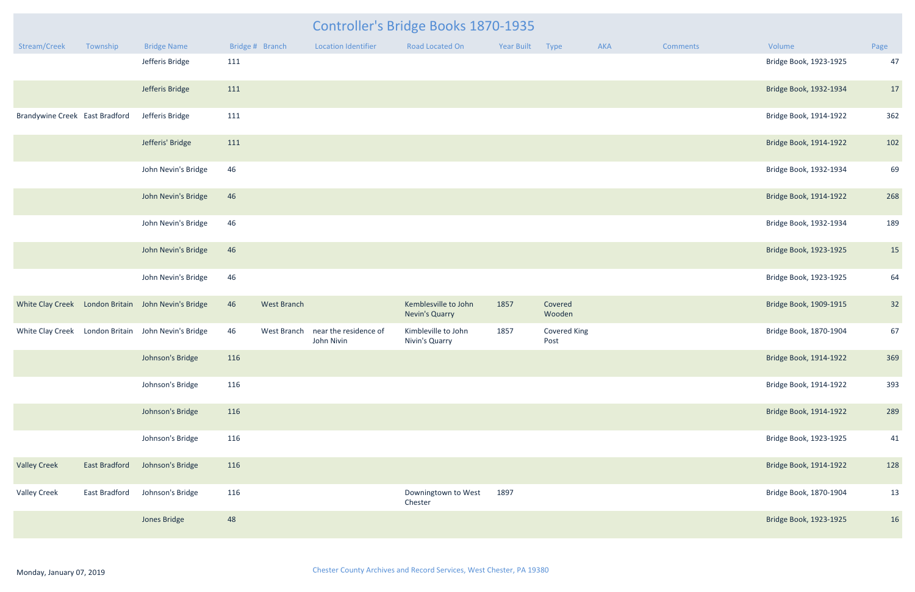# Controller's Bridge Books 1870-1935

| Stream/Creek | Township | Bridge Name | Bridge # | Branch | Location Identifier | Road Located On | Year Built | Type | AKA | Comments | Volume | Page |
|---|---|---|---|---|---|---|---|---|---|---|---|---|
| | | Jefferis Bridge | 111 | | | | | | | | Bridge Book, 1923-1925 | 47 |
| | | Jefferis Bridge | 111 | | | | | | | | Bridge Book, 1932-1934 | 17 |
| Brandywine Creek | East Bradford | Jefferis Bridge | 111 | | | | | | | | Bridge Book, 1914-1922 | 362 |
| | | Jefferis' Bridge | 111 | | | | | | | | Bridge Book, 1914-1922 | 102 |
| | | John Nevin's Bridge | 46 | | | | | | | | Bridge Book, 1932-1934 | 69 |
| | | John Nevin's Bridge | 46 | | | | | | | | Bridge Book, 1914-1922 | 268 |
| | | John Nevin's Bridge | 46 | | | | | | | | Bridge Book, 1932-1934 | 189 |
| | | John Nevin's Bridge | 46 | | | | | | | | Bridge Book, 1923-1925 | 15 |
| | | John Nevin's Bridge | 46 | | | | | | | | Bridge Book, 1923-1925 | 64 |
| White Clay Creek | London Britain | John Nevin's Bridge | 46 | West Branch | | Kemblesville to John Nevin's Quarry | 1857 | Covered Wooden | | | Bridge Book, 1909-1915 | 32 |
| White Clay Creek | London Britain | John Nevin's Bridge | 46 | West Branch | near the residence of John Nivin | Kimbleville to John Nivin's Quarry | 1857 | Covered King Post | | | Bridge Book, 1870-1904 | 67 |
| | | Johnson's Bridge | 116 | | | | | | | | Bridge Book, 1914-1922 | 369 |
| | | Johnson's Bridge | 116 | | | | | | | | Bridge Book, 1914-1922 | 393 |
| | | Johnson's Bridge | 116 | | | | | | | | Bridge Book, 1914-1922 | 289 |
| | | Johnson's Bridge | 116 | | | | | | | | Bridge Book, 1923-1925 | 41 |
| Valley Creek | East Bradford | Johnson's Bridge | 116 | | | | | | | | Bridge Book, 1914-1922 | 128 |
| Valley Creek | East Bradford | Johnson's Bridge | 116 | | | Downingtown to West Chester | 1897 | | | | Bridge Book, 1870-1904 | 13 |
| | | Jones Bridge | 48 | | | | | | | | Bridge Book, 1923-1925 | 16 |

Monday, January 07, 2019

Chester County Archives and Record Services, West Chester, PA 19380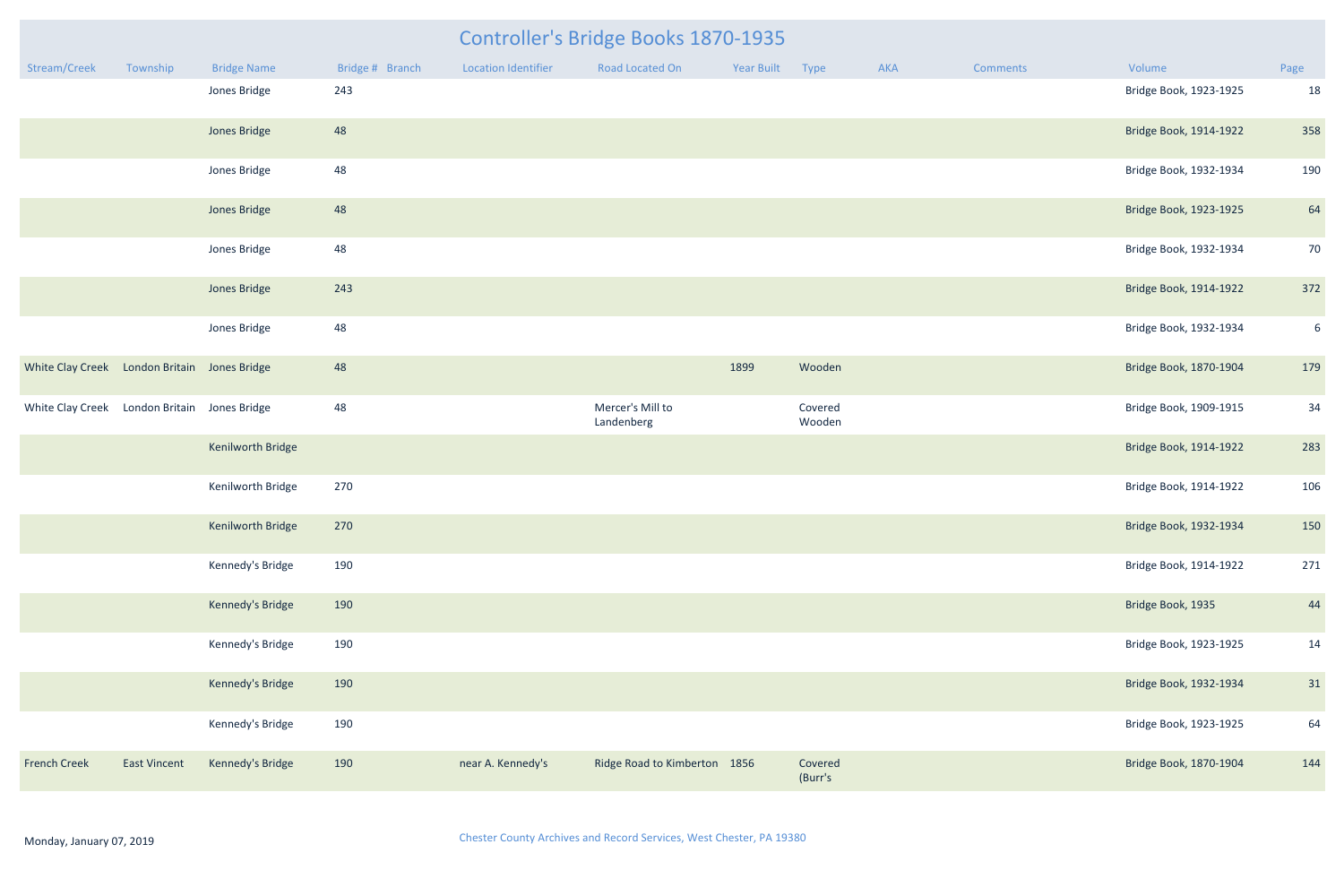# Controller's Bridge Books 1870-1935

| Stream/Creek | Township | Bridge Name | Bridge # | Branch | Location Identifier | Road Located On | Year Built | Type | AKA | Comments | Volume | Page |
|---|---|---|---|---|---|---|---|---|---|---|---|---|
| | | Jones Bridge | 243 | | | | | | | | Bridge Book, 1923-1925 | 18 |
| | | Jones Bridge | 48 | | | | | | | | Bridge Book, 1914-1922 | 358 |
| | | Jones Bridge | 48 | | | | | | | | Bridge Book, 1932-1934 | 190 |
| | | Jones Bridge | 48 | | | | | | | | Bridge Book, 1923-1925 | 64 |
| | | Jones Bridge | 48 | | | | | | | | Bridge Book, 1932-1934 | 70 |
| | | Jones Bridge | 243 | | | | | | | | Bridge Book, 1914-1922 | 372 |
| | | Jones Bridge | 48 | | | | | | | | Bridge Book, 1932-1934 | 6 |
| White Clay Creek | London Britain | Jones Bridge | 48 | | | | 1899 | Wooden | | | Bridge Book, 1870-1904 | 179 |
| White Clay Creek | London Britain | Jones Bridge | 48 | | | Mercer's Mill to Landenberg | | Covered Wooden | | | Bridge Book, 1909-1915 | 34 |
| | | Kenilworth Bridge | | | | | | | | | Bridge Book, 1914-1922 | 283 |
| | | Kenilworth Bridge | 270 | | | | | | | | Bridge Book, 1914-1922 | 106 |
| | | Kenilworth Bridge | 270 | | | | | | | | Bridge Book, 1932-1934 | 150 |
| | | Kennedy's Bridge | 190 | | | | | | | | Bridge Book, 1914-1922 | 271 |
| | | Kennedy's Bridge | 190 | | | | | | | | Bridge Book, 1935 | 44 |
| | | Kennedy's Bridge | 190 | | | | | | | | Bridge Book, 1923-1925 | 14 |
| | | Kennedy's Bridge | 190 | | | | | | | | Bridge Book, 1932-1934 | 31 |
| | | Kennedy's Bridge | 190 | | | | | | | | Bridge Book, 1923-1925 | 64 |
| French Creek | East Vincent | Kennedy's Bridge | 190 | | near A. Kennedy's | Ridge Road to Kimberton | 1856 | Covered (Burr's | | | Bridge Book, 1870-1904 | 144 |

Monday, January 07, 2019

Chester County Archives and Record Services, West Chester, PA 19380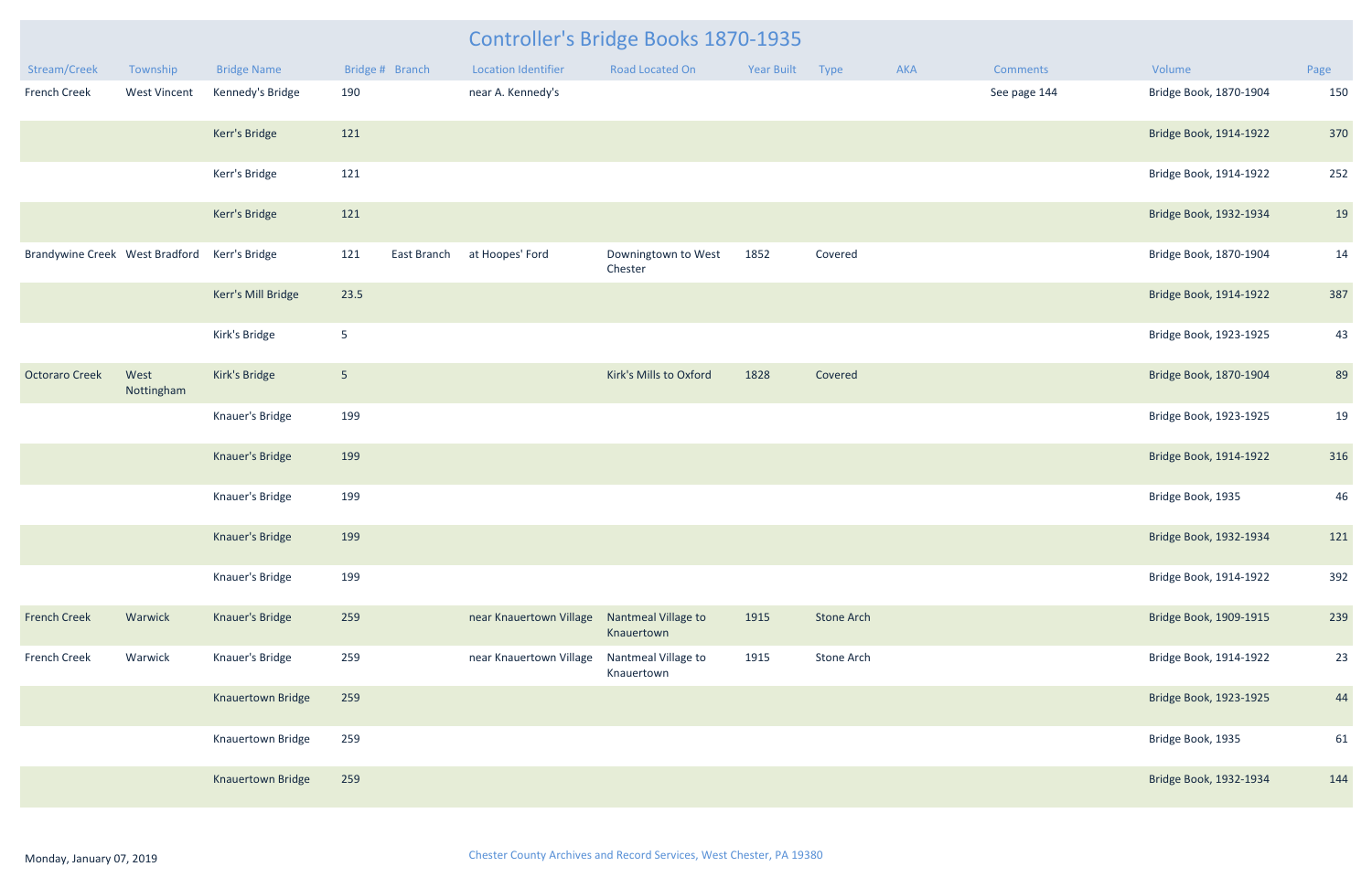# Controller's Bridge Books 1870-1935

| Stream/Creek | Township | Bridge Name | Bridge # | Branch | Location Identifier | Road Located On | Year Built | Type | AKA | Comments | Volume | Page |
|---|---|---|---|---|---|---|---|---|---|---|---|---|
| French Creek | West Vincent | Kennedy's Bridge | 190 | | near A. Kennedy's | | | | | See page 144 | Bridge Book, 1870-1904 | 150 |
| | | Kerr's Bridge | 121 | | | | | | | | Bridge Book, 1914-1922 | 370 |
| | | Kerr's Bridge | 121 | | | | | | | | Bridge Book, 1914-1922 | 252 |
| | | Kerr's Bridge | 121 | | | | | | | | Bridge Book, 1932-1934 | 19 |
| Brandywine Creek | West Bradford | Kerr's Bridge | 121 | East Branch | at Hoopes' Ford | Downingtown to West Chester | 1852 | Covered | | | Bridge Book, 1870-1904 | 14 |
| | | Kerr's Mill Bridge | 23.5 | | | | | | | | Bridge Book, 1914-1922 | 387 |
| | | Kirk's Bridge | 5 | | | | | | | | Bridge Book, 1923-1925 | 43 |
| Octoraro Creek | West Nottingham | Kirk's Bridge | 5 | | | Kirk's Mills to Oxford | 1828 | Covered | | | Bridge Book, 1870-1904 | 89 |
| | | Knauer's Bridge | 199 | | | | | | | | Bridge Book, 1923-1925 | 19 |
| | | Knauer's Bridge | 199 | | | | | | | | Bridge Book, 1914-1922 | 316 |
| | | Knauer's Bridge | 199 | | | | | | | | Bridge Book, 1935 | 46 |
| | | Knauer's Bridge | 199 | | | | | | | | Bridge Book, 1932-1934 | 121 |
| | | Knauer's Bridge | 199 | | | | | | | | Bridge Book, 1914-1922 | 392 |
| French Creek | Warwick | Knauer's Bridge | 259 | | near Knauertown Village | Nantmeal Village to Knauertown | 1915 | Stone Arch | | | Bridge Book, 1909-1915 | 239 |
| French Creek | Warwick | Knauer's Bridge | 259 | | near Knauertown Village | Nantmeal Village to Knauertown | 1915 | Stone Arch | | | Bridge Book, 1914-1922 | 23 |
| | | Knauertown Bridge | 259 | | | | | | | | Bridge Book, 1923-1925 | 44 |
| | | Knauertown Bridge | 259 | | | | | | | | Bridge Book, 1935 | 61 |
| | | Knauertown Bridge | 259 | | | | | | | | Bridge Book, 1932-1934 | 144 |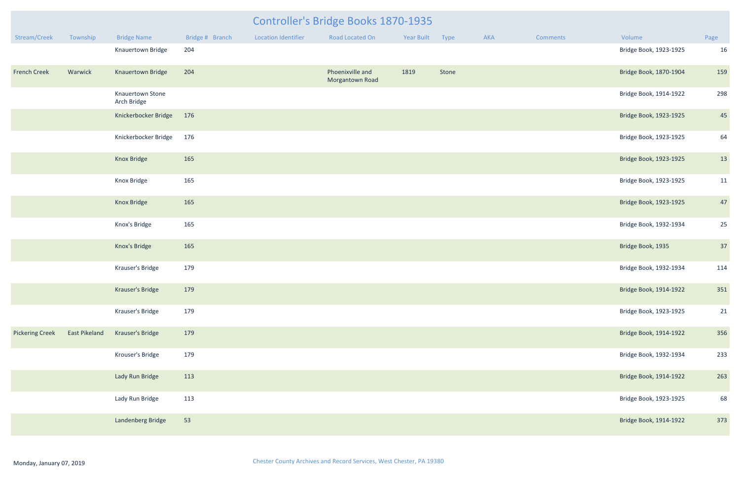# Controller's Bridge Books 1870-1935

| Stream/Creek | Township | Bridge Name | Bridge # | Branch | Location Identifier | Road Located On | Year Built | Type | AKA | Comments | Volume | Page |
|---|---|---|---|---|---|---|---|---|---|---|---|---|
| | | Knauertown Bridge | 204 | | | | | | | | Bridge Book, 1923-1925 | 16 |
| French Creek | Warwick | Knauertown Bridge | 204 | | | Phoenixville and Morgantown Road | 1819 | Stone | | | Bridge Book, 1870-1904 | 159 |
| | | Knauertown Stone Arch Bridge | | | | | | | | | Bridge Book, 1914-1922 | 298 |
| | | Knickerbocker Bridge | 176 | | | | | | | | Bridge Book, 1923-1925 | 45 |
| | | Knickerbocker Bridge | 176 | | | | | | | | Bridge Book, 1923-1925 | 64 |
| | | Knox Bridge | 165 | | | | | | | | Bridge Book, 1923-1925 | 13 |
| | | Knox Bridge | 165 | | | | | | | | Bridge Book, 1923-1925 | 11 |
| | | Knox Bridge | 165 | | | | | | | | Bridge Book, 1923-1925 | 47 |
| | | Knox's Bridge | 165 | | | | | | | | Bridge Book, 1932-1934 | 25 |
| | | Knox's Bridge | 165 | | | | | | | | Bridge Book, 1935 | 37 |
| | | Krauser's Bridge | 179 | | | | | | | | Bridge Book, 1932-1934 | 114 |
| | | Krauser's Bridge | 179 | | | | | | | | Bridge Book, 1914-1922 | 351 |
| | | Krauser's Bridge | 179 | | | | | | | | Bridge Book, 1923-1925 | 21 |
| Pickering Creek | East Pikeland | Krauser's Bridge | 179 | | | | | | | | Bridge Book, 1914-1922 | 356 |
| | | Krouser's Bridge | 179 | | | | | | | | Bridge Book, 1932-1934 | 233 |
| | | Lady Run Bridge | 113 | | | | | | | | Bridge Book, 1914-1922 | 263 |
| | | Lady Run Bridge | 113 | | | | | | | | Bridge Book, 1923-1925 | 68 |
| | | Landenberg Bridge | 53 | | | | | | | | Bridge Book, 1914-1922 | 373 |

Monday, January 07, 2019

Chester County Archives and Record Services, West Chester, PA 19380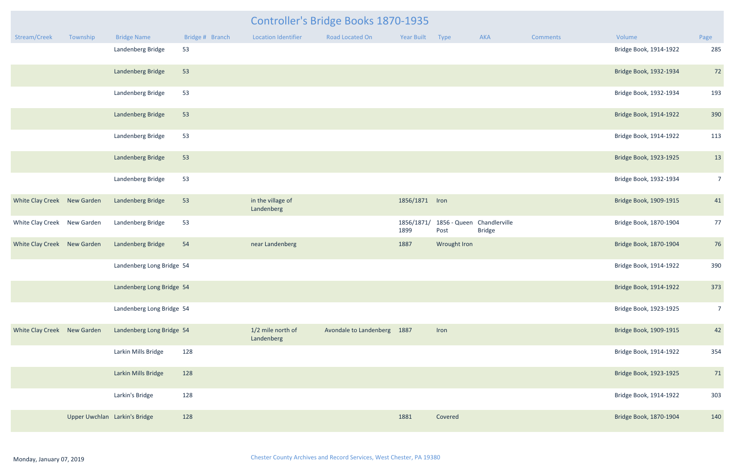# Controller's Bridge Books 1870-1935

| Stream/Creek | Township | Bridge Name | Bridge # | Branch | Location Identifier | Road Located On | Year Built | Type | AKA | Comments | Volume | Page |
|---|---|---|---|---|---|---|---|---|---|---|---|---|
| | | Landenberg Bridge | 53 | | | | | | | | Bridge Book, 1914-1922 | 285 |
| | | Landenberg Bridge | 53 | | | | | | | | Bridge Book, 1932-1934 | 72 |
| | | Landenberg Bridge | 53 | | | | | | | | Bridge Book, 1932-1934 | 193 |
| | | Landenberg Bridge | 53 | | | | | | | | Bridge Book, 1914-1922 | 390 |
| | | Landenberg Bridge | 53 | | | | | | | | Bridge Book, 1914-1922 | 113 |
| | | Landenberg Bridge | 53 | | | | | | | | Bridge Book, 1923-1925 | 13 |
| | | Landenberg Bridge | 53 | | | | | | | | Bridge Book, 1932-1934 | 7 |
| White Clay Creek | New Garden | Landenberg Bridge | 53 | | in the village of Landenberg | | 1856/1871 | Iron | | | Bridge Book, 1909-1915 | 41 |
| White Clay Creek | New Garden | Landenberg Bridge | 53 | | | | 1856/1871/ 1899 | 1856 - Queen Post | Chandlerville Bridge | | Bridge Book, 1870-1904 | 77 |
| White Clay Creek | New Garden | Landenberg Bridge | 54 | | near Landenberg | | 1887 | Wrought Iron | | | Bridge Book, 1870-1904 | 76 |
| | | Landenberg Long Bridge | 54 | | | | | | | | Bridge Book, 1914-1922 | 390 |
| | | Landenberg Long Bridge | 54 | | | | | | | | Bridge Book, 1914-1922 | 373 |
| | | Landenberg Long Bridge | 54 | | | | | | | | Bridge Book, 1923-1925 | 7 |
| White Clay Creek | New Garden | Landenberg Long Bridge | 54 | | 1/2 mile north of Landenberg | Avondale to Landenberg | 1887 | Iron | | | Bridge Book, 1909-1915 | 42 |
| | | Larkin Mills Bridge | 128 | | | | | | | | Bridge Book, 1914-1922 | 354 |
| | | Larkin Mills Bridge | 128 | | | | | | | | Bridge Book, 1923-1925 | 71 |
| | | Larkin's Bridge | 128 | | | | | | | | Bridge Book, 1914-1922 | 303 |
| | Upper Uwchlan | Larkin's Bridge | 128 | | | | 1881 | Covered | | | Bridge Book, 1870-1904 | 140 |

Monday, January 07, 2019

Chester County Archives and Record Services, West Chester, PA 19380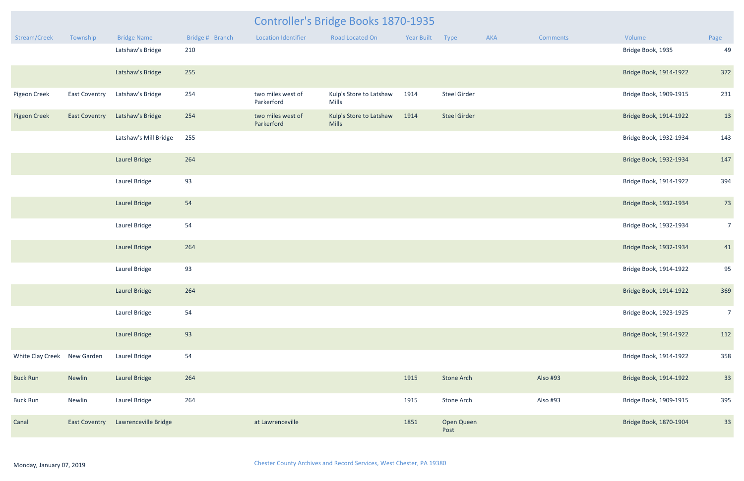# Controller's Bridge Books 1870-1935

| Stream/Creek | Township | Bridge Name | Bridge # | Branch | Location Identifier | Road Located On | Year Built | Type | AKA | Comments | Volume | Page |
|---|---|---|---|---|---|---|---|---|---|---|---|---|
| | | Latshaw's Bridge | 210 | | | | | | | | Bridge Book, 1935 | 49 |
| | | Latshaw's Bridge | 255 | | | | | | | | Bridge Book, 1914-1922 | 372 |
| Pigeon Creek | East Coventry | Latshaw's Bridge | 254 | | two miles west of Parkerford | Kulp's Store to Latshaw Mills | 1914 | Steel Girder | | | Bridge Book, 1909-1915 | 231 |
| Pigeon Creek | East Coventry | Latshaw's Bridge | 254 | | two miles west of Parkerford | Kulp's Store to Latshaw Mills | 1914 | Steel Girder | | | Bridge Book, 1914-1922 | 13 |
| | | Latshaw's Mill Bridge | 255 | | | | | | | | Bridge Book, 1932-1934 | 143 |
| | | Laurel Bridge | 264 | | | | | | | | Bridge Book, 1932-1934 | 147 |
| | | Laurel Bridge | 93 | | | | | | | | Bridge Book, 1914-1922 | 394 |
| | | Laurel Bridge | 54 | | | | | | | | Bridge Book, 1932-1934 | 73 |
| | | Laurel Bridge | 54 | | | | | | | | Bridge Book, 1932-1934 | 7 |
| | | Laurel Bridge | 264 | | | | | | | | Bridge Book, 1932-1934 | 41 |
| | | Laurel Bridge | 93 | | | | | | | | Bridge Book, 1914-1922 | 95 |
| | | Laurel Bridge | 264 | | | | | | | | Bridge Book, 1914-1922 | 369 |
| | | Laurel Bridge | 54 | | | | | | | | Bridge Book, 1923-1925 | 7 |
| | | Laurel Bridge | 93 | | | | | | | | Bridge Book, 1914-1922 | 112 |
| White Clay Creek | New Garden | Laurel Bridge | 54 | | | | | | | | Bridge Book, 1914-1922 | 358 |
| Buck Run | Newlin | Laurel Bridge | 264 | | | | 1915 | Stone Arch | | Also #93 | Bridge Book, 1914-1922 | 33 |
| Buck Run | Newlin | Laurel Bridge | 264 | | | | 1915 | Stone Arch | | Also #93 | Bridge Book, 1909-1915 | 395 |
| Canal | East Coventry | Lawrenceville Bridge | | | at Lawrenceville | | 1851 | Open Queen Post | | | Bridge Book, 1870-1904 | 33 |

Monday, January 07, 2019

Chester County Archives and Record Services, West Chester, PA 19380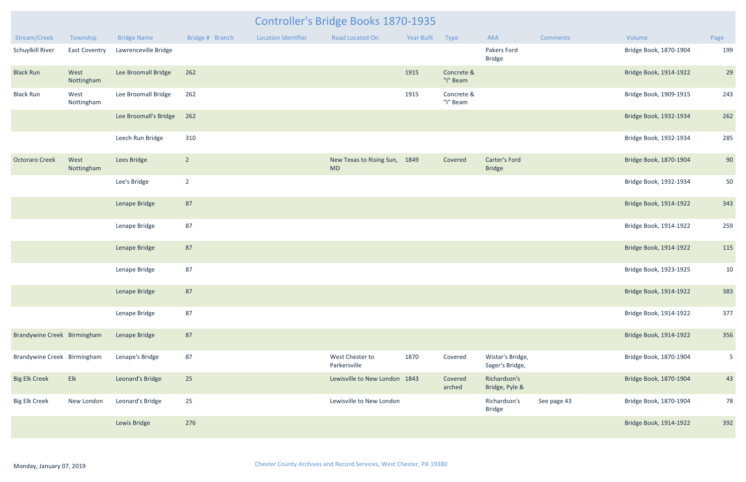# Controller's Bridge Books 1870-1935

| Stream/Creek | Township | Bridge Name | Bridge # | Branch | Location Identifier | Road Located On | Year Built | Type | AKA | Comments | Volume | Page |
|---|---|---|---|---|---|---|---|---|---|---|---|---|
| Schuylkill River | East Coventry | Lawrenceville Bridge | | | | | | | Pakers Ford Bridge | | Bridge Book, 1870-1904 | 199 |
| Black Run | West Nottingham | Lee Broomall Bridge | 262 | | | | 1915 | Concrete & "I" Beam | | | Bridge Book, 1914-1922 | 29 |
| Black Run | West Nottingham | Lee Broomall Bridge | 262 | | | | 1915 | Concrete & "I" Beam | | | Bridge Book, 1909-1915 | 243 |
| | | Lee Broomall's Bridge | 262 | | | | | | | | Bridge Book, 1932-1934 | 262 |
| | | Leech Run Bridge | 310 | | | | | | | | Bridge Book, 1932-1934 | 285 |
| Octoraro Creek | West Nottingham | Lees Bridge | 2 | | | New Texas to Rising Sun, MD | 1849 | Covered | Carter's Ford Bridge | | Bridge Book, 1870-1904 | 90 |
| | | Lee's Bridge | 2 | | | | | | | | Bridge Book, 1932-1934 | 50 |
| | | Lenape Bridge | 87 | | | | | | | | Bridge Book, 1914-1922 | 343 |
| | | Lenape Bridge | 87 | | | | | | | | Bridge Book, 1914-1922 | 259 |
| | | Lenape Bridge | 87 | | | | | | | | Bridge Book, 1914-1922 | 115 |
| | | Lenape Bridge | 87 | | | | | | | | Bridge Book, 1923-1925 | 10 |
| | | Lenape Bridge | 87 | | | | | | | | Bridge Book, 1914-1922 | 383 |
| | | Lenape Bridge | 87 | | | | | | | | Bridge Book, 1914-1922 | 377 |
| Brandywine Creek | Birmingham | Lenape Bridge | 87 | | | | | | | | Bridge Book, 1914-1922 | 356 |
| Brandywine Creek | Birmingham | Lenape's Bridge | 87 | | | West Chester to Parkersville | 1870 | Covered | Wistar's Bridge, Sager's Bridge, | | Bridge Book, 1870-1904 | 5 |
| Big Elk Creek | Elk | Leonard's Bridge | 25 | | | Lewisville to New London | 1843 | Covered arched | Richardson's Bridge, Pyle & | | Bridge Book, 1870-1904 | 43 |
| Big Elk Creek | New London | Leonard's Bridge | 25 | | | Lewisville to New London | | | Richardson's Bridge | See page 43 | Bridge Book, 1870-1904 | 78 |
| | | Lewis Bridge | 276 | | | | | | | | Bridge Book, 1914-1922 | 392 |

Monday, January 07, 2019

Chester County Archives and Record Services, West Chester, PA 19380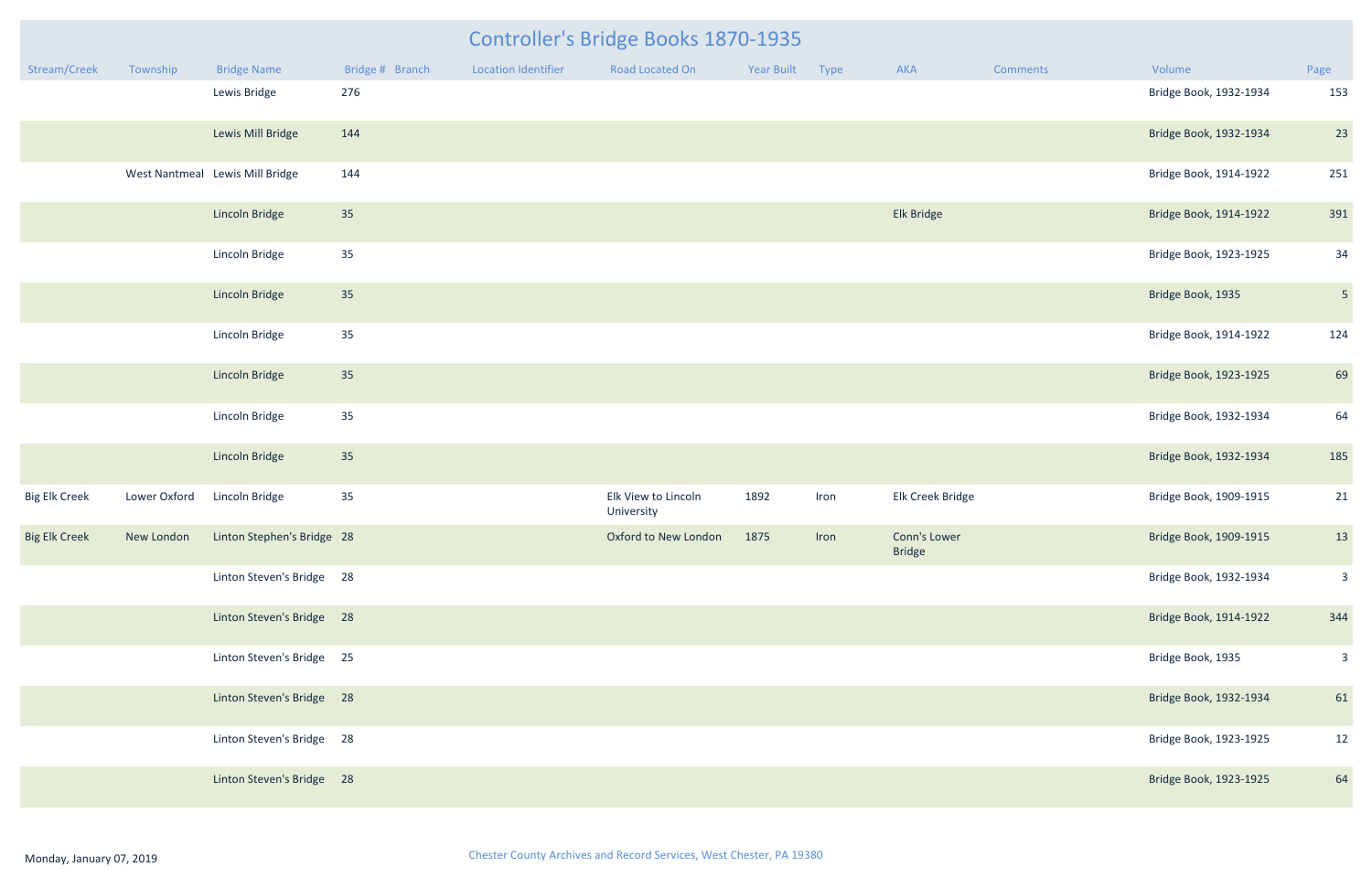# Controller's Bridge Books 1870-1935

| Stream/Creek | Township | Bridge Name | Bridge # | Branch | Location Identifier | Road Located On | Year Built | Type | AKA | Comments | Volume | Page |
|---|---|---|---|---|---|---|---|---|---|---|---|---|
| | | Lewis Bridge | 276 | | | | | | | | Bridge Book, 1932-1934 | 153 |
| | | Lewis Mill Bridge | 144 | | | | | | | | Bridge Book, 1932-1934 | 23 |
| | West Nantmeal | Lewis Mill Bridge | 144 | | | | | | | | Bridge Book, 1914-1922 | 251 |
| | | Lincoln Bridge | 35 | | | | | | Elk Bridge | | Bridge Book, 1914-1922 | 391 |
| | | Lincoln Bridge | 35 | | | | | | | | Bridge Book, 1923-1925 | 34 |
| | | Lincoln Bridge | 35 | | | | | | | | Bridge Book, 1935 | 5 |
| | | Lincoln Bridge | 35 | | | | | | | | Bridge Book, 1914-1922 | 124 |
| | | Lincoln Bridge | 35 | | | | | | | | Bridge Book, 1923-1925 | 69 |
| | | Lincoln Bridge | 35 | | | | | | | | Bridge Book, 1932-1934 | 64 |
| | | Lincoln Bridge | 35 | | | | | | | | Bridge Book, 1932-1934 | 185 |
| Big Elk Creek | Lower Oxford | Lincoln Bridge | 35 | | | Elk View to Lincoln University | 1892 | Iron | Elk Creek Bridge | | Bridge Book, 1909-1915 | 21 |
| Big Elk Creek | New London | Linton Stephen's Bridge | 28 | | | Oxford to New London | 1875 | Iron | Conn's Lower Bridge | | Bridge Book, 1909-1915 | 13 |
| | | Linton Steven's Bridge | 28 | | | | | | | | Bridge Book, 1932-1934 | 3 |
| | | Linton Steven's Bridge | 28 | | | | | | | | Bridge Book, 1914-1922 | 344 |
| | | Linton Steven's Bridge | 25 | | | | | | | | Bridge Book, 1935 | 3 |
| | | Linton Steven's Bridge | 28 | | | | | | | | Bridge Book, 1932-1934 | 61 |
| | | Linton Steven's Bridge | 28 | | | | | | | | Bridge Book, 1923-1925 | 12 |
| | | Linton Steven's Bridge | 28 | | | | | | | | Bridge Book, 1923-1925 | 64 |

Monday, January 07, 2019

Chester County Archives and Record Services, West Chester, PA 19380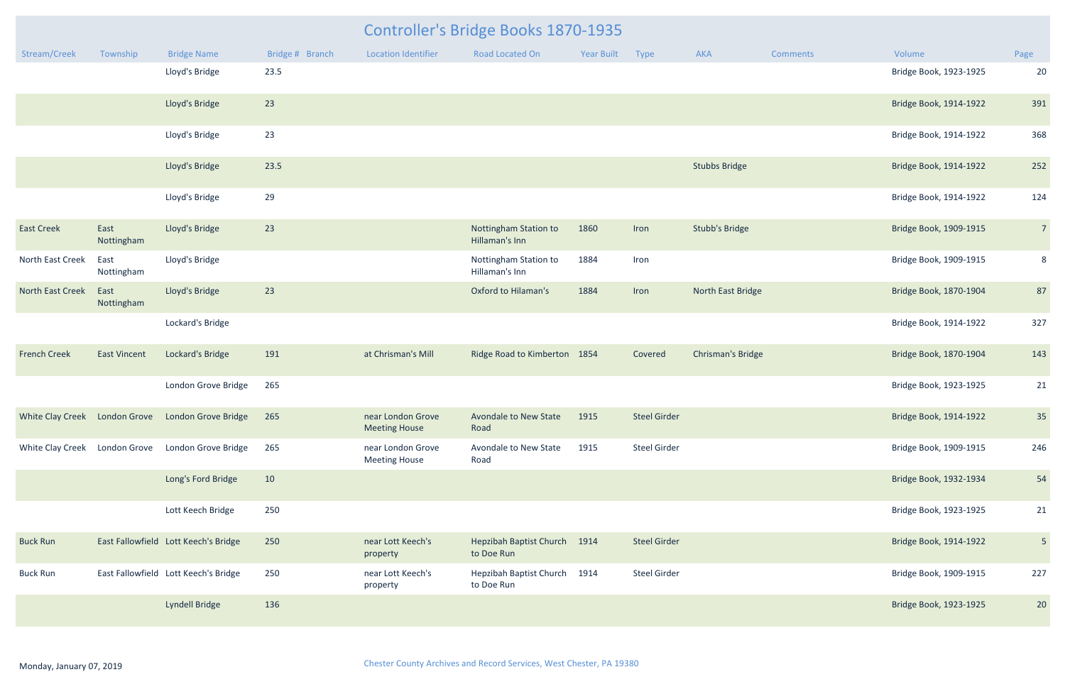# Controller's Bridge Books 1870-1935

| Stream/Creek | Township | Bridge Name | Bridge # | Branch | Location Identifier | Road Located On | Year Built | Type | AKA | Comments | Volume | Page |
|---|---|---|---|---|---|---|---|---|---|---|---|---|
| | | Lloyd's Bridge | 23.5 | | | | | | | | Bridge Book, 1923-1925 | 20 |
| | | Lloyd's Bridge | 23 | | | | | | | | Bridge Book, 1914-1922 | 391 |
| | | Lloyd's Bridge | 23 | | | | | | | | Bridge Book, 1914-1922 | 368 |
| | | Lloyd's Bridge | 23.5 | | | | | | Stubbs Bridge | | Bridge Book, 1914-1922 | 252 |
| | | Lloyd's Bridge | 29 | | | | | | | | Bridge Book, 1914-1922 | 124 |
| East Creek | East Nottingham | Lloyd's Bridge | 23 | | | Nottingham Station to Hillaman's Inn | 1860 | Iron | Stubb's Bridge | | Bridge Book, 1909-1915 | 7 |
| North East Creek | East Nottingham | Lloyd's Bridge | | | | Nottingham Station to Hillaman's Inn | 1884 | Iron | | | Bridge Book, 1909-1915 | 8 |
| North East Creek | East Nottingham | Lloyd's Bridge | 23 | | | Oxford to Hilaman's | 1884 | Iron | North East Bridge | | Bridge Book, 1870-1904 | 87 |
| | | Lockard's Bridge | | | | | | | | | Bridge Book, 1914-1922 | 327 |
| French Creek | East Vincent | Lockard's Bridge | 191 | | at Chrisman's Mill | Ridge Road to Kimberton | 1854 | Covered | Chrisman's Bridge | | Bridge Book, 1870-1904 | 143 |
| | | London Grove Bridge | 265 | | | | | | | | Bridge Book, 1923-1925 | 21 |
| White Clay Creek | London Grove | London Grove Bridge | 265 | | near London Grove Meeting House | Avondale to New State Road | 1915 | Steel Girder | | | Bridge Book, 1914-1922 | 35 |
| White Clay Creek | London Grove | London Grove Bridge | 265 | | near London Grove Meeting House | Avondale to New State Road | 1915 | Steel Girder | | | Bridge Book, 1909-1915 | 246 |
| | | Long's Ford Bridge | 10 | | | | | | | | Bridge Book, 1932-1934 | 54 |
| | | Lott Keech Bridge | 250 | | | | | | | | Bridge Book, 1923-1925 | 21 |
| Buck Run | East Fallowfield | Lott Keech's Bridge | 250 | | near Lott Keech's property | Hepzibah Baptist Church to Doe Run | 1914 | Steel Girder | | | Bridge Book, 1914-1922 | 5 |
| Buck Run | East Fallowfield | Lott Keech's Bridge | 250 | | near Lott Keech's property | Hepzibah Baptist Church to Doe Run | 1914 | Steel Girder | | | Bridge Book, 1909-1915 | 227 |
| | | Lyndell Bridge | 136 | | | | | | | | Bridge Book, 1923-1925 | 20 |

Monday, January 07, 2019

Chester County Archives and Record Services, West Chester, PA 19380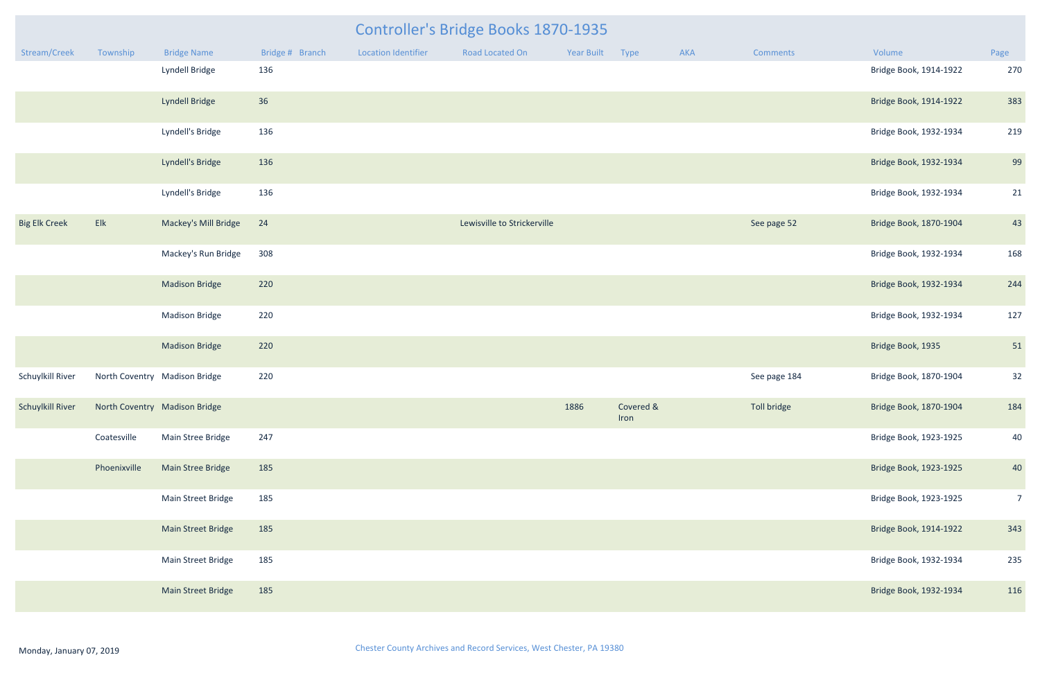# Controller's Bridge Books 1870-1935

| Stream/Creek | Township | Bridge Name | Bridge # | Branch | Location Identifier | Road Located On | Year Built | Type | AKA | Comments | Volume | Page |
|---|---|---|---|---|---|---|---|---|---|---|---|---|
| | | Lyndell Bridge | 136 | | | | | | | | Bridge Book, 1914-1922 | 270 |
| | | Lyndell Bridge | 36 | | | | | | | | Bridge Book, 1914-1922 | 383 |
| | | Lyndell's Bridge | 136 | | | | | | | | Bridge Book, 1932-1934 | 219 |
| | | Lyndell's Bridge | 136 | | | | | | | | Bridge Book, 1932-1934 | 99 |
| | | Lyndell's Bridge | 136 | | | | | | | | Bridge Book, 1932-1934 | 21 |
| Big Elk Creek | Elk | Mackey's Mill Bridge | 24 | | | Lewisville to Strickerville | | | | See page 52 | Bridge Book, 1870-1904 | 43 |
| | | Mackey's Run Bridge | 308 | | | | | | | | Bridge Book, 1932-1934 | 168 |
| | | Madison Bridge | 220 | | | | | | | | Bridge Book, 1932-1934 | 244 |
| | | Madison Bridge | 220 | | | | | | | | Bridge Book, 1932-1934 | 127 |
| | | Madison Bridge | 220 | | | | | | | | Bridge Book, 1935 | 51 |
| Schuylkill River | North Coventry | Madison Bridge | 220 | | | | | | | See page 184 | Bridge Book, 1870-1904 | 32 |
| Schuylkill River | North Coventry | Madison Bridge | | | | | 1886 | Covered & Iron | | Toll bridge | Bridge Book, 1870-1904 | 184 |
| | Coatesville | Main Stree Bridge | 247 | | | | | | | | Bridge Book, 1923-1925 | 40 |
| | Phoenixville | Main Stree Bridge | 185 | | | | | | | | Bridge Book, 1923-1925 | 40 |
| | | Main Street Bridge | 185 | | | | | | | | Bridge Book, 1923-1925 | 7 |
| | | Main Street Bridge | 185 | | | | | | | | Bridge Book, 1914-1922 | 343 |
| | | Main Street Bridge | 185 | | | | | | | | Bridge Book, 1932-1934 | 235 |
| | | Main Street Bridge | 185 | | | | | | | | Bridge Book, 1932-1934 | 116 |

Monday, January 07, 2019

Chester County Archives and Record Services, West Chester, PA 19380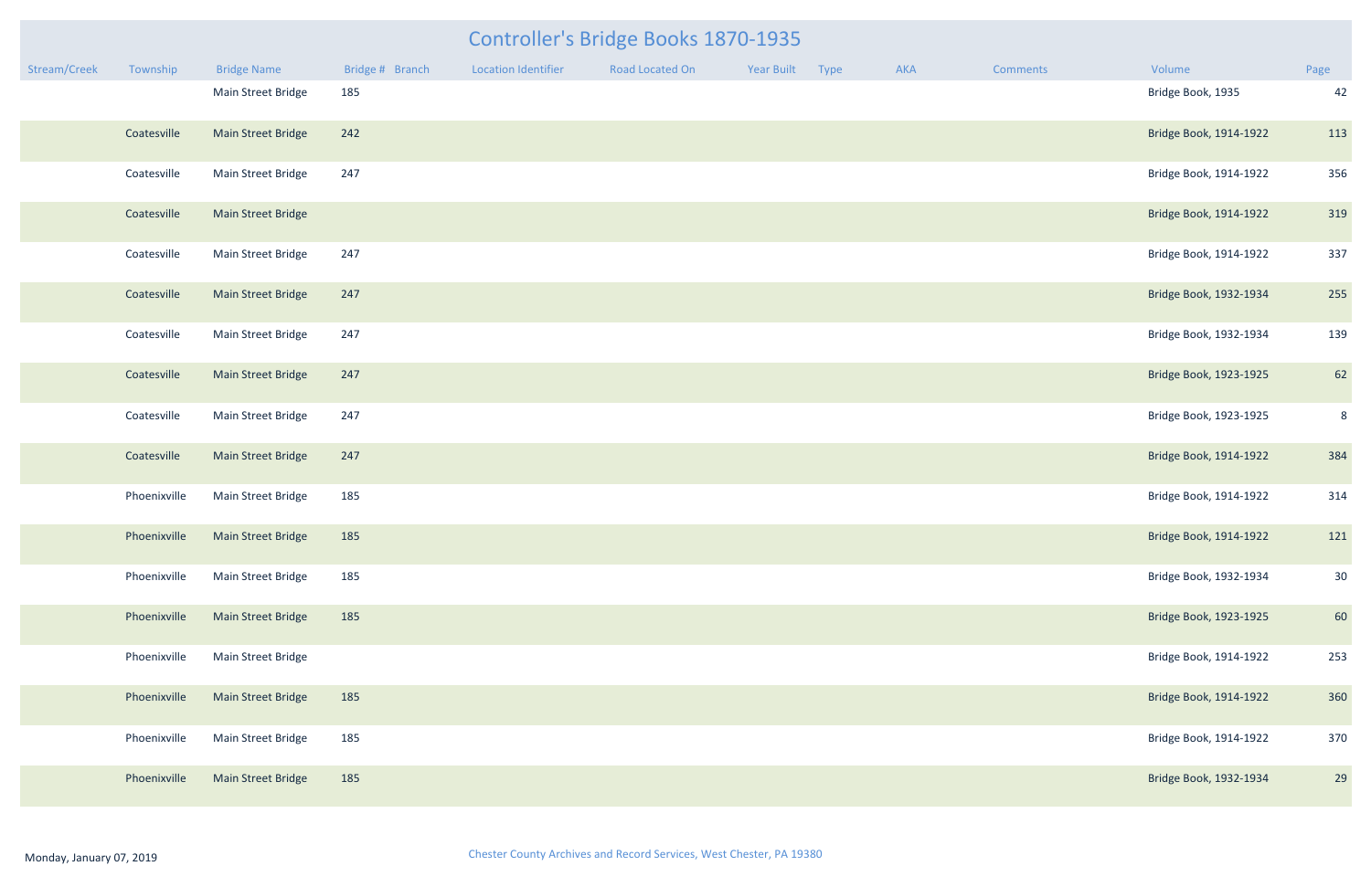# Controller's Bridge Books 1870-1935

| Stream/Creek | Township | Bridge Name | Bridge # | Branch | Location Identifier | Road Located On | Year Built | Type | AKA | Comments | Volume | Page |
|---|---|---|---|---|---|---|---|---|---|---|---|---|
| | | Main Street Bridge | 185 | | | | | | | | Bridge Book, 1935 | 42 |
| | Coatesville | Main Street Bridge | 242 | | | | | | | | Bridge Book, 1914-1922 | 113 |
| | Coatesville | Main Street Bridge | 247 | | | | | | | | Bridge Book, 1914-1922 | 356 |
| | Coatesville | Main Street Bridge | | | | | | | | | Bridge Book, 1914-1922 | 319 |
| | Coatesville | Main Street Bridge | 247 | | | | | | | | Bridge Book, 1914-1922 | 337 |
| | Coatesville | Main Street Bridge | 247 | | | | | | | | Bridge Book, 1932-1934 | 255 |
| | Coatesville | Main Street Bridge | 247 | | | | | | | | Bridge Book, 1932-1934 | 139 |
| | Coatesville | Main Street Bridge | 247 | | | | | | | | Bridge Book, 1923-1925 | 62 |
| | Coatesville | Main Street Bridge | 247 | | | | | | | | Bridge Book, 1923-1925 | 8 |
| | Coatesville | Main Street Bridge | 247 | | | | | | | | Bridge Book, 1914-1922 | 384 |
| | Phoenixville | Main Street Bridge | 185 | | | | | | | | Bridge Book, 1914-1922 | 314 |
| | Phoenixville | Main Street Bridge | 185 | | | | | | | | Bridge Book, 1914-1922 | 121 |
| | Phoenixville | Main Street Bridge | 185 | | | | | | | | Bridge Book, 1932-1934 | 30 |
| | Phoenixville | Main Street Bridge | 185 | | | | | | | | Bridge Book, 1923-1925 | 60 |
| | Phoenixville | Main Street Bridge | | | | | | | | | Bridge Book, 1914-1922 | 253 |
| | Phoenixville | Main Street Bridge | 185 | | | | | | | | Bridge Book, 1914-1922 | 360 |
| | Phoenixville | Main Street Bridge | 185 | | | | | | | | Bridge Book, 1914-1922 | 370 |
| | Phoenixville | Main Street Bridge | 185 | | | | | | | | Bridge Book, 1932-1934 | 29 |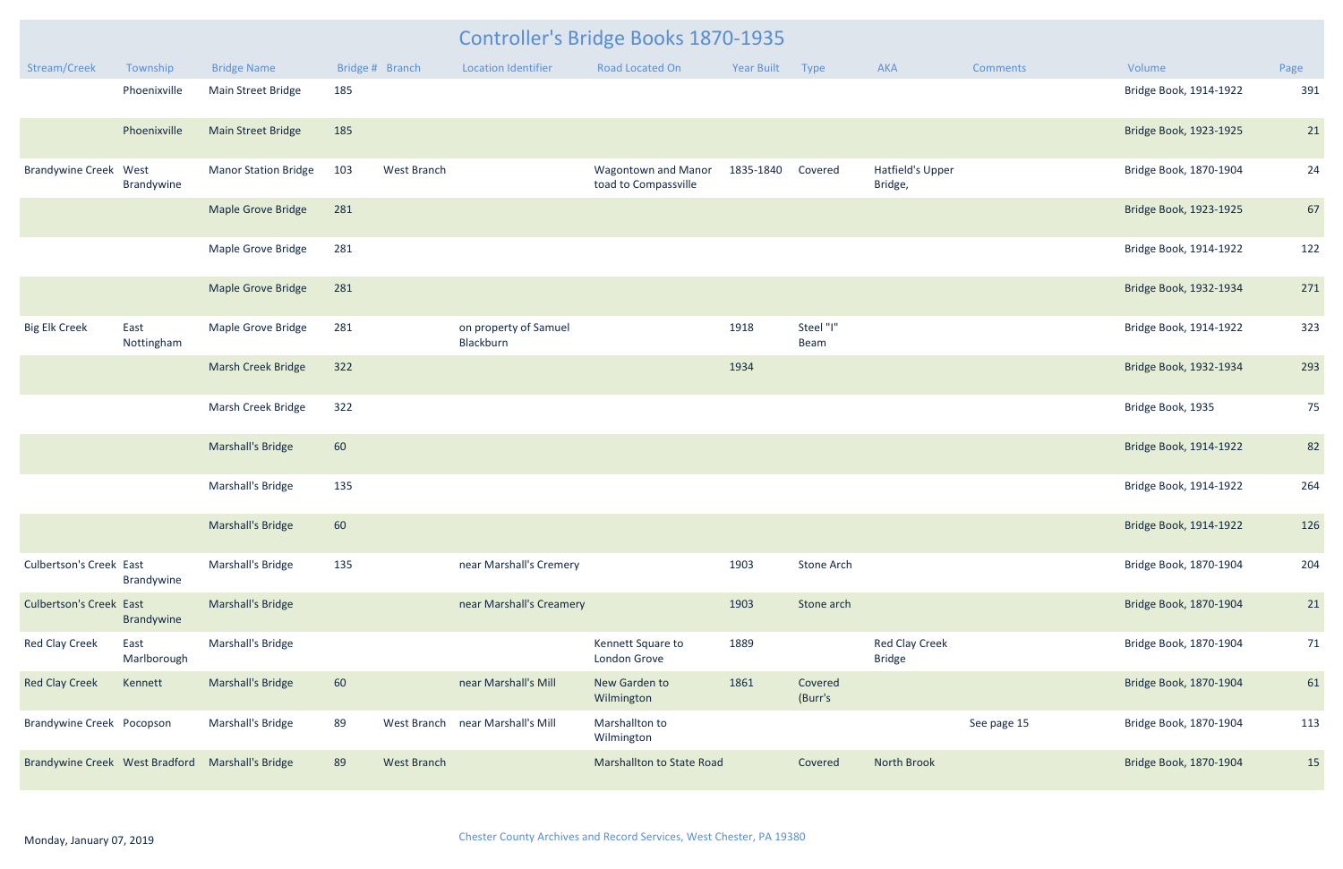# Controller's Bridge Books 1870-1935

| Stream/Creek | Township | Bridge Name | Bridge # | Branch | Location Identifier | Road Located On | Year Built | Type | AKA | Comments | Volume | Page |
|---|---|---|---|---|---|---|---|---|---|---|---|---|
| | Phoenixville | Main Street Bridge | 185 | | | | | | | | Bridge Book, 1914-1922 | 391 |
| | Phoenixville | Main Street Bridge | 185 | | | | | | | | Bridge Book, 1923-1925 | 21 |
| Brandywine Creek | West Brandywine | Manor Station Bridge | 103 | West Branch | | Wagontown and Manor toad to Compassville | 1835-1840 | Covered | Hatfield's Upper Bridge, | | Bridge Book, 1870-1904 | 24 |
| | | Maple Grove Bridge | 281 | | | | | | | | Bridge Book, 1923-1925 | 67 |
| | | Maple Grove Bridge | 281 | | | | | | | | Bridge Book, 1914-1922 | 122 |
| | | Maple Grove Bridge | 281 | | | | | | | | Bridge Book, 1932-1934 | 271 |
| Big Elk Creek | East Nottingham | Maple Grove Bridge | 281 | | on property of Samuel Blackburn | | 1918 | Steel "I" Beam | | | Bridge Book, 1914-1922 | 323 |
| | | Marsh Creek Bridge | 322 | | | | 1934 | | | | Bridge Book, 1932-1934 | 293 |
| | | Marsh Creek Bridge | 322 | | | | | | | | Bridge Book, 1935 | 75 |
| | | Marshall's Bridge | 60 | | | | | | | | Bridge Book, 1914-1922 | 82 |
| | | Marshall's Bridge | 135 | | | | | | | | Bridge Book, 1914-1922 | 264 |
| | | Marshall's Bridge | 60 | | | | | | | | Bridge Book, 1914-1922 | 126 |
| Culbertson's Creek | East Brandywine | Marshall's Bridge | 135 | | near Marshall's Cremery | | 1903 | Stone Arch | | | Bridge Book, 1870-1904 | 204 |
| Culbertson's Creek | East Brandywine | Marshall's Bridge | | | near Marshall's Creamery | | 1903 | Stone arch | | | Bridge Book, 1870-1904 | 21 |
| Red Clay Creek | East Marlborough | Marshall's Bridge | | | | Kennett Square to London Grove | 1889 | | Red Clay Creek Bridge | | Bridge Book, 1870-1904 | 71 |
| Red Clay Creek | Kennett | Marshall's Bridge | 60 | | near Marshall's Mill | New Garden to Wilmington | 1861 | Covered (Burr's | | | Bridge Book, 1870-1904 | 61 |
| Brandywine Creek | Pocopson | Marshall's Bridge | 89 | West Branch | near Marshall's Mill | Marshallton to Wilmington | | | | See page 15 | Bridge Book, 1870-1904 | 113 |
| Brandywine Creek | West Bradford | Marshall's Bridge | 89 | West Branch | | Marshallton to State Road | | Covered | North Brook | | Bridge Book, 1870-1904 | 15 |

Monday, January 07, 2019

Chester County Archives and Record Services, West Chester, PA 19380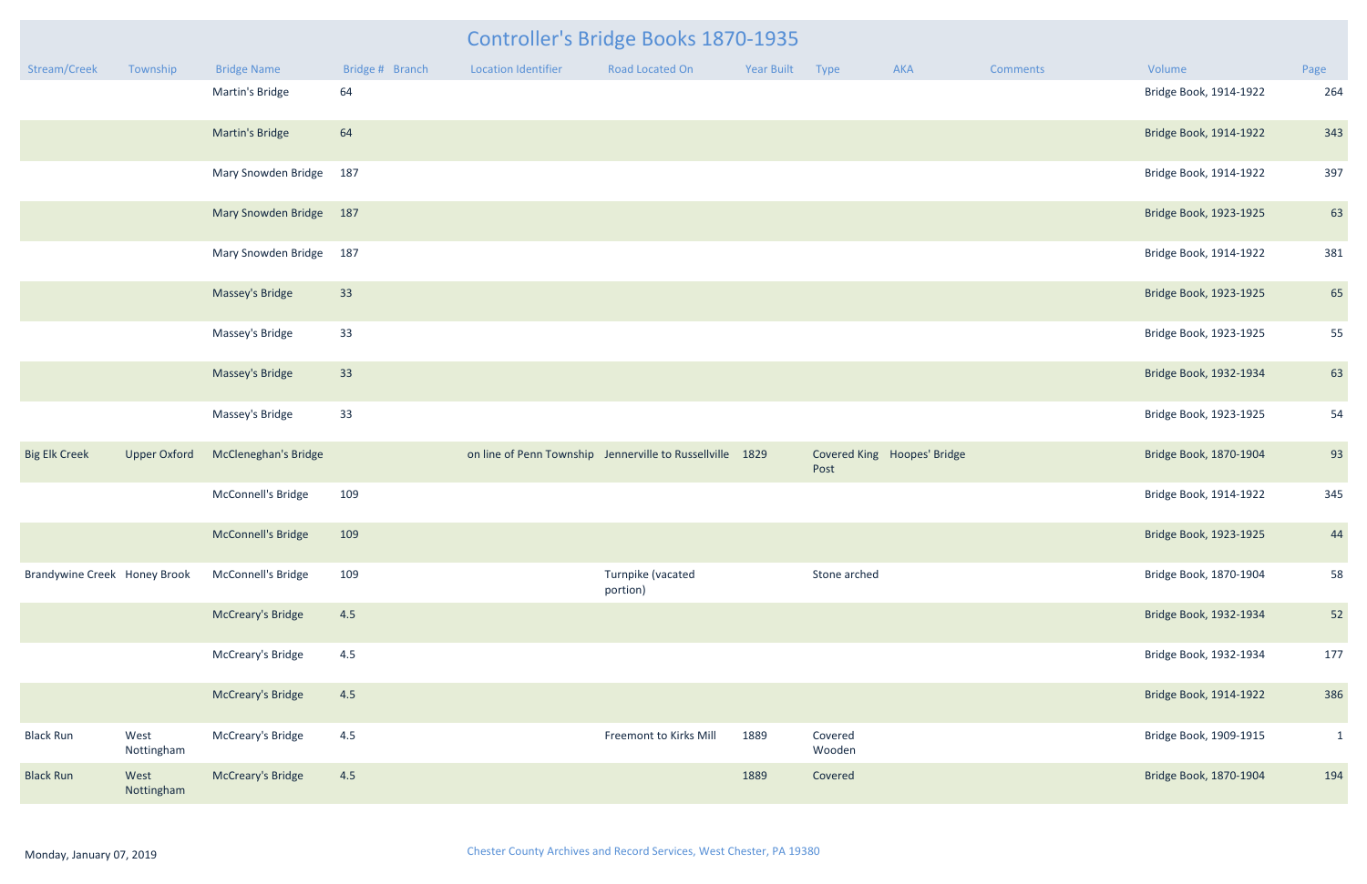# Controller's Bridge Books 1870-1935

| Stream/Creek | Township | Bridge Name | Bridge # | Branch | Location Identifier | Road Located On | Year Built | Type | AKA | Comments | Volume | Page |
|---|---|---|---|---|---|---|---|---|---|---|---|---|
| | | Martin's Bridge | 64 | | | | | | | | Bridge Book, 1914-1922 | 264 |
| | | Martin's Bridge | 64 | | | | | | | | Bridge Book, 1914-1922 | 343 |
| | | Mary Snowden Bridge | 187 | | | | | | | | Bridge Book, 1914-1922 | 397 |
| | | Mary Snowden Bridge | 187 | | | | | | | | Bridge Book, 1923-1925 | 63 |
| | | Mary Snowden Bridge | 187 | | | | | | | | Bridge Book, 1914-1922 | 381 |
| | | Massey's Bridge | 33 | | | | | | | | Bridge Book, 1923-1925 | 65 |
| | | Massey's Bridge | 33 | | | | | | | | Bridge Book, 1923-1925 | 55 |
| | | Massey's Bridge | 33 | | | | | | | | Bridge Book, 1932-1934 | 63 |
| | | Massey's Bridge | 33 | | | | | | | | Bridge Book, 1923-1925 | 54 |
| Big Elk Creek | Upper Oxford | McCleneghan's Bridge | | | on line of Penn Township | Jennerville to Russellville | 1829 | Covered King Post | Hoopes' Bridge | | Bridge Book, 1870-1904 | 93 |
| | | McConnell's Bridge | 109 | | | | | | | | Bridge Book, 1914-1922 | 345 |
| | | McConnell's Bridge | 109 | | | | | | | | Bridge Book, 1923-1925 | 44 |
| Brandywine Creek | Honey Brook | McConnell's Bridge | 109 | | | Turnpike (vacated portion) | | Stone arched | | | Bridge Book, 1870-1904 | 58 |
| | | McCreary's Bridge | 4.5 | | | | | | | | Bridge Book, 1932-1934 | 52 |
| | | McCreary's Bridge | 4.5 | | | | | | | | Bridge Book, 1932-1934 | 177 |
| | | McCreary's Bridge | 4.5 | | | | | | | | Bridge Book, 1914-1922 | 386 |
| Black Run | West Nottingham | McCreary's Bridge | 4.5 | | | Freemont to Kirks Mill | 1889 | Covered Wooden | | | Bridge Book, 1909-1915 | 1 |
| Black Run | West Nottingham | McCreary's Bridge | 4.5 | | | | 1889 | Covered | | | Bridge Book, 1870-1904 | 194 |

Monday, January 07, 2019

Chester County Archives and Record Services, West Chester, PA 19380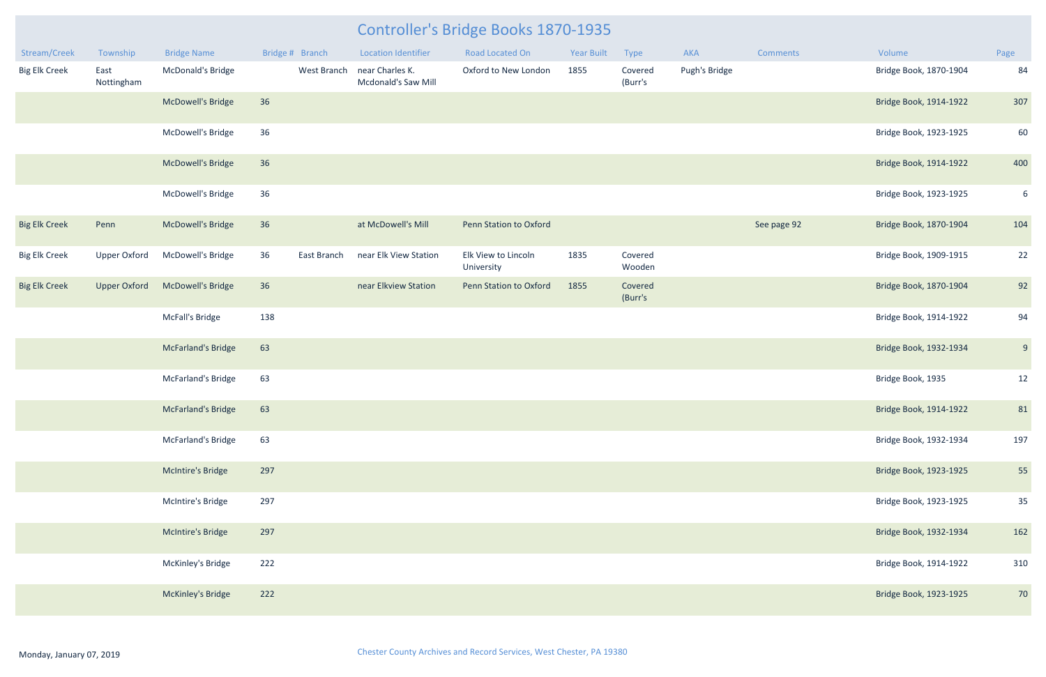# Controller's Bridge Books 1870-1935

| Stream/Creek | Township | Bridge Name | Bridge # | Branch | Location Identifier | Road Located On | Year Built | Type | AKA | Comments | Volume | Page |
|---|---|---|---|---|---|---|---|---|---|---|---|---|
| Big Elk Creek | East Nottingham | McDonald's Bridge | | West Branch | near Charles K. Mcdonald's Saw Mill | Oxford to New London | 1855 | Covered (Burr's | Pugh's Bridge | | Bridge Book, 1870-1904 | 84 |
| | | McDowell's Bridge | 36 | | | | | | | | Bridge Book, 1914-1922 | 307 |
| | | McDowell's Bridge | 36 | | | | | | | | Bridge Book, 1923-1925 | 60 |
| | | McDowell's Bridge | 36 | | | | | | | | Bridge Book, 1914-1922 | 400 |
| | | McDowell's Bridge | 36 | | | | | | | | Bridge Book, 1923-1925 | 6 |
| Big Elk Creek | Penn | McDowell's Bridge | 36 | | at McDowell's Mill | Penn Station to Oxford | | | | See page 92 | Bridge Book, 1870-1904 | 104 |
| Big Elk Creek | Upper Oxford | McDowell's Bridge | 36 | East Branch | near Elk View Station | Elk View to Lincoln University | 1835 | Covered Wooden | | | Bridge Book, 1909-1915 | 22 |
| Big Elk Creek | Upper Oxford | McDowell's Bridge | 36 | | near Elkview Station | Penn Station to Oxford | 1855 | Covered (Burr's | | | Bridge Book, 1870-1904 | 92 |
| | | McFall's Bridge | 138 | | | | | | | | Bridge Book, 1914-1922 | 94 |
| | | McFarland's Bridge | 63 | | | | | | | | Bridge Book, 1932-1934 | 9 |
| | | McFarland's Bridge | 63 | | | | | | | | Bridge Book, 1935 | 12 |
| | | McFarland's Bridge | 63 | | | | | | | | Bridge Book, 1914-1922 | 81 |
| | | McFarland's Bridge | 63 | | | | | | | | Bridge Book, 1932-1934 | 197 |
| | | McIntire's Bridge | 297 | | | | | | | | Bridge Book, 1923-1925 | 55 |
| | | McIntire's Bridge | 297 | | | | | | | | Bridge Book, 1923-1925 | 35 |
| | | McIntire's Bridge | 297 | | | | | | | | Bridge Book, 1932-1934 | 162 |
| | | McKinley's Bridge | 222 | | | | | | | | Bridge Book, 1914-1922 | 310 |
| | | McKinley's Bridge | 222 | | | | | | | | Bridge Book, 1923-1925 | 70 |

Monday, January 07, 2019

Chester County Archives and Record Services, West Chester, PA 19380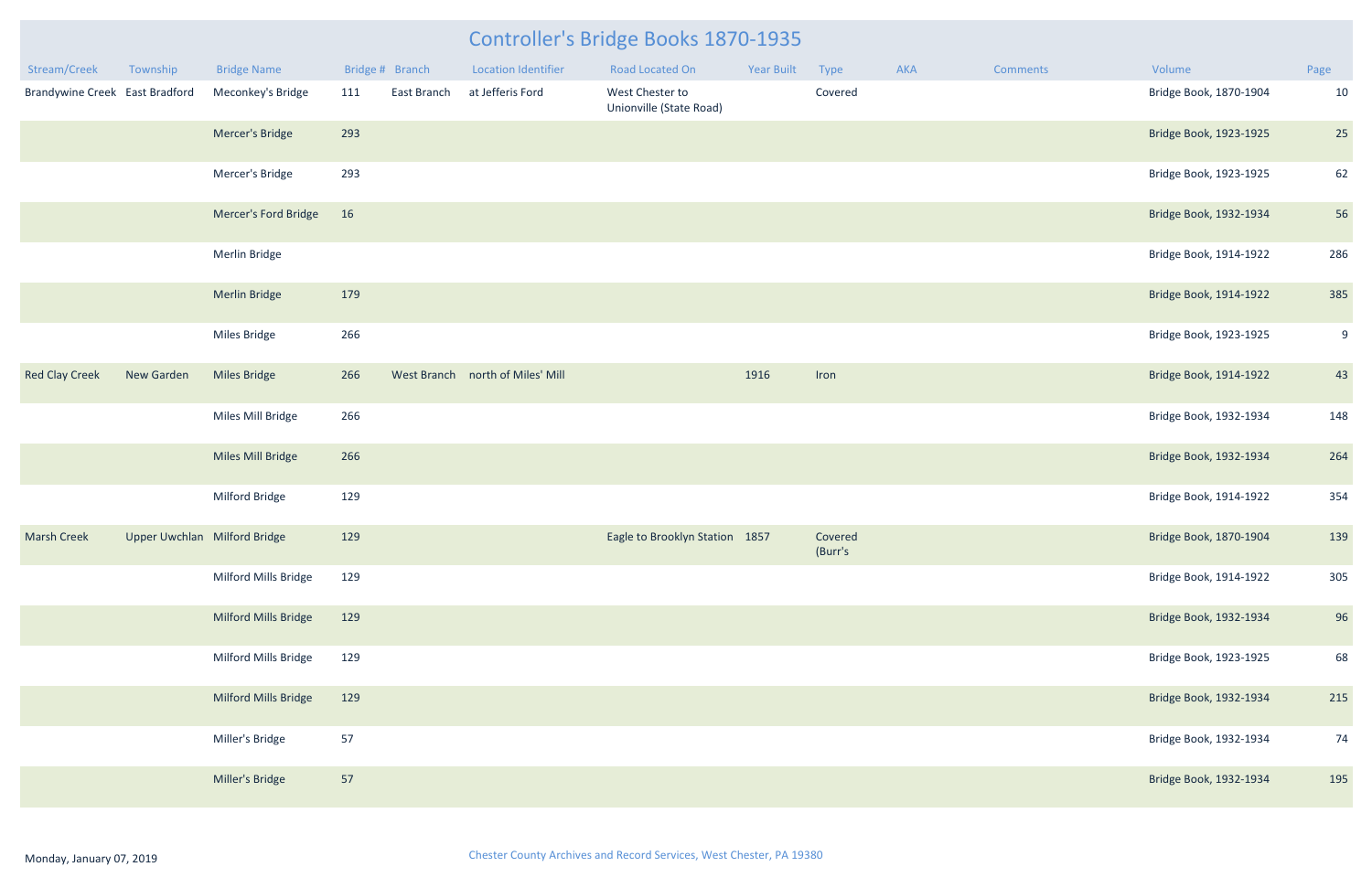# Controller's Bridge Books 1870-1935

| Stream/Creek | Township | Bridge Name | Bridge # | Branch | Location Identifier | Road Located On | Year Built | Type | AKA | Comments | Volume | Page |
|---|---|---|---|---|---|---|---|---|---|---|---|---|
| Brandywine Creek | East Bradford | Meconkey's Bridge | 111 | East Branch | at Jefferis Ford | West Chester to Unionville (State Road) | | Covered | | | Bridge Book, 1870-1904 | 10 |
| | | Mercer's Bridge | 293 | | | | | | | | Bridge Book, 1923-1925 | 25 |
| | | Mercer's Bridge | 293 | | | | | | | | Bridge Book, 1923-1925 | 62 |
| | | Mercer's Ford Bridge | 16 | | | | | | | | Bridge Book, 1932-1934 | 56 |
| | | Merlin Bridge | | | | | | | | | Bridge Book, 1914-1922 | 286 |
| | | Merlin Bridge | 179 | | | | | | | | Bridge Book, 1914-1922 | 385 |
| | | Miles Bridge | 266 | | | | | | | | Bridge Book, 1923-1925 | 9 |
| Red Clay Creek | New Garden | Miles Bridge | 266 | West Branch | north of Miles' Mill | | 1916 | Iron | | | Bridge Book, 1914-1922 | 43 |
| | | Miles Mill Bridge | 266 | | | | | | | | Bridge Book, 1932-1934 | 148 |
| | | Miles Mill Bridge | 266 | | | | | | | | Bridge Book, 1932-1934 | 264 |
| | | Milford Bridge | 129 | | | | | | | | Bridge Book, 1914-1922 | 354 |
| Marsh Creek | Upper Uwchlan | Milford Bridge | 129 | | | Eagle to Brooklyn Station | 1857 | Covered (Burr's | | | Bridge Book, 1870-1904 | 139 |
| | | Milford Mills Bridge | 129 | | | | | | | | Bridge Book, 1914-1922 | 305 |
| | | Milford Mills Bridge | 129 | | | | | | | | Bridge Book, 1932-1934 | 96 |
| | | Milford Mills Bridge | 129 | | | | | | | | Bridge Book, 1923-1925 | 68 |
| | | Milford Mills Bridge | 129 | | | | | | | | Bridge Book, 1932-1934 | 215 |
| | | Miller's Bridge | 57 | | | | | | | | Bridge Book, 1932-1934 | 74 |
| | | Miller's Bridge | 57 | | | | | | | | Bridge Book, 1932-1934 | 195 |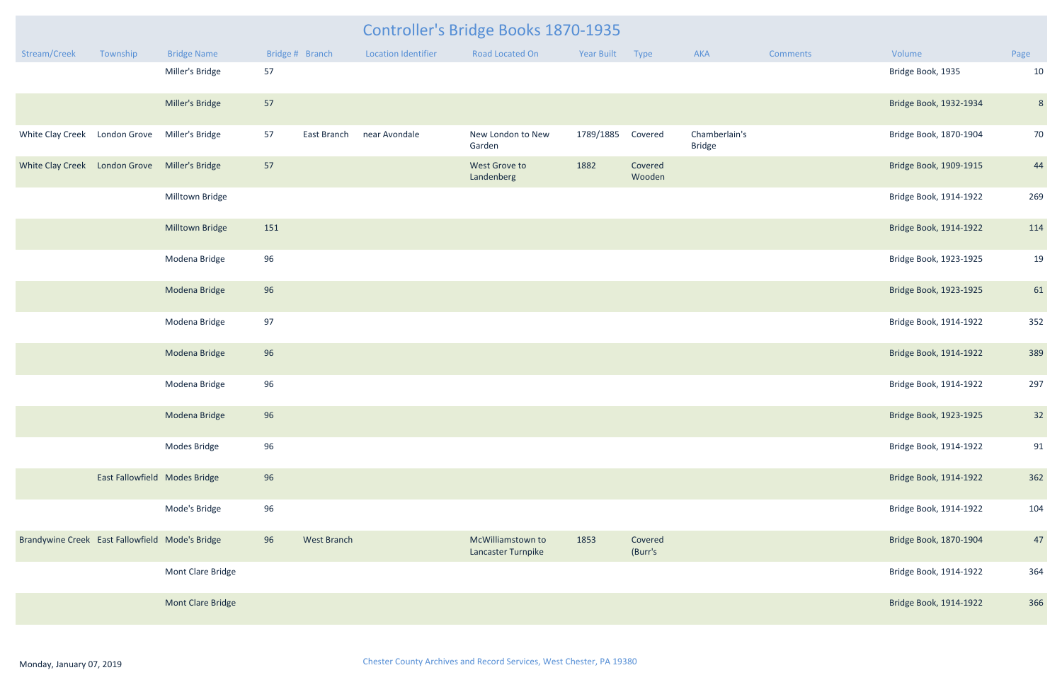# Controller's Bridge Books 1870-1935

| Stream/Creek | Township | Bridge Name | Bridge # | Branch | Location Identifier | Road Located On | Year Built | Type | AKA | Comments | Volume | Page |
|---|---|---|---|---|---|---|---|---|---|---|---|---|
| | | Miller's Bridge | 57 | | | | | | | | Bridge Book, 1935 | 10 |
| | | Miller's Bridge | 57 | | | | | | | | Bridge Book, 1932-1934 | 8 |
| White Clay Creek | London Grove | Miller's Bridge | 57 | East Branch | near Avondale | New London to New Garden | 1789/1885 | Covered | Chamberlain's Bridge | | Bridge Book, 1870-1904 | 70 |
| White Clay Creek | London Grove | Miller's Bridge | 57 | | | West Grove to Landenberg | 1882 | Covered Wooden | | | Bridge Book, 1909-1915 | 44 |
| | | Milltown Bridge | | | | | | | | | Bridge Book, 1914-1922 | 269 |
| | | Milltown Bridge | 151 | | | | | | | | Bridge Book, 1914-1922 | 114 |
| | | Modena Bridge | 96 | | | | | | | | Bridge Book, 1923-1925 | 19 |
| | | Modena Bridge | 96 | | | | | | | | Bridge Book, 1923-1925 | 61 |
| | | Modena Bridge | 97 | | | | | | | | Bridge Book, 1914-1922 | 352 |
| | | Modena Bridge | 96 | | | | | | | | Bridge Book, 1914-1922 | 389 |
| | | Modena Bridge | 96 | | | | | | | | Bridge Book, 1914-1922 | 297 |
| | | Modena Bridge | 96 | | | | | | | | Bridge Book, 1923-1925 | 32 |
| | | Modes Bridge | 96 | | | | | | | | Bridge Book, 1914-1922 | 91 |
| | East Fallowfield | Modes Bridge | 96 | | | | | | | | Bridge Book, 1914-1922 | 362 |
| | | Mode's Bridge | 96 | | | | | | | | Bridge Book, 1914-1922 | 104 |
| Brandywine Creek | East Fallowfield | Mode's Bridge | 96 | West Branch | | McWilliamstown to Lancaster Turnpike | 1853 | Covered (Burr's | | | Bridge Book, 1870-1904 | 47 |
| | | Mont Clare Bridge | | | | | | | | | Bridge Book, 1914-1922 | 364 |
| | | Mont Clare Bridge | | | | | | | | | Bridge Book, 1914-1922 | 366 |

Monday, January 07, 2019

Chester County Archives and Record Services, West Chester, PA 19380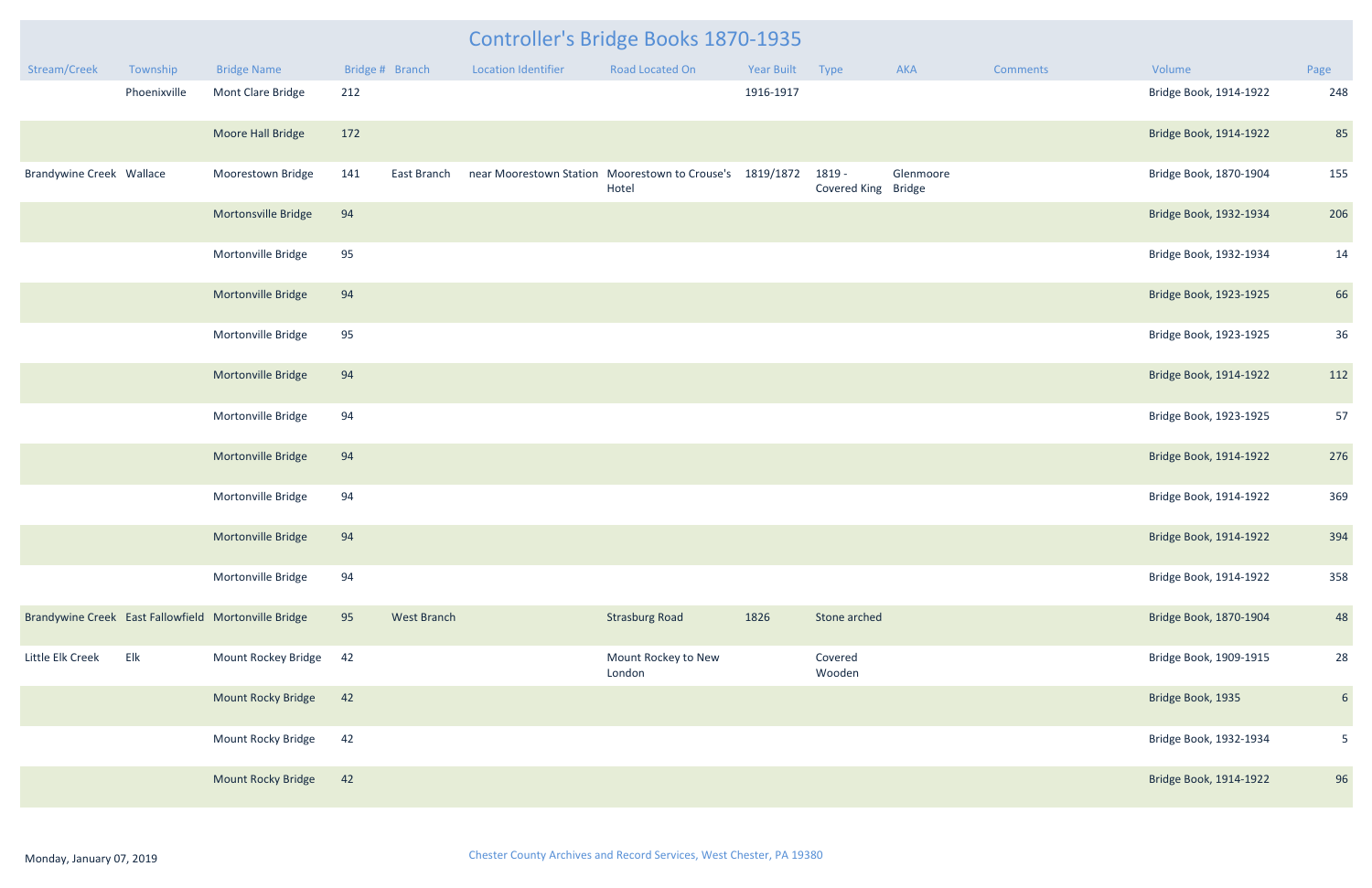# Controller's Bridge Books 1870-1935

| Stream/Creek | Township | Bridge Name | Bridge # | Branch | Location Identifier | Road Located On | Year Built | Type | AKA | Comments | Volume | Page |
|---|---|---|---|---|---|---|---|---|---|---|---|---|
| | Phoenixville | Mont Clare Bridge | 212 | | | | 1916-1917 | | | | Bridge Book, 1914-1922 | 248 |
| | | Moore Hall Bridge | 172 | | | | | | | | Bridge Book, 1914-1922 | 85 |
| Brandywine Creek | Wallace | Moorestown Bridge | 141 | East Branch | near Moorestown Station | Moorestown to Crouse's Hotel | 1819/1872 | 1819 - Covered King | Glenmoore Bridge | | Bridge Book, 1870-1904 | 155 |
| | | Mortonsville Bridge | 94 | | | | | | | | Bridge Book, 1932-1934 | 206 |
| | | Mortonville Bridge | 95 | | | | | | | | Bridge Book, 1932-1934 | 14 |
| | | Mortonville Bridge | 94 | | | | | | | | Bridge Book, 1923-1925 | 66 |
| | | Mortonville Bridge | 95 | | | | | | | | Bridge Book, 1923-1925 | 36 |
| | | Mortonville Bridge | 94 | | | | | | | | Bridge Book, 1914-1922 | 112 |
| | | Mortonville Bridge | 94 | | | | | | | | Bridge Book, 1923-1925 | 57 |
| | | Mortonville Bridge | 94 | | | | | | | | Bridge Book, 1914-1922 | 276 |
| | | Mortonville Bridge | 94 | | | | | | | | Bridge Book, 1914-1922 | 369 |
| | | Mortonville Bridge | 94 | | | | | | | | Bridge Book, 1914-1922 | 394 |
| | | Mortonville Bridge | 94 | | | | | | | | Bridge Book, 1914-1922 | 358 |
| Brandywine Creek | East Fallowfield | Mortonville Bridge | 95 | West Branch | | Strasburg Road | 1826 | Stone arched | | | Bridge Book, 1870-1904 | 48 |
| Little Elk Creek | Elk | Mount Rockey Bridge | 42 | | | Mount Rockey to New London | | Covered Wooden | | | Bridge Book, 1909-1915 | 28 |
| | | Mount Rocky Bridge | 42 | | | | | | | | Bridge Book, 1935 | 6 |
| | | Mount Rocky Bridge | 42 | | | | | | | | Bridge Book, 1932-1934 | 5 |
| | | Mount Rocky Bridge | 42 | | | | | | | | Bridge Book, 1914-1922 | 96 |

Monday, January 07, 2019

Chester County Archives and Record Services, West Chester, PA 19380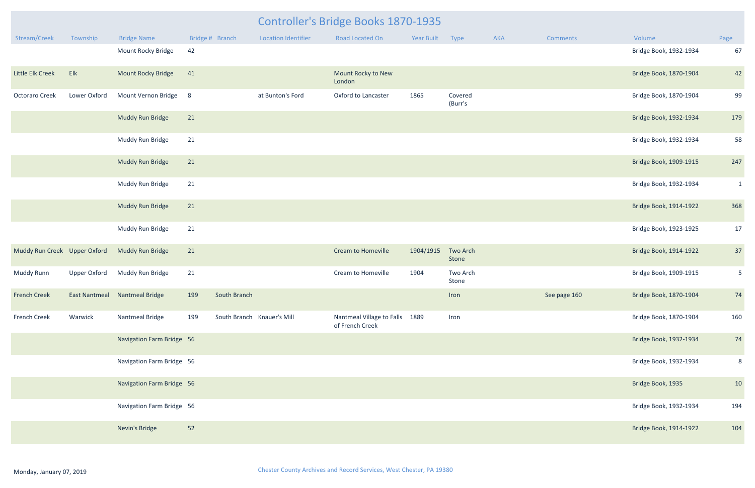# Controller's Bridge Books 1870-1935

| Stream/Creek | Township | Bridge Name | Bridge # | Branch | Location Identifier | Road Located On | Year Built | Type | AKA | Comments | Volume | Page |
|---|---|---|---|---|---|---|---|---|---|---|---|---|
| | | Mount Rocky Bridge | 42 | | | | | | | | Bridge Book, 1932-1934 | 67 |
| Little Elk Creek | Elk | Mount Rocky Bridge | 41 | | | Mount Rocky to New London | | | | | Bridge Book, 1870-1904 | 42 |
| Octoraro Creek | Lower Oxford | Mount Vernon Bridge | 8 | | at Bunton's Ford | Oxford to Lancaster | 1865 | Covered (Burr's | | | Bridge Book, 1870-1904 | 99 |
| | | Muddy Run Bridge | 21 | | | | | | | | Bridge Book, 1932-1934 | 179 |
| | | Muddy Run Bridge | 21 | | | | | | | | Bridge Book, 1932-1934 | 58 |
| | | Muddy Run Bridge | 21 | | | | | | | | Bridge Book, 1909-1915 | 247 |
| | | Muddy Run Bridge | 21 | | | | | | | | Bridge Book, 1932-1934 | 1 |
| | | Muddy Run Bridge | 21 | | | | | | | | Bridge Book, 1914-1922 | 368 |
| | | Muddy Run Bridge | 21 | | | | | | | | Bridge Book, 1923-1925 | 17 |
| Muddy Run Creek | Upper Oxford | Muddy Run Bridge | 21 | | | Cream to Homeville | 1904/1915 | Two Arch Stone | | | Bridge Book, 1914-1922 | 37 |
| Muddy Runn | Upper Oxford | Muddy Run Bridge | 21 | | | Cream to Homeville | 1904 | Two Arch Stone | | | Bridge Book, 1909-1915 | 5 |
| French Creek | East Nantmeal | Nantmeal Bridge | 199 | South Branch | | | | Iron | | See page 160 | Bridge Book, 1870-1904 | 74 |
| French Creek | Warwick | Nantmeal Bridge | 199 | South Branch | Knauer's Mill | Nantmeal Village to Falls of French Creek | 1889 | Iron | | | Bridge Book, 1870-1904 | 160 |
| | | Navigation Farm Bridge | 56 | | | | | | | | Bridge Book, 1932-1934 | 74 |
| | | Navigation Farm Bridge | 56 | | | | | | | | Bridge Book, 1932-1934 | 8 |
| | | Navigation Farm Bridge | 56 | | | | | | | | Bridge Book, 1935 | 10 |
| | | Navigation Farm Bridge | 56 | | | | | | | | Bridge Book, 1932-1934 | 194 |
| | | Nevin's Bridge | 52 | | | | | | | | Bridge Book, 1914-1922 | 104 |

Monday, January 07, 2019

Chester County Archives and Record Services, West Chester, PA 19380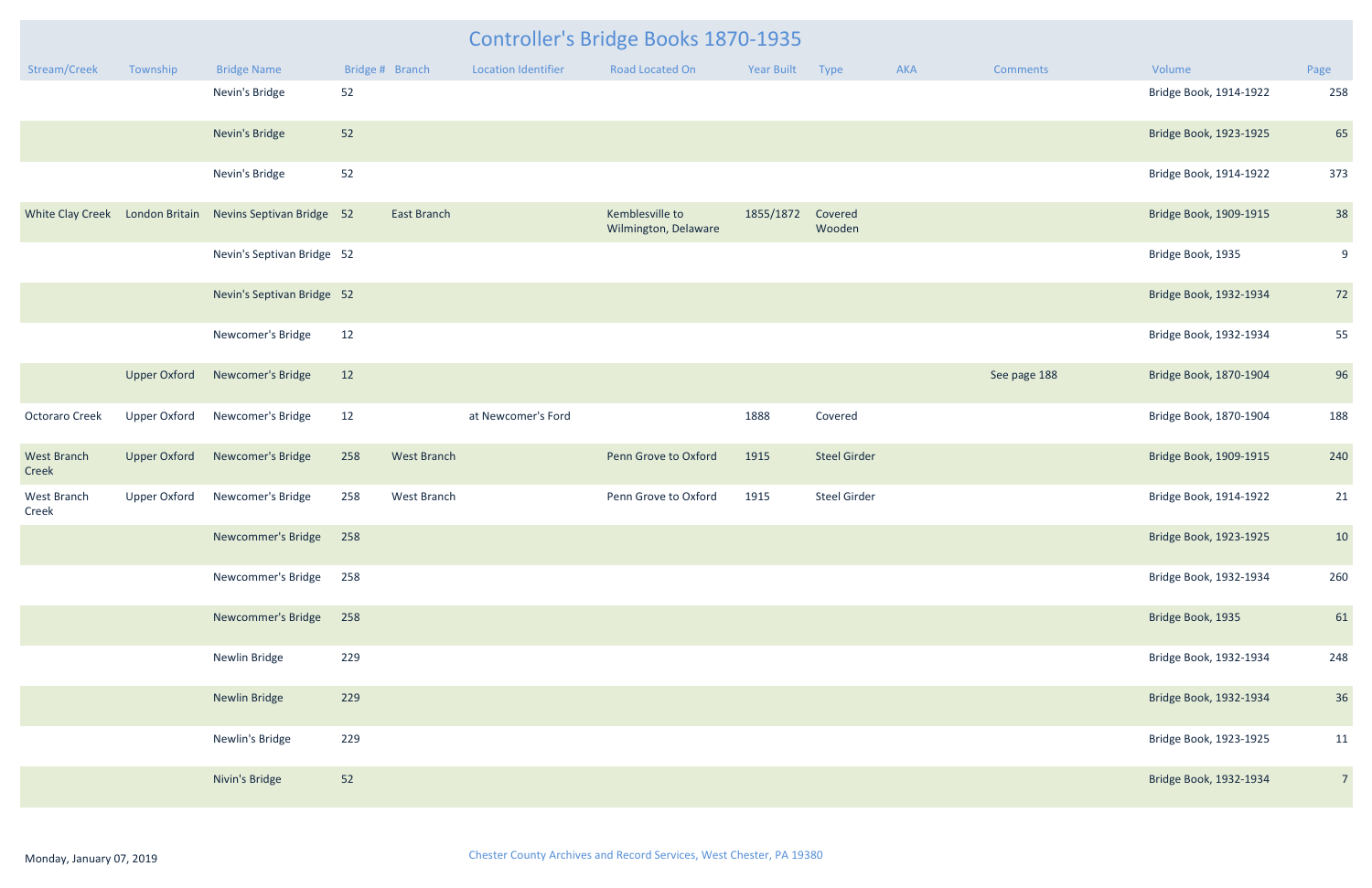# Controller's Bridge Books 1870-1935

| Stream/Creek | Township | Bridge Name | Bridge # | Branch | Location Identifier | Road Located On | Year Built | Type | AKA | Comments | Volume | Page |
|---|---|---|---|---|---|---|---|---|---|---|---|---|
| | | Nevin's Bridge | 52 | | | | | | | | Bridge Book, 1914-1922 | 258 |
| | | Nevin's Bridge | 52 | | | | | | | | Bridge Book, 1923-1925 | 65 |
| | | Nevin's Bridge | 52 | | | | | | | | Bridge Book, 1914-1922 | 373 |
| White Clay Creek | London Britain | Nevins Septivan Bridge | 52 | East Branch | | Kemblesville to Wilmington, Delaware | 1855/1872 | Covered Wooden | | | Bridge Book, 1909-1915 | 38 |
| | | Nevin's Septivan Bridge | 52 | | | | | | | | Bridge Book, 1935 | 9 |
| | | Nevin's Septivan Bridge | 52 | | | | | | | | Bridge Book, 1932-1934 | 72 |
| | | Newcomer's Bridge | 12 | | | | | | | | Bridge Book, 1932-1934 | 55 |
| | Upper Oxford | Newcomer's Bridge | 12 | | | | | | | See page 188 | Bridge Book, 1870-1904 | 96 |
| Octoraro Creek | Upper Oxford | Newcomer's Bridge | 12 | | at Newcomer's Ford | | 1888 | Covered | | | Bridge Book, 1870-1904 | 188 |
| West Branch Creek | Upper Oxford | Newcomer's Bridge | 258 | West Branch | | Penn Grove to Oxford | 1915 | Steel Girder | | | Bridge Book, 1909-1915 | 240 |
| West Branch Creek | Upper Oxford | Newcomer's Bridge | 258 | West Branch | | Penn Grove to Oxford | 1915 | Steel Girder | | | Bridge Book, 1914-1922 | 21 |
| | | Newcommer's Bridge | 258 | | | | | | | | Bridge Book, 1923-1925 | 10 |
| | | Newcommer's Bridge | 258 | | | | | | | | Bridge Book, 1932-1934 | 260 |
| | | Newcommer's Bridge | 258 | | | | | | | | Bridge Book, 1935 | 61 |
| | | Newlin Bridge | 229 | | | | | | | | Bridge Book, 1932-1934 | 248 |
| | | Newlin Bridge | 229 | | | | | | | | Bridge Book, 1932-1934 | 36 |
| | | Newlin's Bridge | 229 | | | | | | | | Bridge Book, 1923-1925 | 11 |
| | | Nivin's Bridge | 52 | | | | | | | | Bridge Book, 1932-1934 | 7 |

Monday, January 07, 2019

Chester County Archives and Record Services, West Chester, PA 19380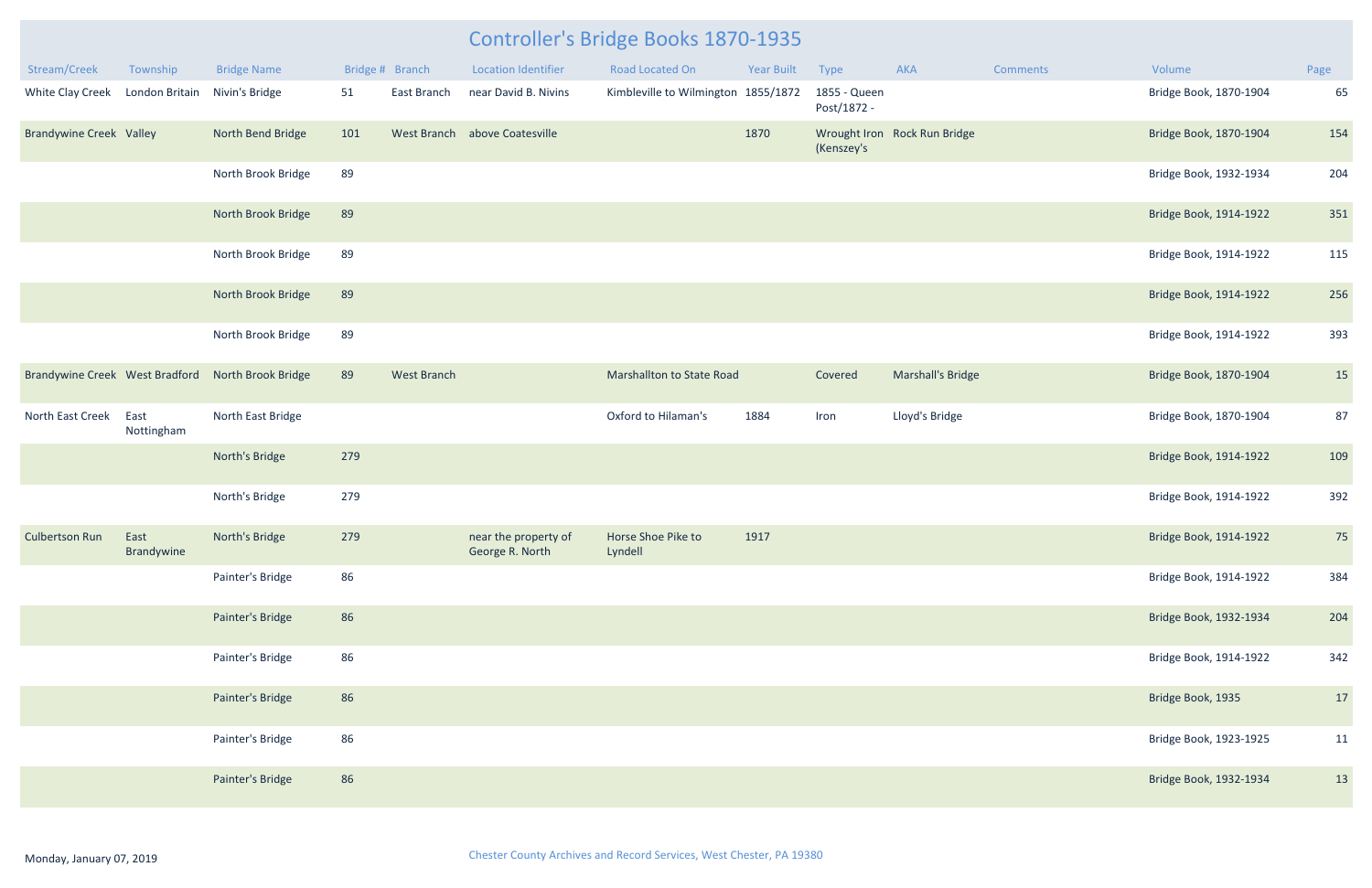# Controller's Bridge Books 1870-1935

| Stream/Creek | Township | Bridge Name | Bridge # | Branch | Location Identifier | Road Located On | Year Built | Type | AKA | Comments | Volume | Page |
|---|---|---|---|---|---|---|---|---|---|---|---|---|
| White Clay Creek | London Britain | Nivin's Bridge | 51 | East Branch | near David B. Nivins | Kimbleville to Wilmington | 1855/1872 | 1855 - Queen Post/1872 - | | | Bridge Book, 1870-1904 | 65 |
| Brandywine Creek | Valley | North Bend Bridge | 101 | West Branch | above Coatesville | | 1870 | Wrought Iron (Kenszey's | Rock Run Bridge | | Bridge Book, 1870-1904 | 154 |
| | | North Brook Bridge | 89 | | | | | | | | Bridge Book, 1932-1934 | 204 |
| | | North Brook Bridge | 89 | | | | | | | | Bridge Book, 1914-1922 | 351 |
| | | North Brook Bridge | 89 | | | | | | | | Bridge Book, 1914-1922 | 115 |
| | | North Brook Bridge | 89 | | | | | | | | Bridge Book, 1914-1922 | 256 |
| | | North Brook Bridge | 89 | | | | | | | | Bridge Book, 1914-1922 | 393 |
| Brandywine Creek | West Bradford | North Brook Bridge | 89 | West Branch | | Marshallton to State Road | | Covered | Marshall's Bridge | | Bridge Book, 1870-1904 | 15 |
| North East Creek | East Nottingham | North East Bridge | | | | Oxford to Hilaman's | 1884 | Iron | Lloyd's Bridge | | Bridge Book, 1870-1904 | 87 |
| | | North's Bridge | 279 | | | | | | | | Bridge Book, 1914-1922 | 109 |
| | | North's Bridge | 279 | | | | | | | | Bridge Book, 1914-1922 | 392 |
| Culbertson Run | East Brandywine | North's Bridge | 279 | | near the property of George R. North | Horse Shoe Pike to Lyndell | 1917 | | | | Bridge Book, 1914-1922 | 75 |
| | | Painter's Bridge | 86 | | | | | | | | Bridge Book, 1914-1922 | 384 |
| | | Painter's Bridge | 86 | | | | | | | | Bridge Book, 1932-1934 | 204 |
| | | Painter's Bridge | 86 | | | | | | | | Bridge Book, 1914-1922 | 342 |
| | | Painter's Bridge | 86 | | | | | | | | Bridge Book, 1935 | 17 |
| | | Painter's Bridge | 86 | | | | | | | | Bridge Book, 1923-1925 | 11 |
| | | Painter's Bridge | 86 | | | | | | | | Bridge Book, 1932-1934 | 13 |

Monday, January 07, 2019

Chester County Archives and Record Services, West Chester, PA 19380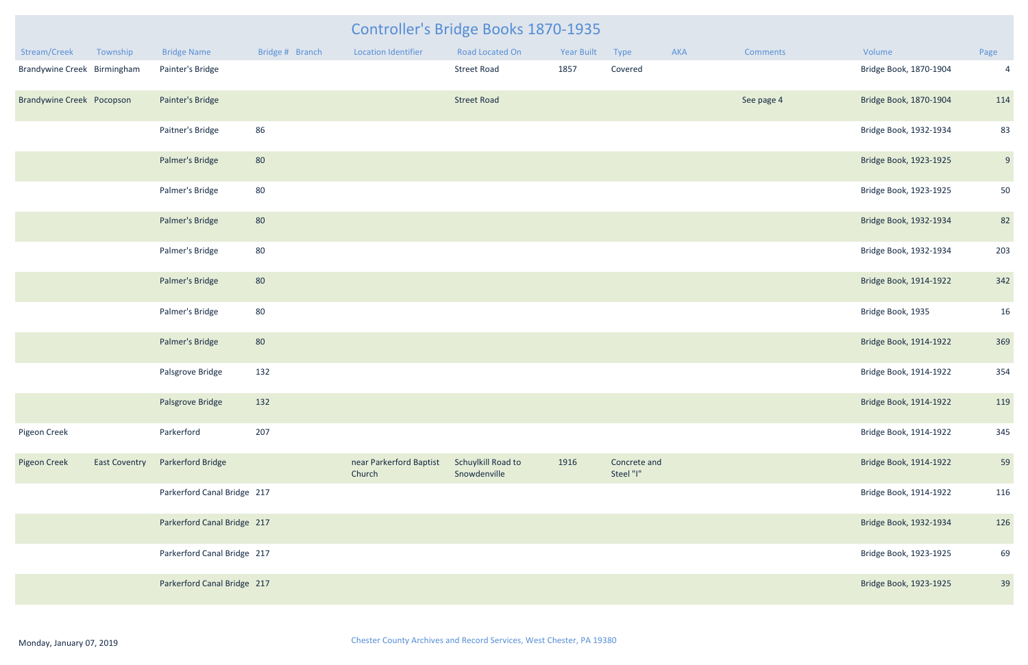# Controller's Bridge Books 1870-1935

| Stream/Creek | Township | Bridge Name | Bridge # | Branch | Location Identifier | Road Located On | Year Built | Type | AKA | Comments | Volume | Page |
|---|---|---|---|---|---|---|---|---|---|---|---|---|
| Brandywine Creek | Birmingham | Painter's Bridge | | | | Street Road | 1857 | Covered | | | Bridge Book, 1870-1904 | 4 |
| Brandywine Creek | Pocopson | Painter's Bridge | | | | Street Road | | | | See page 4 | Bridge Book, 1870-1904 | 114 |
| | | Paitner's Bridge | 86 | | | | | | | | Bridge Book, 1932-1934 | 83 |
| | | Palmer's Bridge | 80 | | | | | | | | Bridge Book, 1923-1925 | 9 |
| | | Palmer's Bridge | 80 | | | | | | | | Bridge Book, 1923-1925 | 50 |
| | | Palmer's Bridge | 80 | | | | | | | | Bridge Book, 1932-1934 | 82 |
| | | Palmer's Bridge | 80 | | | | | | | | Bridge Book, 1932-1934 | 203 |
| | | Palmer's Bridge | 80 | | | | | | | | Bridge Book, 1914-1922 | 342 |
| | | Palmer's Bridge | 80 | | | | | | | | Bridge Book, 1935 | 16 |
| | | Palmer's Bridge | 80 | | | | | | | | Bridge Book, 1914-1922 | 369 |
| | | Palsgrove Bridge | 132 | | | | | | | | Bridge Book, 1914-1922 | 354 |
| | | Palsgrove Bridge | 132 | | | | | | | | Bridge Book, 1914-1922 | 119 |
| Pigeon Creek | | Parkerford | 207 | | | | | | | | Bridge Book, 1914-1922 | 345 |
| Pigeon Creek | East Coventry | Parkerford Bridge | | | near Parkerford Baptist Church | Schuylkill Road to Snowdenville | 1916 | Concrete and Steel "I" | | | Bridge Book, 1914-1922 | 59 |
| | | Parkerford Canal Bridge | 217 | | | | | | | | Bridge Book, 1914-1922 | 116 |
| | | Parkerford Canal Bridge | 217 | | | | | | | | Bridge Book, 1932-1934 | 126 |
| | | Parkerford Canal Bridge | 217 | | | | | | | | Bridge Book, 1923-1925 | 69 |
| | | Parkerford Canal Bridge | 217 | | | | | | | | Bridge Book, 1923-1925 | 39 |

Monday, January 07, 2019

Chester County Archives and Record Services, West Chester, PA 19380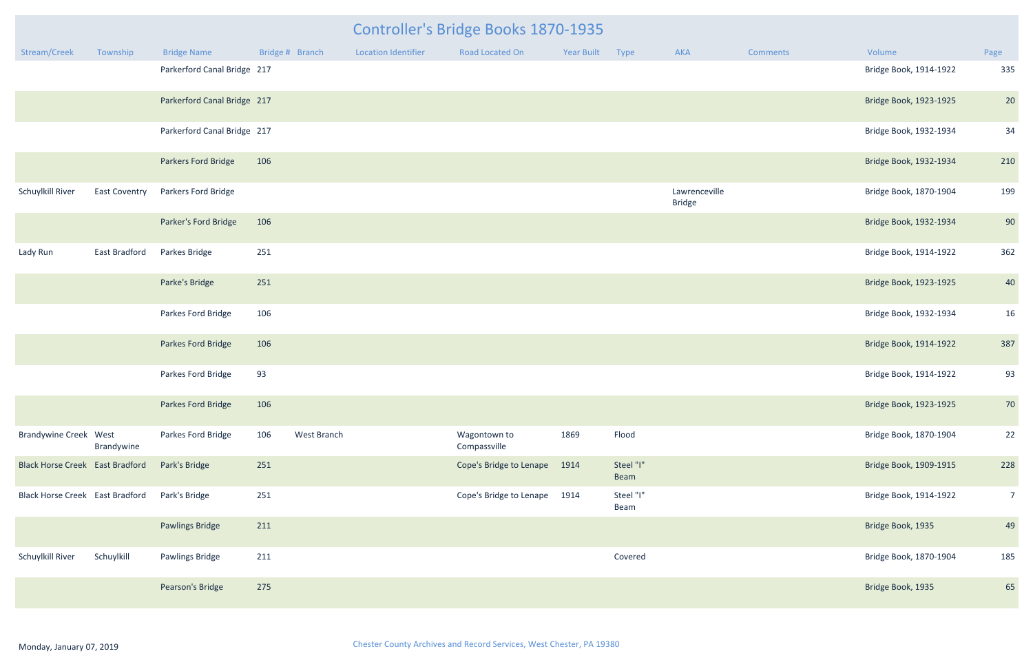# Controller's Bridge Books 1870-1935

| Stream/Creek | Township | Bridge Name | Bridge # | Branch | Location Identifier | Road Located On | Year Built | Type | AKA | Comments | Volume | Page |
|---|---|---|---|---|---|---|---|---|---|---|---|---|
| | | Parkerford Canal Bridge | 217 | | | | | | | | Bridge Book, 1914-1922 | 335 |
| | | Parkerford Canal Bridge | 217 | | | | | | | | Bridge Book, 1923-1925 | 20 |
| | | Parkerford Canal Bridge | 217 | | | | | | | | Bridge Book, 1932-1934 | 34 |
| | | Parkers Ford Bridge | 106 | | | | | | | | Bridge Book, 1932-1934 | 210 |
| Schuylkill River | East Coventry | Parkers Ford Bridge | | | | | | | Lawrenceville Bridge | | Bridge Book, 1870-1904 | 199 |
| | | Parker's Ford Bridge | 106 | | | | | | | | Bridge Book, 1932-1934 | 90 |
| Lady Run | East Bradford | Parkes Bridge | 251 | | | | | | | | Bridge Book, 1914-1922 | 362 |
| | | Parke's Bridge | 251 | | | | | | | | Bridge Book, 1923-1925 | 40 |
| | | Parkes Ford Bridge | 106 | | | | | | | | Bridge Book, 1932-1934 | 16 |
| | | Parkes Ford Bridge | 106 | | | | | | | | Bridge Book, 1914-1922 | 387 |
| | | Parkes Ford Bridge | 93 | | | | | | | | Bridge Book, 1914-1922 | 93 |
| | | Parkes Ford Bridge | 106 | | | | | | | | Bridge Book, 1923-1925 | 70 |
| Brandywine Creek | West Brandywine | Parkes Ford Bridge | 106 | West Branch | | Wagontown to Compassville | 1869 | Flood | | | Bridge Book, 1870-1904 | 22 |
| Black Horse Creek | East Bradford | Park's Bridge | 251 | | | Cope's Bridge to Lenape | 1914 | Steel "I" Beam | | | Bridge Book, 1909-1915 | 228 |
| Black Horse Creek | East Bradford | Park's Bridge | 251 | | | Cope's Bridge to Lenape | 1914 | Steel "I" Beam | | | Bridge Book, 1914-1922 | 7 |
| | | Pawlings Bridge | 211 | | | | | | | | Bridge Book, 1935 | 49 |
| Schuylkill River | Schuylkill | Pawlings Bridge | 211 | | | | | Covered | | | Bridge Book, 1870-1904 | 185 |
| | | Pearson's Bridge | 275 | | | | | | | | Bridge Book, 1935 | 65 |

Monday, January 07, 2019

Chester County Archives and Record Services, West Chester, PA 19380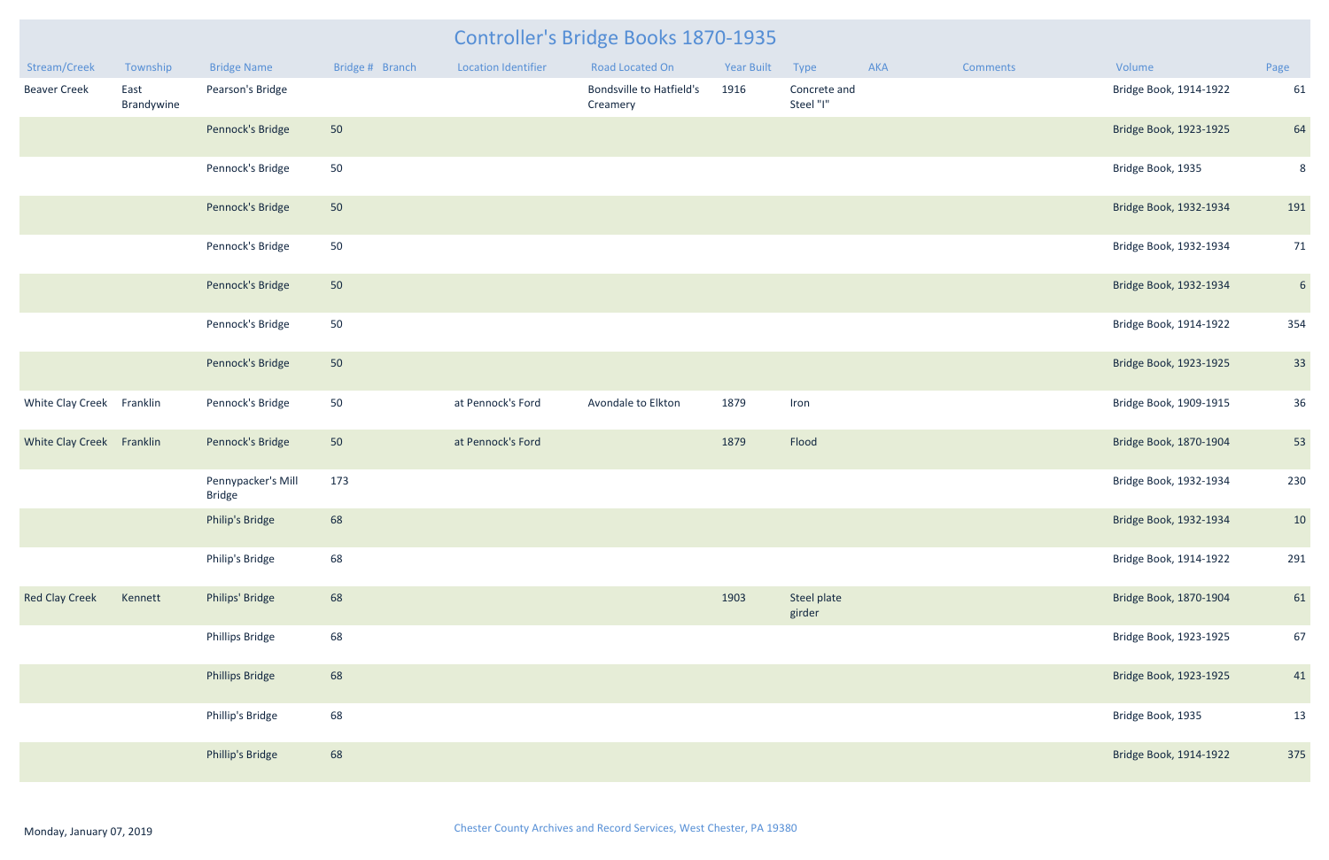# Controller's Bridge Books 1870-1935

| Stream/Creek | Township | Bridge Name | Bridge # | Branch | Location Identifier | Road Located On | Year Built | Type | AKA | Comments | Volume | Page |
|---|---|---|---|---|---|---|---|---|---|---|---|---|
| Beaver Creek | East Brandywine | Pearson's Bridge | | | | Bondsville to Hatfield's Creamery | 1916 | Concrete and Steel "I" | | | Bridge Book, 1914-1922 | 61 |
| | | Pennock's Bridge | 50 | | | | | | | | Bridge Book, 1923-1925 | 64 |
| | | Pennock's Bridge | 50 | | | | | | | | Bridge Book, 1935 | 8 |
| | | Pennock's Bridge | 50 | | | | | | | | Bridge Book, 1932-1934 | 191 |
| | | Pennock's Bridge | 50 | | | | | | | | Bridge Book, 1932-1934 | 71 |
| | | Pennock's Bridge | 50 | | | | | | | | Bridge Book, 1932-1934 | 6 |
| | | Pennock's Bridge | 50 | | | | | | | | Bridge Book, 1914-1922 | 354 |
| | | Pennock's Bridge | 50 | | | | | | | | Bridge Book, 1923-1925 | 33 |
| White Clay Creek | Franklin | Pennock's Bridge | 50 | | at Pennock's Ford | Avondale to Elkton | 1879 | Iron | | | Bridge Book, 1909-1915 | 36 |
| White Clay Creek | Franklin | Pennock's Bridge | 50 | | at Pennock's Ford | | 1879 | Flood | | | Bridge Book, 1870-1904 | 53 |
| | | Pennypacker's Mill Bridge | 173 | | | | | | | | Bridge Book, 1932-1934 | 230 |
| | | Philip's Bridge | 68 | | | | | | | | Bridge Book, 1932-1934 | 10 |
| | | Philip's Bridge | 68 | | | | | | | | Bridge Book, 1914-1922 | 291 |
| Red Clay Creek | Kennett | Philips' Bridge | 68 | | | | 1903 | Steel plate girder | | | Bridge Book, 1870-1904 | 61 |
| | | Phillips Bridge | 68 | | | | | | | | Bridge Book, 1923-1925 | 67 |
| | | Phillips Bridge | 68 | | | | | | | | Bridge Book, 1923-1925 | 41 |
| | | Phillip's Bridge | 68 | | | | | | | | Bridge Book, 1935 | 13 |
| | | Phillip's Bridge | 68 | | | | | | | | Bridge Book, 1914-1922 | 375 |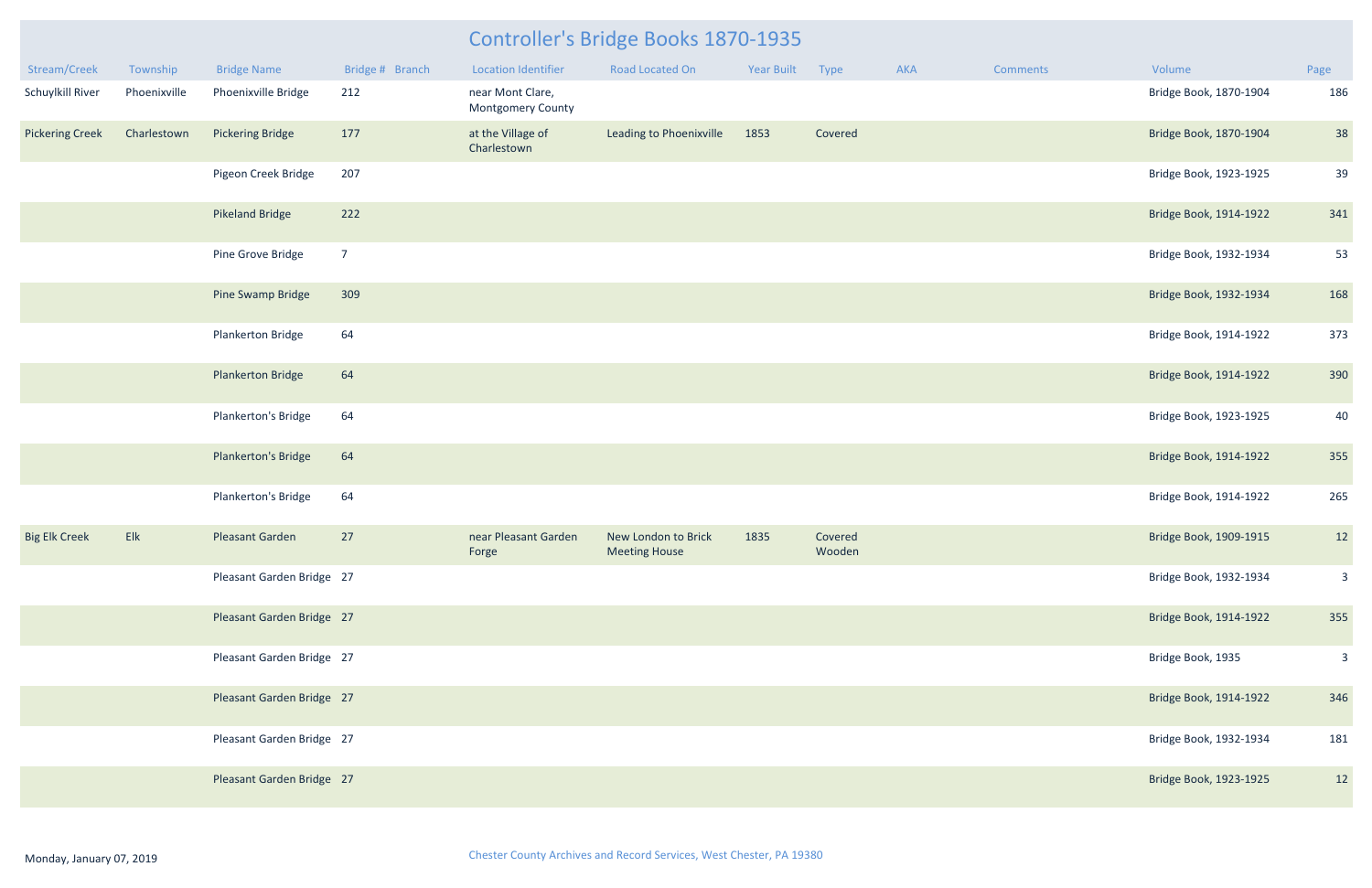# Controller's Bridge Books 1870-1935

| Stream/Creek | Township | Bridge Name | Bridge # | Branch | Location Identifier | Road Located On | Year Built | Type | AKA | Comments | Volume | Page |
|---|---|---|---|---|---|---|---|---|---|---|---|---|
| Schuylkill River | Phoenixville | Phoenixville Bridge | 212 | | near Mont Clare, Montgomery County | | | | | | Bridge Book, 1870-1904 | 186 |
| Pickering Creek | Charlestown | Pickering Bridge | 177 | | at the Village of Charlestown | Leading to Phoenixville | 1853 | Covered | | | Bridge Book, 1870-1904 | 38 |
| | | Pigeon Creek Bridge | 207 | | | | | | | | Bridge Book, 1923-1925 | 39 |
| | | Pikeland Bridge | 222 | | | | | | | | Bridge Book, 1914-1922 | 341 |
| | | Pine Grove Bridge | 7 | | | | | | | | Bridge Book, 1932-1934 | 53 |
| | | Pine Swamp Bridge | 309 | | | | | | | | Bridge Book, 1932-1934 | 168 |
| | | Plankerton Bridge | 64 | | | | | | | | Bridge Book, 1914-1922 | 373 |
| | | Plankerton Bridge | 64 | | | | | | | | Bridge Book, 1914-1922 | 390 |
| | | Plankerton's Bridge | 64 | | | | | | | | Bridge Book, 1923-1925 | 40 |
| | | Plankerton's Bridge | 64 | | | | | | | | Bridge Book, 1914-1922 | 355 |
| | | Plankerton's Bridge | 64 | | | | | | | | Bridge Book, 1914-1922 | 265 |
| Big Elk Creek | Elk | Pleasant Garden | 27 | | near Pleasant Garden Forge | New London to Brick Meeting House | 1835 | Covered Wooden | | | Bridge Book, 1909-1915 | 12 |
| | | Pleasant Garden Bridge | 27 | | | | | | | | Bridge Book, 1932-1934 | 3 |
| | | Pleasant Garden Bridge | 27 | | | | | | | | Bridge Book, 1914-1922 | 355 |
| | | Pleasant Garden Bridge | 27 | | | | | | | | Bridge Book, 1935 | 3 |
| | | Pleasant Garden Bridge | 27 | | | | | | | | Bridge Book, 1914-1922 | 346 |
| | | Pleasant Garden Bridge | 27 | | | | | | | | Bridge Book, 1932-1934 | 181 |
| | | Pleasant Garden Bridge | 27 | | | | | | | | Bridge Book, 1923-1925 | 12 |

Monday, January 07, 2019

Chester County Archives and Record Services, West Chester, PA 19380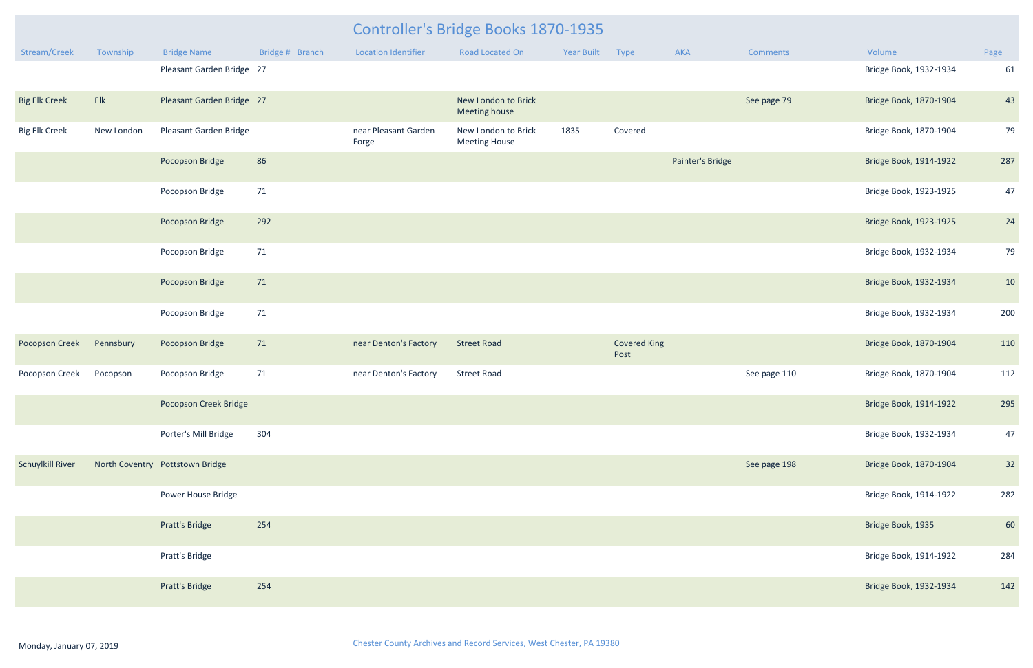# Controller's Bridge Books 1870-1935

| Stream/Creek | Township | Bridge Name | Bridge # | Branch | Location Identifier | Road Located On | Year Built | Type | AKA | Comments | Volume | Page |
|---|---|---|---|---|---|---|---|---|---|---|---|---|
| | | Pleasant Garden Bridge | 27 | | | | | | | | Bridge Book, 1932-1934 | 61 |
| Big Elk Creek | Elk | Pleasant Garden Bridge | 27 | | | New London to Brick Meeting house | | | | See page 79 | Bridge Book, 1870-1904 | 43 |
| Big Elk Creek | New London | Pleasant Garden Bridge | | | near Pleasant Garden Forge | New London to Brick Meeting House | 1835 | Covered | | | Bridge Book, 1870-1904 | 79 |
| | | Pocopson Bridge | 86 | | | | | | Painter's Bridge | | Bridge Book, 1914-1922 | 287 |
| | | Pocopson Bridge | 71 | | | | | | | | Bridge Book, 1923-1925 | 47 |
| | | Pocopson Bridge | 292 | | | | | | | | Bridge Book, 1923-1925 | 24 |
| | | Pocopson Bridge | 71 | | | | | | | | Bridge Book, 1932-1934 | 79 |
| | | Pocopson Bridge | 71 | | | | | | | | Bridge Book, 1932-1934 | 10 |
| | | Pocopson Bridge | 71 | | | | | | | | Bridge Book, 1932-1934 | 200 |
| Pocopson Creek | Pennsbury | Pocopson Bridge | 71 | | near Denton's Factory | Street Road | | Covered King Post | | | Bridge Book, 1870-1904 | 110 |
| Pocopson Creek | Pocopson | Pocopson Bridge | 71 | | near Denton's Factory | Street Road | | | | See page 110 | Bridge Book, 1870-1904 | 112 |
| | | Pocopson Creek Bridge | | | | | | | | | Bridge Book, 1914-1922 | 295 |
| | | Porter's Mill Bridge | 304 | | | | | | | | Bridge Book, 1932-1934 | 47 |
| Schuylkill River | North Coventry | Pottstown Bridge | | | | | | | | See page 198 | Bridge Book, 1870-1904 | 32 |
| | | Power House Bridge | | | | | | | | | Bridge Book, 1914-1922 | 282 |
| | | Pratt's Bridge | 254 | | | | | | | | Bridge Book, 1935 | 60 |
| | | Pratt's Bridge | | | | | | | | | Bridge Book, 1914-1922 | 284 |
| | | Pratt's Bridge | 254 | | | | | | | | Bridge Book, 1932-1934 | 142 |

Monday, January 07, 2019

Chester County Archives and Record Services, West Chester, PA 19380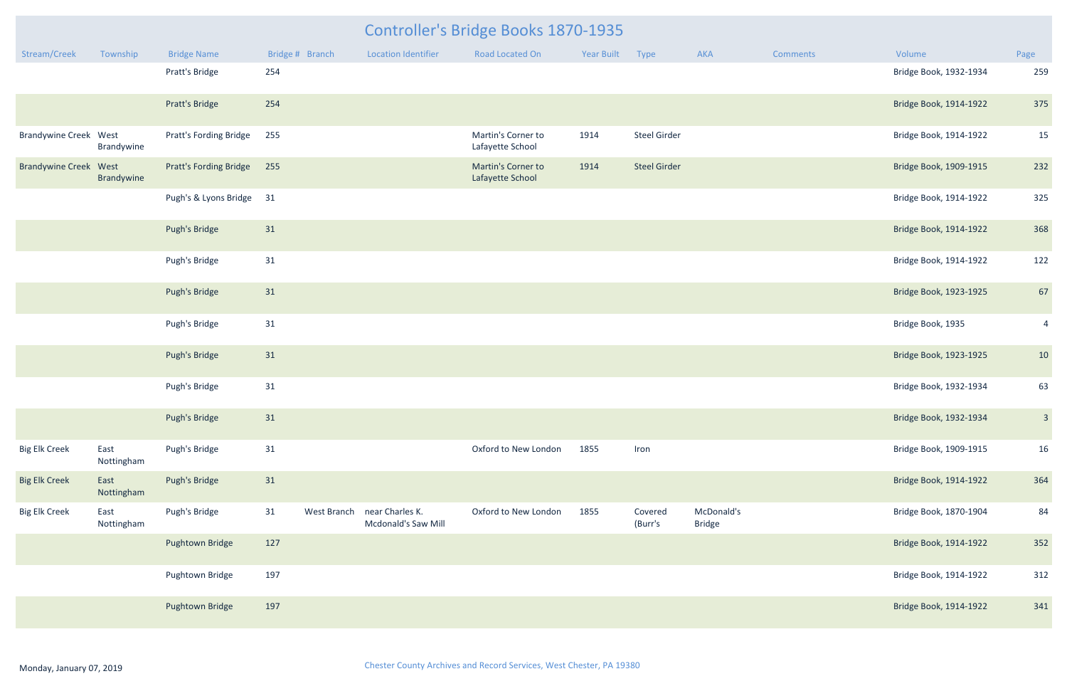# Controller's Bridge Books 1870-1935

| Stream/Creek | Township | Bridge Name | Bridge # | Branch | Location Identifier | Road Located On | Year Built | Type | AKA | Comments | Volume | Page |
|---|---|---|---|---|---|---|---|---|---|---|---|---|
| | | Pratt's Bridge | 254 | | | | | | | | Bridge Book, 1932-1934 | 259 |
| | | Pratt's Bridge | 254 | | | | | | | | Bridge Book, 1914-1922 | 375 |
| Brandywine Creek | West Brandywine | Pratt's Fording Bridge | 255 | | | Martin's Corner to Lafayette School | 1914 | Steel Girder | | | Bridge Book, 1914-1922 | 15 |
| Brandywine Creek | West Brandywine | Pratt's Fording Bridge | 255 | | | Martin's Corner to Lafayette School | 1914 | Steel Girder | | | Bridge Book, 1909-1915 | 232 |
| | | Pugh's & Lyons Bridge | 31 | | | | | | | | Bridge Book, 1914-1922 | 325 |
| | | Pugh's Bridge | 31 | | | | | | | | Bridge Book, 1914-1922 | 368 |
| | | Pugh's Bridge | 31 | | | | | | | | Bridge Book, 1914-1922 | 122 |
| | | Pugh's Bridge | 31 | | | | | | | | Bridge Book, 1923-1925 | 67 |
| | | Pugh's Bridge | 31 | | | | | | | | Bridge Book, 1935 | 4 |
| | | Pugh's Bridge | 31 | | | | | | | | Bridge Book, 1923-1925 | 10 |
| | | Pugh's Bridge | 31 | | | | | | | | Bridge Book, 1932-1934 | 63 |
| | | Pugh's Bridge | 31 | | | | | | | | Bridge Book, 1932-1934 | 3 |
| Big Elk Creek | East Nottingham | Pugh's Bridge | 31 | | | Oxford to New London | 1855 | Iron | | | Bridge Book, 1909-1915 | 16 |
| Big Elk Creek | East Nottingham | Pugh's Bridge | 31 | | | | | | | | Bridge Book, 1914-1922 | 364 |
| Big Elk Creek | East Nottingham | Pugh's Bridge | 31 | West Branch | near Charles K. Mcdonald's Saw Mill | Oxford to New London | 1855 | Covered (Burr's | McDonald's Bridge | | Bridge Book, 1870-1904 | 84 |
| | | Pughtown Bridge | 127 | | | | | | | | Bridge Book, 1914-1922 | 352 |
| | | Pughtown Bridge | 197 | | | | | | | | Bridge Book, 1914-1922 | 312 |
| | | Pughtown Bridge | 197 | | | | | | | | Bridge Book, 1914-1922 | 341 |

Monday, January 07, 2019

Chester County Archives and Record Services, West Chester, PA 19380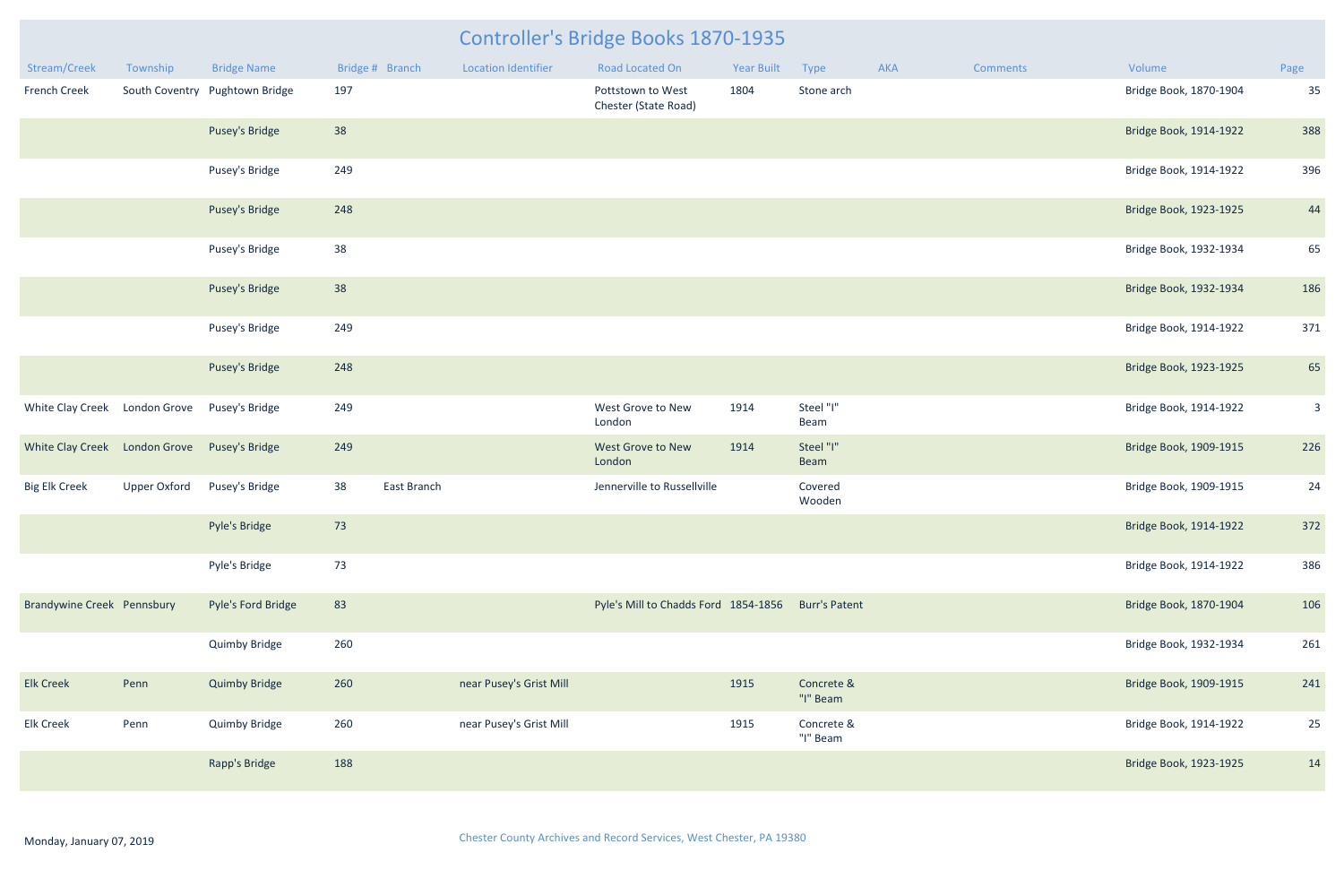# Controller's Bridge Books 1870-1935

| Stream/Creek | Township | Bridge Name | Bridge # | Branch | Location Identifier | Road Located On | Year Built | Type | AKA | Comments | Volume | Page |
|---|---|---|---|---|---|---|---|---|---|---|---|---|
| French Creek | South Coventry | Pughtown Bridge | 197 | | | Pottstown to West Chester (State Road) | 1804 | Stone arch | | | Bridge Book, 1870-1904 | 35 |
| | | Pusey's Bridge | 38 | | | | | | | | Bridge Book, 1914-1922 | 388 |
| | | Pusey's Bridge | 249 | | | | | | | | Bridge Book, 1914-1922 | 396 |
| | | Pusey's Bridge | 248 | | | | | | | | Bridge Book, 1923-1925 | 44 |
| | | Pusey's Bridge | 38 | | | | | | | | Bridge Book, 1932-1934 | 65 |
| | | Pusey's Bridge | 38 | | | | | | | | Bridge Book, 1932-1934 | 186 |
| | | Pusey's Bridge | 249 | | | | | | | | Bridge Book, 1914-1922 | 371 |
| | | Pusey's Bridge | 248 | | | | | | | | Bridge Book, 1923-1925 | 65 |
| White Clay Creek | London Grove | Pusey's Bridge | 249 | | | West Grove to New London | 1914 | Steel "I" Beam | | | Bridge Book, 1914-1922 | 3 |
| White Clay Creek | London Grove | Pusey's Bridge | 249 | | | West Grove to New London | 1914 | Steel "I" Beam | | | Bridge Book, 1909-1915 | 226 |
| Big Elk Creek | Upper Oxford | Pusey's Bridge | 38 | East Branch | | Jennerville to Russellville | | Covered Wooden | | | Bridge Book, 1909-1915 | 24 |
| | | Pyle's Bridge | 73 | | | | | | | | Bridge Book, 1914-1922 | 372 |
| | | Pyle's Bridge | 73 | | | | | | | | Bridge Book, 1914-1922 | 386 |
| Brandywine Creek | Pennsbury | Pyle's Ford Bridge | 83 | | | Pyle's Mill to Chadds Ford | 1854-1856 | Burr's Patent | | | Bridge Book, 1870-1904 | 106 |
| | | Quimby Bridge | 260 | | | | | | | | Bridge Book, 1932-1934 | 261 |
| Elk Creek | Penn | Quimby Bridge | 260 | | near Pusey's Grist Mill | | 1915 | Concrete & "I" Beam | | | Bridge Book, 1909-1915 | 241 |
| Elk Creek | Penn | Quimby Bridge | 260 | | near Pusey's Grist Mill | | 1915 | Concrete & "I" Beam | | | Bridge Book, 1914-1922 | 25 |
| | | Rapp's Bridge | 188 | | | | | | | | Bridge Book, 1923-1925 | 14 |

Monday, January 07, 2019

Chester County Archives and Record Services, West Chester, PA 19380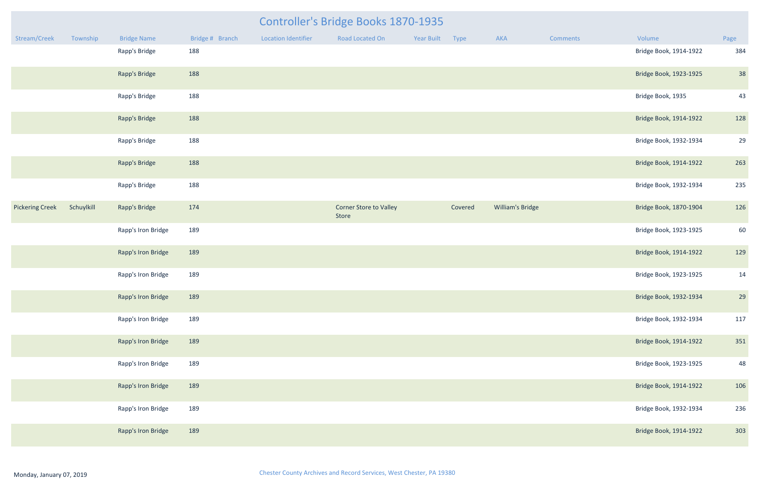# Controller's Bridge Books 1870-1935

| Stream/Creek | Township | Bridge Name | Bridge # | Branch | Location Identifier | Road Located On | Year Built | Type | AKA | Comments | Volume | Page |
|---|---|---|---|---|---|---|---|---|---|---|---|---|
| | | Rapp's Bridge | 188 | | | | | | | | Bridge Book, 1914-1922 | 384 |
| | | Rapp's Bridge | 188 | | | | | | | | Bridge Book, 1923-1925 | 38 |
| | | Rapp's Bridge | 188 | | | | | | | | Bridge Book, 1935 | 43 |
| | | Rapp's Bridge | 188 | | | | | | | | Bridge Book, 1914-1922 | 128 |
| | | Rapp's Bridge | 188 | | | | | | | | Bridge Book, 1932-1934 | 29 |
| | | Rapp's Bridge | 188 | | | | | | | | Bridge Book, 1914-1922 | 263 |
| | | Rapp's Bridge | 188 | | | | | | | | Bridge Book, 1932-1934 | 235 |
| Pickering Creek | Schuylkill | Rapp's Bridge | 174 | | | Corner Store to Valley Store | | Covered | William's Bridge | | Bridge Book, 1870-1904 | 126 |
| | | Rapp's Iron Bridge | 189 | | | | | | | | Bridge Book, 1923-1925 | 60 |
| | | Rapp's Iron Bridge | 189 | | | | | | | | Bridge Book, 1914-1922 | 129 |
| | | Rapp's Iron Bridge | 189 | | | | | | | | Bridge Book, 1923-1925 | 14 |
| | | Rapp's Iron Bridge | 189 | | | | | | | | Bridge Book, 1932-1934 | 29 |
| | | Rapp's Iron Bridge | 189 | | | | | | | | Bridge Book, 1932-1934 | 117 |
| | | Rapp's Iron Bridge | 189 | | | | | | | | Bridge Book, 1914-1922 | 351 |
| | | Rapp's Iron Bridge | 189 | | | | | | | | Bridge Book, 1923-1925 | 48 |
| | | Rapp's Iron Bridge | 189 | | | | | | | | Bridge Book, 1914-1922 | 106 |
| | | Rapp's Iron Bridge | 189 | | | | | | | | Bridge Book, 1932-1934 | 236 |
| | | Rapp's Iron Bridge | 189 | | | | | | | | Bridge Book, 1914-1922 | 303 |

Monday, January 07, 2019

Chester County Archives and Record Services, West Chester, PA 19380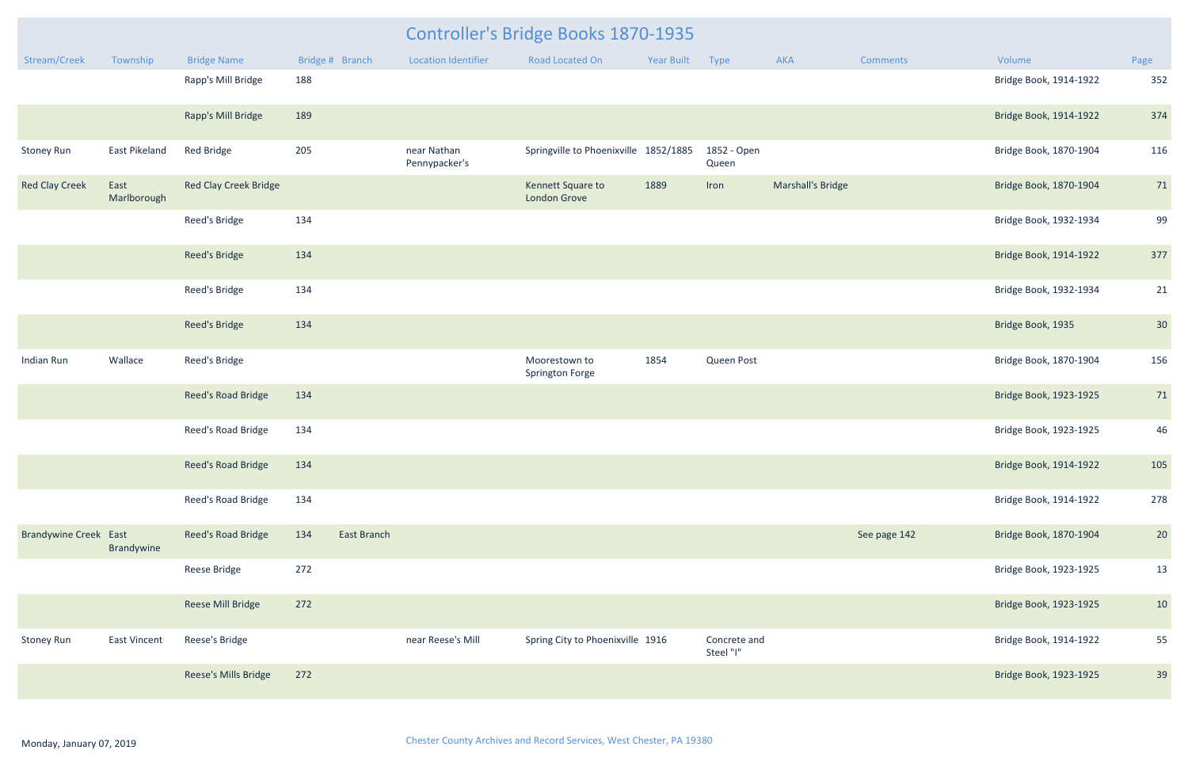# Controller's Bridge Books 1870-1935

| Stream/Creek | Township | Bridge Name | Bridge # | Branch | Location Identifier | Road Located On | Year Built | Type | AKA | Comments | Volume | Page |
|---|---|---|---|---|---|---|---|---|---|---|---|---|
| | | Rapp's Mill Bridge | 188 | | | | | | | | Bridge Book, 1914-1922 | 352 |
| | | Rapp's Mill Bridge | 189 | | | | | | | | Bridge Book, 1914-1922 | 374 |
| Stoney Run | East Pikeland | Red Bridge | 205 | | near Nathan Pennypacker's | Springville to Phoenixville | 1852/1885 | 1852 - Open Queen | | | Bridge Book, 1870-1904 | 116 |
| Red Clay Creek | East Marlborough | Red Clay Creek Bridge | | | | Kennett Square to London Grove | 1889 | Iron | Marshall's Bridge | | Bridge Book, 1870-1904 | 71 |
| | | Reed's Bridge | 134 | | | | | | | | Bridge Book, 1932-1934 | 99 |
| | | Reed's Bridge | 134 | | | | | | | | Bridge Book, 1914-1922 | 377 |
| | | Reed's Bridge | 134 | | | | | | | | Bridge Book, 1932-1934 | 21 |
| | | Reed's Bridge | 134 | | | | | | | | Bridge Book, 1935 | 30 |
| Indian Run | Wallace | Reed's Bridge | | | | Moorestown to Springton Forge | 1854 | Queen Post | | | Bridge Book, 1870-1904 | 156 |
| | | Reed's Road Bridge | 134 | | | | | | | | Bridge Book, 1923-1925 | 71 |
| | | Reed's Road Bridge | 134 | | | | | | | | Bridge Book, 1923-1925 | 46 |
| | | Reed's Road Bridge | 134 | | | | | | | | Bridge Book, 1914-1922 | 105 |
| | | Reed's Road Bridge | 134 | | | | | | | | Bridge Book, 1914-1922 | 278 |
| Brandywine Creek | East Brandywine | Reed's Road Bridge | 134 | East Branch | | | | | | See page 142 | Bridge Book, 1870-1904 | 20 |
| | | Reese Bridge | 272 | | | | | | | | Bridge Book, 1923-1925 | 13 |
| | | Reese Mill Bridge | 272 | | | | | | | | Bridge Book, 1923-1925 | 10 |
| Stoney Run | East Vincent | Reese's Bridge | | | near Reese's Mill | Spring City to Phoenixville | 1916 | Concrete and Steel "I" | | | Bridge Book, 1914-1922 | 55 |
| | | Reese's Mills Bridge | 272 | | | | | | | | Bridge Book, 1923-1925 | 39 |

Monday, January 07, 2019

Chester County Archives and Record Services, West Chester, PA 19380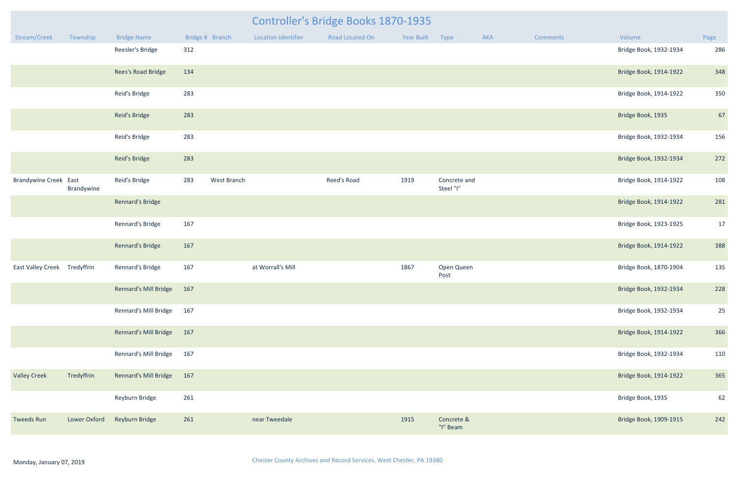# Controller's Bridge Books 1870-1935

| Stream/Creek | Township | Bridge Name | Bridge # | Branch | Location Identifier | Road Located On | Year Built | Type | AKA | Comments | Volume | Page |
|---|---|---|---|---|---|---|---|---|---|---|---|---|
| | | Reesler's Bridge | 312 | | | | | | | | Bridge Book, 1932-1934 | 286 |
| | | Rees's Road Bridge | 134 | | | | | | | | Bridge Book, 1914-1922 | 348 |
| | | Reid's Bridge | 283 | | | | | | | | Bridge Book, 1914-1922 | 350 |
| | | Reid's Bridge | 283 | | | | | | | | Bridge Book, 1935 | 67 |
| | | Reid's Bridge | 283 | | | | | | | | Bridge Book, 1932-1934 | 156 |
| | | Reid's Bridge | 283 | | | | | | | | Bridge Book, 1932-1934 | 272 |
| Brandywine Creek | East Brandywine | Reid's Bridge | 283 | West Branch | | Reed's Road | 1919 | Concrete and Steel "I" | | | Bridge Book, 1914-1922 | 108 |
| | | Rennard's Bridge | | | | | | | | | Bridge Book, 1914-1922 | 281 |
| | | Rennard's Bridge | 167 | | | | | | | | Bridge Book, 1923-1925 | 17 |
| | | Rennard's Bridge | 167 | | | | | | | | Bridge Book, 1914-1922 | 388 |
| East Valley Creek | Tredyffrin | Rennard's Bridge | 167 | | at Worrall's Mill | | 1867 | Open Queen Post | | | Bridge Book, 1870-1904 | 135 |
| | | Rennard's Mill Bridge | 167 | | | | | | | | Bridge Book, 1932-1934 | 228 |
| | | Rennard's Mill Bridge | 167 | | | | | | | | Bridge Book, 1932-1934 | 25 |
| | | Rennard's Mill Bridge | 167 | | | | | | | | Bridge Book, 1914-1922 | 366 |
| | | Rennard's Mill Bridge | 167 | | | | | | | | Bridge Book, 1932-1934 | 110 |
| Valley Creek | Tredyffrin | Rennard's Mill Bridge | 167 | | | | | | | | Bridge Book, 1914-1922 | 365 |
| | | Reyburn Bridge | 261 | | | | | | | | Bridge Book, 1935 | 62 |
| Tweeds Run | Lower Oxford | Reyburn Bridge | 261 | | near Tweedale | | 1915 | Concrete & "I" Beam | | | Bridge Book, 1909-1915 | 242 |

Monday, January 07, 2019

Chester County Archives and Record Services, West Chester, PA 19380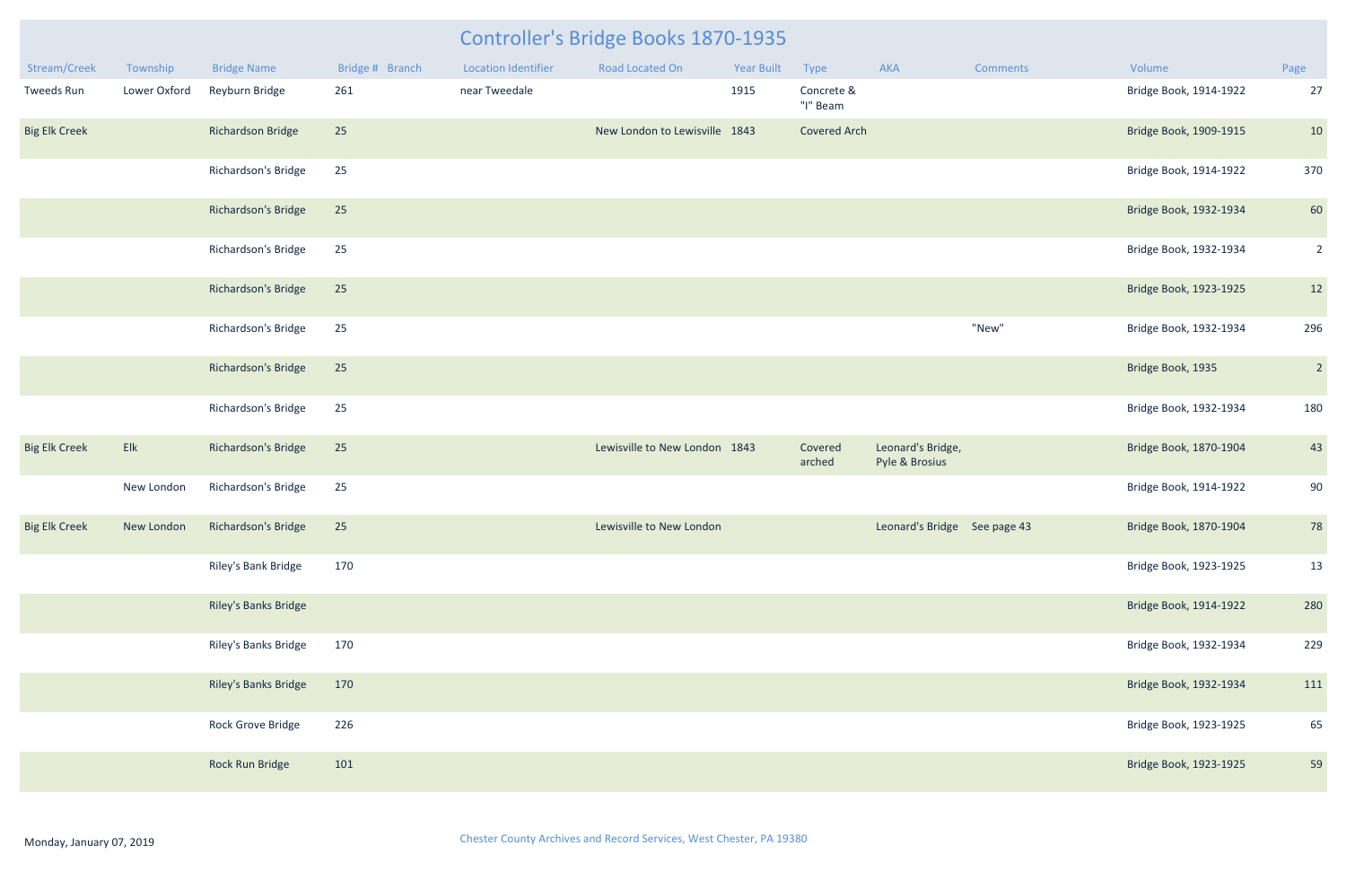# Controller's Bridge Books 1870-1935

| Stream/Creek | Township | Bridge Name | Bridge # | Branch | Location Identifier | Road Located On | Year Built | Type | AKA | Comments | Volume | Page |
|---|---|---|---|---|---|---|---|---|---|---|---|---|
| Tweeds Run | Lower Oxford | Reyburn Bridge | 261 | | near Tweedale | | 1915 | Concrete & "I" Beam | | | Bridge Book, 1914-1922 | 27 |
| Big Elk Creek | | Richardson Bridge | 25 | | | New London to Lewisville | 1843 | Covered Arch | | | Bridge Book, 1909-1915 | 10 |
| | | Richardson's Bridge | 25 | | | | | | | | Bridge Book, 1914-1922 | 370 |
| | | Richardson's Bridge | 25 | | | | | | | | Bridge Book, 1932-1934 | 60 |
| | | Richardson's Bridge | 25 | | | | | | | | Bridge Book, 1932-1934 | 2 |
| | | Richardson's Bridge | 25 | | | | | | | | Bridge Book, 1923-1925 | 12 |
| | | Richardson's Bridge | 25 | | | | | | | "New" | Bridge Book, 1932-1934 | 296 |
| | | Richardson's Bridge | 25 | | | | | | | | Bridge Book, 1935 | 2 |
| | | Richardson's Bridge | 25 | | | | | | | | Bridge Book, 1932-1934 | 180 |
| Big Elk Creek | Elk | Richardson's Bridge | 25 | | | Lewisville to New London | 1843 | Covered arched | Leonard's Bridge, Pyle & Brosius | | Bridge Book, 1870-1904 | 43 |
| | New London | Richardson's Bridge | 25 | | | | | | | | Bridge Book, 1914-1922 | 90 |
| Big Elk Creek | New London | Richardson's Bridge | 25 | | | Lewisville to New London | | | Leonard's Bridge | See page 43 | Bridge Book, 1870-1904 | 78 |
| | | Riley's Bank Bridge | 170 | | | | | | | | Bridge Book, 1923-1925 | 13 |
| | | Riley's Banks Bridge | | | | | | | | | Bridge Book, 1914-1922 | 280 |
| | | Riley's Banks Bridge | 170 | | | | | | | | Bridge Book, 1932-1934 | 229 |
| | | Riley's Banks Bridge | 170 | | | | | | | | Bridge Book, 1932-1934 | 111 |
| | | Rock Grove Bridge | 226 | | | | | | | | Bridge Book, 1923-1925 | 65 |
| | | Rock Run Bridge | 101 | | | | | | | | Bridge Book, 1923-1925 | 59 |

Monday, January 07, 2019

Chester County Archives and Record Services, West Chester, PA 19380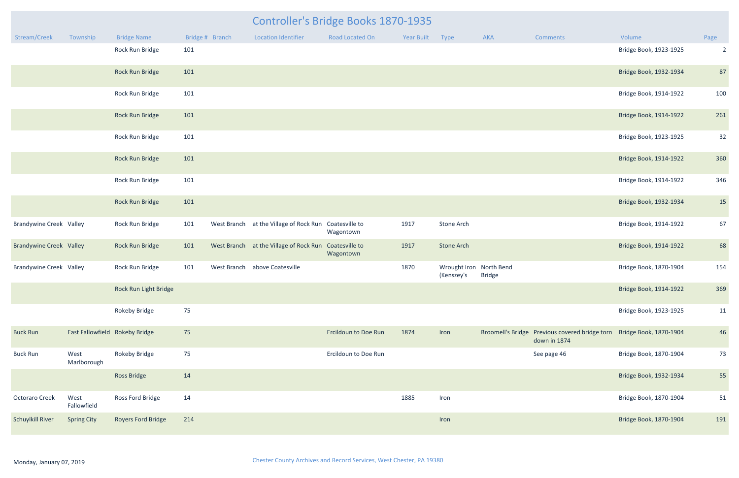# Controller's Bridge Books 1870-1935

| Stream/Creek | Township | Bridge Name | Bridge # | Branch | Location Identifier | Road Located On | Year Built | Type | AKA | Comments | Volume | Page |
|---|---|---|---|---|---|---|---|---|---|---|---|---|
| | | Rock Run Bridge | 101 | | | | | | | | Bridge Book, 1923-1925 | 2 |
| | | Rock Run Bridge | 101 | | | | | | | | Bridge Book, 1932-1934 | 87 |
| | | Rock Run Bridge | 101 | | | | | | | | Bridge Book, 1914-1922 | 100 |
| | | Rock Run Bridge | 101 | | | | | | | | Bridge Book, 1914-1922 | 261 |
| | | Rock Run Bridge | 101 | | | | | | | | Bridge Book, 1923-1925 | 32 |
| | | Rock Run Bridge | 101 | | | | | | | | Bridge Book, 1914-1922 | 360 |
| | | Rock Run Bridge | 101 | | | | | | | | Bridge Book, 1914-1922 | 346 |
| | | Rock Run Bridge | 101 | | | | | | | | Bridge Book, 1932-1934 | 15 |
| Brandywine Creek | Valley | Rock Run Bridge | 101 | West Branch | at the Village of Rock Run | Coatesville to Wagontown | 1917 | Stone Arch | | | Bridge Book, 1914-1922 | 67 |
| Brandywine Creek | Valley | Rock Run Bridge | 101 | West Branch | at the Village of Rock Run | Coatesville to Wagontown | 1917 | Stone Arch | | | Bridge Book, 1914-1922 | 68 |
| Brandywine Creek | Valley | Rock Run Bridge | 101 | West Branch | above Coatesville | | 1870 | Wrought Iron (Kenszey's | North Bend Bridge | | Bridge Book, 1870-1904 | 154 |
| | | Rock Run Light Bridge | | | | | | | | | Bridge Book, 1914-1922 | 369 |
| | | Rokeby Bridge | 75 | | | | | | | | Bridge Book, 1923-1925 | 11 |
| Buck Run | East Fallowfield | Rokeby Bridge | 75 | | | Ercildoun to Doe Run | 1874 | Iron | Broomell's Bridge | Previous covered bridge torn down in 1874 | Bridge Book, 1870-1904 | 46 |
| Buck Run | West Marlborough | Rokeby Bridge | 75 | | | Ercildoun to Doe Run | | | | See page 46 | Bridge Book, 1870-1904 | 73 |
| | | Ross Bridge | 14 | | | | | | | | Bridge Book, 1932-1934 | 55 |
| Octoraro Creek | West Fallowfield | Ross Ford Bridge | 14 | | | | 1885 | Iron | | | Bridge Book, 1870-1904 | 51 |
| Schuylkill River | Spring City | Royers Ford Bridge | 214 | | | | | Iron | | | Bridge Book, 1870-1904 | 191 |

Monday, January 07, 2019

Chester County Archives and Record Services, West Chester, PA 19380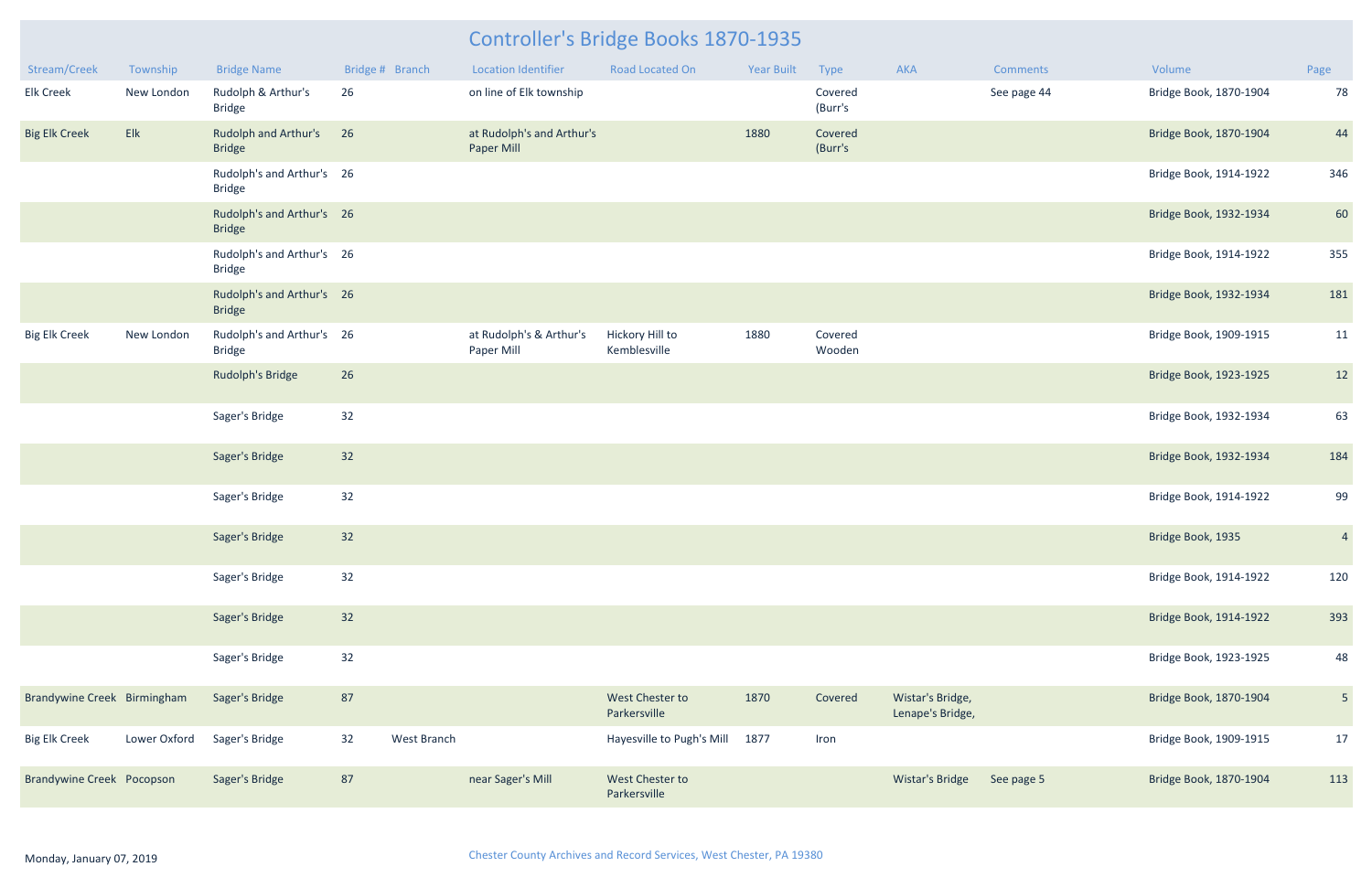# Controller's Bridge Books 1870-1935

| Stream/Creek | Township | Bridge Name | Bridge # | Branch | Location Identifier | Road Located On | Year Built | Type | AKA | Comments | Volume | Page |
|---|---|---|---|---|---|---|---|---|---|---|---|---|
| Elk Creek | New London | Rudolph & Arthur's Bridge | 26 | | on line of Elk township | | | Covered (Burr's | | See page 44 | Bridge Book, 1870-1904 | 78 |
| Big Elk Creek | Elk | Rudolph and Arthur's Bridge | 26 | | at Rudolph's and Arthur's Paper Mill | | 1880 | Covered (Burr's | | | Bridge Book, 1870-1904 | 44 |
| | | Rudolph's and Arthur's Bridge | 26 | | | | | | | | Bridge Book, 1914-1922 | 346 |
| | | Rudolph's and Arthur's Bridge | 26 | | | | | | | | Bridge Book, 1932-1934 | 60 |
| | | Rudolph's and Arthur's Bridge | 26 | | | | | | | | Bridge Book, 1914-1922 | 355 |
| | | Rudolph's and Arthur's Bridge | 26 | | | | | | | | Bridge Book, 1932-1934 | 181 |
| Big Elk Creek | New London | Rudolph's and Arthur's Bridge | 26 | | at Rudolph's & Arthur's Paper Mill | Hickory Hill to Kemblesville | 1880 | Covered Wooden | | | Bridge Book, 1909-1915 | 11 |
| | | Rudolph's Bridge | 26 | | | | | | | | Bridge Book, 1923-1925 | 12 |
| | | Sager's Bridge | 32 | | | | | | | | Bridge Book, 1932-1934 | 63 |
| | | Sager's Bridge | 32 | | | | | | | | Bridge Book, 1932-1934 | 184 |
| | | Sager's Bridge | 32 | | | | | | | | Bridge Book, 1914-1922 | 99 |
| | | Sager's Bridge | 32 | | | | | | | | Bridge Book, 1935 | 4 |
| | | Sager's Bridge | 32 | | | | | | | | Bridge Book, 1914-1922 | 120 |
| | | Sager's Bridge | 32 | | | | | | | | Bridge Book, 1914-1922 | 393 |
| | | Sager's Bridge | 32 | | | | | | | | Bridge Book, 1923-1925 | 48 |
| Brandywine Creek | Birmingham | Sager's Bridge | 87 | | | West Chester to Parkersville | 1870 | Covered | Wistar's Bridge, Lenape's Bridge, | | Bridge Book, 1870-1904 | 5 |
| Big Elk Creek | Lower Oxford | Sager's Bridge | 32 | West Branch | | Hayesville to Pugh's Mill | 1877 | Iron | | | Bridge Book, 1909-1915 | 17 |
| Brandywine Creek | Pocopson | Sager's Bridge | 87 | | near Sager's Mill | West Chester to Parkersville | | | Wistar's Bridge | See page 5 | Bridge Book, 1870-1904 | 113 |

Monday, January 07, 2019

Chester County Archives and Record Services, West Chester, PA 19380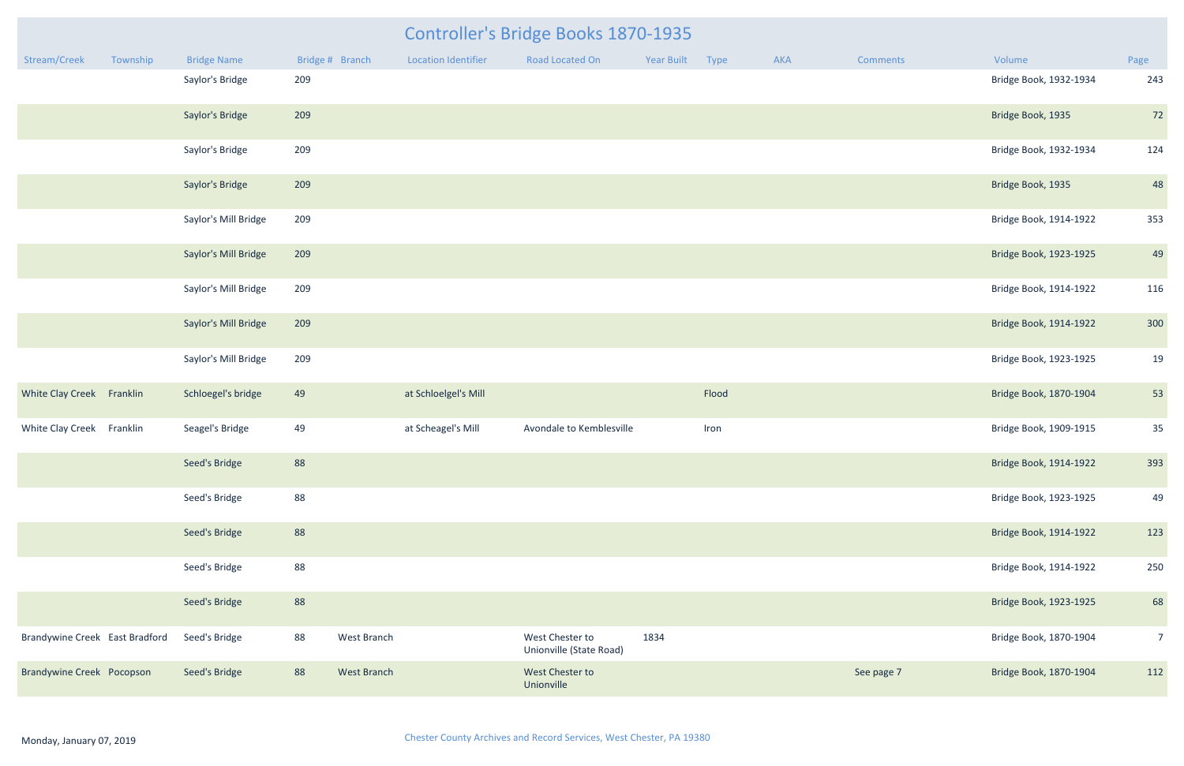# Controller's Bridge Books 1870-1935

| Stream/Creek | Township | Bridge Name | Bridge # | Branch | Location Identifier | Road Located On | Year Built | Type | AKA | Comments | Volume | Page |
|---|---|---|---|---|---|---|---|---|---|---|---|---|
| | | Saylor's Bridge | 209 | | | | | | | | Bridge Book, 1932-1934 | 243 |
| | | Saylor's Bridge | 209 | | | | | | | | Bridge Book, 1935 | 72 |
| | | Saylor's Bridge | 209 | | | | | | | | Bridge Book, 1932-1934 | 124 |
| | | Saylor's Bridge | 209 | | | | | | | | Bridge Book, 1935 | 48 |
| | | Saylor's Mill Bridge | 209 | | | | | | | | Bridge Book, 1914-1922 | 353 |
| | | Saylor's Mill Bridge | 209 | | | | | | | | Bridge Book, 1923-1925 | 49 |
| | | Saylor's Mill Bridge | 209 | | | | | | | | Bridge Book, 1914-1922 | 116 |
| | | Saylor's Mill Bridge | 209 | | | | | | | | Bridge Book, 1914-1922 | 300 |
| | | Saylor's Mill Bridge | 209 | | | | | | | | Bridge Book, 1923-1925 | 19 |
| White Clay Creek | Franklin | Schloegel's bridge | 49 | | at Schloelgel's Mill | | | Flood | | | Bridge Book, 1870-1904 | 53 |
| White Clay Creek | Franklin | Seagel's Bridge | 49 | | at Scheagel's Mill | Avondale to Kemblesville | | Iron | | | Bridge Book, 1909-1915 | 35 |
| | | Seed's Bridge | 88 | | | | | | | | Bridge Book, 1914-1922 | 393 |
| | | Seed's Bridge | 88 | | | | | | | | Bridge Book, 1923-1925 | 49 |
| | | Seed's Bridge | 88 | | | | | | | | Bridge Book, 1914-1922 | 123 |
| | | Seed's Bridge | 88 | | | | | | | | Bridge Book, 1914-1922 | 250 |
| | | Seed's Bridge | 88 | | | | | | | | Bridge Book, 1923-1925 | 68 |
| Brandywine Creek | East Bradford | Seed's Bridge | 88 | West Branch | | West Chester to Unionville (State Road) | 1834 | | | | Bridge Book, 1870-1904 | 7 |
| Brandywine Creek | Pocopson | Seed's Bridge | 88 | West Branch | | West Chester to Unionville | | | | See page 7 | Bridge Book, 1870-1904 | 112 |

Monday, January 07, 2019

Chester County Archives and Record Services, West Chester, PA 19380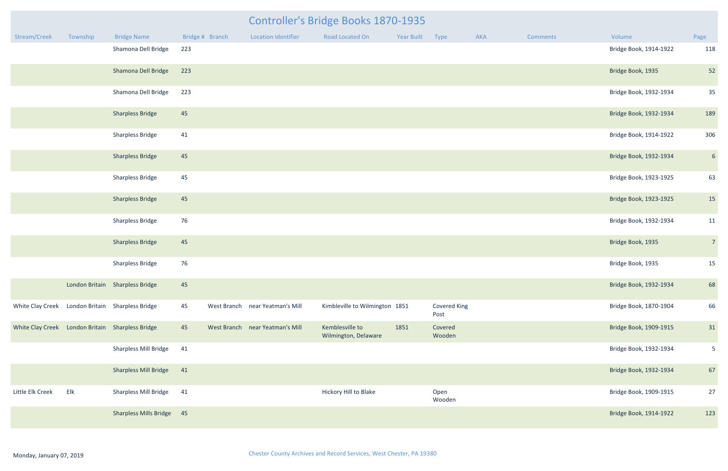# Controller's Bridge Books 1870-1935

| Stream/Creek | Township | Bridge Name | Bridge # | Branch | Location Identifier | Road Located On | Year Built | Type | AKA | Comments | Volume | Page |
|---|---|---|---|---|---|---|---|---|---|---|---|---|
| | | Shamona Dell Bridge | 223 | | | | | | | | Bridge Book, 1914-1922 | 118 |
| | | Shamona Dell Bridge | 223 | | | | | | | | Bridge Book, 1935 | 52 |
| | | Shamona Dell Bridge | 223 | | | | | | | | Bridge Book, 1932-1934 | 35 |
| | | Sharpless Bridge | 45 | | | | | | | | Bridge Book, 1932-1934 | 189 |
| | | Sharpless Bridge | 41 | | | | | | | | Bridge Book, 1914-1922 | 306 |
| | | Sharpless Bridge | 45 | | | | | | | | Bridge Book, 1932-1934 | 6 |
| | | Sharpless Bridge | 45 | | | | | | | | Bridge Book, 1923-1925 | 63 |
| | | Sharpless Bridge | 45 | | | | | | | | Bridge Book, 1923-1925 | 15 |
| | | Sharpless Bridge | 76 | | | | | | | | Bridge Book, 1932-1934 | 11 |
| | | Sharpless Bridge | 45 | | | | | | | | Bridge Book, 1935 | 7 |
| | | Sharpless Bridge | 76 | | | | | | | | Bridge Book, 1935 | 15 |
| | London Britain | Sharpless Bridge | 45 | | | | | | | | Bridge Book, 1932-1934 | 68 |
| White Clay Creek | London Britain | Sharpless Bridge | 45 | West Branch | near Yeatman's Mill | Kimbleville to Wilmington | 1851 | Covered King Post | | | Bridge Book, 1870-1904 | 66 |
| White Clay Creek | London Britain | Sharpless Bridge | 45 | West Branch | near Yeatman's Mill | Kemblesville to Wilmington, Delaware | 1851 | Covered Wooden | | | Bridge Book, 1909-1915 | 31 |
| | | Sharpless Mill Bridge | 41 | | | | | | | | Bridge Book, 1932-1934 | 5 |
| | | Sharpless Mill Bridge | 41 | | | | | | | | Bridge Book, 1932-1934 | 67 |
| Little Elk Creek | Elk | Sharpless Mill Bridge | 41 | | | Hickory Hill to Blake | | Open Wooden | | | Bridge Book, 1909-1915 | 27 |
| | | Sharpless Mills Bridge | 45 | | | | | | | | Bridge Book, 1914-1922 | 123 |

Monday, January 07, 2019

Chester County Archives and Record Services, West Chester, PA 19380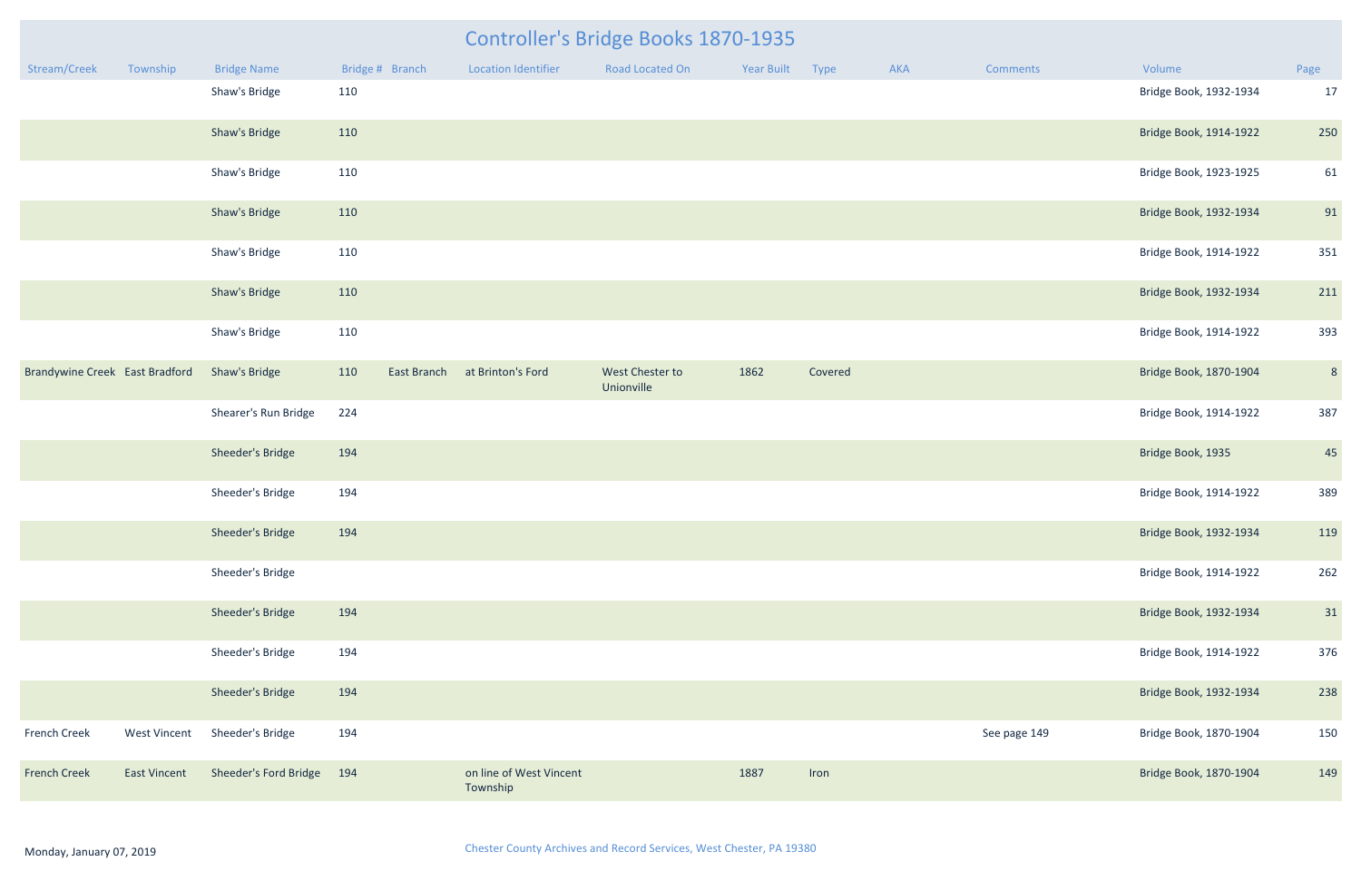# Controller's Bridge Books 1870-1935

| Stream/Creek | Township | Bridge Name | Bridge # | Branch | Location Identifier | Road Located On | Year Built | Type | AKA | Comments | Volume | Page |
|---|---|---|---|---|---|---|---|---|---|---|---|---|
| | | Shaw's Bridge | 110 | | | | | | | | Bridge Book, 1932-1934 | 17 |
| | | Shaw's Bridge | 110 | | | | | | | | Bridge Book, 1914-1922 | 250 |
| | | Shaw's Bridge | 110 | | | | | | | | Bridge Book, 1923-1925 | 61 |
| | | Shaw's Bridge | 110 | | | | | | | | Bridge Book, 1932-1934 | 91 |
| | | Shaw's Bridge | 110 | | | | | | | | Bridge Book, 1914-1922 | 351 |
| | | Shaw's Bridge | 110 | | | | | | | | Bridge Book, 1932-1934 | 211 |
| | | Shaw's Bridge | 110 | | | | | | | | Bridge Book, 1914-1922 | 393 |
| Brandywine Creek | East Bradford | Shaw's Bridge | 110 | East Branch | at Brinton's Ford | West Chester to Unionville | 1862 | Covered | | | Bridge Book, 1870-1904 | 8 |
| | | Shearer's Run Bridge | 224 | | | | | | | | Bridge Book, 1914-1922 | 387 |
| | | Sheeder's Bridge | 194 | | | | | | | | Bridge Book, 1935 | 45 |
| | | Sheeder's Bridge | 194 | | | | | | | | Bridge Book, 1914-1922 | 389 |
| | | Sheeder's Bridge | 194 | | | | | | | | Bridge Book, 1932-1934 | 119 |
| | | Sheeder's Bridge | | | | | | | | | Bridge Book, 1914-1922 | 262 |
| | | Sheeder's Bridge | 194 | | | | | | | | Bridge Book, 1932-1934 | 31 |
| | | Sheeder's Bridge | 194 | | | | | | | | Bridge Book, 1914-1922 | 376 |
| | | Sheeder's Bridge | 194 | | | | | | | | Bridge Book, 1932-1934 | 238 |
| French Creek | West Vincent | Sheeder's Bridge | 194 | | | | | | | See page 149 | Bridge Book, 1870-1904 | 150 |
| French Creek | East Vincent | Sheeder's Ford Bridge | 194 | | on line of West Vincent Township | | 1887 | Iron | | | Bridge Book, 1870-1904 | 149 |

Monday, January 07, 2019

Chester County Archives and Record Services, West Chester, PA 19380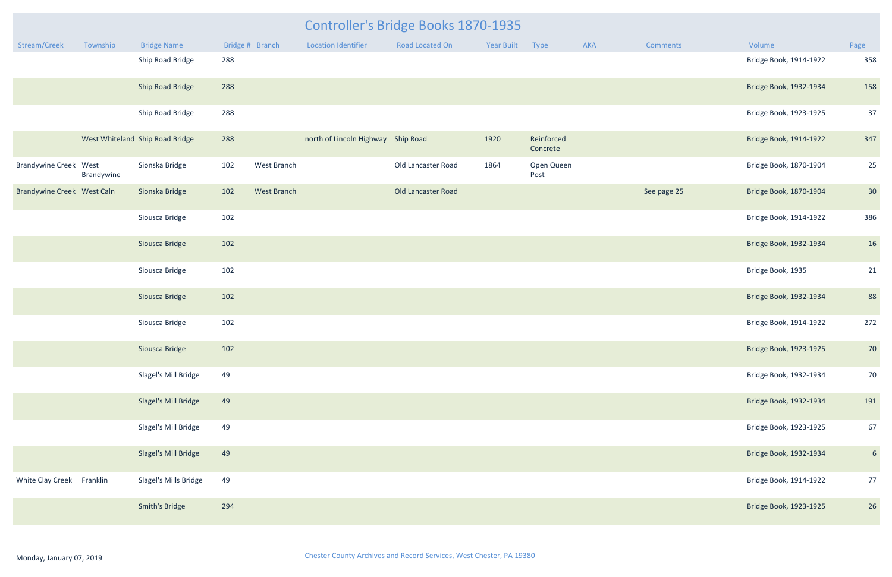# Controller's Bridge Books 1870-1935

| Stream/Creek | Township | Bridge Name | Bridge # | Branch | Location Identifier | Road Located On | Year Built | Type | AKA | Comments | Volume | Page |
|---|---|---|---|---|---|---|---|---|---|---|---|---|
| | | Ship Road Bridge | 288 | | | | | | | | Bridge Book, 1914-1922 | 358 |
| | | Ship Road Bridge | 288 | | | | | | | | Bridge Book, 1932-1934 | 158 |
| | | Ship Road Bridge | 288 | | | | | | | | Bridge Book, 1923-1925 | 37 |
| | West Whiteland | Ship Road Bridge | 288 | | north of Lincoln Highway | Ship Road | 1920 | Reinforced Concrete | | | Bridge Book, 1914-1922 | 347 |
| Brandywine Creek | West Brandywine | Sionska Bridge | 102 | West Branch | | Old Lancaster Road | 1864 | Open Queen Post | | | Bridge Book, 1870-1904 | 25 |
| Brandywine Creek | West Caln | Sionska Bridge | 102 | West Branch | | Old Lancaster Road | | | | See page 25 | Bridge Book, 1870-1904 | 30 |
| | | Siousca Bridge | 102 | | | | | | | | Bridge Book, 1914-1922 | 386 |
| | | Siousca Bridge | 102 | | | | | | | | Bridge Book, 1932-1934 | 16 |
| | | Siousca Bridge | 102 | | | | | | | | Bridge Book, 1935 | 21 |
| | | Siousca Bridge | 102 | | | | | | | | Bridge Book, 1932-1934 | 88 |
| | | Siousca Bridge | 102 | | | | | | | | Bridge Book, 1914-1922 | 272 |
| | | Siousca Bridge | 102 | | | | | | | | Bridge Book, 1923-1925 | 70 |
| | | Slagel's Mill Bridge | 49 | | | | | | | | Bridge Book, 1932-1934 | 70 |
| | | Slagel's Mill Bridge | 49 | | | | | | | | Bridge Book, 1932-1934 | 191 |
| | | Slagel's Mill Bridge | 49 | | | | | | | | Bridge Book, 1923-1925 | 67 |
| | | Slagel's Mill Bridge | 49 | | | | | | | | Bridge Book, 1932-1934 | 6 |
| White Clay Creek | Franklin | Slagel's Mills Bridge | 49 | | | | | | | | Bridge Book, 1914-1922 | 77 |
| | | Smith's Bridge | 294 | | | | | | | | Bridge Book, 1923-1925 | 26 |

Monday, January 07, 2019

Chester County Archives and Record Services, West Chester, PA 19380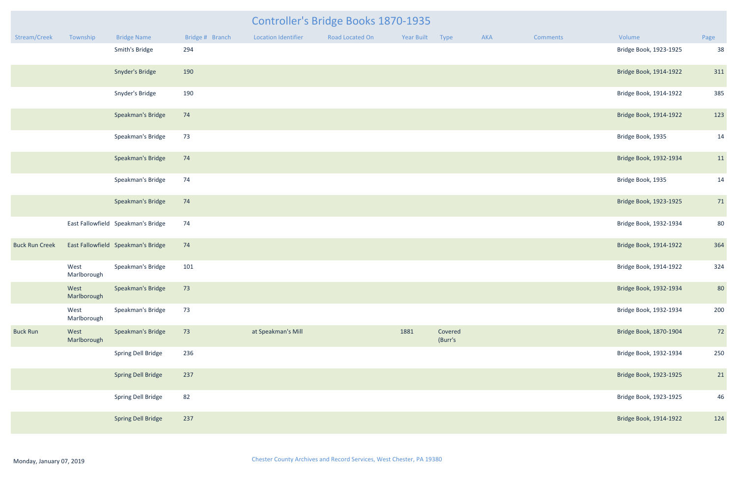# Controller's Bridge Books 1870-1935

| Stream/Creek | Township | Bridge Name | Bridge # | Branch | Location Identifier | Road Located On | Year Built | Type | AKA | Comments | Volume | Page |
|---|---|---|---|---|---|---|---|---|---|---|---|---|
| | | Smith's Bridge | 294 | | | | | | | | Bridge Book, 1923-1925 | 38 |
| | | Snyder's Bridge | 190 | | | | | | | | Bridge Book, 1914-1922 | 311 |
| | | Snyder's Bridge | 190 | | | | | | | | Bridge Book, 1914-1922 | 385 |
| | | Speakman's Bridge | 74 | | | | | | | | Bridge Book, 1914-1922 | 123 |
| | | Speakman's Bridge | 73 | | | | | | | | Bridge Book, 1935 | 14 |
| | | Speakman's Bridge | 74 | | | | | | | | Bridge Book, 1932-1934 | 11 |
| | | Speakman's Bridge | 74 | | | | | | | | Bridge Book, 1935 | 14 |
| | | Speakman's Bridge | 74 | | | | | | | | Bridge Book, 1923-1925 | 71 |
| | East Fallowfield | Speakman's Bridge | 74 | | | | | | | | Bridge Book, 1932-1934 | 80 |
| Buck Run Creek | East Fallowfield | Speakman's Bridge | 74 | | | | | | | | Bridge Book, 1914-1922 | 364 |
| | West Marlborough | Speakman's Bridge | 101 | | | | | | | | Bridge Book, 1914-1922 | 324 |
| | West Marlborough | Speakman's Bridge | 73 | | | | | | | | Bridge Book, 1932-1934 | 80 |
| | West Marlborough | Speakman's Bridge | 73 | | | | | | | | Bridge Book, 1932-1934 | 200 |
| Buck Run | West Marlborough | Speakman's Bridge | 73 | | at Speakman's Mill | | 1881 | Covered (Burr's | | | Bridge Book, 1870-1904 | 72 |
| | | Spring Dell Bridge | 236 | | | | | | | | Bridge Book, 1932-1934 | 250 |
| | | Spring Dell Bridge | 237 | | | | | | | | Bridge Book, 1923-1925 | 21 |
| | | Spring Dell Bridge | 82 | | | | | | | | Bridge Book, 1923-1925 | 46 |
| | | Spring Dell Bridge | 237 | | | | | | | | Bridge Book, 1914-1922 | 124 |

Monday, January 07, 2019

Chester County Archives and Record Services, West Chester, PA 19380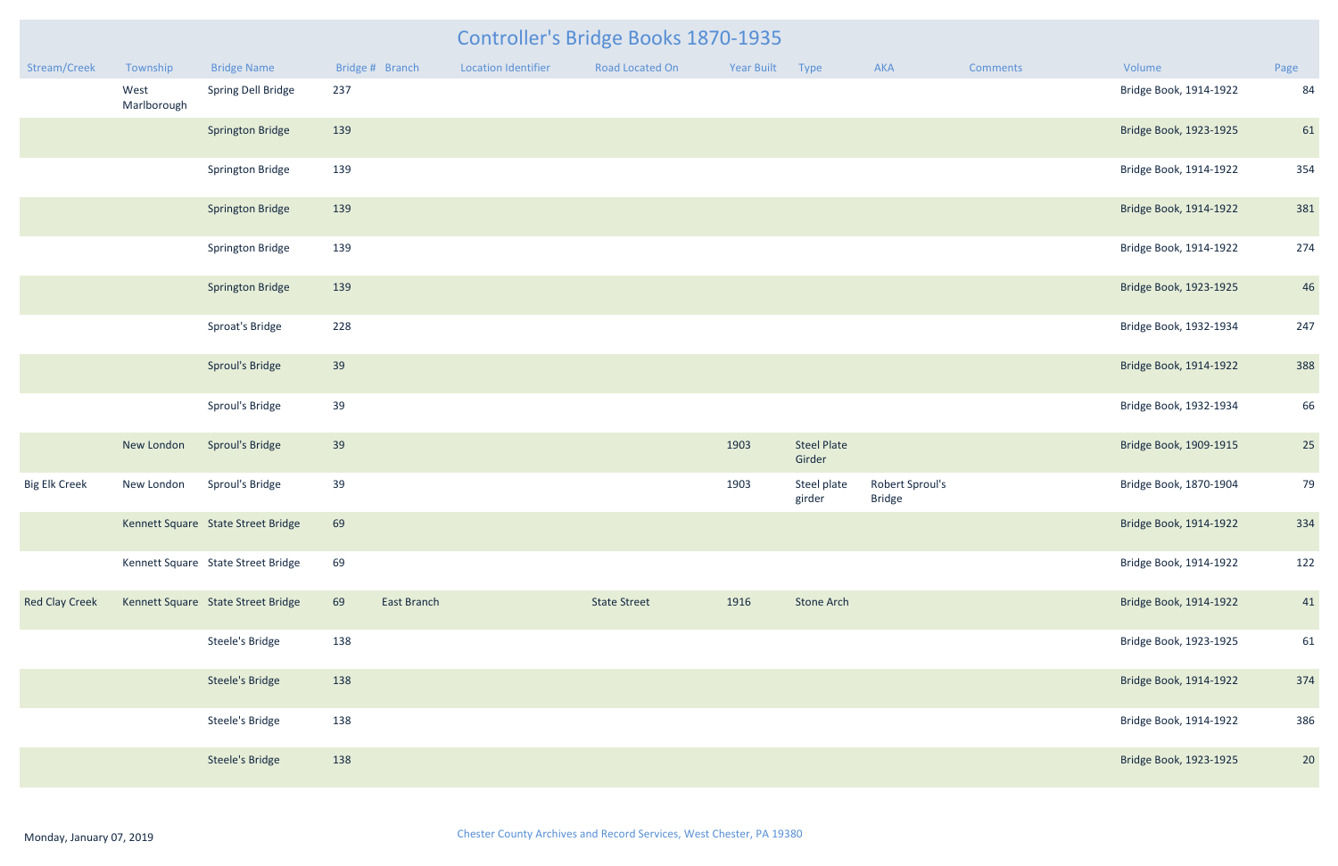# Controller's Bridge Books 1870-1935

| Stream/Creek | Township | Bridge Name | Bridge # | Branch | Location Identifier | Road Located On | Year Built | Type | AKA | Comments | Volume | Page |
|---|---|---|---|---|---|---|---|---|---|---|---|---|
| | West Marlborough | Spring Dell Bridge | 237 | | | | | | | | Bridge Book, 1914-1922 | 84 |
| | | Springton Bridge | 139 | | | | | | | | Bridge Book, 1923-1925 | 61 |
| | | Springton Bridge | 139 | | | | | | | | Bridge Book, 1914-1922 | 354 |
| | | Springton Bridge | 139 | | | | | | | | Bridge Book, 1914-1922 | 381 |
| | | Springton Bridge | 139 | | | | | | | | Bridge Book, 1914-1922 | 274 |
| | | Springton Bridge | 139 | | | | | | | | Bridge Book, 1923-1925 | 46 |
| | | Sproat's Bridge | 228 | | | | | | | | Bridge Book, 1932-1934 | 247 |
| | | Sproul's Bridge | 39 | | | | | | | | Bridge Book, 1914-1922 | 388 |
| | | Sproul's Bridge | 39 | | | | | | | | Bridge Book, 1932-1934 | 66 |
| | New London | Sproul's Bridge | 39 | | | | 1903 | Steel Plate Girder | | | Bridge Book, 1909-1915 | 25 |
| Big Elk Creek | New London | Sproul's Bridge | 39 | | | | 1903 | Steel plate girder | Robert Sproul's Bridge | | Bridge Book, 1870-1904 | 79 |
| | Kennett Square | State Street Bridge | 69 | | | | | | | | Bridge Book, 1914-1922 | 334 |
| | Kennett Square | State Street Bridge | 69 | | | | | | | | Bridge Book, 1914-1922 | 122 |
| Red Clay Creek | Kennett Square | State Street Bridge | 69 | East Branch | | State Street | 1916 | Stone Arch | | | Bridge Book, 1914-1922 | 41 |
| | | Steele's Bridge | 138 | | | | | | | | Bridge Book, 1923-1925 | 61 |
| | | Steele's Bridge | 138 | | | | | | | | Bridge Book, 1914-1922 | 374 |
| | | Steele's Bridge | 138 | | | | | | | | Bridge Book, 1914-1922 | 386 |
| | | Steele's Bridge | 138 | | | | | | | | Bridge Book, 1923-1925 | 20 |

Monday, January 07, 2019

Chester County Archives and Record Services, West Chester, PA 19380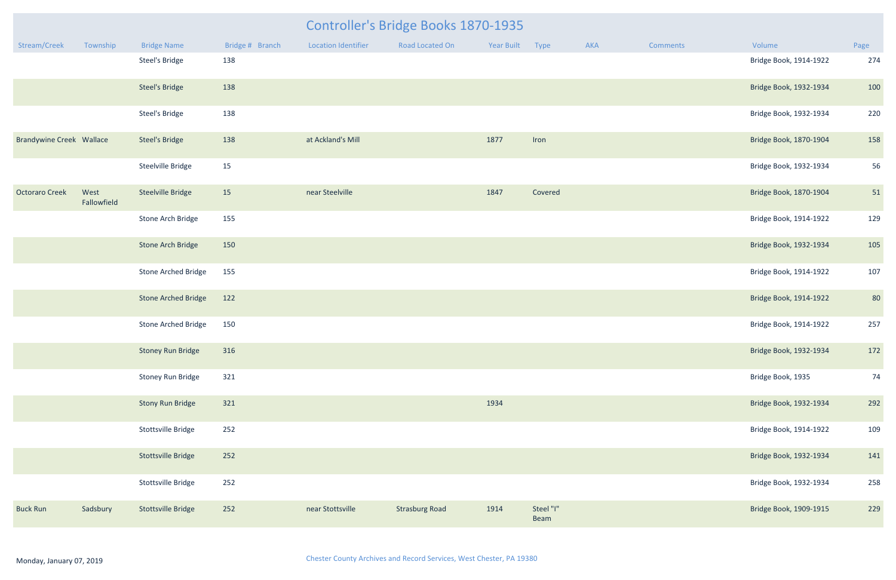# Controller's Bridge Books 1870-1935

| Stream/Creek | Township | Bridge Name | Bridge # | Branch | Location Identifier | Road Located On | Year Built | Type | AKA | Comments | Volume | Page |
|---|---|---|---|---|---|---|---|---|---|---|---|---|
| | | Steel's Bridge | 138 | | | | | | | | Bridge Book, 1914-1922 | 274 |
| | | Steel's Bridge | 138 | | | | | | | | Bridge Book, 1932-1934 | 100 |
| | | Steel's Bridge | 138 | | | | | | | | Bridge Book, 1932-1934 | 220 |
| Brandywine Creek | Wallace | Steel's Bridge | 138 | | at Ackland's Mill | | 1877 | Iron | | | Bridge Book, 1870-1904 | 158 |
| | | Steelville Bridge | 15 | | | | | | | | Bridge Book, 1932-1934 | 56 |
| Octoraro Creek | West Fallowfield | Steelville Bridge | 15 | | near Steelville | | 1847 | Covered | | | Bridge Book, 1870-1904 | 51 |
| | | Stone Arch Bridge | 155 | | | | | | | | Bridge Book, 1914-1922 | 129 |
| | | Stone Arch Bridge | 150 | | | | | | | | Bridge Book, 1932-1934 | 105 |
| | | Stone Arched Bridge | 155 | | | | | | | | Bridge Book, 1914-1922 | 107 |
| | | Stone Arched Bridge | 122 | | | | | | | | Bridge Book, 1914-1922 | 80 |
| | | Stone Arched Bridge | 150 | | | | | | | | Bridge Book, 1914-1922 | 257 |
| | | Stoney Run Bridge | 316 | | | | | | | | Bridge Book, 1932-1934 | 172 |
| | | Stoney Run Bridge | 321 | | | | | | | | Bridge Book, 1935 | 74 |
| | | Stony Run Bridge | 321 | | | | 1934 | | | | Bridge Book, 1932-1934 | 292 |
| | | Stottsville Bridge | 252 | | | | | | | | Bridge Book, 1914-1922 | 109 |
| | | Stottsville Bridge | 252 | | | | | | | | Bridge Book, 1932-1934 | 141 |
| | | Stottsville Bridge | 252 | | | | | | | | Bridge Book, 1932-1934 | 258 |
| Buck Run | Sadsbury | Stottsville Bridge | 252 | | near Stottsville | Strasburg Road | 1914 | Steel "I" Beam | | | Bridge Book, 1909-1915 | 229 |

Monday, January 07, 2019

Chester County Archives and Record Services, West Chester, PA 19380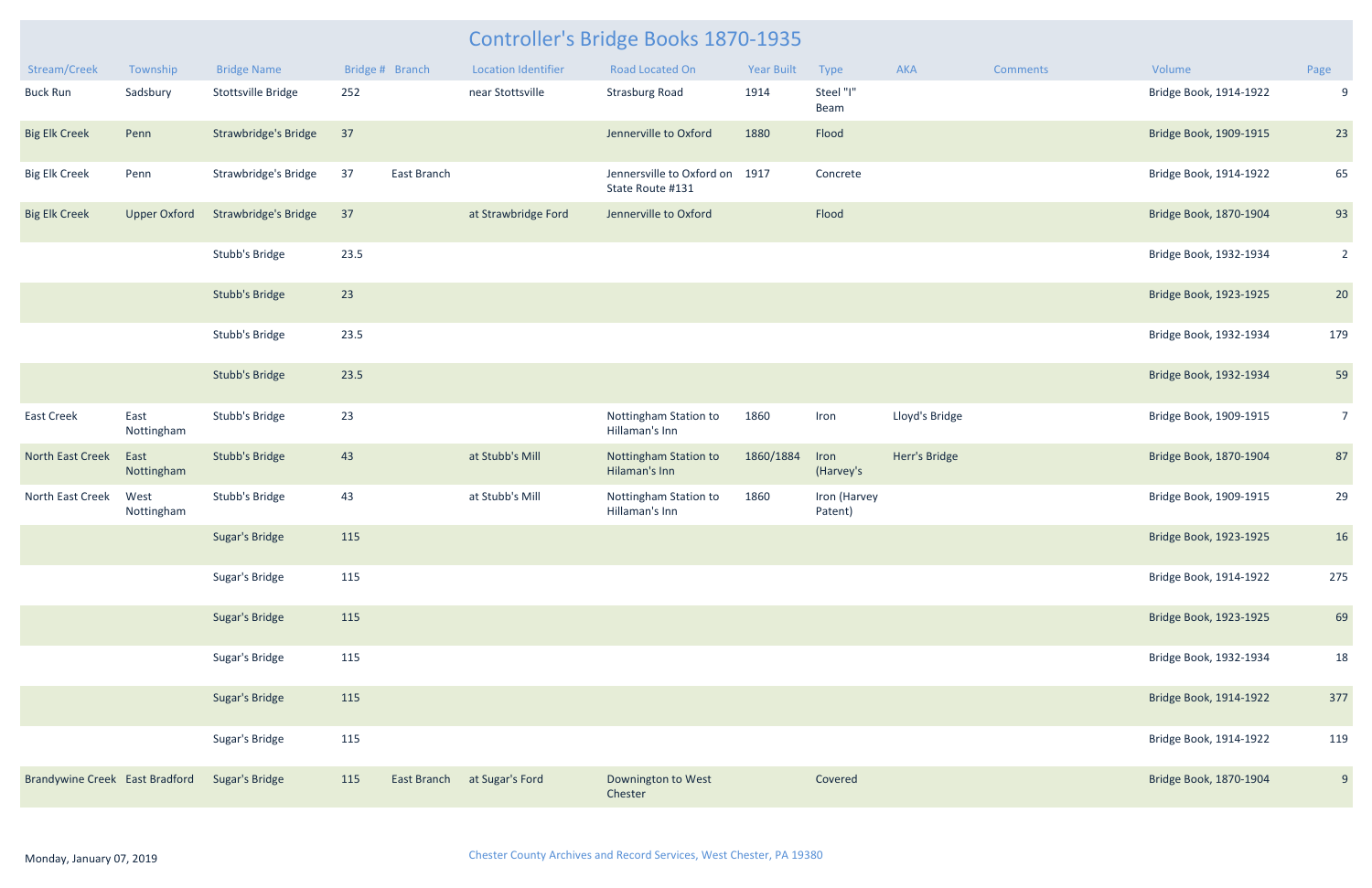# Controller's Bridge Books 1870-1935

| Stream/Creek | Township | Bridge Name | Bridge # | Branch | Location Identifier | Road Located On | Year Built | Type | AKA | Comments | Volume | Page |
|---|---|---|---|---|---|---|---|---|---|---|---|---|
| Buck Run | Sadsbury | Stottsville Bridge | 252 | | near Stottsville | Strasburg Road | 1914 | Steel "I" Beam | | | Bridge Book, 1914-1922 | 9 |
| Big Elk Creek | Penn | Strawbridge's Bridge | 37 | | | Jennerville to Oxford | 1880 | Flood | | | Bridge Book, 1909-1915 | 23 |
| Big Elk Creek | Penn | Strawbridge's Bridge | 37 | East Branch | | Jennersville to Oxford on State Route #131 | 1917 | Concrete | | | Bridge Book, 1914-1922 | 65 |
| Big Elk Creek | Upper Oxford | Strawbridge's Bridge | 37 | | at Strawbridge Ford | Jennerville to Oxford | | Flood | | | Bridge Book, 1870-1904 | 93 |
| | | Stubb's Bridge | 23.5 | | | | | | | | Bridge Book, 1932-1934 | 2 |
| | | Stubb's Bridge | 23 | | | | | | | | Bridge Book, 1923-1925 | 20 |
| | | Stubb's Bridge | 23.5 | | | | | | | | Bridge Book, 1932-1934 | 179 |
| | | Stubb's Bridge | 23.5 | | | | | | | | Bridge Book, 1932-1934 | 59 |
| East Creek | East Nottingham | Stubb's Bridge | 23 | | | Nottingham Station to Hillaman's Inn | 1860 | Iron | Lloyd's Bridge | | Bridge Book, 1909-1915 | 7 |
| North East Creek | East Nottingham | Stubb's Bridge | 43 | | at Stubb's Mill | Nottingham Station to Hilaman's Inn | 1860/1884 | Iron (Harvey's | Herr's Bridge | | Bridge Book, 1870-1904 | 87 |
| North East Creek | West Nottingham | Stubb's Bridge | 43 | | at Stubb's Mill | Nottingham Station to Hillaman's Inn | 1860 | Iron (Harvey Patent) | | | Bridge Book, 1909-1915 | 29 |
| | | Sugar's Bridge | 115 | | | | | | | | Bridge Book, 1923-1925 | 16 |
| | | Sugar's Bridge | 115 | | | | | | | | Bridge Book, 1914-1922 | 275 |
| | | Sugar's Bridge | 115 | | | | | | | | Bridge Book, 1923-1925 | 69 |
| | | Sugar's Bridge | 115 | | | | | | | | Bridge Book, 1932-1934 | 18 |
| | | Sugar's Bridge | 115 | | | | | | | | Bridge Book, 1914-1922 | 377 |
| | | Sugar's Bridge | 115 | | | | | | | | Bridge Book, 1914-1922 | 119 |
| Brandywine Creek | East Bradford | Sugar's Bridge | 115 | East Branch | at Sugar's Ford | Downington to West Chester | | Covered | | | Bridge Book, 1870-1904 | 9 |

Monday, January 07, 2019

Chester County Archives and Record Services, West Chester, PA 19380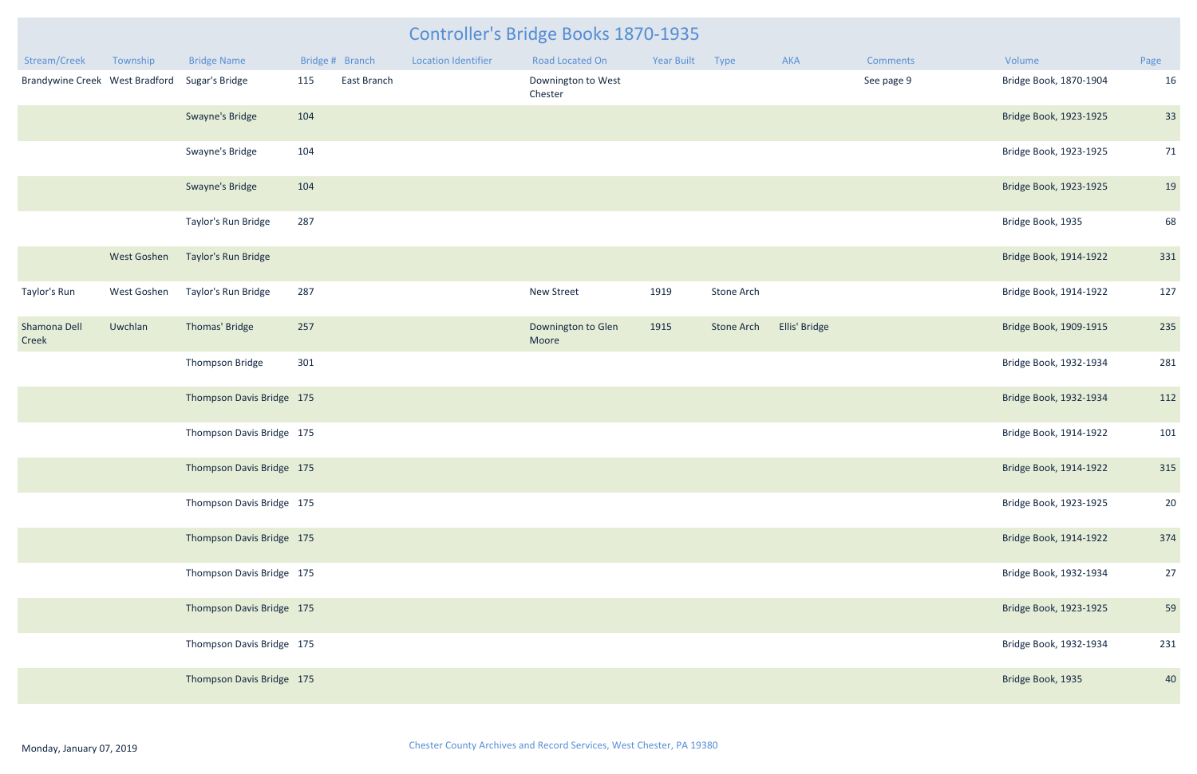# Controller's Bridge Books 1870-1935

| Stream/Creek | Township | Bridge Name | Bridge # | Branch | Location Identifier | Road Located On | Year Built | Type | AKA | Comments | Volume | Page |
|---|---|---|---|---|---|---|---|---|---|---|---|---|
| Brandywine Creek | West Bradford | Sugar's Bridge | 115 | East Branch | | Downington to West Chester | | | | See page 9 | Bridge Book, 1870-1904 | 16 |
| | | Swayne's Bridge | 104 | | | | | | | | Bridge Book, 1923-1925 | 33 |
| | | Swayne's Bridge | 104 | | | | | | | | Bridge Book, 1923-1925 | 71 |
| | | Swayne's Bridge | 104 | | | | | | | | Bridge Book, 1923-1925 | 19 |
| | | Taylor's Run Bridge | 287 | | | | | | | | Bridge Book, 1935 | 68 |
| | West Goshen | Taylor's Run Bridge | | | | | | | | | Bridge Book, 1914-1922 | 331 |
| Taylor's Run | West Goshen | Taylor's Run Bridge | 287 | | | New Street | 1919 | Stone Arch | | | Bridge Book, 1914-1922 | 127 |
| Shamona Dell Creek | Uwchlan | Thomas' Bridge | 257 | | | Downington to Glen Moore | 1915 | Stone Arch | Ellis' Bridge | | Bridge Book, 1909-1915 | 235 |
| | | Thompson Bridge | 301 | | | | | | | | Bridge Book, 1932-1934 | 281 |
| | | Thompson Davis Bridge | 175 | | | | | | | | Bridge Book, 1932-1934 | 112 |
| | | Thompson Davis Bridge | 175 | | | | | | | | Bridge Book, 1914-1922 | 101 |
| | | Thompson Davis Bridge | 175 | | | | | | | | Bridge Book, 1914-1922 | 315 |
| | | Thompson Davis Bridge | 175 | | | | | | | | Bridge Book, 1923-1925 | 20 |
| | | Thompson Davis Bridge | 175 | | | | | | | | Bridge Book, 1914-1922 | 374 |
| | | Thompson Davis Bridge | 175 | | | | | | | | Bridge Book, 1932-1934 | 27 |
| | | Thompson Davis Bridge | 175 | | | | | | | | Bridge Book, 1923-1925 | 59 |
| | | Thompson Davis Bridge | 175 | | | | | | | | Bridge Book, 1932-1934 | 231 |
| | | Thompson Davis Bridge | 175 | | | | | | | | Bridge Book, 1935 | 40 |

Monday, January 07, 2019

Chester County Archives and Record Services, West Chester, PA 19380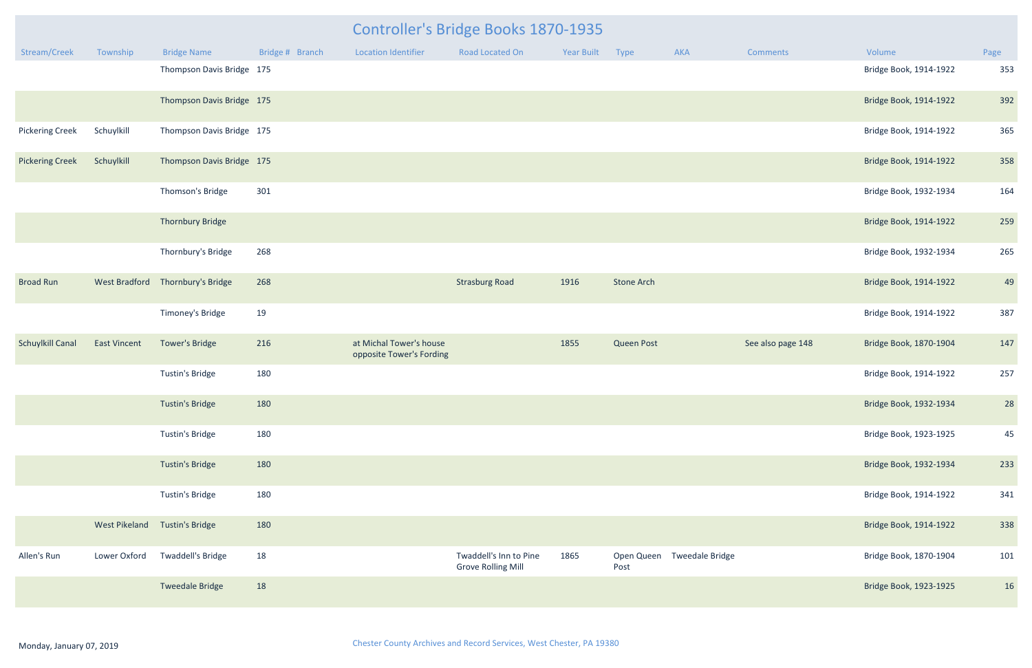# Controller's Bridge Books 1870-1935

| Stream/Creek | Township | Bridge Name | Bridge # | Branch | Location Identifier | Road Located On | Year Built | Type | AKA | Comments | Volume | Page |
|---|---|---|---|---|---|---|---|---|---|---|---|---|
| | | Thompson Davis Bridge | 175 | | | | | | | | Bridge Book, 1914-1922 | 353 |
| | | Thompson Davis Bridge | 175 | | | | | | | | Bridge Book, 1914-1922 | 392 |
| Pickering Creek | Schuylkill | Thompson Davis Bridge | 175 | | | | | | | | Bridge Book, 1914-1922 | 365 |
| Pickering Creek | Schuylkill | Thompson Davis Bridge | 175 | | | | | | | | Bridge Book, 1914-1922 | 358 |
| | | Thomson's Bridge | 301 | | | | | | | | Bridge Book, 1932-1934 | 164 |
| | | Thornbury Bridge | | | | | | | | | Bridge Book, 1914-1922 | 259 |
| | | Thornbury's Bridge | 268 | | | | | | | | Bridge Book, 1932-1934 | 265 |
| Broad Run | West Bradford | Thornbury's Bridge | 268 | | | Strasburg Road | 1916 | Stone Arch | | | Bridge Book, 1914-1922 | 49 |
| | | Timoney's Bridge | 19 | | | | | | | | Bridge Book, 1914-1922 | 387 |
| Schuylkill Canal | East Vincent | Tower's Bridge | 216 | | at Michal Tower's house opposite Tower's Fording | | 1855 | Queen Post | | See also page 148 | Bridge Book, 1870-1904 | 147 |
| | | Tustin's Bridge | 180 | | | | | | | | Bridge Book, 1914-1922 | 257 |
| | | Tustin's Bridge | 180 | | | | | | | | Bridge Book, 1932-1934 | 28 |
| | | Tustin's Bridge | 180 | | | | | | | | Bridge Book, 1923-1925 | 45 |
| | | Tustin's Bridge | 180 | | | | | | | | Bridge Book, 1932-1934 | 233 |
| | | Tustin's Bridge | 180 | | | | | | | | Bridge Book, 1914-1922 | 341 |
| | West Pikeland | Tustin's Bridge | 180 | | | | | | | | Bridge Book, 1914-1922 | 338 |
| Allen's Run | Lower Oxford | Twaddell's Bridge | 18 | | | Twaddell's Inn to Pine Grove Rolling Mill | 1865 | Open Queen Post | Tweedale Bridge | | Bridge Book, 1870-1904 | 101 |
| | | Tweedale Bridge | 18 | | | | | | | | Bridge Book, 1923-1925 | 16 |

Monday, January 07, 2019

Chester County Archives and Record Services, West Chester, PA 19380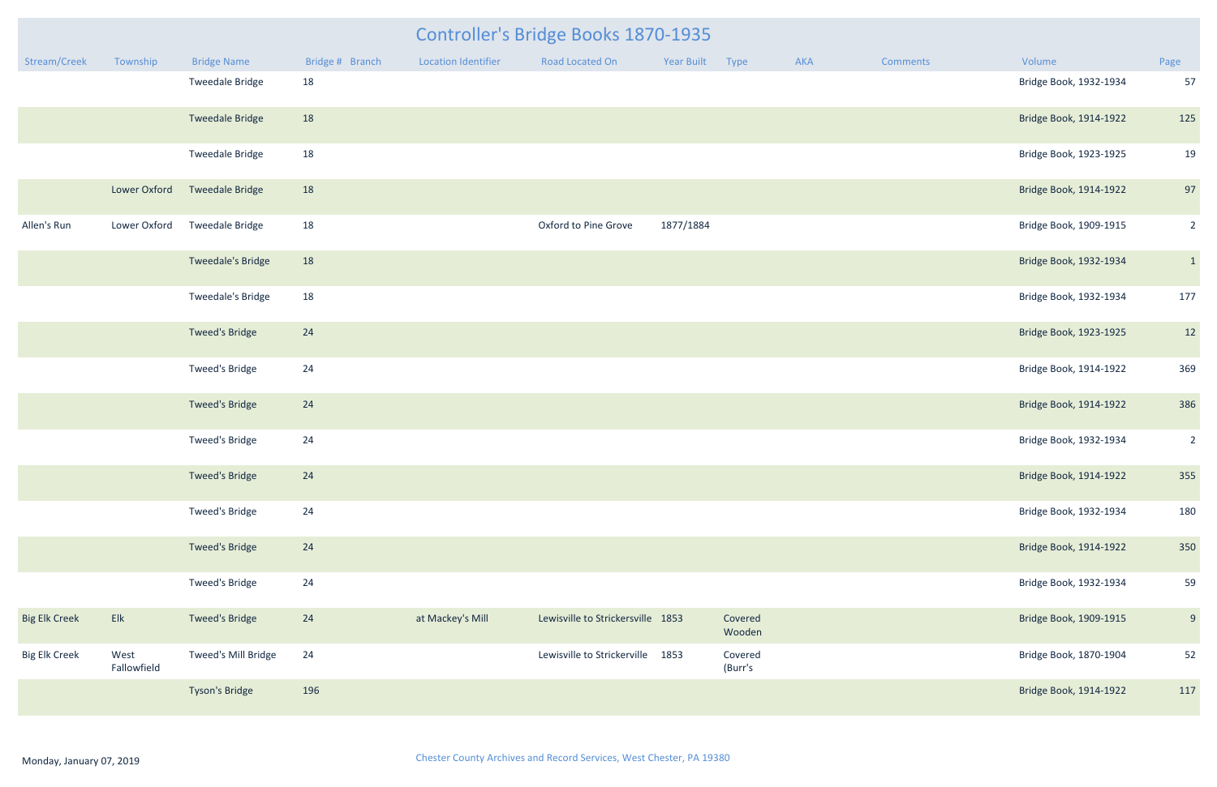# Controller's Bridge Books 1870-1935

| Stream/Creek | Township | Bridge Name | Bridge # | Branch | Location Identifier | Road Located On | Year Built | Type | AKA | Comments | Volume | Page |
|---|---|---|---|---|---|---|---|---|---|---|---|---|
| | | Tweedale Bridge | 18 | | | | | | | | Bridge Book, 1932-1934 | 57 |
| | | Tweedale Bridge | 18 | | | | | | | | Bridge Book, 1914-1922 | 125 |
| | | Tweedale Bridge | 18 | | | | | | | | Bridge Book, 1923-1925 | 19 |
| | Lower Oxford | Tweedale Bridge | 18 | | | | | | | | Bridge Book, 1914-1922 | 97 |
| Allen's Run | Lower Oxford | Tweedale Bridge | 18 | | | Oxford to Pine Grove | 1877/1884 | | | | Bridge Book, 1909-1915 | 2 |
| | | Tweedale's Bridge | 18 | | | | | | | | Bridge Book, 1932-1934 | 1 |
| | | Tweedale's Bridge | 18 | | | | | | | | Bridge Book, 1932-1934 | 177 |
| | | Tweed's Bridge | 24 | | | | | | | | Bridge Book, 1923-1925 | 12 |
| | | Tweed's Bridge | 24 | | | | | | | | Bridge Book, 1914-1922 | 369 |
| | | Tweed's Bridge | 24 | | | | | | | | Bridge Book, 1914-1922 | 386 |
| | | Tweed's Bridge | 24 | | | | | | | | Bridge Book, 1932-1934 | 2 |
| | | Tweed's Bridge | 24 | | | | | | | | Bridge Book, 1914-1922 | 355 |
| | | Tweed's Bridge | 24 | | | | | | | | Bridge Book, 1932-1934 | 180 |
| | | Tweed's Bridge | 24 | | | | | | | | Bridge Book, 1914-1922 | 350 |
| | | Tweed's Bridge | 24 | | | | | | | | Bridge Book, 1932-1934 | 59 |
| Big Elk Creek | Elk | Tweed's Bridge | 24 | | at Mackey's Mill | Lewisville to Strickersville | 1853 | Covered Wooden | | | Bridge Book, 1909-1915 | 9 |
| Big Elk Creek | West Fallowfield | Tweed's Mill Bridge | 24 | | | Lewisville to Strickerville | 1853 | Covered (Burr's | | | Bridge Book, 1870-1904 | 52 |
| | | Tyson's Bridge | 196 | | | | | | | | Bridge Book, 1914-1922 | 117 |

Monday, January 07, 2019

Chester County Archives and Record Services, West Chester, PA 19380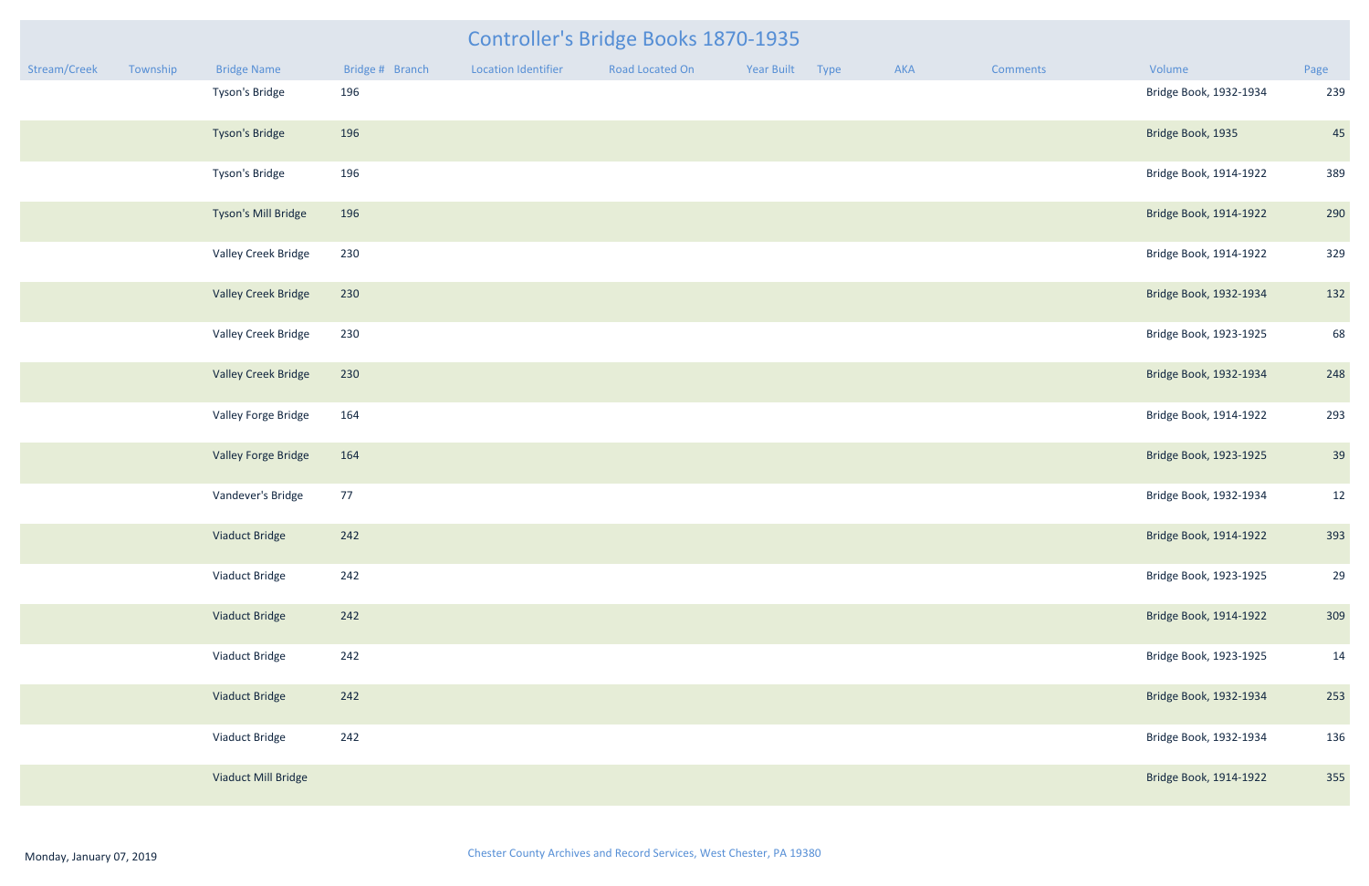# Controller's Bridge Books 1870-1935

| Stream/Creek | Township | Bridge Name | Bridge # | Branch | Location Identifier | Road Located On | Year Built | Type | AKA | Comments | Volume | Page |
|---|---|---|---|---|---|---|---|---|---|---|---|---|
| | | Tyson's Bridge | 196 | | | | | | | | Bridge Book, 1932-1934 | 239 |
| | | Tyson's Bridge | 196 | | | | | | | | Bridge Book, 1935 | 45 |
| | | Tyson's Bridge | 196 | | | | | | | | Bridge Book, 1914-1922 | 389 |
| | | Tyson's Mill Bridge | 196 | | | | | | | | Bridge Book, 1914-1922 | 290 |
| | | Valley Creek Bridge | 230 | | | | | | | | Bridge Book, 1914-1922 | 329 |
| | | Valley Creek Bridge | 230 | | | | | | | | Bridge Book, 1932-1934 | 132 |
| | | Valley Creek Bridge | 230 | | | | | | | | Bridge Book, 1923-1925 | 68 |
| | | Valley Creek Bridge | 230 | | | | | | | | Bridge Book, 1932-1934 | 248 |
| | | Valley Forge Bridge | 164 | | | | | | | | Bridge Book, 1914-1922 | 293 |
| | | Valley Forge Bridge | 164 | | | | | | | | Bridge Book, 1923-1925 | 39 |
| | | Vandever's Bridge | 77 | | | | | | | | Bridge Book, 1932-1934 | 12 |
| | | Viaduct Bridge | 242 | | | | | | | | Bridge Book, 1914-1922 | 393 |
| | | Viaduct Bridge | 242 | | | | | | | | Bridge Book, 1923-1925 | 29 |
| | | Viaduct Bridge | 242 | | | | | | | | Bridge Book, 1914-1922 | 309 |
| | | Viaduct Bridge | 242 | | | | | | | | Bridge Book, 1923-1925 | 14 |
| | | Viaduct Bridge | 242 | | | | | | | | Bridge Book, 1932-1934 | 253 |
| | | Viaduct Bridge | 242 | | | | | | | | Bridge Book, 1932-1934 | 136 |
| | | Viaduct Mill Bridge | | | | | | | | | Bridge Book, 1914-1922 | 355 |

Monday, January 07, 2019

Chester County Archives and Record Services, West Chester, PA 19380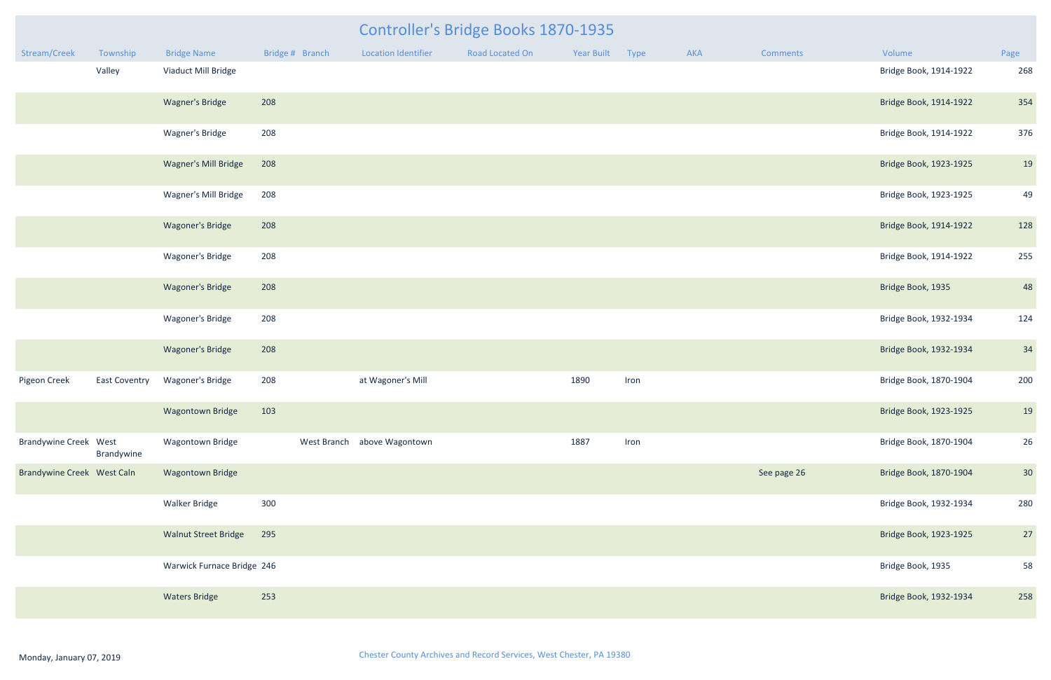# Controller's Bridge Books 1870-1935

| Stream/Creek | Township | Bridge Name | Bridge # | Branch | Location Identifier | Road Located On | Year Built | Type | AKA | Comments | Volume | Page |
|---|---|---|---|---|---|---|---|---|---|---|---|---|
| | Valley | Viaduct Mill Bridge | | | | | | | | | Bridge Book, 1914-1922 | 268 |
| | | Wagner's Bridge | 208 | | | | | | | | Bridge Book, 1914-1922 | 354 |
| | | Wagner's Bridge | 208 | | | | | | | | Bridge Book, 1914-1922 | 376 |
| | | Wagner's Mill Bridge | 208 | | | | | | | | Bridge Book, 1923-1925 | 19 |
| | | Wagner's Mill Bridge | 208 | | | | | | | | Bridge Book, 1923-1925 | 49 |
| | | Wagoner's Bridge | 208 | | | | | | | | Bridge Book, 1914-1922 | 128 |
| | | Wagoner's Bridge | 208 | | | | | | | | Bridge Book, 1914-1922 | 255 |
| | | Wagoner's Bridge | 208 | | | | | | | | Bridge Book, 1935 | 48 |
| | | Wagoner's Bridge | 208 | | | | | | | | Bridge Book, 1932-1934 | 124 |
| | | Wagoner's Bridge | 208 | | | | | | | | Bridge Book, 1932-1934 | 34 |
| Pigeon Creek | East Coventry | Wagoner's Bridge | 208 | | at Wagoner's Mill | | 1890 | Iron | | | Bridge Book, 1870-1904 | 200 |
| | | Wagontown Bridge | 103 | | | | | | | | Bridge Book, 1923-1925 | 19 |
| Brandywine Creek | West Brandywine | Wagontown Bridge | | West Branch | above Wagontown | | 1887 | Iron | | | Bridge Book, 1870-1904 | 26 |
| Brandywine Creek | West Caln | Wagontown Bridge | | | | | | | | See page 26 | Bridge Book, 1870-1904 | 30 |
| | | Walker Bridge | 300 | | | | | | | | Bridge Book, 1932-1934 | 280 |
| | | Walnut Street Bridge | 295 | | | | | | | | Bridge Book, 1923-1925 | 27 |
| | | Warwick Furnace Bridge | 246 | | | | | | | | Bridge Book, 1935 | 58 |
| | | Waters Bridge | 253 | | | | | | | | Bridge Book, 1932-1934 | 258 |

Monday, January 07, 2019

Chester County Archives and Record Services, West Chester, PA 19380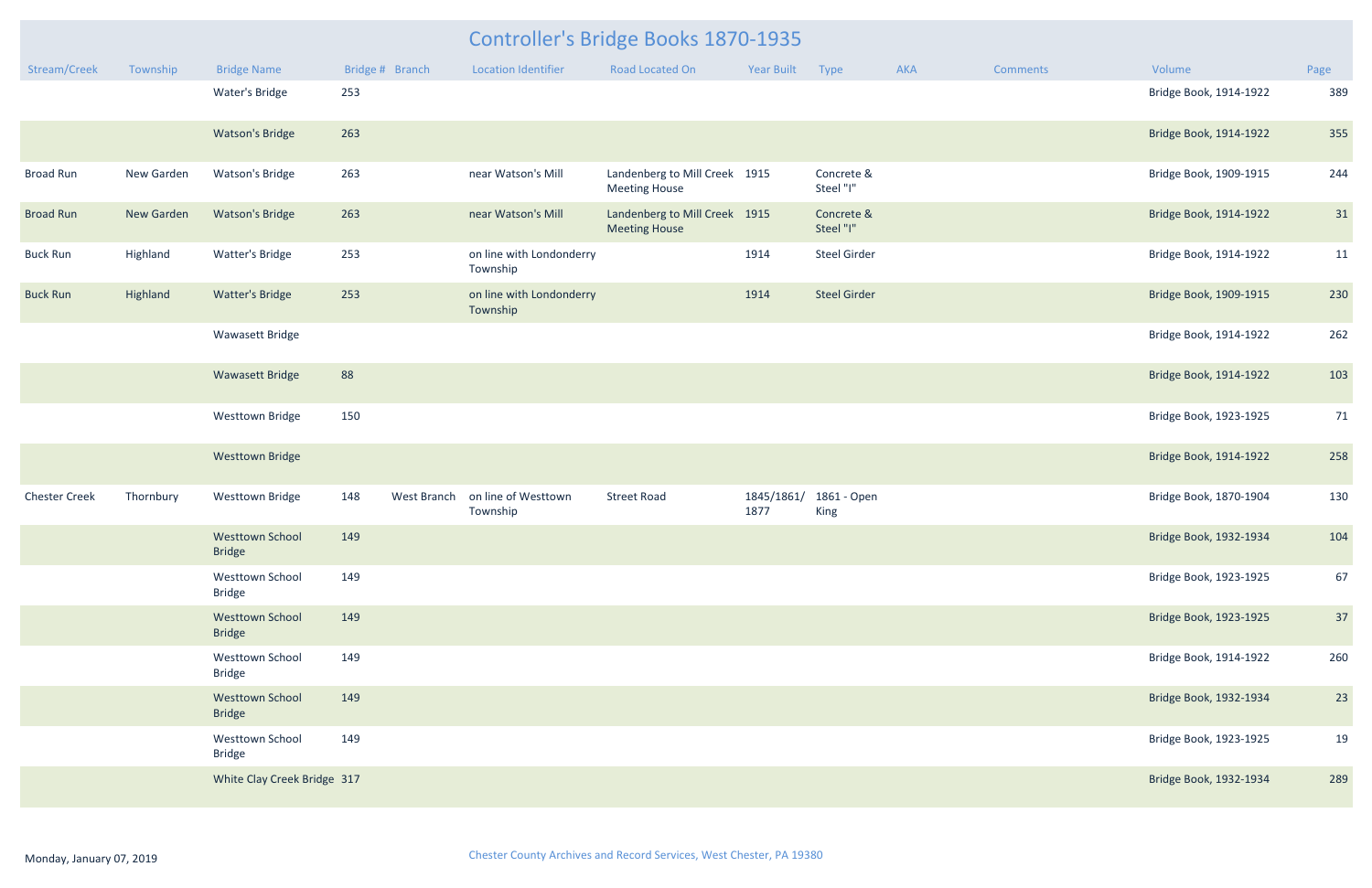# Controller's Bridge Books 1870-1935

| Stream/Creek | Township | Bridge Name | Bridge # | Branch | Location Identifier | Road Located On | Year Built | Type | AKA | Comments | Volume | Page |
|---|---|---|---|---|---|---|---|---|---|---|---|---|
| | | Water's Bridge | 253 | | | | | | | | Bridge Book, 1914-1922 | 389 |
| | | Watson's Bridge | 263 | | | | | | | | Bridge Book, 1914-1922 | 355 |
| Broad Run | New Garden | Watson's Bridge | 263 | | near Watson's Mill | Landenberg to Mill Creek Meeting House | 1915 | Concrete & Steel "I" | | | Bridge Book, 1909-1915 | 244 |
| Broad Run | New Garden | Watson's Bridge | 263 | | near Watson's Mill | Landenberg to Mill Creek Meeting House | 1915 | Concrete & Steel "I" | | | Bridge Book, 1914-1922 | 31 |
| Buck Run | Highland | Watter's Bridge | 253 | | on line with Londonderry Township | | 1914 | Steel Girder | | | Bridge Book, 1914-1922 | 11 |
| Buck Run | Highland | Watter's Bridge | 253 | | on line with Londonderry Township | | 1914 | Steel Girder | | | Bridge Book, 1909-1915 | 230 |
| | | Wawasett Bridge | | | | | | | | | Bridge Book, 1914-1922 | 262 |
| | | Wawasett Bridge | 88 | | | | | | | | Bridge Book, 1914-1922 | 103 |
| | | Westtown Bridge | 150 | | | | | | | | Bridge Book, 1923-1925 | 71 |
| | | Westtown Bridge | | | | | | | | | Bridge Book, 1914-1922 | 258 |
| Chester Creek | Thornbury | Westtown Bridge | 148 | West Branch | on line of Westtown Township | Street Road | 1845/1861/ 1877 | 1861 - Open King | | | Bridge Book, 1870-1904 | 130 |
| | | Westtown School Bridge | 149 | | | | | | | | Bridge Book, 1932-1934 | 104 |
| | | Westtown School Bridge | 149 | | | | | | | | Bridge Book, 1923-1925 | 67 |
| | | Westtown School Bridge | 149 | | | | | | | | Bridge Book, 1923-1925 | 37 |
| | | Westtown School Bridge | 149 | | | | | | | | Bridge Book, 1914-1922 | 260 |
| | | Westtown School Bridge | 149 | | | | | | | | Bridge Book, 1932-1934 | 23 |
| | | Westtown School Bridge | 149 | | | | | | | | Bridge Book, 1923-1925 | 19 |
| | | White Clay Creek Bridge | 317 | | | | | | | | Bridge Book, 1932-1934 | 289 |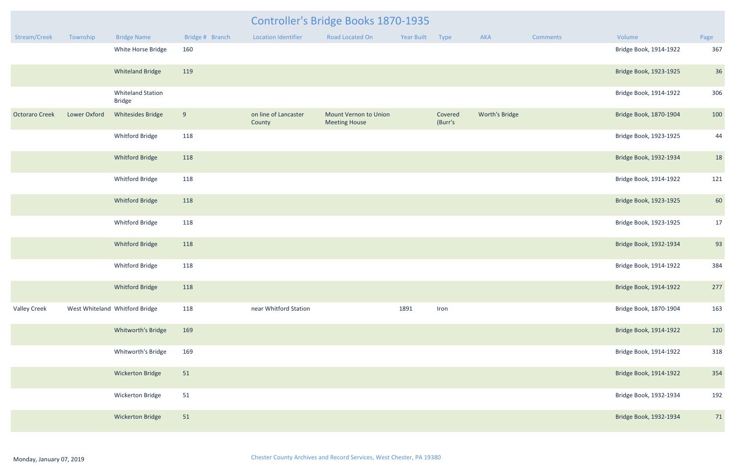# Controller's Bridge Books 1870-1935

| Stream/Creek | Township | Bridge Name | Bridge # | Branch | Location Identifier | Road Located On | Year Built | Type | AKA | Comments | Volume | Page |
|---|---|---|---|---|---|---|---|---|---|---|---|---|
| | | White Horse Bridge | 160 | | | | | | | | Bridge Book, 1914-1922 | 367 |
| | | Whiteland Bridge | 119 | | | | | | | | Bridge Book, 1923-1925 | 36 |
| | | Whiteland Station Bridge | | | | | | | | | Bridge Book, 1914-1922 | 306 |
| Octoraro Creek | Lower Oxford | Whitesides Bridge | 9 | | on line of Lancaster County | Mount Vernon to Union Meeting House | | Covered (Burr's | Worth's Bridge | | Bridge Book, 1870-1904 | 100 |
| | | Whitford Bridge | 118 | | | | | | | | Bridge Book, 1923-1925 | 44 |
| | | Whitford Bridge | 118 | | | | | | | | Bridge Book, 1932-1934 | 18 |
| | | Whitford Bridge | 118 | | | | | | | | Bridge Book, 1914-1922 | 121 |
| | | Whitford Bridge | 118 | | | | | | | | Bridge Book, 1923-1925 | 60 |
| | | Whitford Bridge | 118 | | | | | | | | Bridge Book, 1923-1925 | 17 |
| | | Whitford Bridge | 118 | | | | | | | | Bridge Book, 1932-1934 | 93 |
| | | Whitford Bridge | 118 | | | | | | | | Bridge Book, 1914-1922 | 384 |
| | | Whitford Bridge | 118 | | | | | | | | Bridge Book, 1914-1922 | 277 |
| Valley Creek | West Whiteland | Whitford Bridge | 118 | | near Whitford Station | | 1891 | Iron | | | Bridge Book, 1870-1904 | 163 |
| | | Whitworth's Bridge | 169 | | | | | | | | Bridge Book, 1914-1922 | 120 |
| | | Whitworth's Bridge | 169 | | | | | | | | Bridge Book, 1914-1922 | 318 |
| | | Wickerton Bridge | 51 | | | | | | | | Bridge Book, 1914-1922 | 354 |
| | | Wickerton Bridge | 51 | | | | | | | | Bridge Book, 1932-1934 | 192 |
| | | Wickerton Bridge | 51 | | | | | | | | Bridge Book, 1932-1934 | 71 |

Monday, January 07, 2019 — Chester County Archives and Record Services, West Chester, PA 19380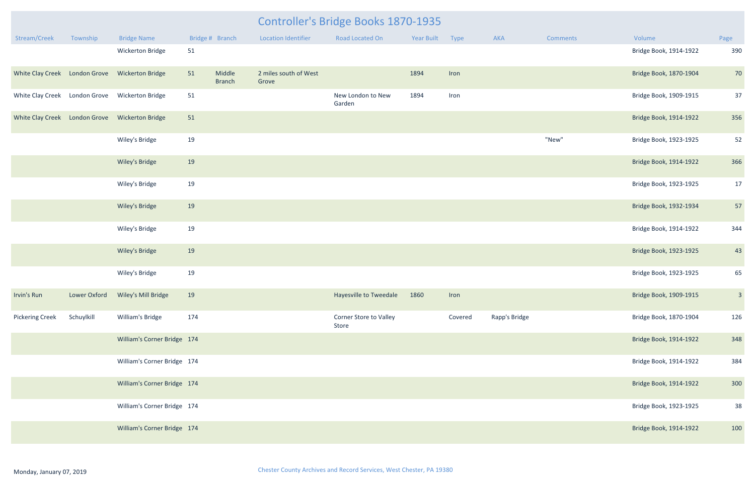# Controller's Bridge Books 1870-1935

| Stream/Creek | Township | Bridge Name | Bridge # | Branch | Location Identifier | Road Located On | Year Built | Type | AKA | Comments | Volume | Page |
|---|---|---|---|---|---|---|---|---|---|---|---|---|
| | | Wickerton Bridge | 51 | | | | | | | | Bridge Book, 1914-1922 | 390 |
| White Clay Creek | London Grove | Wickerton Bridge | 51 | Middle Branch | 2 miles south of West Grove | | 1894 | Iron | | | Bridge Book, 1870-1904 | 70 |
| White Clay Creek | London Grove | Wickerton Bridge | 51 | | | New London to New Garden | 1894 | Iron | | | Bridge Book, 1909-1915 | 37 |
| White Clay Creek | London Grove | Wickerton Bridge | 51 | | | | | | | | Bridge Book, 1914-1922 | 356 |
| | | Wiley's Bridge | 19 | | | | | | | "New" | Bridge Book, 1923-1925 | 52 |
| | | Wiley's Bridge | 19 | | | | | | | | Bridge Book, 1914-1922 | 366 |
| | | Wiley's Bridge | 19 | | | | | | | | Bridge Book, 1923-1925 | 17 |
| | | Wiley's Bridge | 19 | | | | | | | | Bridge Book, 1932-1934 | 57 |
| | | Wiley's Bridge | 19 | | | | | | | | Bridge Book, 1914-1922 | 344 |
| | | Wiley's Bridge | 19 | | | | | | | | Bridge Book, 1923-1925 | 43 |
| | | Wiley's Bridge | 19 | | | | | | | | Bridge Book, 1923-1925 | 65 |
| Irvin's Run | Lower Oxford | Wiley's Mill Bridge | 19 | | | Hayesville to Tweedale | 1860 | Iron | | | Bridge Book, 1909-1915 | 3 |
| Pickering Creek | Schuylkill | William's Bridge | 174 | | | Corner Store to Valley Store | | Covered | Rapp's Bridge | | Bridge Book, 1870-1904 | 126 |
| | | William's Corner Bridge | 174 | | | | | | | | Bridge Book, 1914-1922 | 348 |
| | | William's Corner Bridge | 174 | | | | | | | | Bridge Book, 1914-1922 | 384 |
| | | William's Corner Bridge | 174 | | | | | | | | Bridge Book, 1914-1922 | 300 |
| | | William's Corner Bridge | 174 | | | | | | | | Bridge Book, 1923-1925 | 38 |
| | | William's Corner Bridge | 174 | | | | | | | | Bridge Book, 1914-1922 | 100 |

Monday, January 07, 2019

Chester County Archives and Record Services, West Chester, PA 19380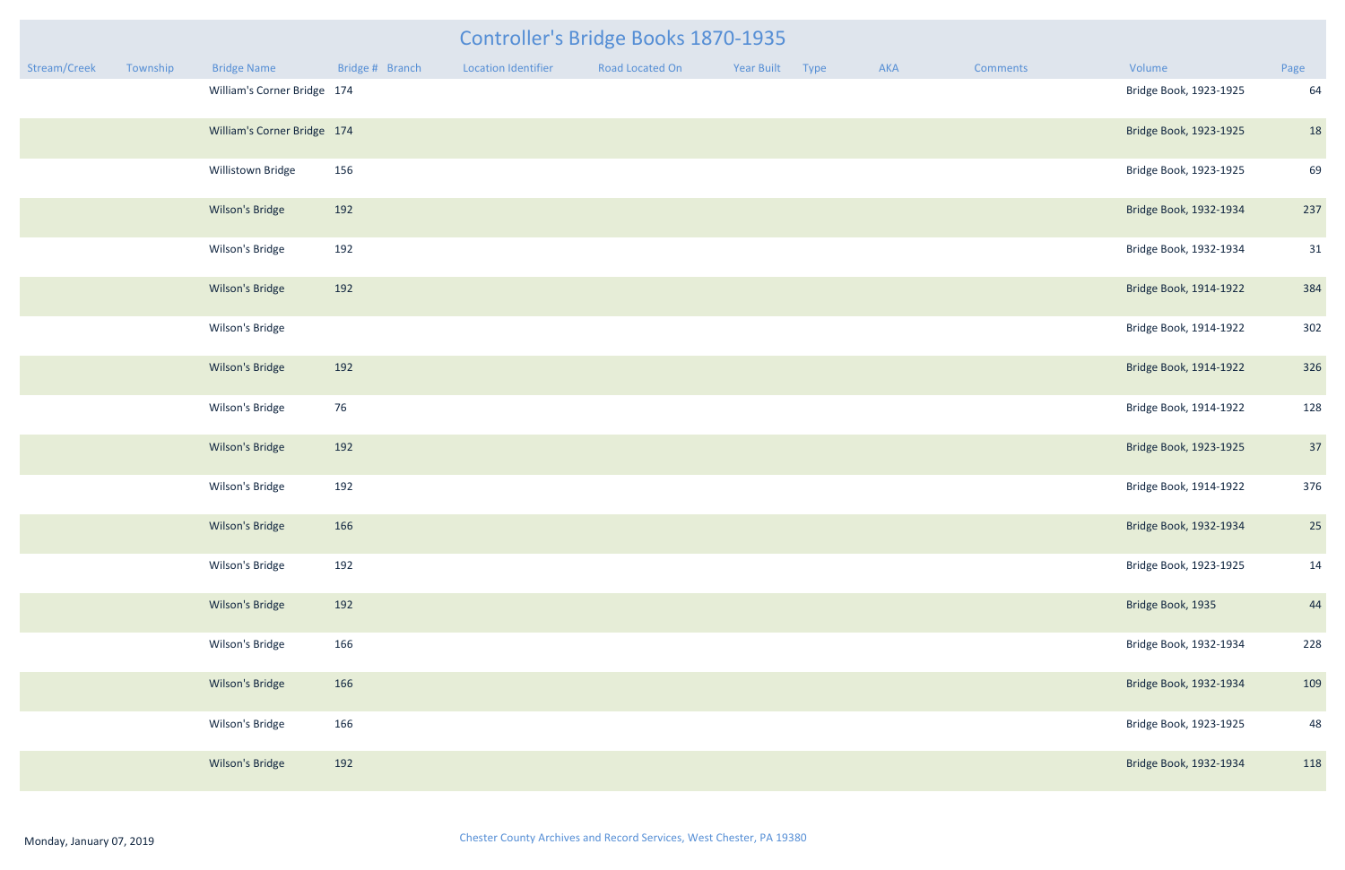# Controller's Bridge Books 1870-1935

| Stream/Creek | Township | Bridge Name | Bridge # | Branch | Location Identifier | Road Located On | Year Built | Type | AKA | Comments | Volume | Page |
|---|---|---|---|---|---|---|---|---|---|---|---|---|
| | | William's Corner Bridge | 174 | | | | | | | | Bridge Book, 1923-1925 | 64 |
| | | William's Corner Bridge | 174 | | | | | | | | Bridge Book, 1923-1925 | 18 |
| | | Willistown Bridge | 156 | | | | | | | | Bridge Book, 1923-1925 | 69 |
| | | Wilson's Bridge | 192 | | | | | | | | Bridge Book, 1932-1934 | 237 |
| | | Wilson's Bridge | 192 | | | | | | | | Bridge Book, 1932-1934 | 31 |
| | | Wilson's Bridge | 192 | | | | | | | | Bridge Book, 1914-1922 | 384 |
| | | Wilson's Bridge | | | | | | | | | Bridge Book, 1914-1922 | 302 |
| | | Wilson's Bridge | 192 | | | | | | | | Bridge Book, 1914-1922 | 326 |
| | | Wilson's Bridge | 76 | | | | | | | | Bridge Book, 1914-1922 | 128 |
| | | Wilson's Bridge | 192 | | | | | | | | Bridge Book, 1923-1925 | 37 |
| | | Wilson's Bridge | 192 | | | | | | | | Bridge Book, 1914-1922 | 376 |
| | | Wilson's Bridge | 166 | | | | | | | | Bridge Book, 1932-1934 | 25 |
| | | Wilson's Bridge | 192 | | | | | | | | Bridge Book, 1923-1925 | 14 |
| | | Wilson's Bridge | 192 | | | | | | | | Bridge Book, 1935 | 44 |
| | | Wilson's Bridge | 166 | | | | | | | | Bridge Book, 1932-1934 | 228 |
| | | Wilson's Bridge | 166 | | | | | | | | Bridge Book, 1932-1934 | 109 |
| | | Wilson's Bridge | 166 | | | | | | | | Bridge Book, 1923-1925 | 48 |
| | | Wilson's Bridge | 192 | | | | | | | | Bridge Book, 1932-1934 | 118 |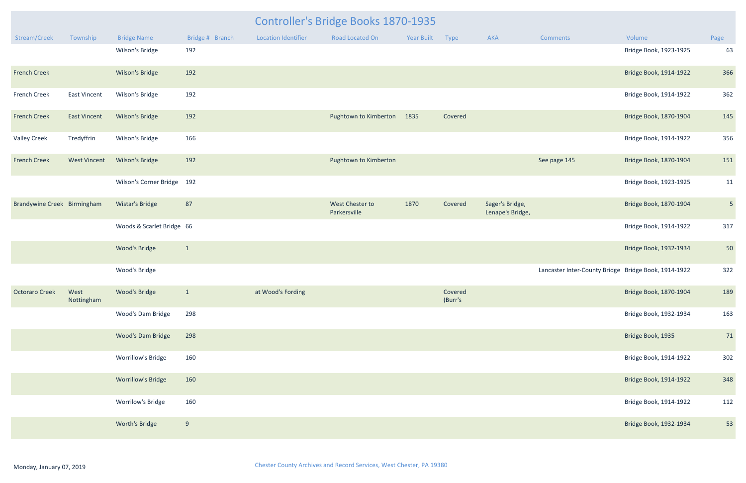# Controller's Bridge Books 1870-1935

| Stream/Creek | Township | Bridge Name | Bridge # | Branch | Location Identifier | Road Located On | Year Built | Type | AKA | Comments | Volume | Page |
|---|---|---|---|---|---|---|---|---|---|---|---|---|
| | | Wilson's Bridge | 192 | | | | | | | | Bridge Book, 1923-1925 | 63 |
| French Creek | | Wilson's Bridge | 192 | | | | | | | | Bridge Book, 1914-1922 | 366 |
| French Creek | East Vincent | Wilson's Bridge | 192 | | | | | | | | Bridge Book, 1914-1922 | 362 |
| French Creek | East Vincent | Wilson's Bridge | 192 | | | Pughtown to Kimberton | 1835 | Covered | | | Bridge Book, 1870-1904 | 145 |
| Valley Creek | Tredyffrin | Wilson's Bridge | 166 | | | | | | | | Bridge Book, 1914-1922 | 356 |
| French Creek | West Vincent | Wilson's Bridge | 192 | | | Pughtown to Kimberton | | | | See page 145 | Bridge Book, 1870-1904 | 151 |
| | | Wilson's Corner Bridge | 192 | | | | | | | | Bridge Book, 1923-1925 | 11 |
| Brandywine Creek | Birmingham | Wistar's Bridge | 87 | | | West Chester to Parkersville | 1870 | Covered | Sager's Bridge, Lenape's Bridge, | | Bridge Book, 1870-1904 | 5 |
| | | Woods & Scarlet Bridge | 66 | | | | | | | | Bridge Book, 1914-1922 | 317 |
| | | Wood's Bridge | 1 | | | | | | | | Bridge Book, 1932-1934 | 50 |
| | | Wood's Bridge | | | | | | | | Lancaster Inter-County Bridge | Bridge Book, 1914-1922 | 322 |
| Octoraro Creek | West Nottingham | Wood's Bridge | 1 | | at Wood's Fording | | | Covered (Burr's | | | Bridge Book, 1870-1904 | 189 |
| | | Wood's Dam Bridge | 298 | | | | | | | | Bridge Book, 1932-1934 | 163 |
| | | Wood's Dam Bridge | 298 | | | | | | | | Bridge Book, 1935 | 71 |
| | | Worrillow's Bridge | 160 | | | | | | | | Bridge Book, 1914-1922 | 302 |
| | | Worrillow's Bridge | 160 | | | | | | | | Bridge Book, 1914-1922 | 348 |
| | | Worrilow's Bridge | 160 | | | | | | | | Bridge Book, 1914-1922 | 112 |
| | | Worth's Bridge | 9 | | | | | | | | Bridge Book, 1932-1934 | 53 |

Monday, January 07, 2019

Chester County Archives and Record Services, West Chester, PA 19380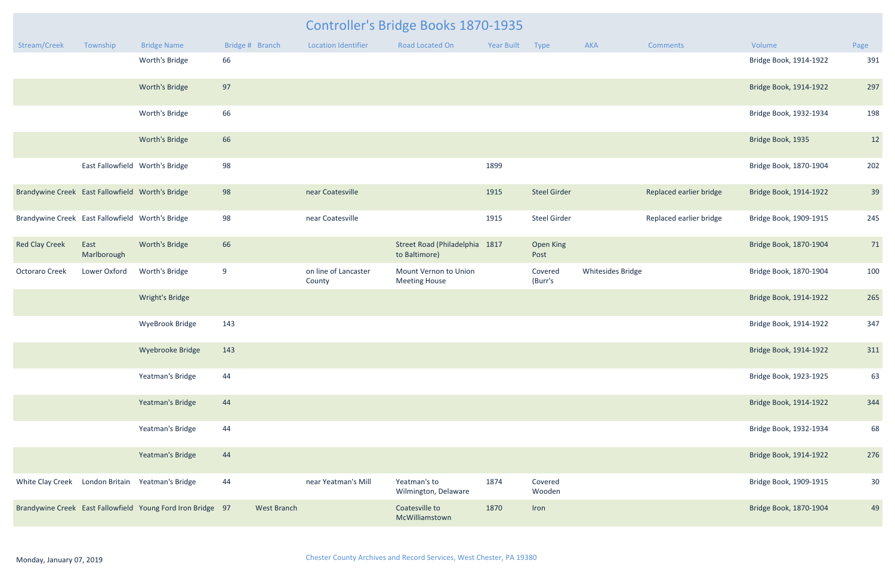# Controller's Bridge Books 1870-1935

| Stream/Creek | Township | Bridge Name | Bridge # | Branch | Location Identifier | Road Located On | Year Built | Type | AKA | Comments | Volume | Page |
|---|---|---|---|---|---|---|---|---|---|---|---|---|
| | | Worth's Bridge | 66 | | | | | | | | Bridge Book, 1914-1922 | 391 |
| | | Worth's Bridge | 97 | | | | | | | | Bridge Book, 1914-1922 | 297 |
| | | Worth's Bridge | 66 | | | | | | | | Bridge Book, 1932-1934 | 198 |
| | | Worth's Bridge | 66 | | | | | | | | Bridge Book, 1935 | 12 |
| | East Fallowfield | Worth's Bridge | 98 | | | | 1899 | | | | Bridge Book, 1870-1904 | 202 |
| Brandywine Creek | East Fallowfield | Worth's Bridge | 98 | | near Coatesville | | 1915 | Steel Girder | | Replaced earlier bridge | Bridge Book, 1914-1922 | 39 |
| Brandywine Creek | East Fallowfield | Worth's Bridge | 98 | | near Coatesville | | 1915 | Steel Girder | | Replaced earlier bridge | Bridge Book, 1909-1915 | 245 |
| Red Clay Creek | East Marlborough | Worth's Bridge | 66 | | | Street Road (Philadelphia to Baltimore) | 1817 | Open King Post | | | Bridge Book, 1870-1904 | 71 |
| Octoraro Creek | Lower Oxford | Worth's Bridge | 9 | | on line of Lancaster County | Mount Vernon to Union Meeting House | | Covered (Burr's | Whitesides Bridge | | Bridge Book, 1870-1904 | 100 |
| | | Wright's Bridge | | | | | | | | | Bridge Book, 1914-1922 | 265 |
| | | WyeBrook Bridge | 143 | | | | | | | | Bridge Book, 1914-1922 | 347 |
| | | Wyebrooke Bridge | 143 | | | | | | | | Bridge Book, 1914-1922 | 311 |
| | | Yeatman's Bridge | 44 | | | | | | | | Bridge Book, 1923-1925 | 63 |
| | | Yeatman's Bridge | 44 | | | | | | | | Bridge Book, 1914-1922 | 344 |
| | | Yeatman's Bridge | 44 | | | | | | | | Bridge Book, 1932-1934 | 68 |
| | | Yeatman's Bridge | 44 | | | | | | | | Bridge Book, 1914-1922 | 276 |
| White Clay Creek | London Britain | Yeatman's Bridge | 44 | | near Yeatman's Mill | Yeatman's to Wilmington, Delaware | 1874 | Covered Wooden | | | Bridge Book, 1909-1915 | 30 |
| Brandywine Creek | East Fallowfield | Young Ford Iron Bridge | 97 | West Branch | | Coatesville to McWilliamstown | 1870 | Iron | | | Bridge Book, 1870-1904 | 49 |

Monday, January 07, 2019

Chester County Archives and Record Services, West Chester, PA 19380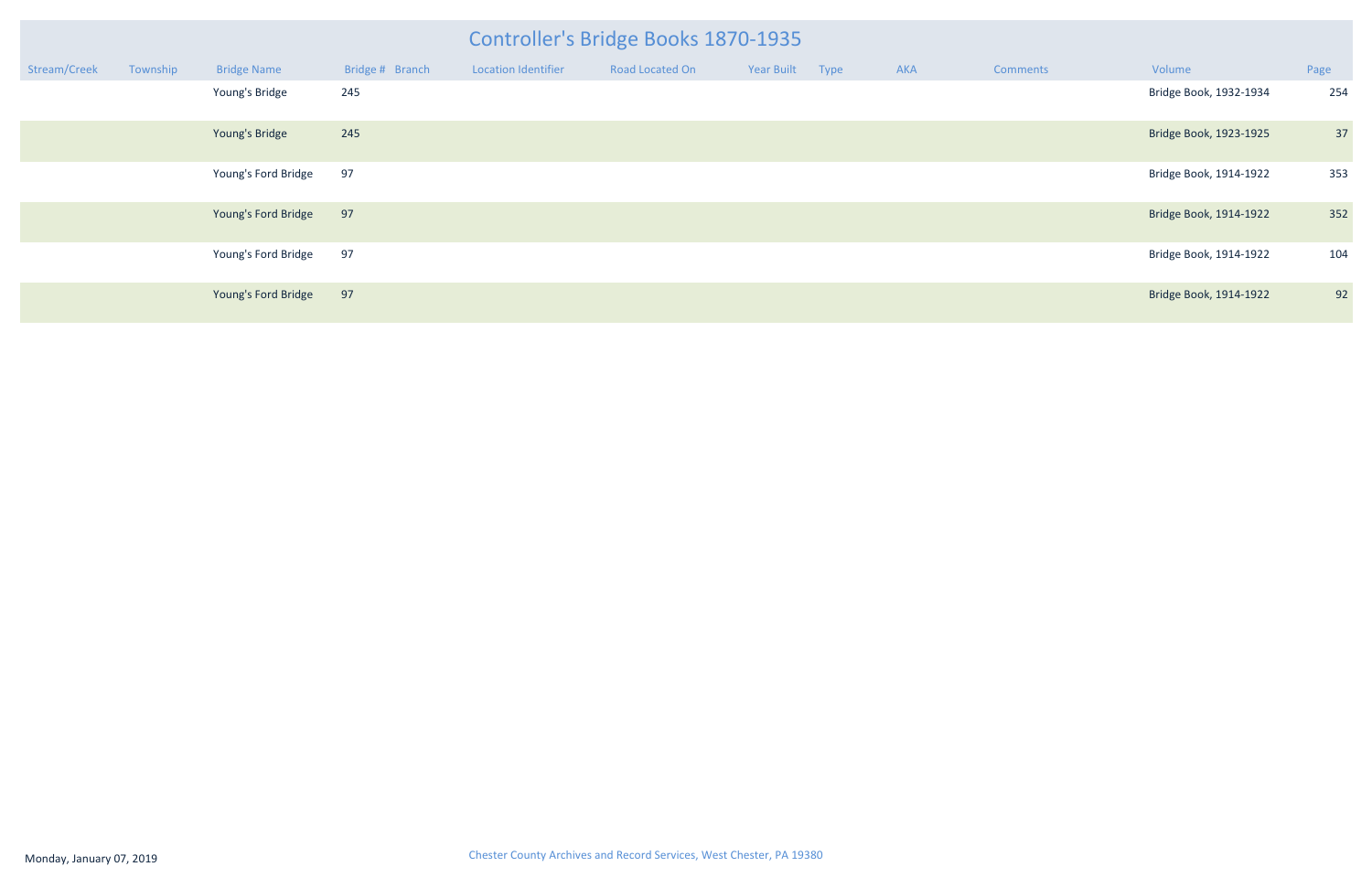# Controller's Bridge Books 1870-1935

| Stream/Creek | Township | Bridge Name | Bridge # | Branch | Location Identifier | Road Located On | Year Built | Type | AKA | Comments | Volume | Page |
|---|---|---|---|---|---|---|---|---|---|---|---|---|
| | | Young's Bridge | 245 | | | | | | | | Bridge Book, 1932-1934 | 254 |
| | | Young's Bridge | 245 | | | | | | | | Bridge Book, 1923-1925 | 37 |
| | | Young's Ford Bridge | 97 | | | | | | | | Bridge Book, 1914-1922 | 353 |
| | | Young's Ford Bridge | 97 | | | | | | | | Bridge Book, 1914-1922 | 352 |
| | | Young's Ford Bridge | 97 | | | | | | | | Bridge Book, 1914-1922 | 104 |
| | | Young's Ford Bridge | 97 | | | | | | | | Bridge Book, 1914-1922 | 92 |